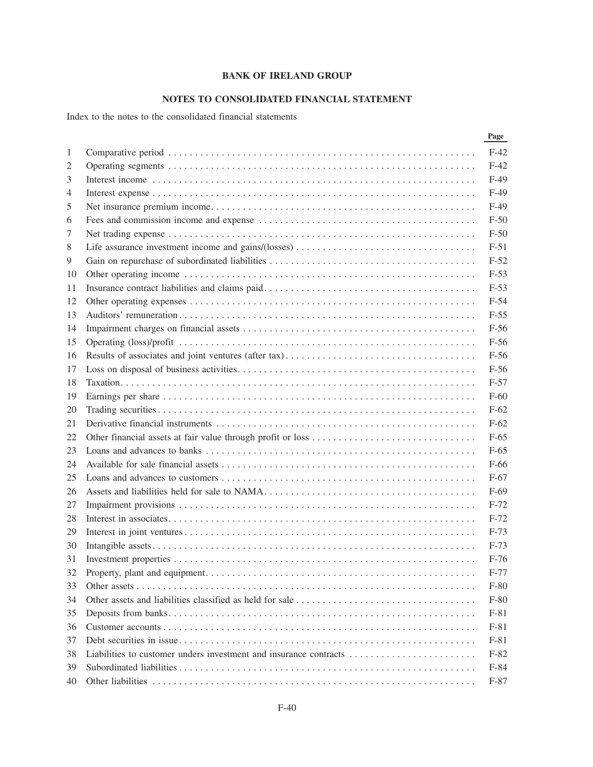# BANK OF IRELAND GROUP

## NOTES TO CONSOLIDATED FINANCIAL STATEMENT

Index to the notes to the consolidated financial statements

| | | Page |
|---|---|---|
| 1 | Comparative period | F-42 |
| 2 | Operating segments | F-42 |
| 3 | Interest income | F-49 |
| 4 | Interest expense | F-49 |
| 5 | Net insurance premium income | F-49 |
| 6 | Fees and commission income and expense | F-50 |
| 7 | Net trading expense | F-50 |
| 8 | Life assurance investment income and gains/(losses) | F-51 |
| 9 | Gain on repurchase of subordinated liabilities | F-52 |
| 10 | Other operating income | F-53 |
| 11 | Insurance contract liabilities and claims paid | F-53 |
| 12 | Other operating expenses | F-54 |
| 13 | Auditors' remuneration | F-55 |
| 14 | Impairment charges on financial assets | F-56 |
| 15 | Operating (loss)/profit | F-56 |
| 16 | Results of associates and joint ventures (after tax) | F-56 |
| 17 | Loss on disposal of business activities | F-56 |
| 18 | Taxation | F-57 |
| 19 | Earnings per share | F-60 |
| 20 | Trading securities | F-62 |
| 21 | Derivative financial instruments | F-62 |
| 22 | Other financial assets at fair value through profit or loss | F-65 |
| 23 | Loans and advances to banks | F-65 |
| 24 | Available for sale financial assets | F-66 |
| 25 | Loans and advances to customers | F-67 |
| 26 | Assets and liabilities held for sale to NAMA | F-69 |
| 27 | Impairment provisions | F-72 |
| 28 | Interest in associates | F-72 |
| 29 | Interest in joint ventures | F-73 |
| 30 | Intangible assets | F-73 |
| 31 | Investment properties | F-76 |
| 32 | Property, plant and equipment | F-77 |
| 33 | Other assets | F-80 |
| 34 | Other assets and liabilities classified as held for sale | F-80 |
| 35 | Deposits from banks | F-81 |
| 36 | Customer accounts | F-81 |
| 37 | Debt securities in issue | F-81 |
| 38 | Liabilities to customer unders investment and insurance contracts | F-82 |
| 39 | Subordinated liabilities | F-84 |
| 40 | Other liabilities | F-87 |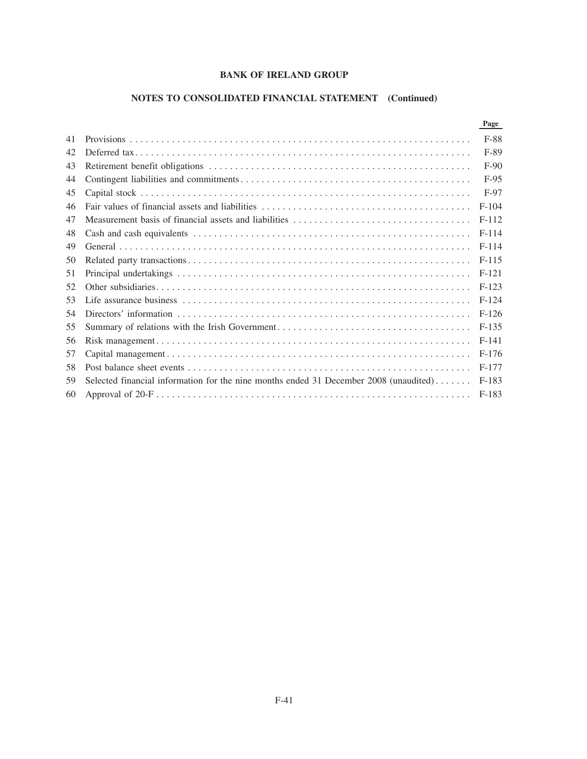# BANK OF IRELAND GROUP

## NOTES TO CONSOLIDATED FINANCIAL STATEMENT (Continued)

| | | Page |
|---|---|---|
| 41 | Provisions | F-88 |
| 42 | Deferred tax | F-89 |
| 43 | Retirement benefit obligations | F-90 |
| 44 | Contingent liabilities and commitments | F-95 |
| 45 | Capital stock | F-97 |
| 46 | Fair values of financial assets and liabilities | F-104 |
| 47 | Measurement basis of financial assets and liabilities | F-112 |
| 48 | Cash and cash equivalents | F-114 |
| 49 | General | F-114 |
| 50 | Related party transactions | F-115 |
| 51 | Principal undertakings | F-121 |
| 52 | Other subsidiaries | F-123 |
| 53 | Life assurance business | F-124 |
| 54 | Directors' information | F-126 |
| 55 | Summary of relations with the Irish Government | F-135 |
| 56 | Risk management | F-141 |
| 57 | Capital management | F-176 |
| 58 | Post balance sheet events | F-177 |
| 59 | Selected financial information for the nine months ended 31 December 2008 (unaudited) | F-183 |
| 60 | Approval of 20-F | F-183 |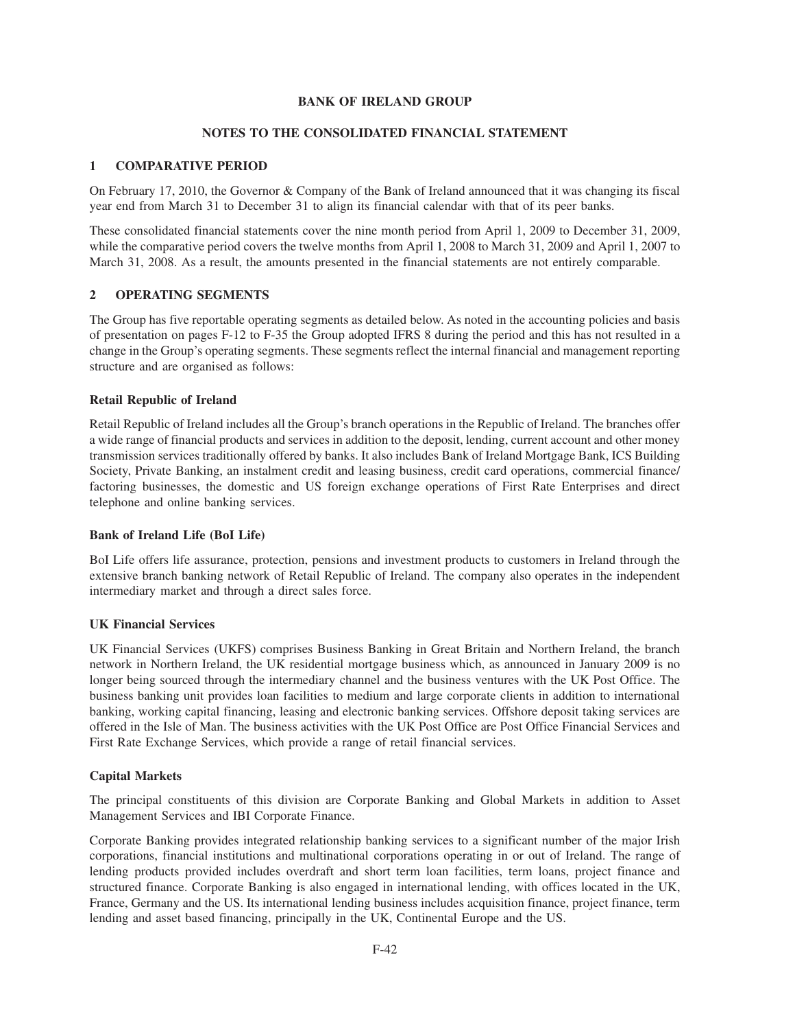# BANK OF IRELAND GROUP

## NOTES TO THE CONSOLIDATED FINANCIAL STATEMENT

## 1 COMPARATIVE PERIOD

On February 17, 2010, the Governor & Company of the Bank of Ireland announced that it was changing its fiscal year end from March 31 to December 31 to align its financial calendar with that of its peer banks.

These consolidated financial statements cover the nine month period from April 1, 2009 to December 31, 2009, while the comparative period covers the twelve months from April 1, 2008 to March 31, 2009 and April 1, 2007 to March 31, 2008. As a result, the amounts presented in the financial statements are not entirely comparable.

## 2 OPERATING SEGMENTS

The Group has five reportable operating segments as detailed below. As noted in the accounting policies and basis of presentation on pages F-12 to F-35 the Group adopted IFRS 8 during the period and this has not resulted in a change in the Group's operating segments. These segments reflect the internal financial and management reporting structure and are organised as follows:

### Retail Republic of Ireland

Retail Republic of Ireland includes all the Group's branch operations in the Republic of Ireland. The branches offer a wide range of financial products and services in addition to the deposit, lending, current account and other money transmission services traditionally offered by banks. It also includes Bank of Ireland Mortgage Bank, ICS Building Society, Private Banking, an instalment credit and leasing business, credit card operations, commercial finance/ factoring businesses, the domestic and US foreign exchange operations of First Rate Enterprises and direct telephone and online banking services.

### Bank of Ireland Life (BoI Life)

BoI Life offers life assurance, protection, pensions and investment products to customers in Ireland through the extensive branch banking network of Retail Republic of Ireland. The company also operates in the independent intermediary market and through a direct sales force.

### UK Financial Services

UK Financial Services (UKFS) comprises Business Banking in Great Britain and Northern Ireland, the branch network in Northern Ireland, the UK residential mortgage business which, as announced in January 2009 is no longer being sourced through the intermediary channel and the business ventures with the UK Post Office. The business banking unit provides loan facilities to medium and large corporate clients in addition to international banking, working capital financing, leasing and electronic banking services. Offshore deposit taking services are offered in the Isle of Man. The business activities with the UK Post Office are Post Office Financial Services and First Rate Exchange Services, which provide a range of retail financial services.

### Capital Markets

The principal constituents of this division are Corporate Banking and Global Markets in addition to Asset Management Services and IBI Corporate Finance.

Corporate Banking provides integrated relationship banking services to a significant number of the major Irish corporations, financial institutions and multinational corporations operating in or out of Ireland. The range of lending products provided includes overdraft and short term loan facilities, term loans, project finance and structured finance. Corporate Banking is also engaged in international lending, with offices located in the UK, France, Germany and the US. Its international lending business includes acquisition finance, project finance, term lending and asset based financing, principally in the UK, Continental Europe and the US.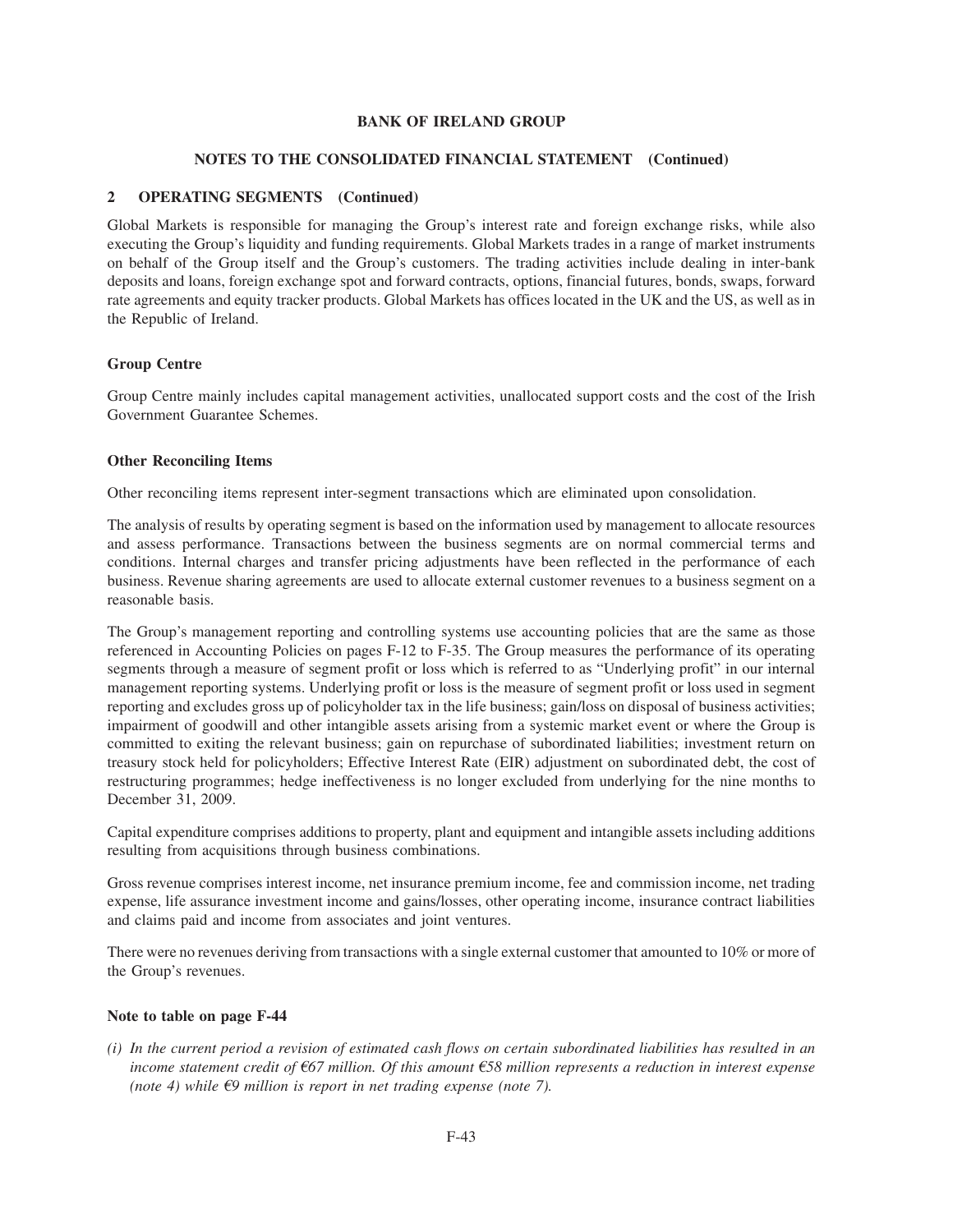**BANK OF IRELAND GROUP**

**NOTES TO THE CONSOLIDATED FINANCIAL STATEMENT (Continued)**

## 2 OPERATING SEGMENTS (Continued)

Global Markets is responsible for managing the Group's interest rate and foreign exchange risks, while also executing the Group's liquidity and funding requirements. Global Markets trades in a range of market instruments on behalf of the Group itself and the Group's customers. The trading activities include dealing in inter-bank deposits and loans, foreign exchange spot and forward contracts, options, financial futures, bonds, swaps, forward rate agreements and equity tracker products. Global Markets has offices located in the UK and the US, as well as in the Republic of Ireland.

### Group Centre

Group Centre mainly includes capital management activities, unallocated support costs and the cost of the Irish Government Guarantee Schemes.

### Other Reconciling Items

Other reconciling items represent inter-segment transactions which are eliminated upon consolidation.

The analysis of results by operating segment is based on the information used by management to allocate resources and assess performance. Transactions between the business segments are on normal commercial terms and conditions. Internal charges and transfer pricing adjustments have been reflected in the performance of each business. Revenue sharing agreements are used to allocate external customer revenues to a business segment on a reasonable basis.

The Group's management reporting and controlling systems use accounting policies that are the same as those referenced in Accounting Policies on pages F-12 to F-35. The Group measures the performance of its operating segments through a measure of segment profit or loss which is referred to as "Underlying profit" in our internal management reporting systems. Underlying profit or loss is the measure of segment profit or loss used in segment reporting and excludes gross up of policyholder tax in the life business; gain/loss on disposal of business activities; impairment of goodwill and other intangible assets arising from a systemic market event or where the Group is committed to exiting the relevant business; gain on repurchase of subordinated liabilities; investment return on treasury stock held for policyholders; Effective Interest Rate (EIR) adjustment on subordinated debt, the cost of restructuring programmes; hedge ineffectiveness is no longer excluded from underlying for the nine months to December 31, 2009.

Capital expenditure comprises additions to property, plant and equipment and intangible assets including additions resulting from acquisitions through business combinations.

Gross revenue comprises interest income, net insurance premium income, fee and commission income, net trading expense, life assurance investment income and gains/losses, other operating income, insurance contract liabilities and claims paid and income from associates and joint ventures.

There were no revenues deriving from transactions with a single external customer that amounted to 10% or more of the Group's revenues.

### Note to table on page F-44

*(i) In the current period a revision of estimated cash flows on certain subordinated liabilities has resulted in an income statement credit of €67 million. Of this amount €58 million represents a reduction in interest expense (note 4) while €9 million is report in net trading expense (note 7).*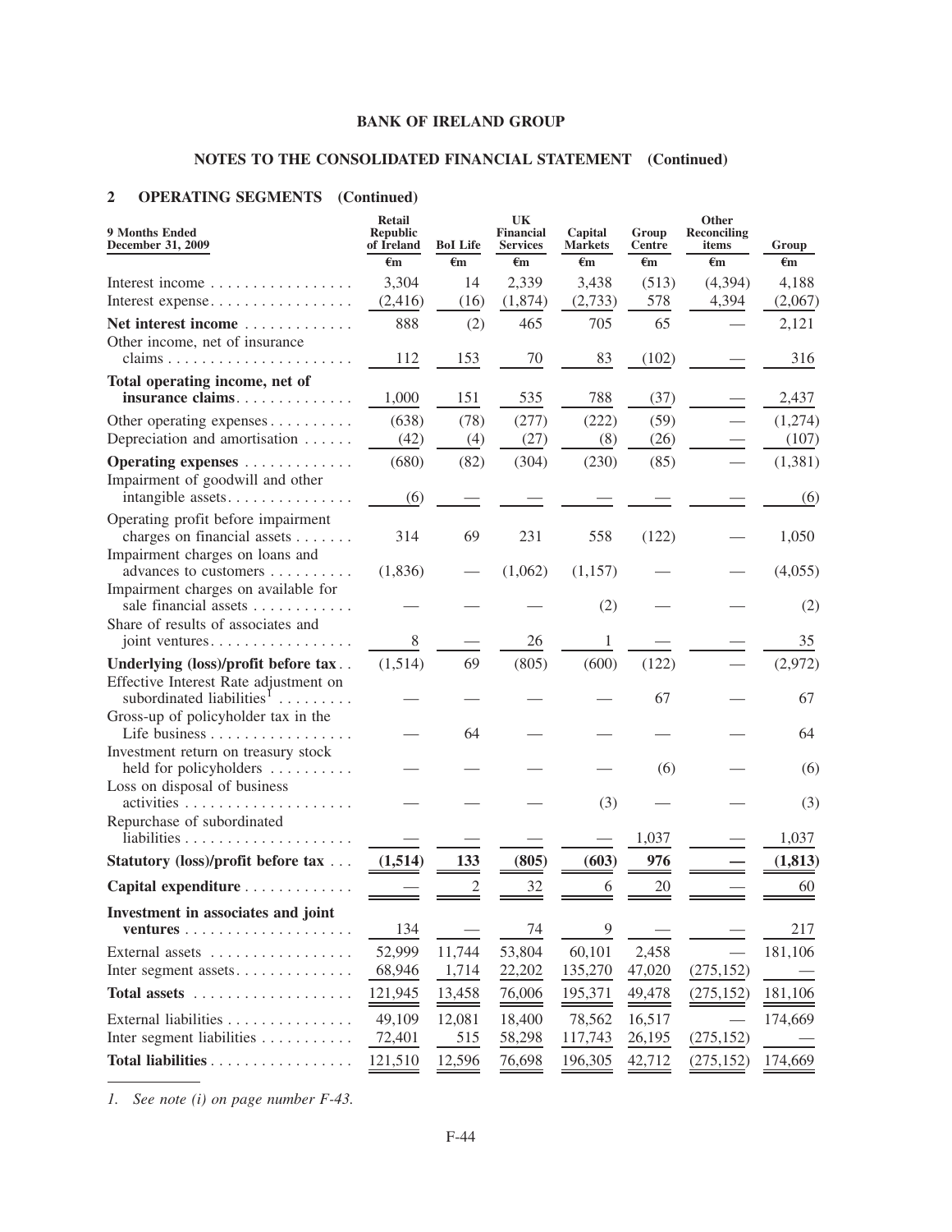## BANK OF IRELAND GROUP

### NOTES TO THE CONSOLIDATED FINANCIAL STATEMENT (Continued)

### 2 OPERATING SEGMENTS (Continued)

| 9 Months Ended December 31, 2009 | Retail Republic of Ireland | BoI Life | UK Financial Services | Capital Markets | Group Centre | Other Reconciling items | Group |
|---|---|---|---|---|---|---|---|
| | €m | €m | €m | €m | €m | €m | €m |
| Interest income | 3,304 | 14 | 2,339 | 3,438 | (513) | (4,394) | 4,188 |
| Interest expense | (2,416) | (16) | (1,874) | (2,733) | 578 | 4,394 | (2,067) |
| **Net interest income** | 888 | (2) | 465 | 705 | 65 | — | 2,121 |
| Other income, net of insurance claims | 112 | 153 | 70 | 83 | (102) | — | 316 |
| **Total operating income, net of insurance claims** | 1,000 | 151 | 535 | 788 | (37) | — | 2,437 |
| Other operating expenses | (638) | (78) | (277) | (222) | (59) | — | (1,274) |
| Depreciation and amortisation | (42) | (4) | (27) | (8) | (26) | — | (107) |
| **Operating expenses** | (680) | (82) | (304) | (230) | (85) | — | (1,381) |
| Impairment of goodwill and other intangible assets | (6) | — | — | — | — | — | (6) |
| Operating profit before impairment charges on financial assets | 314 | 69 | 231 | 558 | (122) | — | 1,050 |
| Impairment charges on loans and advances to customers | (1,836) | — | (1,062) | (1,157) | — | — | (4,055) |
| Impairment charges on available for sale financial assets | — | — | — | (2) | — | — | (2) |
| Share of results of associates and joint ventures | 8 | — | 26 | 1 | — | — | 35 |
| **Underlying (loss)/profit before tax** | (1,514) | 69 | (805) | (600) | (122) | — | (2,972) |
| Effective Interest Rate adjustment on subordinated liabilities[1] | — | — | — | — | 67 | — | 67 |
| Gross-up of policyholder tax in the Life business | — | 64 | — | — | — | — | 64 |
| Investment return on treasury stock held for policyholders | — | — | — | — | (6) | — | (6) |
| Loss on disposal of business activities | — | — | — | (3) | — | — | (3) |
| Repurchase of subordinated liabilities | — | — | — | — | 1,037 | — | 1,037 |
| **Statutory (loss)/profit before tax** | **(1,514)** | **133** | **(805)** | **(603)** | **976** | **—** | **(1,813)** |
| **Capital expenditure** | — | 2 | 32 | 6 | 20 | — | 60 |
| **Investment in associates and joint ventures** | 134 | — | 74 | 9 | — | — | 217 |
| External assets | 52,999 | 11,744 | 53,804 | 60,101 | 2,458 | — | 181,106 |
| Inter segment assets | 68,946 | 1,714 | 22,202 | 135,270 | 47,020 | (275,152) | — |
| **Total assets** | 121,945 | 13,458 | 76,006 | 195,371 | 49,478 | (275,152) | 181,106 |
| External liabilities | 49,109 | 12,081 | 18,400 | 78,562 | 16,517 | — | 174,669 |
| Inter segment liabilities | 72,401 | 515 | 58,298 | 117,743 | 26,195 | (275,152) | — |
| **Total liabilities** | 121,510 | 12,596 | 76,698 | 196,305 | 42,712 | (275,152) | 174,669 |

1. *See note (i) on page number F-43.*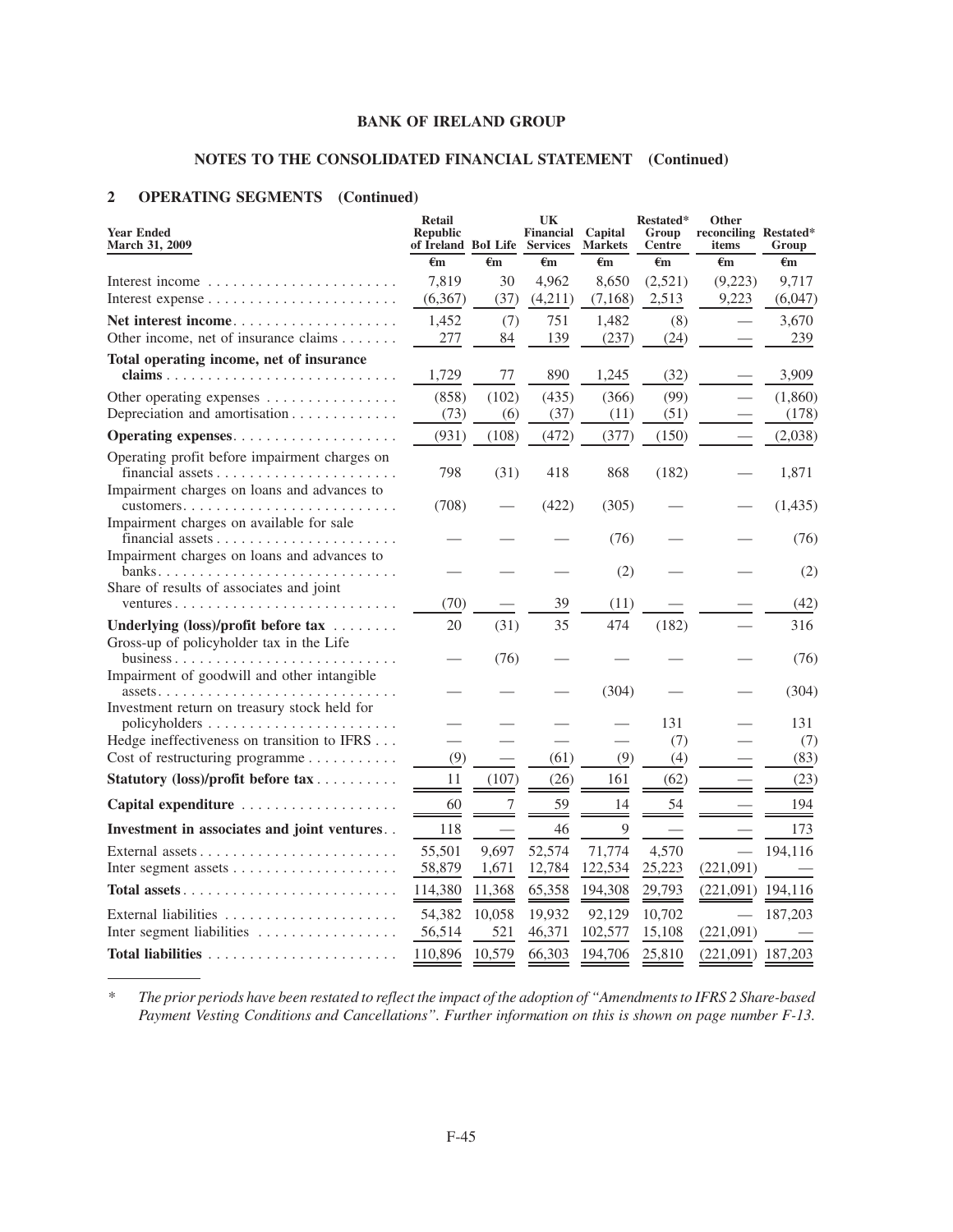**BANK OF IRELAND GROUP**

**NOTES TO THE CONSOLIDATED FINANCIAL STATEMENT (Continued)**

## 2 OPERATING SEGMENTS (Continued)

| Year Ended March 31, 2009 | Retail Republic of Ireland | BoI Life | UK Financial Services | Capital Markets | Restated* Group Centre | Other reconciling items | Restated* Group |
|---|---|---|---|---|---|---|---|
| | €m | €m | €m | €m | €m | €m | €m |
| Interest income | 7,819 | 30 | 4,962 | 8,650 | (2,521) | (9,223) | 9,717 |
| Interest expense | (6,367) | (37) | (4,211) | (7,168) | 2,513 | 9,223 | (6,047) |
| **Net interest income** | 1,452 | (7) | 751 | 1,482 | (8) | — | 3,670 |
| Other income, net of insurance claims | 277 | 84 | 139 | (237) | (24) | — | 239 |
| **Total operating income, net of insurance claims** | 1,729 | 77 | 890 | 1,245 | (32) | — | 3,909 |
| Other operating expenses | (858) | (102) | (435) | (366) | (99) | — | (1,860) |
| Depreciation and amortisation | (73) | (6) | (37) | (11) | (51) | — | (178) |
| **Operating expenses** | (931) | (108) | (472) | (377) | (150) | — | (2,038) |
| Operating profit before impairment charges on financial assets | 798 | (31) | 418 | 868 | (182) | — | 1,871 |
| Impairment charges on loans and advances to customers | (708) | — | (422) | (305) | — | — | (1,435) |
| Impairment charges on available for sale financial assets | — | — | — | (76) | — | — | (76) |
| Impairment charges on loans and advances to banks | — | — | — | (2) | — | — | (2) |
| Share of results of associates and joint ventures | (70) | — | 39 | (11) | — | — | (42) |
| **Underlying (loss)/profit before tax** | 20 | (31) | 35 | 474 | (182) | — | 316 |
| Gross-up of policyholder tax in the Life business | — | (76) | — | — | — | — | (76) |
| Impairment of goodwill and other intangible assets | — | — | — | (304) | — | — | (304) |
| Investment return on treasury stock held for policyholders | — | — | — | — | 131 | — | 131 |
| Hedge ineffectiveness on transition to IFRS | — | — | — | — | (7) | — | (7) |
| Cost of restructuring programme | (9) | — | (61) | (9) | (4) | — | (83) |
| **Statutory (loss)/profit before tax** | 11 | (107) | (26) | 161 | (62) | — | (23) |
| **Capital expenditure** | 60 | 7 | 59 | 14 | 54 | — | 194 |
| **Investment in associates and joint ventures** | 118 | — | 46 | 9 | — | — | 173 |
| External assets | 55,501 | 9,697 | 52,574 | 71,774 | 4,570 | — | 194,116 |
| Inter segment assets | 58,879 | 1,671 | 12,784 | 122,534 | 25,223 | (221,091) | — |
| **Total assets** | 114,380 | 11,368 | 65,358 | 194,308 | 29,793 | (221,091) | 194,116 |
| External liabilities | 54,382 | 10,058 | 19,932 | 92,129 | 10,702 | — | 187,203 |
| Inter segment liabilities | 56,514 | 521 | 46,371 | 102,577 | 15,108 | (221,091) | — |
| **Total liabilities** | 110,896 | 10,579 | 66,303 | 194,706 | 25,810 | (221,091) | 187,203 |

\* *The prior periods have been restated to reflect the impact of the adoption of "Amendments to IFRS 2 Share-based Payment Vesting Conditions and Cancellations". Further information on this is shown on page number F-13.*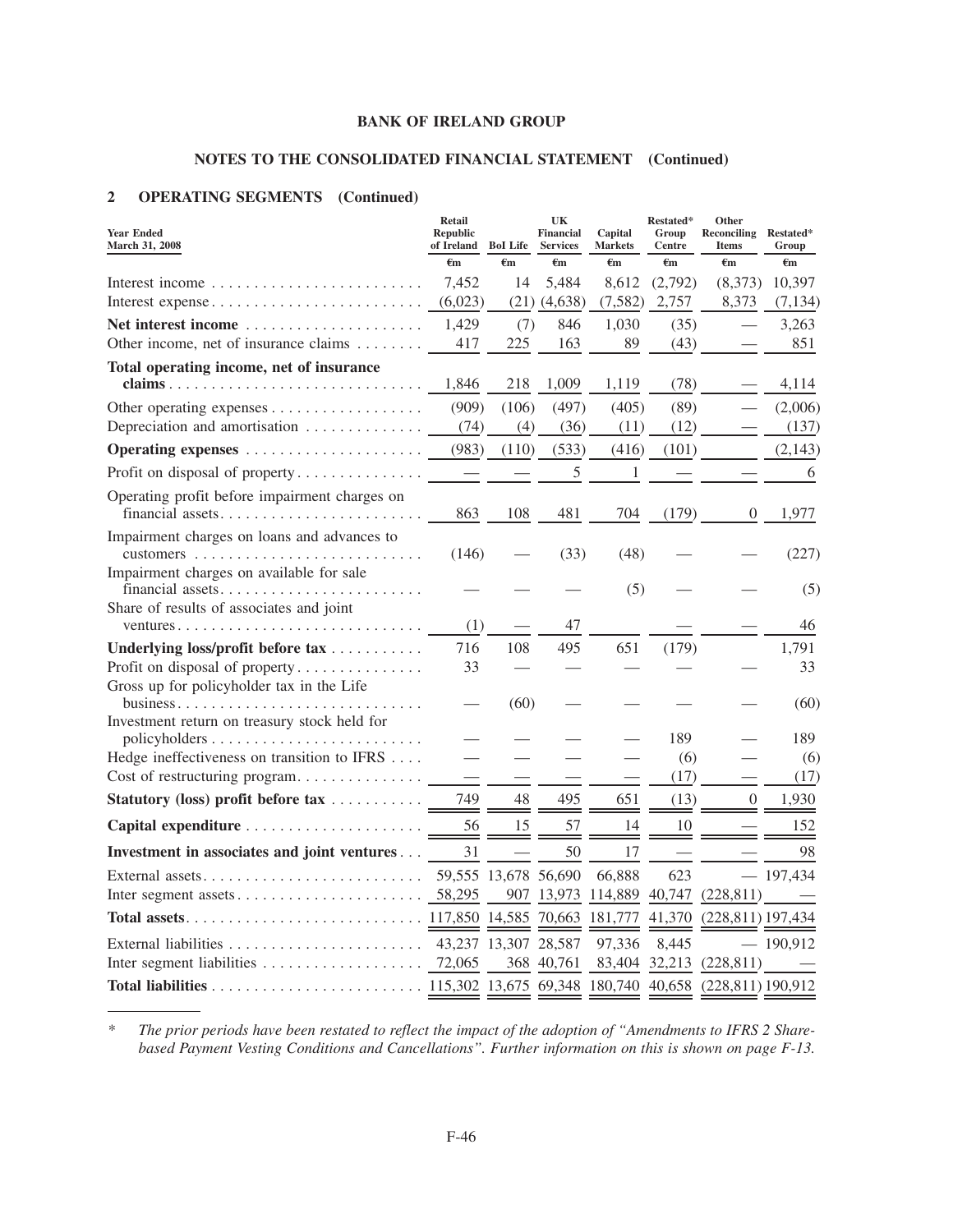## BANK OF IRELAND GROUP

### NOTES TO THE CONSOLIDATED FINANCIAL STATEMENT (Continued)

### 2 OPERATING SEGMENTS (Continued)

| Year Ended March 31, 2008 | Retail Republic of Ireland | BoI Life | UK Financial Services | Capital Markets | Restated* Group Centre | Other Reconciling Items | Restated* Group |
|---|---|---|---|---|---|---|---|
| | €m | €m | €m | €m | €m | €m | €m |
| Interest income | 7,452 | 14 | 5,484 | 8,612 | (2,792) | (8,373) | 10,397 |
| Interest expense | (6,023) | (21) | (4,638) | (7,582) | 2,757 | 8,373 | (7,134) |
| **Net interest income** | 1,429 | (7) | 846 | 1,030 | (35) | — | 3,263 |
| Other income, net of insurance claims | 417 | 225 | 163 | 89 | (43) | — | 851 |
| **Total operating income, net of insurance claims** | 1,846 | 218 | 1,009 | 1,119 | (78) | — | 4,114 |
| Other operating expenses | (909) | (106) | (497) | (405) | (89) | — | (2,006) |
| Depreciation and amortisation | (74) | (4) | (36) | (11) | (12) | — | (137) |
| **Operating expenses** | (983) | (110) | (533) | (416) | (101) | | (2,143) |
| Profit on disposal of property | — | — | 5 | 1 | — | — | 6 |
| Operating profit before impairment charges on financial assets | 863 | 108 | 481 | 704 | (179) | 0 | 1,977 |
| Impairment charges on loans and advances to customers | (146) | — | (33) | (48) | — | — | (227) |
| Impairment charges on available for sale financial assets | — | — | — | (5) | — | — | (5) |
| Share of results of associates and joint ventures | (1) | — | 47 | | — | — | 46 |
| **Underlying loss/profit before tax** | 716 | 108 | 495 | 651 | (179) | | 1,791 |
| Profit on disposal of property | 33 | — | — | — | — | — | 33 |
| Gross up for policyholder tax in the Life business | — | (60) | — | — | — | — | (60) |
| Investment return on treasury stock held for policyholders | — | — | — | — | 189 | — | 189 |
| Hedge ineffectiveness on transition to IFRS | — | — | — | — | (6) | — | (6) |
| Cost of restructuring program | — | — | — | — | (17) | — | (17) |
| **Statutory (loss) profit before tax** | 749 | 48 | 495 | 651 | (13) | 0 | 1,930 |
| **Capital expenditure** | 56 | 15 | 57 | 14 | 10 | — | 152 |
| **Investment in associates and joint ventures** | 31 | — | 50 | 17 | — | — | 98 |
| External assets | 59,555 | 13,678 | 56,690 | 66,888 | 623 | — | 197,434 |
| Inter segment assets | 58,295 | 907 | 13,973 | 114,889 | 40,747 | (228,811) | — |
| **Total assets** | 117,850 | 14,585 | 70,663 | 181,777 | 41,370 | (228,811) | 197,434 |
| External liabilities | 43,237 | 13,307 | 28,587 | 97,336 | 8,445 | — | 190,912 |
| Inter segment liabilities | 72,065 | 368 | 40,761 | 83,404 | 32,213 | (228,811) | — |
| **Total liabilities** | 115,302 | 13,675 | 69,348 | 180,740 | 40,658 | (228,811) | 190,912 |

\* *The prior periods have been restated to reflect the impact of the adoption of "Amendments to IFRS 2 Share-based Payment Vesting Conditions and Cancellations". Further information on this is shown on page F-13.*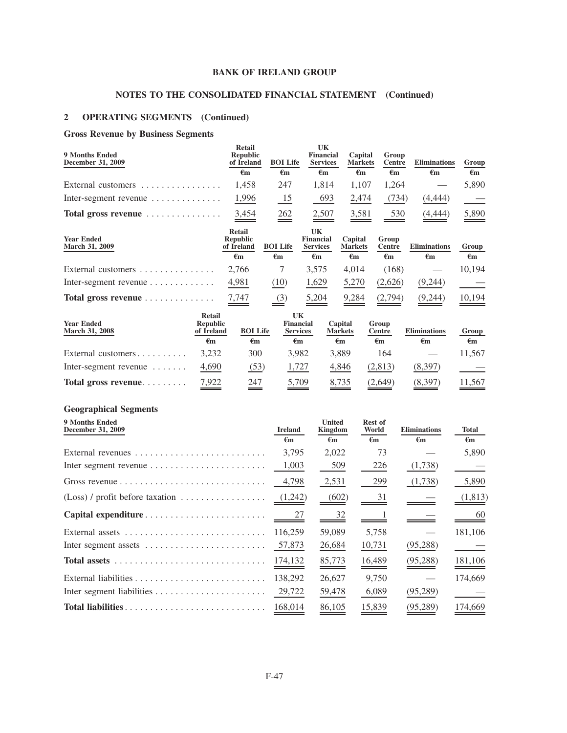**BANK OF IRELAND GROUP**

**NOTES TO THE CONSOLIDATED FINANCIAL STATEMENT (Continued)**

## 2 OPERATING SEGMENTS (Continued)

### Gross Revenue by Business Segments

| 9 Months Ended December 31, 2009 | Retail Republic of Ireland | BOI Life | UK Financial Services | Capital Markets | Group Centre | Eliminations | Group |
|---|---|---|---|---|---|---|---|
| | €m | €m | €m | €m | €m | €m | €m |
| External customers | 1,458 | 247 | 1,814 | 1,107 | 1,264 | — | 5,890 |
| Inter-segment revenue | 1,996 | 15 | 693 | 2,474 | (734) | (4,444) | — |
| **Total gross revenue** | 3,454 | 262 | 2,507 | 3,581 | 530 | (4,444) | 5,890 |

| Year Ended March 31, 2009 | Retail Republic of Ireland | BOI Life | UK Financial Services | Capital Markets | Group Centre | Eliminations | Group |
|---|---|---|---|---|---|---|---|
| | €m | €m | €m | €m | €m | €m | €m |
| External customers | 2,766 | 7 | 3,575 | 4,014 | (168) | — | 10,194 |
| Inter-segment revenue | 4,981 | (10) | 1,629 | 5,270 | (2,626) | (9,244) | — |
| **Total gross revenue** | 7,747 | (3) | 5,204 | 9,284 | (2,794) | (9,244) | 10,194 |

| Year Ended March 31, 2008 | Retail Republic of Ireland | BOI Life | UK Financial Services | Capital Markets | Group Centre | Eliminations | Group |
|---|---|---|---|---|---|---|---|
| | €m | €m | €m | €m | €m | €m | €m |
| External customers | 3,232 | 300 | 3,982 | 3,889 | 164 | — | 11,567 |
| Inter-segment revenue | 4,690 | (53) | 1,727 | 4,846 | (2,813) | (8,397) | — |
| **Total gross revenue** | 7,922 | 247 | 5,709 | 8,735 | (2,649) | (8,397) | 11,567 |

### Geographical Segments

| 9 Months Ended December 31, 2009 | Ireland | United Kingdom | Rest of World | Eliminations | Total |
|---|---|---|---|---|---|
| | €m | €m | €m | €m | €m |
| External revenues | 3,795 | 2,022 | 73 | — | 5,890 |
| Inter segment revenue | 1,003 | 509 | 226 | (1,738) | — |
| Gross revenue | 4,798 | 2,531 | 299 | (1,738) | 5,890 |
| (Loss) / profit before taxation | (1,242) | (602) | 31 | — | (1,813) |
| **Capital expenditure** | 27 | 32 | 1 | — | 60 |
| External assets | 116,259 | 59,089 | 5,758 | — | 181,106 |
| Inter segment assets | 57,873 | 26,684 | 10,731 | (95,288) | — |
| **Total assets** | 174,132 | 85,773 | 16,489 | (95,288) | 181,106 |
| External liabilities | 138,292 | 26,627 | 9,750 | — | 174,669 |
| Inter segment liabilities | 29,722 | 59,478 | 6,089 | (95,289) | — |
| **Total liabilities** | 168,014 | 86,105 | 15,839 | (95,289) | 174,669 |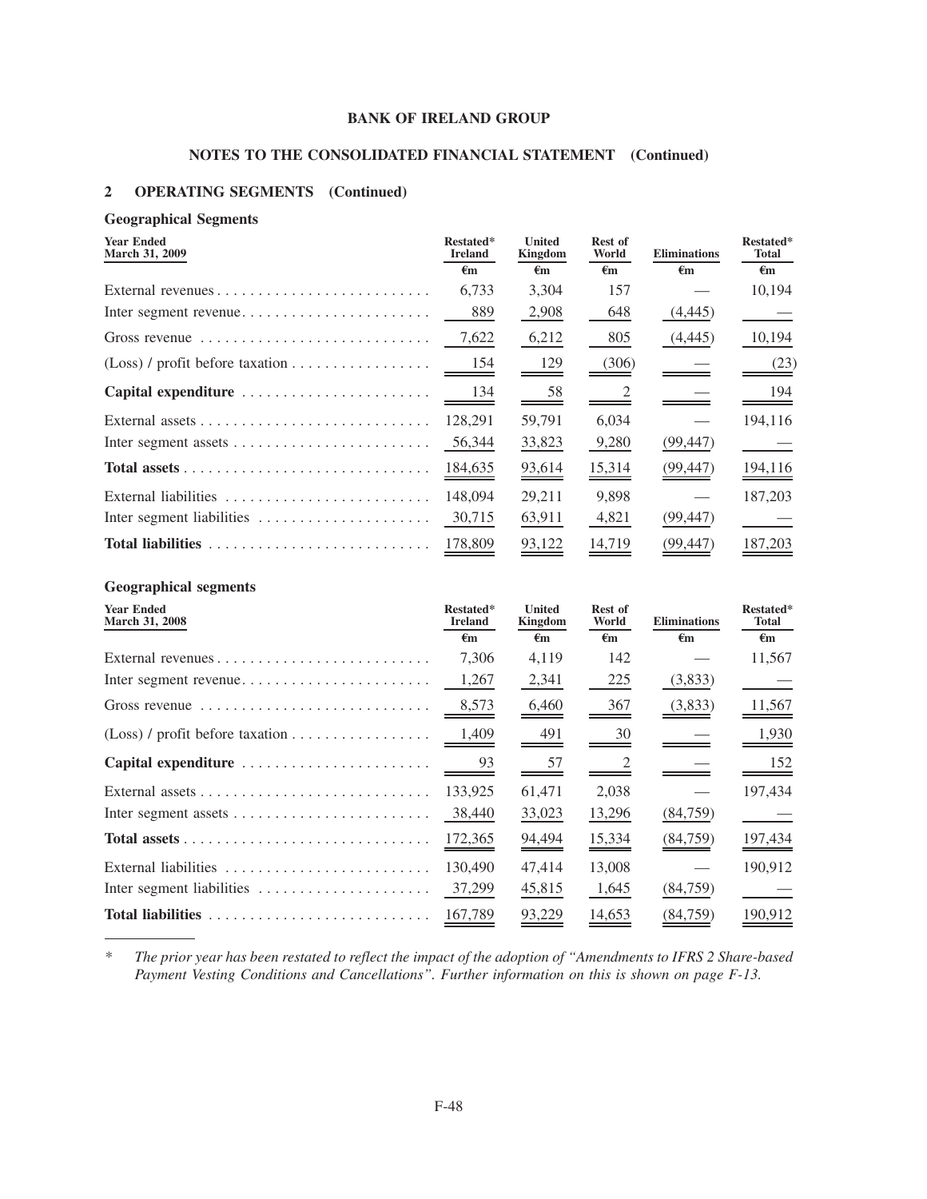**BANK OF IRELAND GROUP**

**NOTES TO THE CONSOLIDATED FINANCIAL STATEMENT (Continued)**

## 2 OPERATING SEGMENTS (Continued)

### Geographical Segments

| Year Ended March 31, 2009 | Restated* Ireland | United Kingdom | Rest of World | Eliminations | Restated* Total |
|---|---|---|---|---|---|
| | €m | €m | €m | €m | €m |
| External revenues | 6,733 | 3,304 | 157 | — | 10,194 |
| Inter segment revenue | 889 | 2,908 | 648 | (4,445) | — |
| Gross revenue | 7,622 | 6,212 | 805 | (4,445) | 10,194 |
| (Loss) / profit before taxation | 154 | 129 | (306) | — | (23) |
| **Capital expenditure** | 134 | 58 | 2 | — | 194 |
| External assets | 128,291 | 59,791 | 6,034 | — | 194,116 |
| Inter segment assets | 56,344 | 33,823 | 9,280 | (99,447) | — |
| **Total assets** | 184,635 | 93,614 | 15,314 | (99,447) | 194,116 |
| External liabilities | 148,094 | 29,211 | 9,898 | — | 187,203 |
| Inter segment liabilities | 30,715 | 63,911 | 4,821 | (99,447) | — |
| **Total liabilities** | 178,809 | 93,122 | 14,719 | (99,447) | 187,203 |

### Geographical segments

| Year Ended March 31, 2008 | Restated* Ireland | United Kingdom | Rest of World | Eliminations | Restated* Total |
|---|---|---|---|---|---|
| | €m | €m | €m | €m | €m |
| External revenues | 7,306 | 4,119 | 142 | — | 11,567 |
| Inter segment revenue | 1,267 | 2,341 | 225 | (3,833) | — |
| Gross revenue | 8,573 | 6,460 | 367 | (3,833) | 11,567 |
| (Loss) / profit before taxation | 1,409 | 491 | 30 | — | 1,930 |
| **Capital expenditure** | 93 | 57 | 2 | — | 152 |
| External assets | 133,925 | 61,471 | 2,038 | — | 197,434 |
| Inter segment assets | 38,440 | 33,023 | 13,296 | (84,759) | — |
| **Total assets** | 172,365 | 94,494 | 15,334 | (84,759) | 197,434 |
| External liabilities | 130,490 | 47,414 | 13,008 | — | 190,912 |
| Inter segment liabilities | 37,299 | 45,815 | 1,645 | (84,759) | — |
| **Total liabilities** | 167,789 | 93,229 | 14,653 | (84,759) | 190,912 |

\* *The prior year has been restated to reflect the impact of the adoption of "Amendments to IFRS 2 Share-based Payment Vesting Conditions and Cancellations". Further information on this is shown on page F-13.*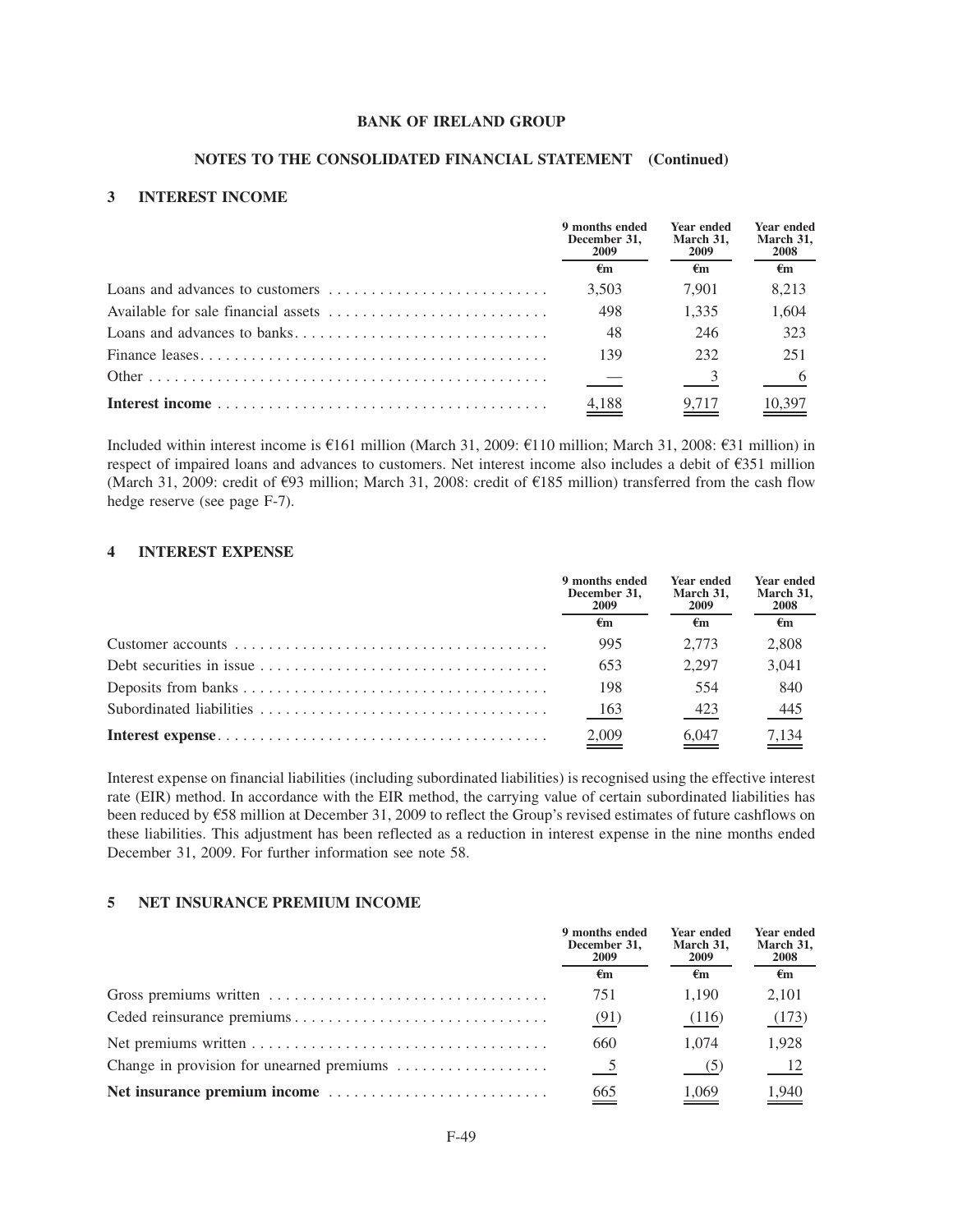**BANK OF IRELAND GROUP**

**NOTES TO THE CONSOLIDATED FINANCIAL STATEMENT (Continued)**

## 3 INTEREST INCOME

| | 9 months ended December 31, 2009 | Year ended March 31, 2009 | Year ended March 31, 2008 |
|---|---|---|---|
| | €m | €m | €m |
| Loans and advances to customers | 3,503 | 7,901 | 8,213 |
| Available for sale financial assets | 498 | 1,335 | 1,604 |
| Loans and advances to banks | 48 | 246 | 323 |
| Finance leases | 139 | 232 | 251 |
| Other | — | 3 | 6 |
| **Interest income** | 4,188 | 9,717 | 10,397 |

Included within interest income is €161 million (March 31, 2009: €110 million; March 31, 2008: €31 million) in respect of impaired loans and advances to customers. Net interest income also includes a debit of €351 million (March 31, 2009: credit of €93 million; March 31, 2008: credit of €185 million) transferred from the cash flow hedge reserve (see page F-7).

## 4 INTEREST EXPENSE

| | 9 months ended December 31, 2009 | Year ended March 31, 2009 | Year ended March 31, 2008 |
|---|---|---|---|
| | €m | €m | €m |
| Customer accounts | 995 | 2,773 | 2,808 |
| Debt securities in issue | 653 | 2,297 | 3,041 |
| Deposits from banks | 198 | 554 | 840 |
| Subordinated liabilities | 163 | 423 | 445 |
| **Interest expense** | 2,009 | 6,047 | 7,134 |

Interest expense on financial liabilities (including subordinated liabilities) is recognised using the effective interest rate (EIR) method. In accordance with the EIR method, the carrying value of certain subordinated liabilities has been reduced by €58 million at December 31, 2009 to reflect the Group's revised estimates of future cashflows on these liabilities. This adjustment has been reflected as a reduction in interest expense in the nine months ended December 31, 2009. For further information see note 58.

## 5 NET INSURANCE PREMIUM INCOME

| | 9 months ended December 31, 2009 | Year ended March 31, 2009 | Year ended March 31, 2008 |
|---|---|---|---|
| | €m | €m | €m |
| Gross premiums written | 751 | 1,190 | 2,101 |
| Ceded reinsurance premiums | (91) | (116) | (173) |
| Net premiums written | 660 | 1,074 | 1,928 |
| Change in provision for unearned premiums | 5 | (5) | 12 |
| **Net insurance premium income** | 665 | 1,069 | 1,940 |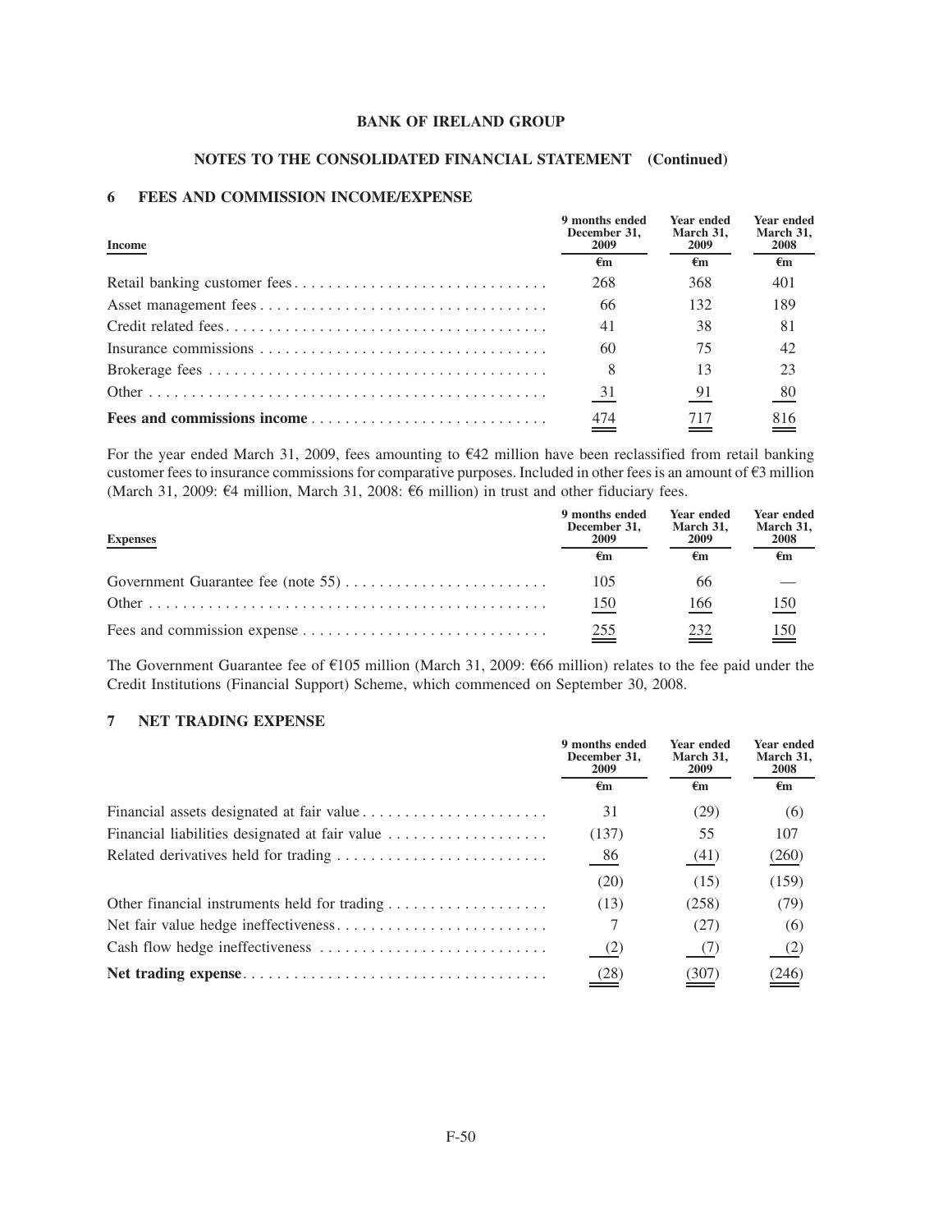**BANK OF IRELAND GROUP**

**NOTES TO THE CONSOLIDATED FINANCIAL STATEMENT (Continued)**

## 6 FEES AND COMMISSION INCOME/EXPENSE

| Income | 9 months ended December 31, 2009 | Year ended March 31, 2009 | Year ended March 31, 2008 |
|---|---|---|---|
| | €m | €m | €m |
| Retail banking customer fees | 268 | 368 | 401 |
| Asset management fees | 66 | 132 | 189 |
| Credit related fees | 41 | 38 | 81 |
| Insurance commissions | 60 | 75 | 42 |
| Brokerage fees | 8 | 13 | 23 |
| Other | 31 | 91 | 80 |
| **Fees and commissions income** | 474 | 717 | 816 |

For the year ended March 31, 2009, fees amounting to €42 million have been reclassified from retail banking customer fees to insurance commissions for comparative purposes. Included in other fees is an amount of €3 million (March 31, 2009: €4 million, March 31, 2008: €6 million) in trust and other fiduciary fees.

| Expenses | 9 months ended December 31, 2009 | Year ended March 31, 2009 | Year ended March 31, 2008 |
|---|---|---|---|
| | €m | €m | €m |
| Government Guarantee fee (note 55) | 105 | 66 | — |
| Other | 150 | 166 | 150 |
| Fees and commission expense | 255 | 232 | 150 |

The Government Guarantee fee of €105 million (March 31, 2009: €66 million) relates to the fee paid under the Credit Institutions (Financial Support) Scheme, which commenced on September 30, 2008.

## 7 NET TRADING EXPENSE

| | 9 months ended December 31, 2009 | Year ended March 31, 2009 | Year ended March 31, 2008 |
|---|---|---|---|
| | €m | €m | €m |
| Financial assets designated at fair value | 31 | (29) | (6) |
| Financial liabilities designated at fair value | (137) | 55 | 107 |
| Related derivatives held for trading | 86 | (41) | (260) |
| | (20) | (15) | (159) |
| Other financial instruments held for trading | (13) | (258) | (79) |
| Net fair value hedge ineffectiveness | 7 | (27) | (6) |
| Cash flow hedge ineffectiveness | (2) | (7) | (2) |
| **Net trading expense** | (28) | (307) | (246) |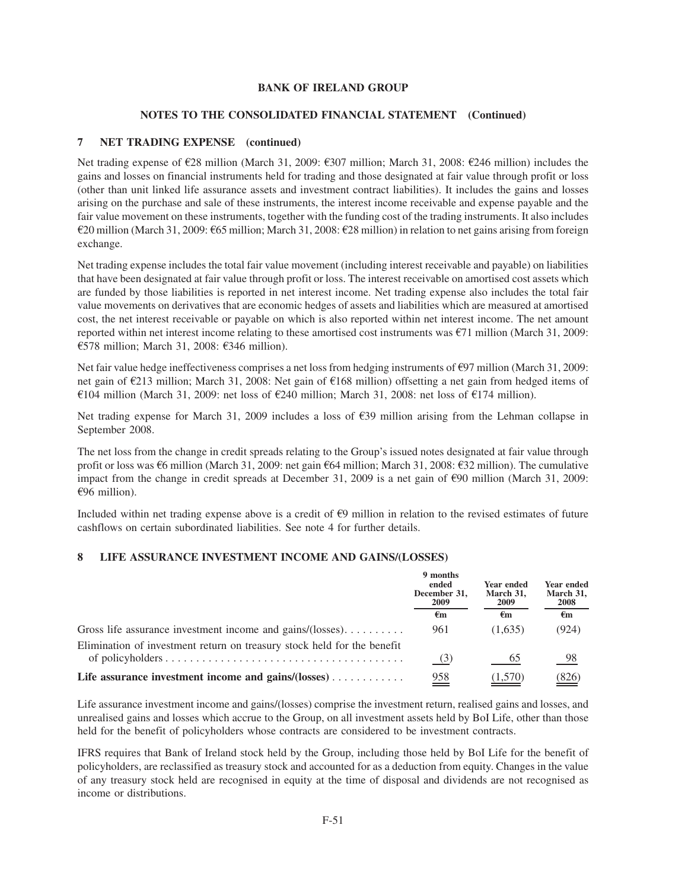## 7 NET TRADING EXPENSE (continued)

Net trading expense of €28 million (March 31, 2009: €307 million; March 31, 2008: €246 million) includes the gains and losses on financial instruments held for trading and those designated at fair value through profit or loss (other than unit linked life assurance assets and investment contract liabilities). It includes the gains and losses arising on the purchase and sale of these instruments, the interest income receivable and expense payable and the fair value movement on these instruments, together with the funding cost of the trading instruments. It also includes €20 million (March 31, 2009: €65 million; March 31, 2008: €28 million) in relation to net gains arising from foreign exchange.

Net trading expense includes the total fair value movement (including interest receivable and payable) on liabilities that have been designated at fair value through profit or loss. The interest receivable on amortised cost assets which are funded by those liabilities is reported in net interest income. Net trading expense also includes the total fair value movements on derivatives that are economic hedges of assets and liabilities which are measured at amortised cost, the net interest receivable or payable on which is also reported within net interest income. The net amount reported within net interest income relating to these amortised cost instruments was €71 million (March 31, 2009: €578 million; March 31, 2008: €346 million).

Net fair value hedge ineffectiveness comprises a net loss from hedging instruments of €97 million (March 31, 2009: net gain of €213 million; March 31, 2008: Net gain of €168 million) offsetting a net gain from hedged items of €104 million (March 31, 2009: net loss of €240 million; March 31, 2008: net loss of €174 million).

Net trading expense for March 31, 2009 includes a loss of €39 million arising from the Lehman collapse in September 2008.

The net loss from the change in credit spreads relating to the Group's issued notes designated at fair value through profit or loss was €6 million (March 31, 2009: net gain €64 million; March 31, 2008: €32 million). The cumulative impact from the change in credit spreads at December 31, 2009 is a net gain of €90 million (March 31, 2009: €96 million).

Included within net trading expense above is a credit of €9 million in relation to the revised estimates of future cashflows on certain subordinated liabilities. See note 4 for further details.

## 8 LIFE ASSURANCE INVESTMENT INCOME AND GAINS/(LOSSES)

| | 9 months ended December 31, 2009 | Year ended March 31, 2009 | Year ended March 31, 2008 |
|---|---|---|---|
| | €m | €m | €m |
| Gross life assurance investment income and gains/(losses) | 961 | (1,635) | (924) |
| Elimination of investment return on treasury stock held for the benefit of policyholders | (3) | 65 | 98 |
| **Life assurance investment income and gains/(losses)** | 958 | (1,570) | (826) |

Life assurance investment income and gains/(losses) comprise the investment return, realised gains and losses, and unrealised gains and losses which accrue to the Group, on all investment assets held by BoI Life, other than those held for the benefit of policyholders whose contracts are considered to be investment contracts.

IFRS requires that Bank of Ireland stock held by the Group, including those held by BoI Life for the benefit of policyholders, are reclassified as treasury stock and accounted for as a deduction from equity. Changes in the value of any treasury stock held are recognised in equity at the time of disposal and dividends are not recognised as income or distributions.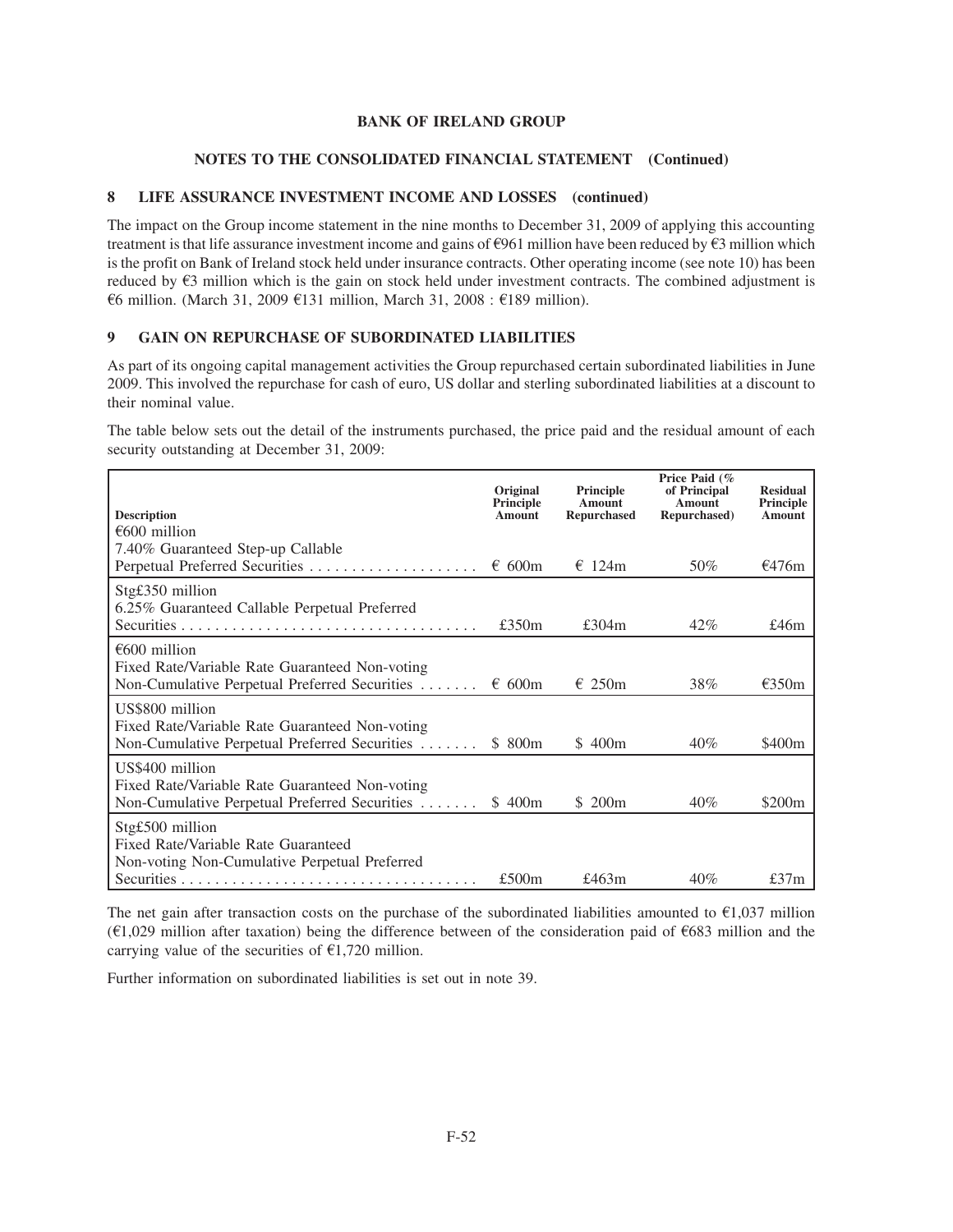**BANK OF IRELAND GROUP**

**NOTES TO THE CONSOLIDATED FINANCIAL STATEMENT (Continued)**

## 8 LIFE ASSURANCE INVESTMENT INCOME AND LOSSES (continued)

The impact on the Group income statement in the nine months to December 31, 2009 of applying this accounting treatment is that life assurance investment income and gains of €961 million have been reduced by €3 million which is the profit on Bank of Ireland stock held under insurance contracts. Other operating income (see note 10) has been reduced by €3 million which is the gain on stock held under investment contracts. The combined adjustment is €6 million. (March 31, 2009 €131 million, March 31, 2008 : €189 million).

## 9 GAIN ON REPURCHASE OF SUBORDINATED LIABILITIES

As part of its ongoing capital management activities the Group repurchased certain subordinated liabilities in June 2009. This involved the repurchase for cash of euro, US dollar and sterling subordinated liabilities at a discount to their nominal value.

The table below sets out the detail of the instruments purchased, the price paid and the residual amount of each security outstanding at December 31, 2009:

| Description | Original Principle Amount | Principle Amount Repurchased | Price Paid (% of Principal Amount Repurchased) | Residual Principle Amount |
|---|---|---|---|---|
| €600 million 7.40% Guaranteed Step-up Callable Perpetual Preferred Securities | € 600m | € 124m | 50% | €476m |
| Stg£350 million 6.25% Guaranteed Callable Perpetual Preferred Securities | £350m | £304m | 42% | £46m |
| €600 million Fixed Rate/Variable Rate Guaranteed Non-voting Non-Cumulative Perpetual Preferred Securities | € 600m | € 250m | 38% | €350m |
| US$800 million Fixed Rate/Variable Rate Guaranteed Non-voting Non-Cumulative Perpetual Preferred Securities | $ 800m | $ 400m | 40% | $400m |
| US$400 million Fixed Rate/Variable Rate Guaranteed Non-voting Non-Cumulative Perpetual Preferred Securities | $ 400m | $ 200m | 40% | $200m |
| Stg£500 million Fixed Rate/Variable Rate Guaranteed Non-voting Non-Cumulative Perpetual Preferred Securities | £500m | £463m | 40% | £37m |

The net gain after transaction costs on the purchase of the subordinated liabilities amounted to €1,037 million (€1,029 million after taxation) being the difference between of the consideration paid of €683 million and the carrying value of the securities of €1,720 million.

Further information on subordinated liabilities is set out in note 39.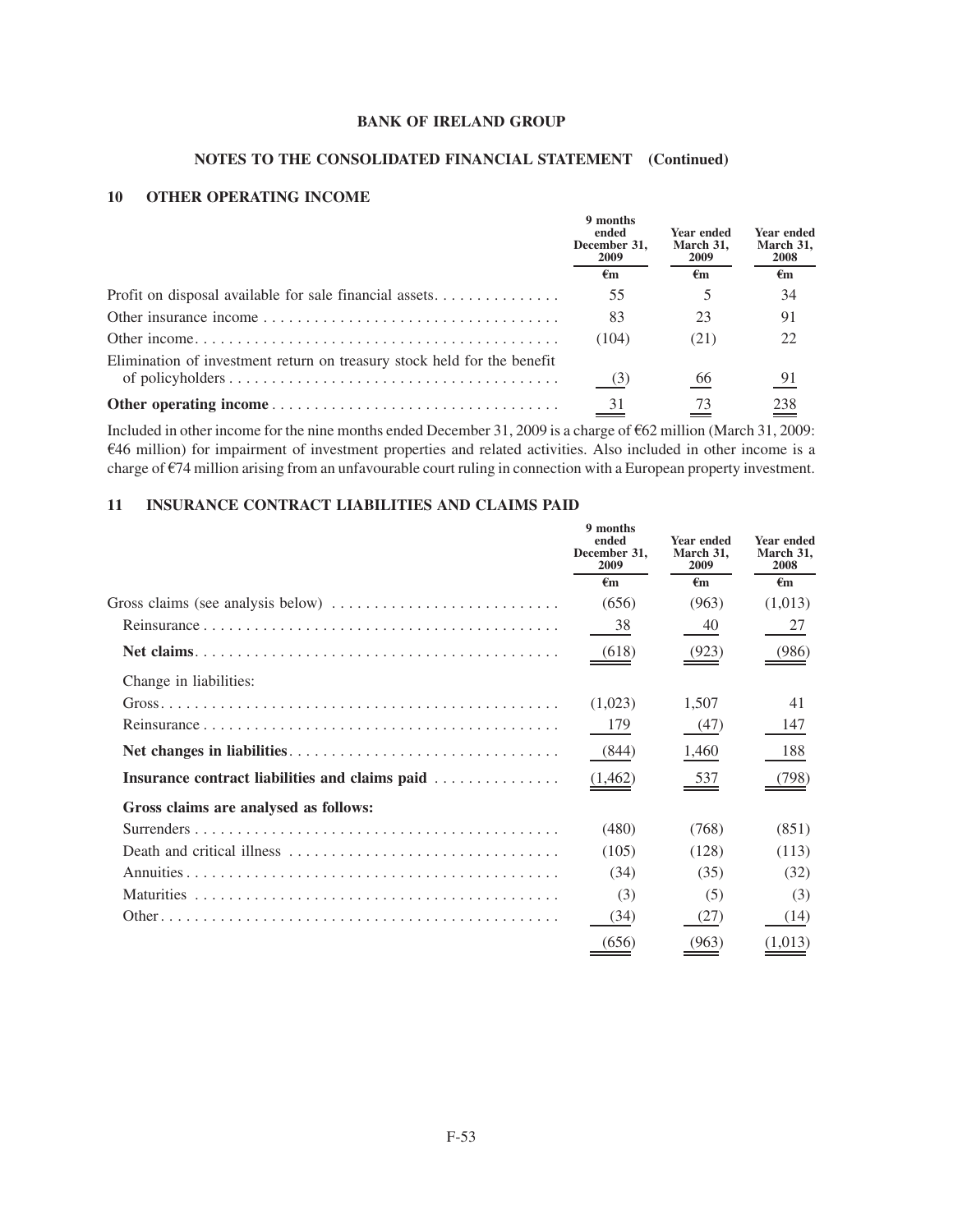**BANK OF IRELAND GROUP**

**NOTES TO THE CONSOLIDATED FINANCIAL STATEMENT (Continued)**

## 10 OTHER OPERATING INCOME

| | 9 months ended December 31, 2009 | Year ended March 31, 2009 | Year ended March 31, 2008 |
|---|---|---|---|
| | €m | €m | €m |
| Profit on disposal available for sale financial assets | 55 | 5 | 34 |
| Other insurance income | 83 | 23 | 91 |
| Other income | (104) | (21) | 22 |
| Elimination of investment return on treasury stock held for the benefit of policyholders | (3) | 66 | 91 |
| **Other operating income** | 31 | 73 | 238 |

Included in other income for the nine months ended December 31, 2009 is a charge of €62 million (March 31, 2009: €46 million) for impairment of investment properties and related activities. Also included in other income is a charge of €74 million arising from an unfavourable court ruling in connection with a European property investment.

## 11 INSURANCE CONTRACT LIABILITIES AND CLAIMS PAID

| | 9 months ended December 31, 2009 | Year ended March 31, 2009 | Year ended March 31, 2008 |
|---|---|---|---|
| | €m | €m | €m |
| Gross claims (see analysis below) | (656) | (963) | (1,013) |
| Reinsurance | 38 | 40 | 27 |
| **Net claims** | (618) | (923) | (986) |
| Change in liabilities: | | | |
| Gross | (1,023) | 1,507 | 41 |
| Reinsurance | 179 | (47) | 147 |
| **Net changes in liabilities** | (844) | 1,460 | 188 |
| **Insurance contract liabilities and claims paid** | (1,462) | 537 | (798) |
| **Gross claims are analysed as follows:** | | | |
| Surrenders | (480) | (768) | (851) |
| Death and critical illness | (105) | (128) | (113) |
| Annuities | (34) | (35) | (32) |
| Maturities | (3) | (5) | (3) |
| Other | (34) | (27) | (14) |
| | (656) | (963) | (1,013) |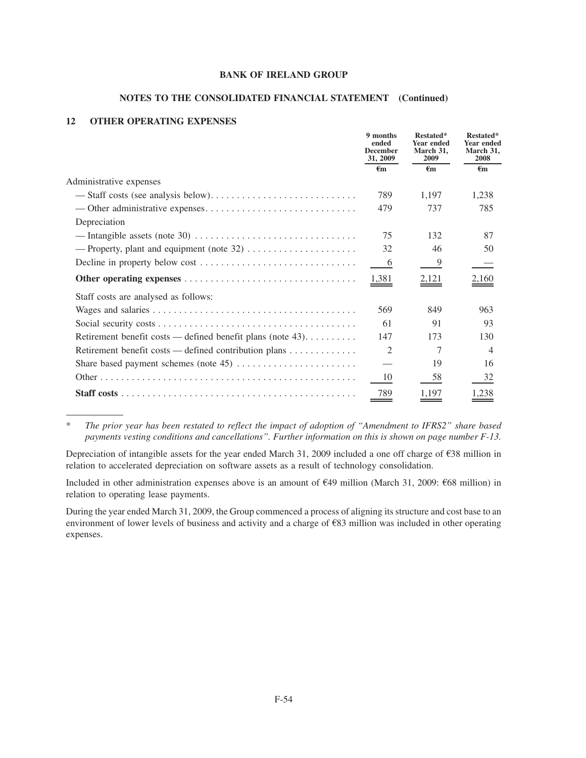**BANK OF IRELAND GROUP**

**NOTES TO THE CONSOLIDATED FINANCIAL STATEMENT (Continued)**

## 12 OTHER OPERATING EXPENSES

| | 9 months ended December 31, 2009 | Restated* Year ended March 31, 2009 | Restated* Year ended March 31, 2008 |
|---|---|---|---|
| | €m | €m | €m |
| Administrative expenses | | | |
| — Staff costs (see analysis below) | 789 | 1,197 | 1,238 |
| — Other administrative expenses | 479 | 737 | 785 |
| Depreciation | | | |
| — Intangible assets (note 30) | 75 | 132 | 87 |
| — Property, plant and equipment (note 32) | 32 | 46 | 50 |
| Decline in property below cost | 6 | 9 | — |
| **Other operating expenses** | 1,381 | 2,121 | 2,160 |
| Staff costs are analysed as follows: | | | |
| Wages and salaries | 569 | 849 | 963 |
| Social security costs | 61 | 91 | 93 |
| Retirement benefit costs — defined benefit plans (note 43) | 147 | 173 | 130 |
| Retirement benefit costs — defined contribution plans | 2 | 7 | 4 |
| Share based payment schemes (note 45) | — | 19 | 16 |
| Other | 10 | 58 | 32 |
| **Staff costs** | 789 | 1,197 | 1,238 |

\* *The prior year has been restated to reflect the impact of adoption of "Amendment to IFRS2" share based payments vesting conditions and cancellations". Further information on this is shown on page number F-13.*

Depreciation of intangible assets for the year ended March 31, 2009 included a one off charge of €38 million in relation to accelerated depreciation on software assets as a result of technology consolidation.

Included in other administration expenses above is an amount of €49 million (March 31, 2009: €68 million) in relation to operating lease payments.

During the year ended March 31, 2009, the Group commenced a process of aligning its structure and cost base to an environment of lower levels of business and activity and a charge of €83 million was included in other operating expenses.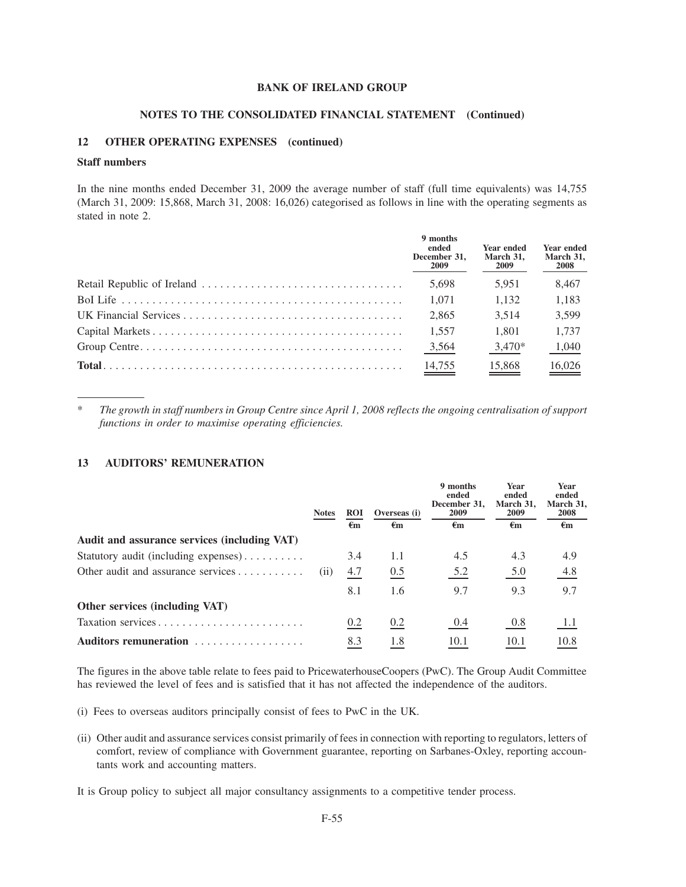## 12 OTHER OPERATING EXPENSES (continued)

### Staff numbers

In the nine months ended December 31, 2009 the average number of staff (full time equivalents) was 14,755 (March 31, 2009: 15,868, March 31, 2008: 16,026) categorised as follows in line with the operating segments as stated in note 2.

| | 9 months ended December 31, 2009 | Year ended March 31, 2009 | Year ended March 31, 2008 |
|---|---|---|---|
| Retail Republic of Ireland | 5,698 | 5,951 | 8,467 |
| BoI Life | 1,071 | 1,132 | 1,183 |
| UK Financial Services | 2,865 | 3,514 | 3,599 |
| Capital Markets | 1,557 | 1,801 | 1,737 |
| Group Centre | 3,564 | 3,470* | 1,040 |
| **Total** | 14,755 | 15,868 | 16,026 |

\* *The growth in staff numbers in Group Centre since April 1, 2008 reflects the ongoing centralisation of support functions in order to maximise operating efficiencies.*

## 13 AUDITORS' REMUNERATION

| | Notes | ROI | Overseas (i) | 9 months ended December 31, 2009 | Year ended March 31, 2009 | Year ended March 31, 2008 |
|---|---|---|---|---|---|---|
| | | €m | €m | €m | €m | €m |
| **Audit and assurance services (including VAT)** | | | | | | |
| Statutory audit (including expenses) | | 3.4 | 1.1 | 4.5 | 4.3 | 4.9 |
| Other audit and assurance services | (ii) | 4.7 | 0.5 | 5.2 | 5.0 | 4.8 |
| | | 8.1 | 1.6 | 9.7 | 9.3 | 9.7 |
| **Other services (including VAT)** | | | | | | |
| Taxation services | | 0.2 | 0.2 | 0.4 | 0.8 | 1.1 |
| **Auditors remuneration** | | 8.3 | 1.8 | 10.1 | 10.1 | 10.8 |

The figures in the above table relate to fees paid to PricewaterhouseCoopers (PwC). The Group Audit Committee has reviewed the level of fees and is satisfied that it has not affected the independence of the auditors.

(i) Fees to overseas auditors principally consist of fees to PwC in the UK.

(ii) Other audit and assurance services consist primarily of fees in connection with reporting to regulators, letters of comfort, review of compliance with Government guarantee, reporting on Sarbanes-Oxley, reporting accountants work and accounting matters.

It is Group policy to subject all major consultancy assignments to a competitive tender process.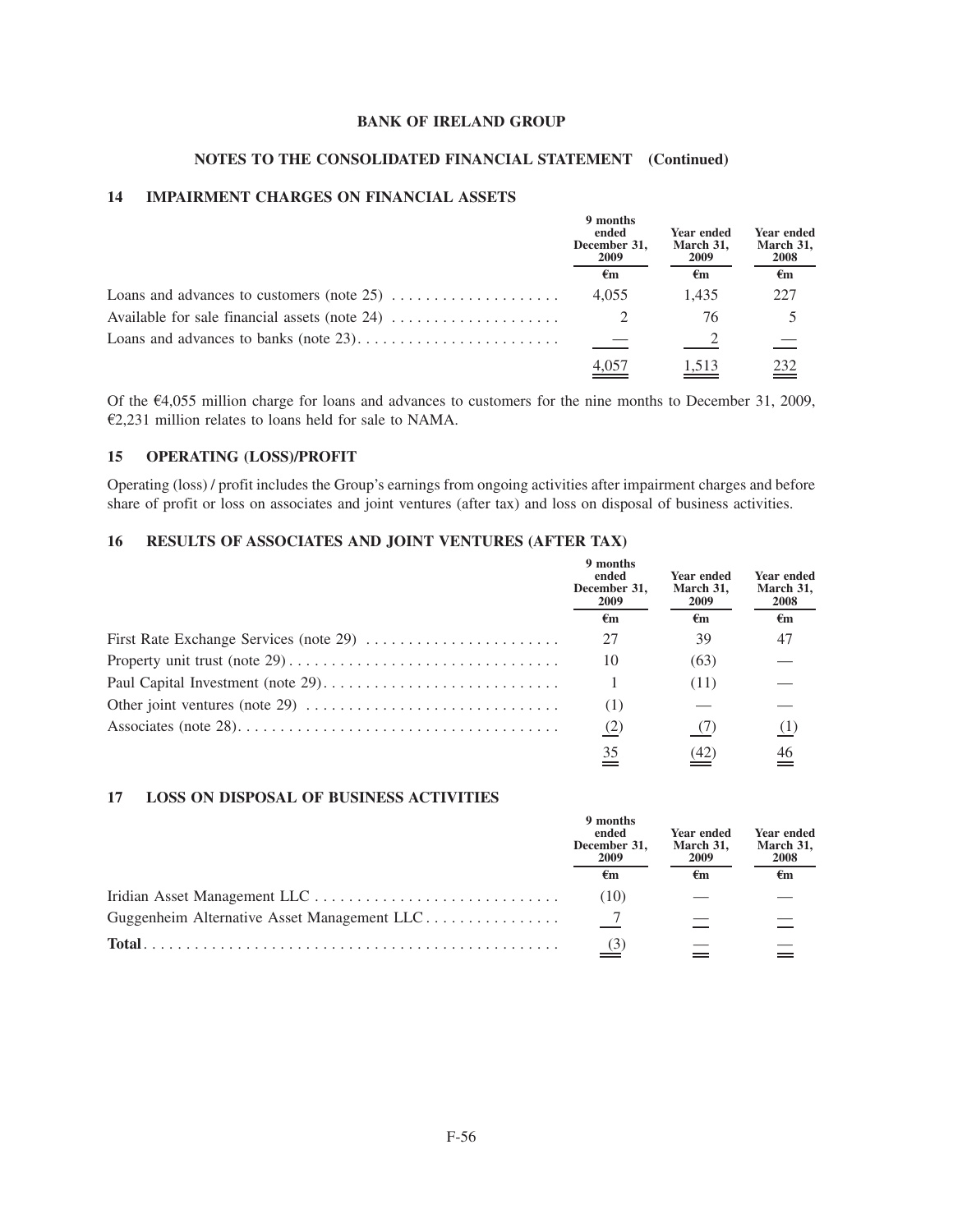**BANK OF IRELAND GROUP**

**NOTES TO THE CONSOLIDATED FINANCIAL STATEMENT (Continued)**

## 14 IMPAIRMENT CHARGES ON FINANCIAL ASSETS

| | 9 months ended December 31, 2009 | Year ended March 31, 2009 | Year ended March 31, 2008 |
|---|---|---|---|
| | €m | €m | €m |
| Loans and advances to customers (note 25) | 4,055 | 1,435 | 227 |
| Available for sale financial assets (note 24) | 2 | 76 | 5 |
| Loans and advances to banks (note 23) | — | 2 | — |
| | 4,057 | 1,513 | 232 |

Of the €4,055 million charge for loans and advances to customers for the nine months to December 31, 2009, €2,231 million relates to loans held for sale to NAMA.

## 15 OPERATING (LOSS)/PROFIT

Operating (loss) / profit includes the Group's earnings from ongoing activities after impairment charges and before share of profit or loss on associates and joint ventures (after tax) and loss on disposal of business activities.

## 16 RESULTS OF ASSOCIATES AND JOINT VENTURES (AFTER TAX)

| | 9 months ended December 31, 2009 | Year ended March 31, 2009 | Year ended March 31, 2008 |
|---|---|---|---|
| | €m | €m | €m |
| First Rate Exchange Services (note 29) | 27 | 39 | 47 |
| Property unit trust (note 29) | 10 | (63) | — |
| Paul Capital Investment (note 29) | 1 | (11) | — |
| Other joint ventures (note 29) | (1) | — | — |
| Associates (note 28) | (2) | (7) | (1) |
| | 35 | (42) | 46 |

## 17 LOSS ON DISPOSAL OF BUSINESS ACTIVITIES

| | 9 months ended December 31, 2009 | Year ended March 31, 2009 | Year ended March 31, 2008 |
|---|---|---|---|
| | €m | €m | €m |
| Iridian Asset Management LLC | (10) | — | — |
| Guggenheim Alternative Asset Management LLC | 7 | — | — |
| **Total** | (3) | — | — |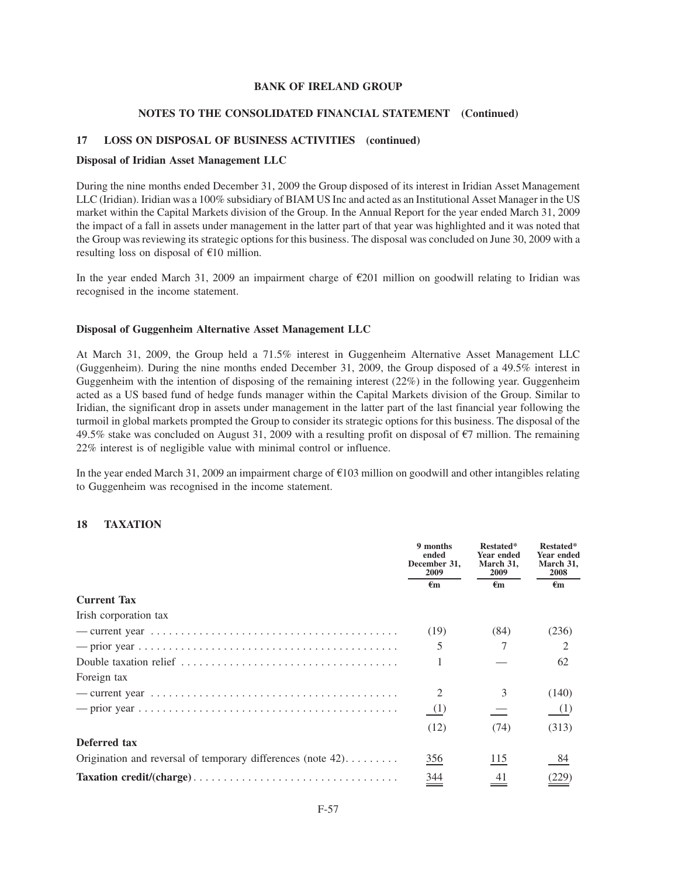**NOTES TO THE CONSOLIDATED FINANCIAL STATEMENT (Continued)**

## 17 LOSS ON DISPOSAL OF BUSINESS ACTIVITIES (continued)

### Disposal of Iridian Asset Management LLC

During the nine months ended December 31, 2009 the Group disposed of its interest in Iridian Asset Management LLC (Iridian). Iridian was a 100% subsidiary of BIAM US Inc and acted as an Institutional Asset Manager in the US market within the Capital Markets division of the Group. In the Annual Report for the year ended March 31, 2009 the impact of a fall in assets under management in the latter part of that year was highlighted and it was noted that the Group was reviewing its strategic options for this business. The disposal was concluded on June 30, 2009 with a resulting loss on disposal of €10 million.

In the year ended March 31, 2009 an impairment charge of €201 million on goodwill relating to Iridian was recognised in the income statement.

### Disposal of Guggenheim Alternative Asset Management LLC

At March 31, 2009, the Group held a 71.5% interest in Guggenheim Alternative Asset Management LLC (Guggenheim). During the nine months ended December 31, 2009, the Group disposed of a 49.5% interest in Guggenheim with the intention of disposing of the remaining interest (22%) in the following year. Guggenheim acted as a US based fund of hedge funds manager within the Capital Markets division of the Group. Similar to Iridian, the significant drop in assets under management in the latter part of the last financial year following the turmoil in global markets prompted the Group to consider its strategic options for this business. The disposal of the 49.5% stake was concluded on August 31, 2009 with a resulting profit on disposal of €7 million. The remaining 22% interest is of negligible value with minimal control or influence.

In the year ended March 31, 2009 an impairment charge of €103 million on goodwill and other intangibles relating to Guggenheim was recognised in the income statement.

## 18 TAXATION

| | 9 months ended December 31, 2009 | Restated* Year ended March 31, 2009 | Restated* Year ended March 31, 2008 |
|---|---|---|---|
| | €m | €m | €m |
| **Current Tax** | | | |
| Irish corporation tax | | | |
| — current year | (19) | (84) | (236) |
| — prior year | 5 | 7 | 2 |
| Double taxation relief | 1 | — | 62 |
| Foreign tax | | | |
| — current year | 2 | 3 | (140) |
| — prior year | (1) | — | (1) |
| | (12) | (74) | (313) |
| **Deferred tax** | | | |
| Origination and reversal of temporary differences (note 42) | 356 | 115 | 84 |
| **Taxation credit/(charge)** | 344 | 41 | (229) |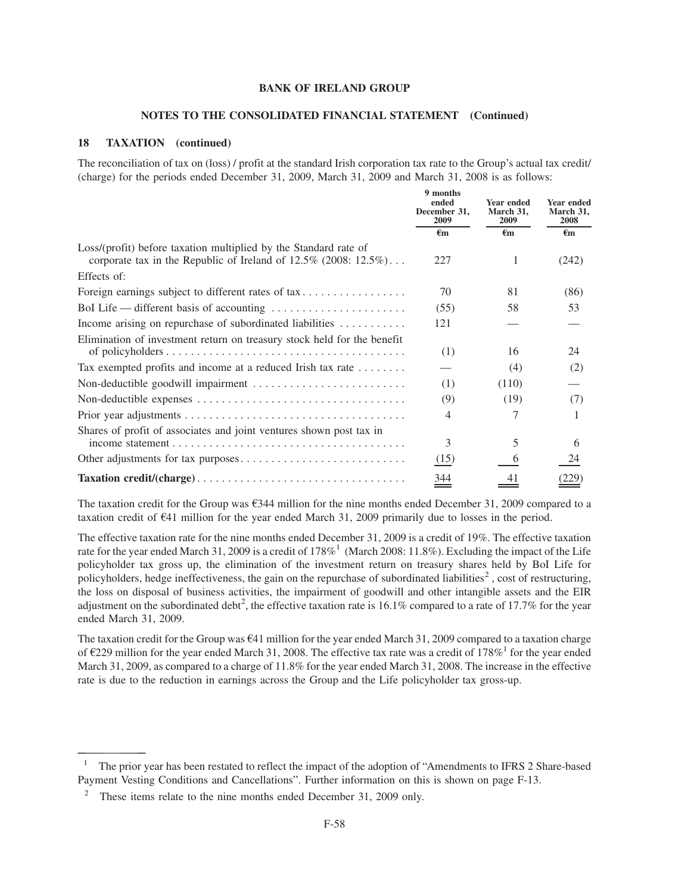**BANK OF IRELAND GROUP**

**NOTES TO THE CONSOLIDATED FINANCIAL STATEMENT (Continued)**

## 18 TAXATION (continued)

The reconciliation of tax on (loss) / profit at the standard Irish corporation tax rate to the Group's actual tax credit/ (charge) for the periods ended December 31, 2009, March 31, 2009 and March 31, 2008 is as follows:

| | 9 months ended December 31, 2009 | Year ended March 31, 2009 | Year ended March 31, 2008 |
|---|---|---|---|
| | €m | €m | €m |
| Loss/(profit) before taxation multiplied by the Standard rate of corporate tax in the Republic of Ireland of 12.5% (2008: 12.5%) | 227 | 1 | (242) |
| Effects of: | | | |
| Foreign earnings subject to different rates of tax | 70 | 81 | (86) |
| BoI Life — different basis of accounting | (55) | 58 | 53 |
| Income arising on repurchase of subordinated liabilities | 121 | — | — |
| Elimination of investment return on treasury stock held for the benefit of policyholders | (1) | 16 | 24 |
| Tax exempted profits and income at a reduced Irish tax rate | — | (4) | (2) |
| Non-deductible goodwill impairment | (1) | (110) | — |
| Non-deductible expenses | (9) | (19) | (7) |
| Prior year adjustments | 4 | 7 | 1 |
| Shares of profit of associates and joint ventures shown post tax in income statement | 3 | 5 | 6 |
| Other adjustments for tax purposes | (15) | 6 | 24 |
| **Taxation credit/(charge)** | 344 | 41 | (229) |

The taxation credit for the Group was €344 million for the nine months ended December 31, 2009 compared to a taxation credit of €41 million for the year ended March 31, 2009 primarily due to losses in the period.

The effective taxation rate for the nine months ended December 31, 2009 is a credit of 19%. The effective taxation rate for the year ended March 31, 2009 is a credit of 178%[1] (March 2008: 11.8%). Excluding the impact of the Life policyholder tax gross up, the elimination of the investment return on treasury shares held by BoI Life for policyholders, hedge ineffectiveness, the gain on the repurchase of subordinated liabilities[2], cost of restructuring, the loss on disposal of business activities, the impairment of goodwill and other intangible assets and the EIR adjustment on the subordinated debt[2], the effective taxation rate is 16.1% compared to a rate of 17.7% for the year ended March 31, 2009.

The taxation credit for the Group was €41 million for the year ended March 31, 2009 compared to a taxation charge of €229 million for the year ended March 31, 2008. The effective tax rate was a credit of 178%[1] for the year ended March 31, 2009, as compared to a charge of 11.8% for the year ended March 31, 2008. The increase in the effective rate is due to the reduction in earnings across the Group and the Life policyholder tax gross-up.

---

[1] The prior year has been restated to reflect the impact of the adoption of "Amendments to IFRS 2 Share-based Payment Vesting Conditions and Cancellations". Further information on this is shown on page F-13.

[2] These items relate to the nine months ended December 31, 2009 only.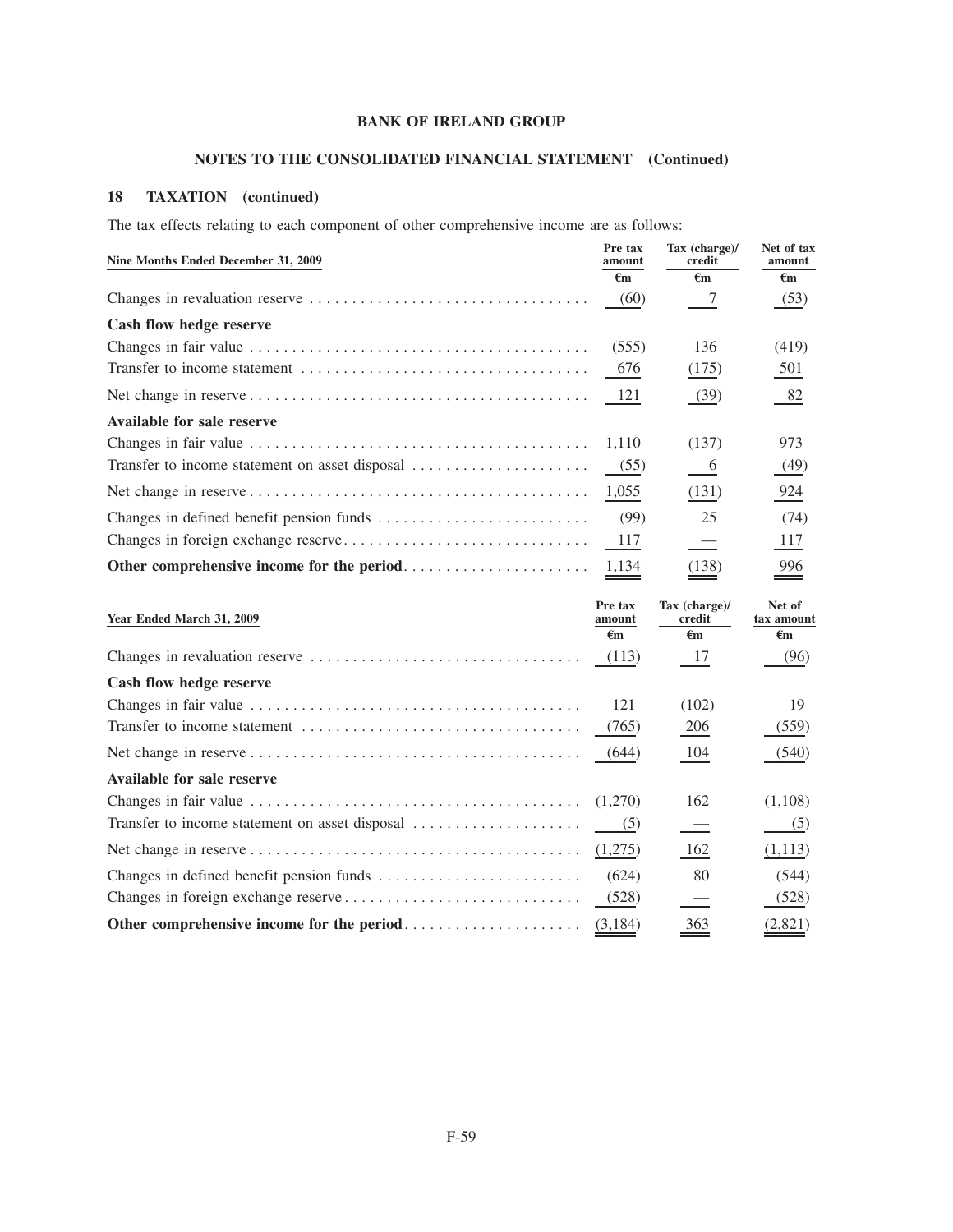## BANK OF IRELAND GROUP

## NOTES TO THE CONSOLIDATED FINANCIAL STATEMENT (Continued)

### 18 TAXATION (continued)

The tax effects relating to each component of other comprehensive income are as follows:

| Nine Months Ended December 31, 2009 | Pre tax amount | Tax (charge)/ credit | Net of tax amount |
|---|---|---|---|
| | €m | €m | €m |
| Changes in revaluation reserve | (60) | 7 | (53) |
| **Cash flow hedge reserve** | | | |
| Changes in fair value | (555) | 136 | (419) |
| Transfer to income statement | 676 | (175) | 501 |
| Net change in reserve | 121 | (39) | 82 |
| **Available for sale reserve** | | | |
| Changes in fair value | 1,110 | (137) | 973 |
| Transfer to income statement on asset disposal | (55) | 6 | (49) |
| Net change in reserve | 1,055 | (131) | 924 |
| Changes in defined benefit pension funds | (99) | 25 | (74) |
| Changes in foreign exchange reserve | 117 | — | 117 |
| **Other comprehensive income for the period** | 1,134 | (138) | 996 |

| Year Ended March 31, 2009 | Pre tax amount | Tax (charge)/ credit | Net of tax amount |
|---|---|---|---|
| | €m | €m | €m |
| Changes in revaluation reserve | (113) | 17 | (96) |
| **Cash flow hedge reserve** | | | |
| Changes in fair value | 121 | (102) | 19 |
| Transfer to income statement | (765) | 206 | (559) |
| Net change in reserve | (644) | 104 | (540) |
| **Available for sale reserve** | | | |
| Changes in fair value | (1,270) | 162 | (1,108) |
| Transfer to income statement on asset disposal | (5) | — | (5) |
| Net change in reserve | (1,275) | 162 | (1,113) |
| Changes in defined benefit pension funds | (624) | 80 | (544) |
| Changes in foreign exchange reserve | (528) | — | (528) |
| **Other comprehensive income for the period** | (3,184) | 363 | (2,821) |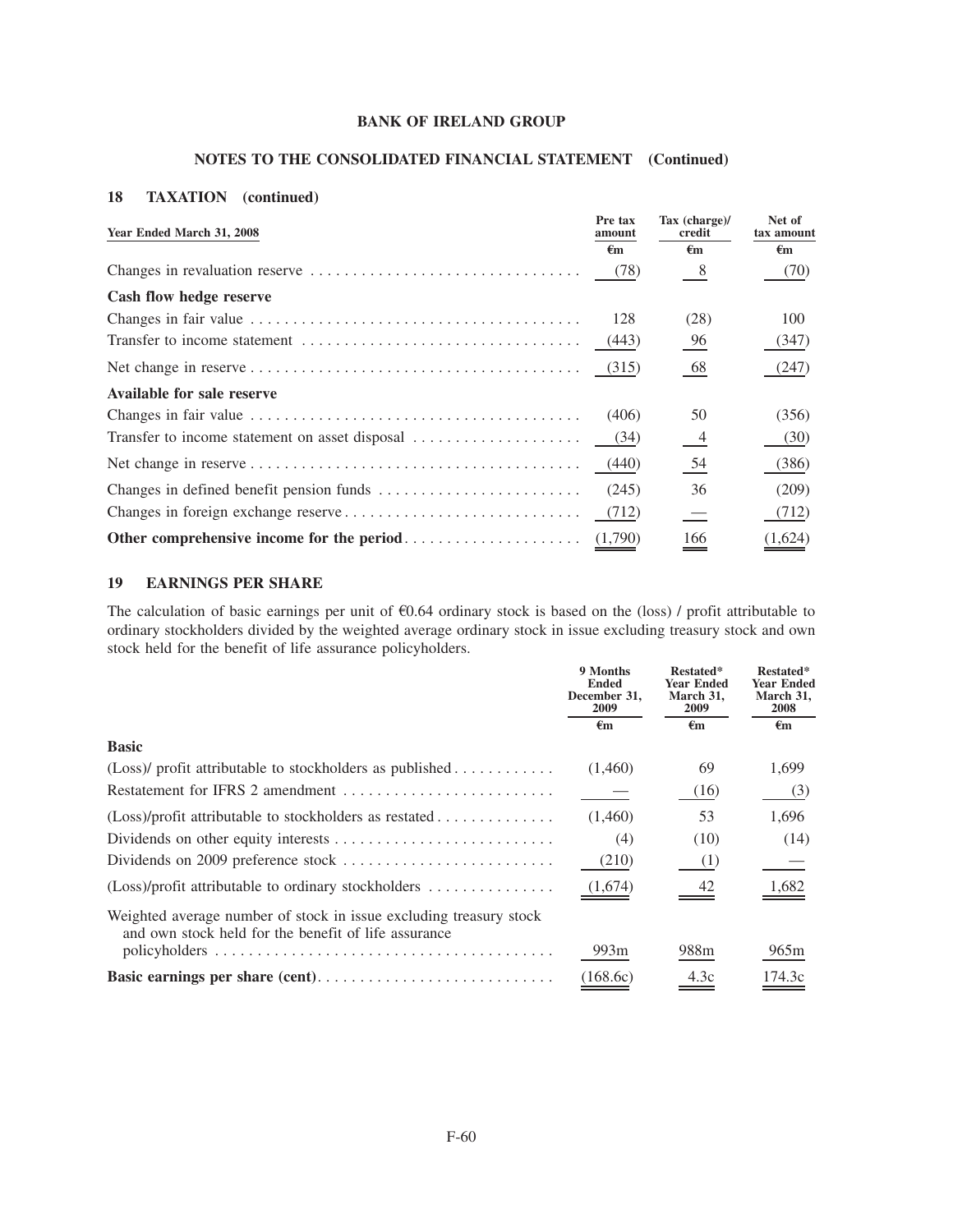# BANK OF IRELAND GROUP

## NOTES TO THE CONSOLIDATED FINANCIAL STATEMENT (Continued)

### 18 TAXATION (continued)

| Year Ended March 31, 2008 | Pre tax amount | Tax (charge)/ credit | Net of tax amount |
|---|---|---|---|
| | €m | €m | €m |
| Changes in revaluation reserve | (78) | 8 | (70) |
| **Cash flow hedge reserve** | | | |
| Changes in fair value | 128 | (28) | 100 |
| Transfer to income statement | (443) | 96 | (347) |
| Net change in reserve | (315) | 68 | (247) |
| **Available for sale reserve** | | | |
| Changes in fair value | (406) | 50 | (356) |
| Transfer to income statement on asset disposal | (34) | 4 | (30) |
| Net change in reserve | (440) | 54 | (386) |
| Changes in defined benefit pension funds | (245) | 36 | (209) |
| Changes in foreign exchange reserve | (712) | — | (712) |
| **Other comprehensive income for the period** | (1,790) | 166 | (1,624) |

### 19 EARNINGS PER SHARE

The calculation of basic earnings per unit of €0.64 ordinary stock is based on the (loss) / profit attributable to ordinary stockholders divided by the weighted average ordinary stock in issue excluding treasury stock and own stock held for the benefit of life assurance policyholders.

| | 9 Months Ended December 31, 2009 | Restated* Year Ended March 31, 2009 | Restated* Year Ended March 31, 2008 |
|---|---|---|---|
| | €m | €m | €m |
| **Basic** | | | |
| (Loss)/ profit attributable to stockholders as published | (1,460) | 69 | 1,699 |
| Restatement for IFRS 2 amendment | — | (16) | (3) |
| (Loss)/profit attributable to stockholders as restated | (1,460) | 53 | 1,696 |
| Dividends on other equity interests | (4) | (10) | (14) |
| Dividends on 2009 preference stock | (210) | (1) | — |
| (Loss)/profit attributable to ordinary stockholders | (1,674) | 42 | 1,682 |
| Weighted average number of stock in issue excluding treasury stock and own stock held for the benefit of life assurance policyholders | 993m | 988m | 965m |
| **Basic earnings per share (cent)** | (168.6c) | 4.3c | 174.3c |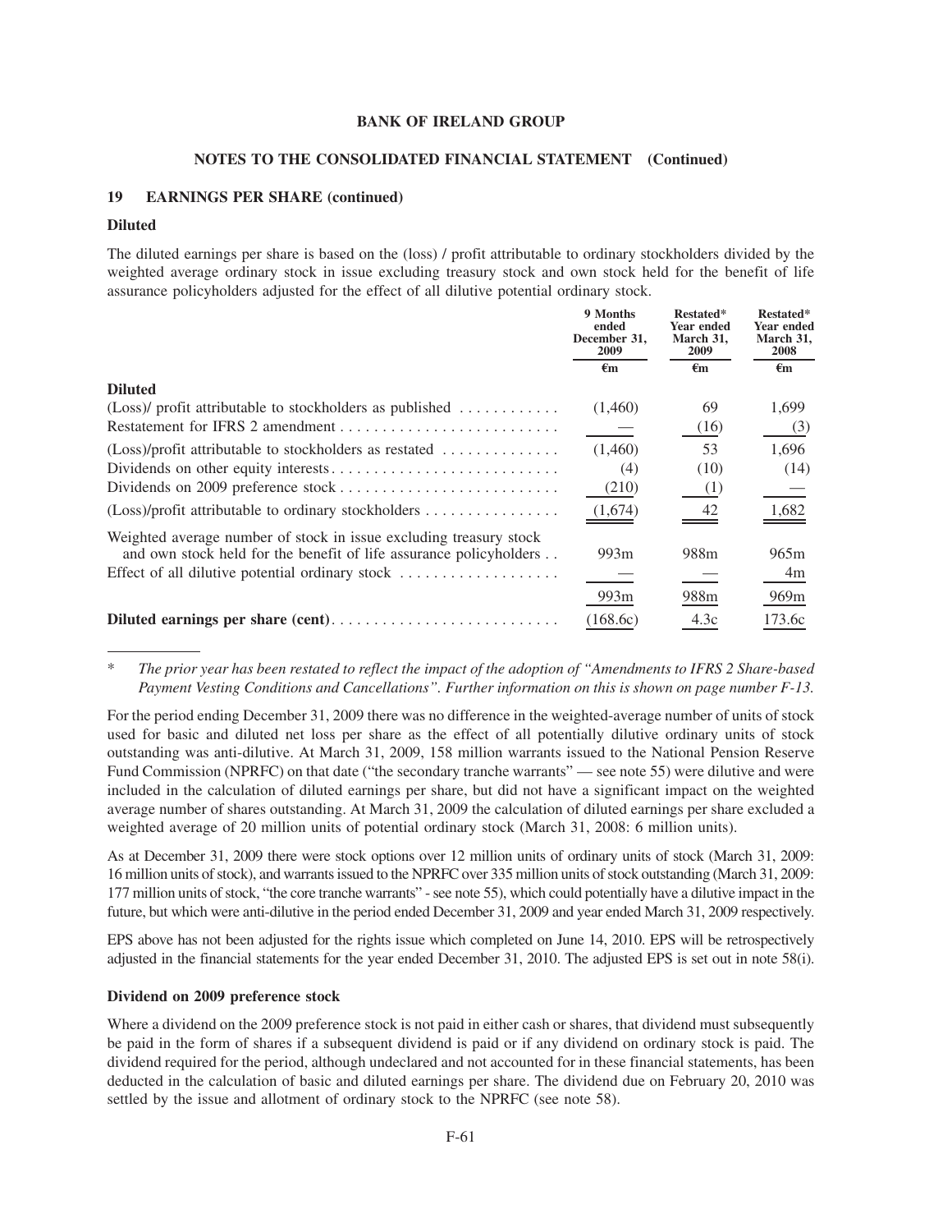## 19 EARNINGS PER SHARE (continued)

### Diluted

The diluted earnings per share is based on the (loss) / profit attributable to ordinary stockholders divided by the weighted average ordinary stock in issue excluding treasury stock and own stock held for the benefit of life assurance policyholders adjusted for the effect of all dilutive potential ordinary stock.

| | 9 Months ended December 31, 2009 | Restated* Year ended March 31, 2009 | Restated* Year ended March 31, 2008 |
|---|---|---|---|
| | €m | €m | €m |
| **Diluted** | | | |
| (Loss)/ profit attributable to stockholders as published | (1,460) | 69 | 1,699 |
| Restatement for IFRS 2 amendment | — | (16) | (3) |
| (Loss)/profit attributable to stockholders as restated | (1,460) | 53 | 1,696 |
| Dividends on other equity interests | (4) | (10) | (14) |
| Dividends on 2009 preference stock | (210) | (1) | — |
| (Loss)/profit attributable to ordinary stockholders | (1,674) | 42 | 1,682 |
| Weighted average number of stock in issue excluding treasury stock and own stock held for the benefit of life assurance policyholders | 993m | 988m | 965m |
| Effect of all dilutive potential ordinary stock | — | — | 4m |
| | 993m | 988m | 969m |
| **Diluted earnings per share (cent)** | (168.6c) | 4.3c | 173.6c |

\* *The prior year has been restated to reflect the impact of the adoption of "Amendments to IFRS 2 Share-based Payment Vesting Conditions and Cancellations". Further information on this is shown on page number F-13.*

For the period ending December 31, 2009 there was no difference in the weighted-average number of units of stock used for basic and diluted net loss per share as the effect of all potentially dilutive ordinary units of stock outstanding was anti-dilutive. At March 31, 2009, 158 million warrants issued to the National Pension Reserve Fund Commission (NPRFC) on that date ("the secondary tranche warrants" — see note 55) were dilutive and were included in the calculation of diluted earnings per share, but did not have a significant impact on the weighted average number of shares outstanding. At March 31, 2009 the calculation of diluted earnings per share excluded a weighted average of 20 million units of potential ordinary stock (March 31, 2008: 6 million units).

As at December 31, 2009 there were stock options over 12 million units of ordinary units of stock (March 31, 2009: 16 million units of stock), and warrants issued to the NPRFC over 335 million units of stock outstanding (March 31, 2009: 177 million units of stock, "the core tranche warrants" - see note 55), which could potentially have a dilutive impact in the future, but which were anti-dilutive in the period ended December 31, 2009 and year ended March 31, 2009 respectively.

EPS above has not been adjusted for the rights issue which completed on June 14, 2010. EPS will be retrospectively adjusted in the financial statements for the year ended December 31, 2010. The adjusted EPS is set out in note 58(i).

### Dividend on 2009 preference stock

Where a dividend on the 2009 preference stock is not paid in either cash or shares, that dividend must subsequently be paid in the form of shares if a subsequent dividend is paid or if any dividend on ordinary stock is paid. The dividend required for the period, although undeclared and not accounted for in these financial statements, has been deducted in the calculation of basic and diluted earnings per share. The dividend due on February 20, 2010 was settled by the issue and allotment of ordinary stock to the NPRFC (see note 58).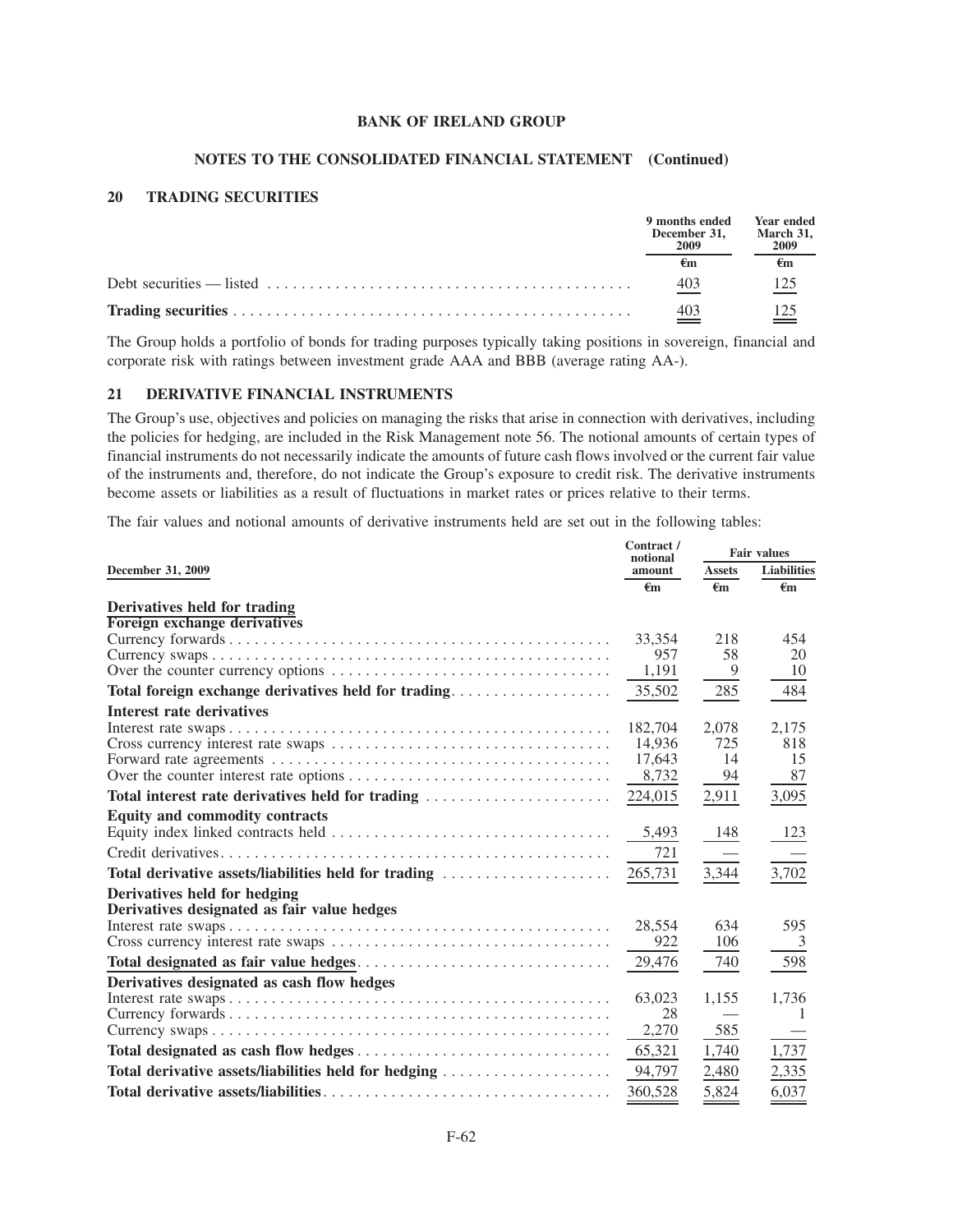## 20 TRADING SECURITIES

| | 9 months ended December 31, 2009 | Year ended March 31, 2009 |
|---|---|---|
| | €m | €m |
| Debt securities — listed | 403 | 125 |
| **Trading securities** | 403 | 125 |

The Group holds a portfolio of bonds for trading purposes typically taking positions in sovereign, financial and corporate risk with ratings between investment grade AAA and BBB (average rating AA-).

## 21 DERIVATIVE FINANCIAL INSTRUMENTS

The Group's use, objectives and policies on managing the risks that arise in connection with derivatives, including the policies for hedging, are included in the Risk Management note 56. The notional amounts of certain types of financial instruments do not necessarily indicate the amounts of future cash flows involved or the current fair value of the instruments and, therefore, do not indicate the Group's exposure to credit risk. The derivative instruments become assets or liabilities as a result of fluctuations in market rates or prices relative to their terms.

The fair values and notional amounts of derivative instruments held are set out in the following tables:

| December 31, 2009 | Contract / notional amount | Fair values | |
|---|---|---|---|
| | | Assets | Liabilities |
| | €m | €m | €m |
| **Derivatives held for trading** | | | |
| **Foreign exchange derivatives** | | | |
| Currency forwards | 33,354 | 218 | 454 |
| Currency swaps | 957 | 58 | 20 |
| Over the counter currency options | 1,191 | 9 | 10 |
| **Total foreign exchange derivatives held for trading** | 35,502 | 285 | 484 |
| **Interest rate derivatives** | | | |
| Interest rate swaps | 182,704 | 2,078 | 2,175 |
| Cross currency interest rate swaps | 14,936 | 725 | 818 |
| Forward rate agreements | 17,643 | 14 | 15 |
| Over the counter interest rate options | 8,732 | 94 | 87 |
| **Total interest rate derivatives held for trading** | 224,015 | 2,911 | 3,095 |
| **Equity and commodity contracts** | | | |
| Equity index linked contracts held | 5,493 | 148 | 123 |
| Credit derivatives | 721 | — | — |
| **Total derivative assets/liabilities held for trading** | 265,731 | 3,344 | 3,702 |
| **Derivatives held for hedging** | | | |
| **Derivatives designated as fair value hedges** | | | |
| Interest rate swaps | 28,554 | 634 | 595 |
| Cross currency interest rate swaps | 922 | 106 | 3 |
| **Total designated as fair value hedges** | 29,476 | 740 | 598 |
| **Derivatives designated as cash flow hedges** | | | |
| Interest rate swaps | 63,023 | 1,155 | 1,736 |
| Currency forwards | 28 | — | 1 |
| Currency swaps | 2,270 | 585 | — |
| **Total designated as cash flow hedges** | 65,321 | 1,740 | 1,737 |
| **Total derivative assets/liabilities held for hedging** | 94,797 | 2,480 | 2,335 |
| **Total derivative assets/liabilities** | 360,528 | 5,824 | 6,037 |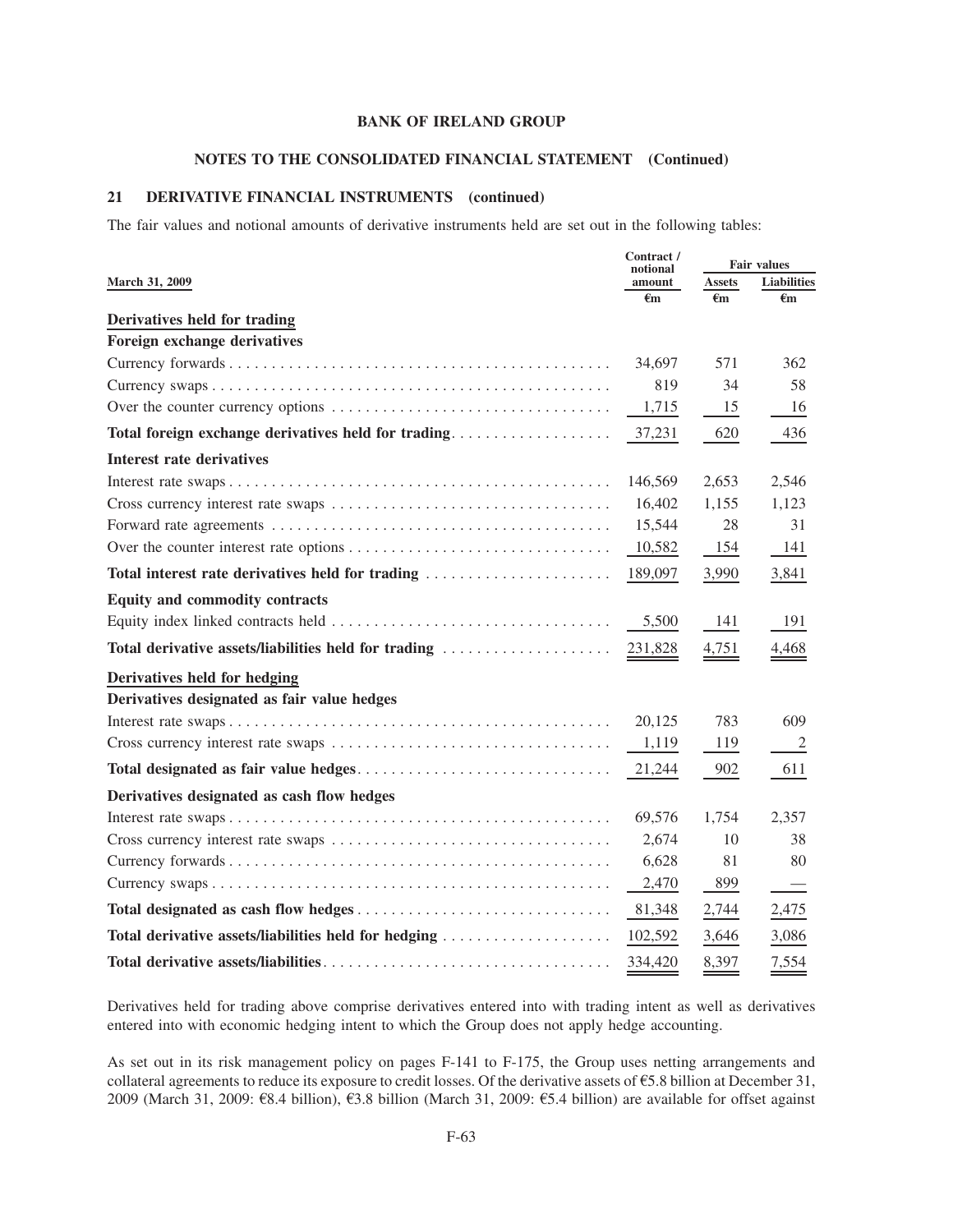**BANK OF IRELAND GROUP**

**NOTES TO THE CONSOLIDATED FINANCIAL STATEMENT (Continued)**

## 21 DERIVATIVE FINANCIAL INSTRUMENTS (continued)

The fair values and notional amounts of derivative instruments held are set out in the following tables:

| March 31, 2009 | Contract / notional amount | Fair values | |
|---|---|---|---|
| | | Assets | Liabilities |
| | €m | €m | €m |
| **Derivatives held for trading** | | | |
| **Foreign exchange derivatives** | | | |
| Currency forwards | 34,697 | 571 | 362 |
| Currency swaps | 819 | 34 | 58 |
| Over the counter currency options | 1,715 | 15 | 16 |
| **Total foreign exchange derivatives held for trading** | 37,231 | 620 | 436 |
| **Interest rate derivatives** | | | |
| Interest rate swaps | 146,569 | 2,653 | 2,546 |
| Cross currency interest rate swaps | 16,402 | 1,155 | 1,123 |
| Forward rate agreements | 15,544 | 28 | 31 |
| Over the counter interest rate options | 10,582 | 154 | 141 |
| **Total interest rate derivatives held for trading** | 189,097 | 3,990 | 3,841 |
| **Equity and commodity contracts** | | | |
| Equity index linked contracts held | 5,500 | 141 | 191 |
| **Total derivative assets/liabilities held for trading** | 231,828 | 4,751 | 4,468 |
| **Derivatives held for hedging** | | | |
| **Derivatives designated as fair value hedges** | | | |
| Interest rate swaps | 20,125 | 783 | 609 |
| Cross currency interest rate swaps | 1,119 | 119 | 2 |
| **Total designated as fair value hedges** | 21,244 | 902 | 611 |
| **Derivatives designated as cash flow hedges** | | | |
| Interest rate swaps | 69,576 | 1,754 | 2,357 |
| Cross currency interest rate swaps | 2,674 | 10 | 38 |
| Currency forwards | 6,628 | 81 | 80 |
| Currency swaps | 2,470 | 899 | — |
| **Total designated as cash flow hedges** | 81,348 | 2,744 | 2,475 |
| **Total derivative assets/liabilities held for hedging** | 102,592 | 3,646 | 3,086 |
| **Total derivative assets/liabilities** | 334,420 | 8,397 | 7,554 |

Derivatives held for trading above comprise derivatives entered into with trading intent as well as derivatives entered into with economic hedging intent to which the Group does not apply hedge accounting.

As set out in its risk management policy on pages F-141 to F-175, the Group uses netting arrangements and collateral agreements to reduce its exposure to credit losses. Of the derivative assets of €5.8 billion at December 31, 2009 (March 31, 2009: €8.4 billion), €3.8 billion (March 31, 2009: €5.4 billion) are available for offset against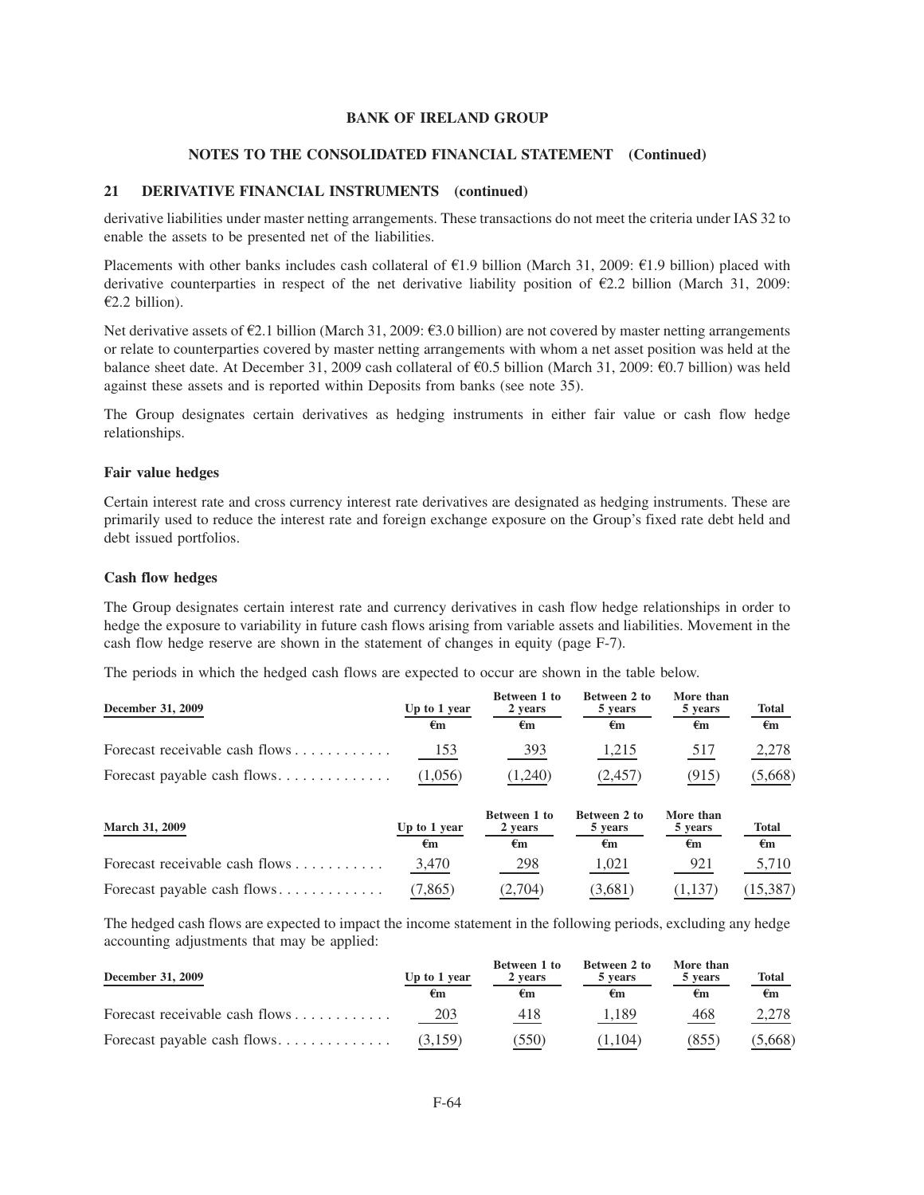## 21 DERIVATIVE FINANCIAL INSTRUMENTS (continued)

derivative liabilities under master netting arrangements. These transactions do not meet the criteria under IAS 32 to enable the assets to be presented net of the liabilities.

Placements with other banks includes cash collateral of €1.9 billion (March 31, 2009: €1.9 billion) placed with derivative counterparties in respect of the net derivative liability position of €2.2 billion (March 31, 2009: €2.2 billion).

Net derivative assets of €2.1 billion (March 31, 2009: €3.0 billion) are not covered by master netting arrangements or relate to counterparties covered by master netting arrangements with whom a net asset position was held at the balance sheet date. At December 31, 2009 cash collateral of €0.5 billion (March 31, 2009: €0.7 billion) was held against these assets and is reported within Deposits from banks (see note 35).

The Group designates certain derivatives as hedging instruments in either fair value or cash flow hedge relationships.

### Fair value hedges

Certain interest rate and cross currency interest rate derivatives are designated as hedging instruments. These are primarily used to reduce the interest rate and foreign exchange exposure on the Group's fixed rate debt held and debt issued portfolios.

### Cash flow hedges

The Group designates certain interest rate and currency derivatives in cash flow hedge relationships in order to hedge the exposure to variability in future cash flows arising from variable assets and liabilities. Movement in the cash flow hedge reserve are shown in the statement of changes in equity (page F-7).

The periods in which the hedged cash flows are expected to occur are shown in the table below.

| December 31, 2009 | Up to 1 year | Between 1 to 2 years | Between 2 to 5 years | More than 5 years | Total |
|---|---|---|---|---|---|
| | €m | €m | €m | €m | €m |
| Forecast receivable cash flows | 153 | 393 | 1,215 | 517 | 2,278 |
| Forecast payable cash flows | (1,056) | (1,240) | (2,457) | (915) | (5,668) |

| March 31, 2009 | Up to 1 year | Between 1 to 2 years | Between 2 to 5 years | More than 5 years | Total |
|---|---|---|---|---|---|
| | €m | €m | €m | €m | €m |
| Forecast receivable cash flows | 3,470 | 298 | 1,021 | 921 | 5,710 |
| Forecast payable cash flows | (7,865) | (2,704) | (3,681) | (1,137) | (15,387) |

The hedged cash flows are expected to impact the income statement in the following periods, excluding any hedge accounting adjustments that may be applied:

| December 31, 2009 | Up to 1 year | Between 1 to 2 years | Between 2 to 5 years | More than 5 years | Total |
|---|---|---|---|---|---|
| | €m | €m | €m | €m | €m |
| Forecast receivable cash flows | 203 | 418 | 1,189 | 468 | 2,278 |
| Forecast payable cash flows | (3,159) | (550) | (1,104) | (855) | (5,668) |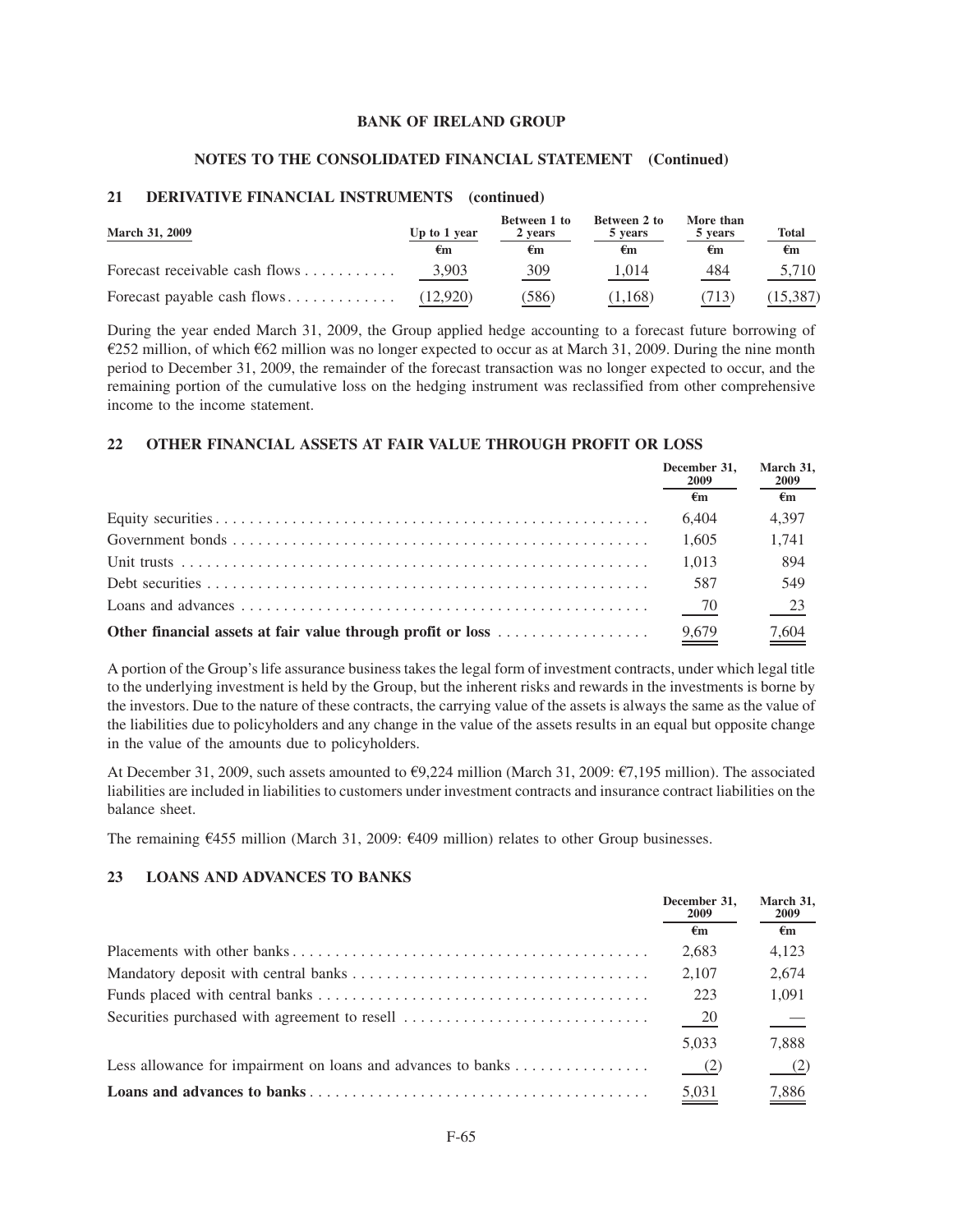## 21 DERIVATIVE FINANCIAL INSTRUMENTS (continued)

| March 31, 2009 | Up to 1 year | Between 1 to 2 years | Between 2 to 5 years | More than 5 years | Total |
|---|---|---|---|---|---|
| | €m | €m | €m | €m | €m |
| Forecast receivable cash flows | 3,903 | 309 | 1,014 | 484 | 5,710 |
| Forecast payable cash flows | (12,920) | (586) | (1,168) | (713) | (15,387) |

During the year ended March 31, 2009, the Group applied hedge accounting to a forecast future borrowing of €252 million, of which €62 million was no longer expected to occur as at March 31, 2009. During the nine month period to December 31, 2009, the remainder of the forecast transaction was no longer expected to occur, and the remaining portion of the cumulative loss on the hedging instrument was reclassified from other comprehensive income to the income statement.

## 22 OTHER FINANCIAL ASSETS AT FAIR VALUE THROUGH PROFIT OR LOSS

| | December 31, 2009 | March 31, 2009 |
|---|---|---|
| | €m | €m |
| Equity securities | 6,404 | 4,397 |
| Government bonds | 1,605 | 1,741 |
| Unit trusts | 1,013 | 894 |
| Debt securities | 587 | 549 |
| Loans and advances | 70 | 23 |
| **Other financial assets at fair value through profit or loss** | 9,679 | 7,604 |

A portion of the Group's life assurance business takes the legal form of investment contracts, under which legal title to the underlying investment is held by the Group, but the inherent risks and rewards in the investments is borne by the investors. Due to the nature of these contracts, the carrying value of the assets is always the same as the value of the liabilities due to policyholders and any change in the value of the assets results in an equal but opposite change in the value of the amounts due to policyholders.

At December 31, 2009, such assets amounted to €9,224 million (March 31, 2009: €7,195 million). The associated liabilities are included in liabilities to customers under investment contracts and insurance contract liabilities on the balance sheet.

The remaining €455 million (March 31, 2009: €409 million) relates to other Group businesses.

## 23 LOANS AND ADVANCES TO BANKS

| | December 31, 2009 | March 31, 2009 |
|---|---|---|
| | €m | €m |
| Placements with other banks | 2,683 | 4,123 |
| Mandatory deposit with central banks | 2,107 | 2,674 |
| Funds placed with central banks | 223 | 1,091 |
| Securities purchased with agreement to resell | 20 | — |
| | 5,033 | 7,888 |
| Less allowance for impairment on loans and advances to banks | (2) | (2) |
| **Loans and advances to banks** | 5,031 | 7,886 |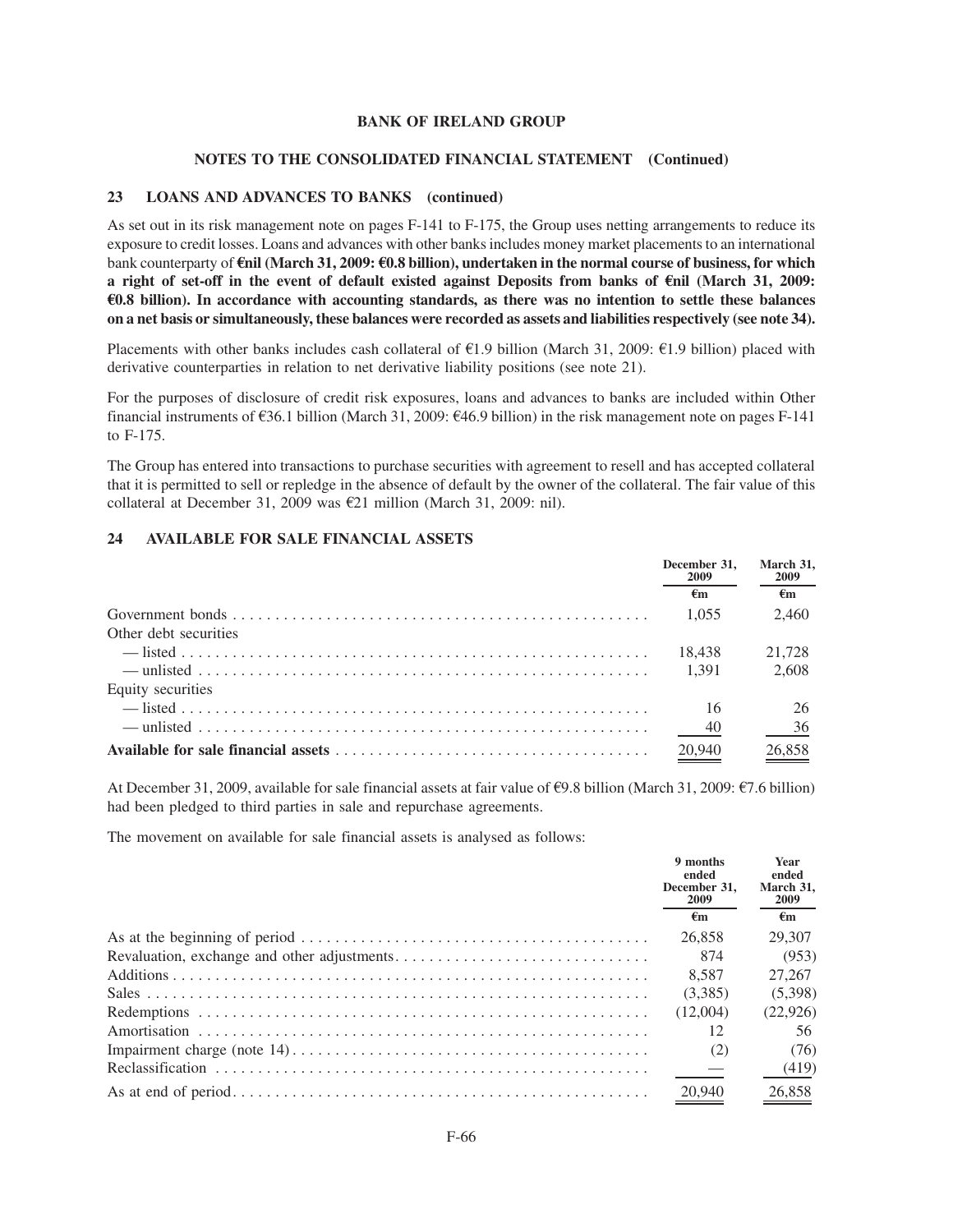## 23 LOANS AND ADVANCES TO BANKS (continued)

As set out in its risk management note on pages F-141 to F-175, the Group uses netting arrangements to reduce its exposure to credit losses. Loans and advances with other banks includes money market placements to an international bank counterparty of **€nil (March 31, 2009: €0.8 billion), undertaken in the normal course of business, for which a right of set-off in the event of default existed against Deposits from banks of €nil (March 31, 2009: €0.8 billion). In accordance with accounting standards, as there was no intention to settle these balances on a net basis or simultaneously, these balances were recorded as assets and liabilities respectively (see note 34).**

Placements with other banks includes cash collateral of €1.9 billion (March 31, 2009: €1.9 billion) placed with derivative counterparties in relation to net derivative liability positions (see note 21).

For the purposes of disclosure of credit risk exposures, loans and advances to banks are included within Other financial instruments of €36.1 billion (March 31, 2009: €46.9 billion) in the risk management note on pages F-141 to F-175.

The Group has entered into transactions to purchase securities with agreement to resell and has accepted collateral that it is permitted to sell or repledge in the absence of default by the owner of the collateral. The fair value of this collateral at December 31, 2009 was €21 million (March 31, 2009: nil).

## 24 AVAILABLE FOR SALE FINANCIAL ASSETS

| | December 31, 2009 | March 31, 2009 |
|---|---|---|
| | €m | €m |
| Government bonds | 1,055 | 2,460 |
| Other debt securities | | |
| — listed | 18,438 | 21,728 |
| — unlisted | 1,391 | 2,608 |
| Equity securities | | |
| — listed | 16 | 26 |
| — unlisted | 40 | 36 |
| **Available for sale financial assets** | 20,940 | 26,858 |

At December 31, 2009, available for sale financial assets at fair value of €9.8 billion (March 31, 2009: €7.6 billion) had been pledged to third parties in sale and repurchase agreements.

The movement on available for sale financial assets is analysed as follows:

| | 9 months ended December 31, 2009 | Year ended March 31, 2009 |
|---|---|---|
| | €m | €m |
| As at the beginning of period | 26,858 | 29,307 |
| Revaluation, exchange and other adjustments | 874 | (953) |
| Additions | 8,587 | 27,267 |
| Sales | (3,385) | (5,398) |
| Redemptions | (12,004) | (22,926) |
| Amortisation | 12 | 56 |
| Impairment charge (note 14) | (2) | (76) |
| Reclassification | — | (419) |
| As at end of period | 20,940 | 26,858 |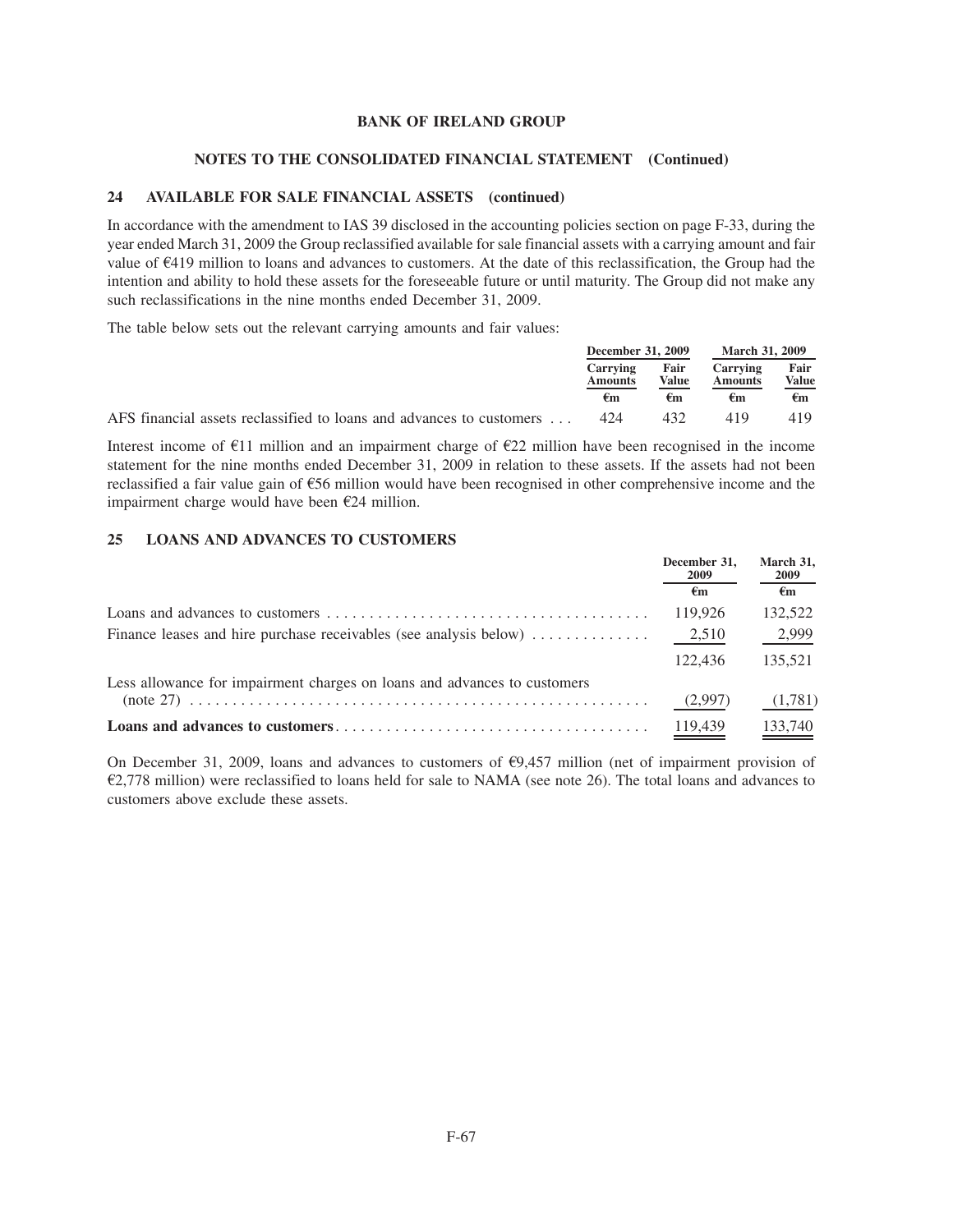**BANK OF IRELAND GROUP**

**NOTES TO THE CONSOLIDATED FINANCIAL STATEMENT (Continued)**

## 24 AVAILABLE FOR SALE FINANCIAL ASSETS (continued)

In accordance with the amendment to IAS 39 disclosed in the accounting policies section on page F-33, during the year ended March 31, 2009 the Group reclassified available for sale financial assets with a carrying amount and fair value of €419 million to loans and advances to customers. At the date of this reclassification, the Group had the intention and ability to hold these assets for the foreseeable future or until maturity. The Group did not make any such reclassifications in the nine months ended December 31, 2009.

The table below sets out the relevant carrying amounts and fair values:

| | December 31, 2009 | | March 31, 2009 | |
|---|---|---|---|---|
| | Carrying Amounts | Fair Value | Carrying Amounts | Fair Value |
| | €m | €m | €m | €m |
| AFS financial assets reclassified to loans and advances to customers | 424 | 432 | 419 | 419 |

Interest income of €11 million and an impairment charge of €22 million have been recognised in the income statement for the nine months ended December 31, 2009 in relation to these assets. If the assets had not been reclassified a fair value gain of €56 million would have been recognised in other comprehensive income and the impairment charge would have been €24 million.

## 25 LOANS AND ADVANCES TO CUSTOMERS

| | December 31, 2009 | March 31, 2009 |
|---|---|---|
| | €m | €m |
| Loans and advances to customers | 119,926 | 132,522 |
| Finance leases and hire purchase receivables (see analysis below) | 2,510 | 2,999 |
| | 122,436 | 135,521 |
| Less allowance for impairment charges on loans and advances to customers (note 27) | (2,997) | (1,781) |
| **Loans and advances to customers** | 119,439 | 133,740 |

On December 31, 2009, loans and advances to customers of €9,457 million (net of impairment provision of €2,778 million) were reclassified to loans held for sale to NAMA (see note 26). The total loans and advances to customers above exclude these assets.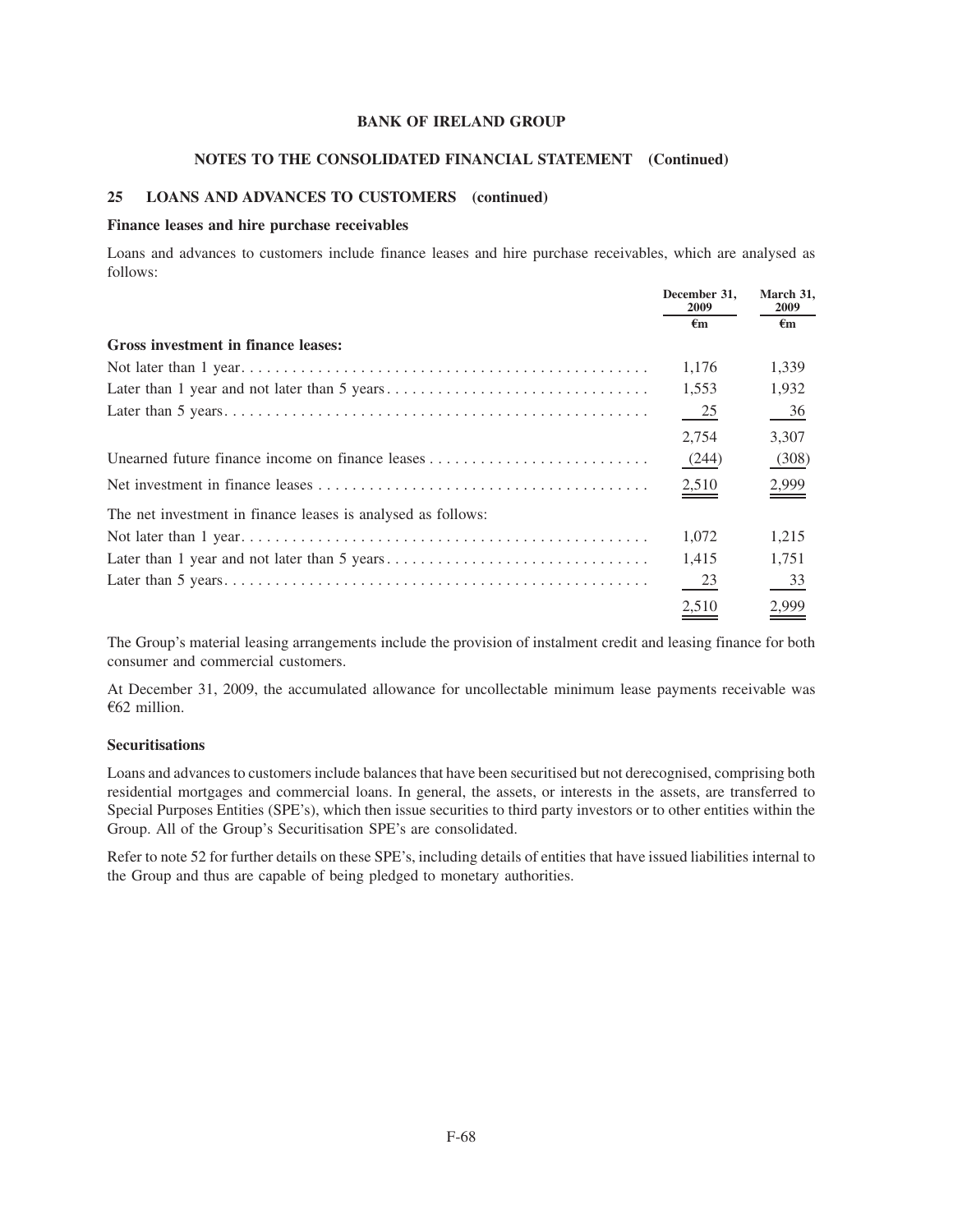# BANK OF IRELAND GROUP

## NOTES TO THE CONSOLIDATED FINANCIAL STATEMENT (Continued)

### 25 LOANS AND ADVANCES TO CUSTOMERS (continued)

**Finance leases and hire purchase receivables**

Loans and advances to customers include finance leases and hire purchase receivables, which are analysed as follows:

| | December 31, 2009 | March 31, 2009 |
|---|---|---|
| | €m | €m |
| **Gross investment in finance leases:** | | |
| Not later than 1 year | 1,176 | 1,339 |
| Later than 1 year and not later than 5 years | 1,553 | 1,932 |
| Later than 5 years | 25 | 36 |
| | 2,754 | 3,307 |
| Unearned future finance income on finance leases | (244) | (308) |
| Net investment in finance leases | 2,510 | 2,999 |
| The net investment in finance leases is analysed as follows: | | |
| Not later than 1 year | 1,072 | 1,215 |
| Later than 1 year and not later than 5 years | 1,415 | 1,751 |
| Later than 5 years | 23 | 33 |
| | 2,510 | 2,999 |

The Group's material leasing arrangements include the provision of instalment credit and leasing finance for both consumer and commercial customers.

At December 31, 2009, the accumulated allowance for uncollectable minimum lease payments receivable was €62 million.

**Securitisations**

Loans and advances to customers include balances that have been securitised but not derecognised, comprising both residential mortgages and commercial loans. In general, the assets, or interests in the assets, are transferred to Special Purposes Entities (SPE's), which then issue securities to third party investors or to other entities within the Group. All of the Group's Securitisation SPE's are consolidated.

Refer to note 52 for further details on these SPE's, including details of entities that have issued liabilities internal to the Group and thus are capable of being pledged to monetary authorities.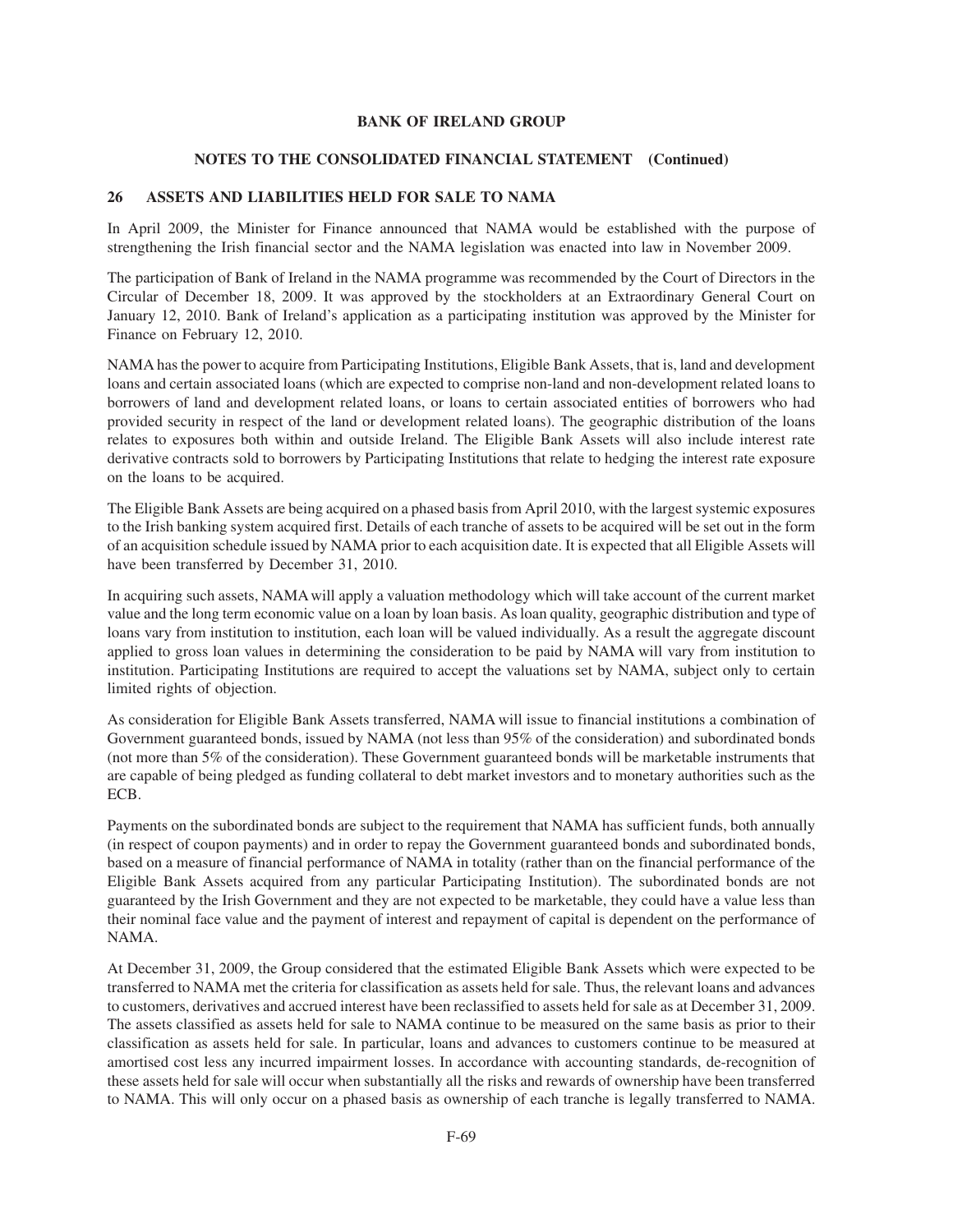## 26 ASSETS AND LIABILITIES HELD FOR SALE TO NAMA

In April 2009, the Minister for Finance announced that NAMA would be established with the purpose of strengthening the Irish financial sector and the NAMA legislation was enacted into law in November 2009.

The participation of Bank of Ireland in the NAMA programme was recommended by the Court of Directors in the Circular of December 18, 2009. It was approved by the stockholders at an Extraordinary General Court on January 12, 2010. Bank of Ireland's application as a participating institution was approved by the Minister for Finance on February 12, 2010.

NAMA has the power to acquire from Participating Institutions, Eligible Bank Assets, that is, land and development loans and certain associated loans (which are expected to comprise non-land and non-development related loans to borrowers of land and development related loans, or loans to certain associated entities of borrowers who had provided security in respect of the land or development related loans). The geographic distribution of the loans relates to exposures both within and outside Ireland. The Eligible Bank Assets will also include interest rate derivative contracts sold to borrowers by Participating Institutions that relate to hedging the interest rate exposure on the loans to be acquired.

The Eligible Bank Assets are being acquired on a phased basis from April 2010, with the largest systemic exposures to the Irish banking system acquired first. Details of each tranche of assets to be acquired will be set out in the form of an acquisition schedule issued by NAMA prior to each acquisition date. It is expected that all Eligible Assets will have been transferred by December 31, 2010.

In acquiring such assets, NAMA will apply a valuation methodology which will take account of the current market value and the long term economic value on a loan by loan basis. As loan quality, geographic distribution and type of loans vary from institution to institution, each loan will be valued individually. As a result the aggregate discount applied to gross loan values in determining the consideration to be paid by NAMA will vary from institution to institution. Participating Institutions are required to accept the valuations set by NAMA, subject only to certain limited rights of objection.

As consideration for Eligible Bank Assets transferred, NAMA will issue to financial institutions a combination of Government guaranteed bonds, issued by NAMA (not less than 95% of the consideration) and subordinated bonds (not more than 5% of the consideration). These Government guaranteed bonds will be marketable instruments that are capable of being pledged as funding collateral to debt market investors and to monetary authorities such as the ECB.

Payments on the subordinated bonds are subject to the requirement that NAMA has sufficient funds, both annually (in respect of coupon payments) and in order to repay the Government guaranteed bonds and subordinated bonds, based on a measure of financial performance of NAMA in totality (rather than on the financial performance of the Eligible Bank Assets acquired from any particular Participating Institution). The subordinated bonds are not guaranteed by the Irish Government and they are not expected to be marketable, they could have a value less than their nominal face value and the payment of interest and repayment of capital is dependent on the performance of NAMA.

At December 31, 2009, the Group considered that the estimated Eligible Bank Assets which were expected to be transferred to NAMA met the criteria for classification as assets held for sale. Thus, the relevant loans and advances to customers, derivatives and accrued interest have been reclassified to assets held for sale as at December 31, 2009. The assets classified as assets held for sale to NAMA continue to be measured on the same basis as prior to their classification as assets held for sale. In particular, loans and advances to customers continue to be measured at amortised cost less any incurred impairment losses. In accordance with accounting standards, de-recognition of these assets held for sale will occur when substantially all the risks and rewards of ownership have been transferred to NAMA. This will only occur on a phased basis as ownership of each tranche is legally transferred to NAMA.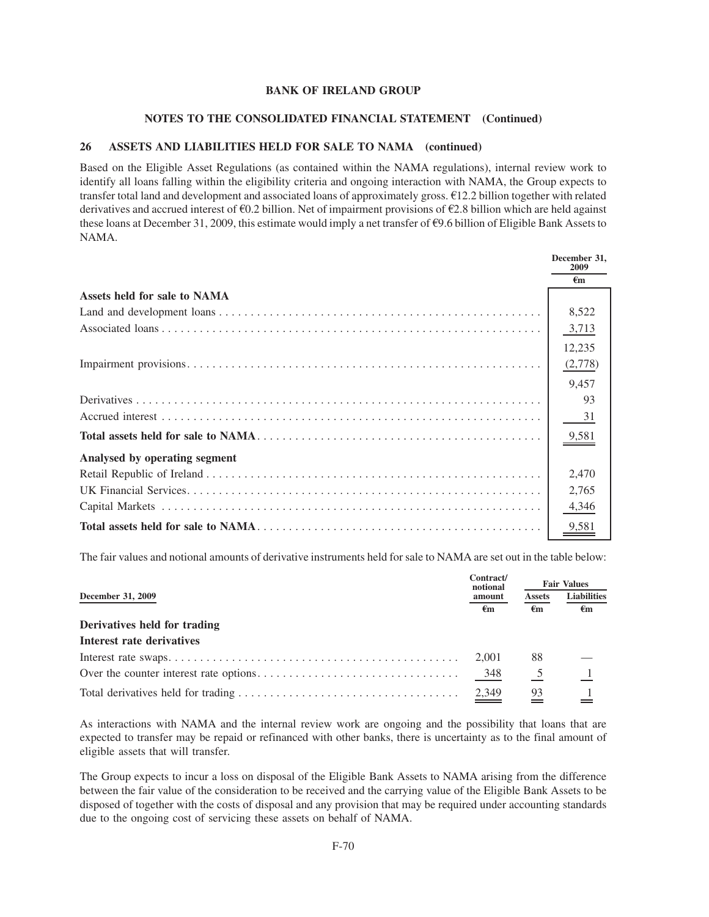## BANK OF IRELAND GROUP

### NOTES TO THE CONSOLIDATED FINANCIAL STATEMENT (Continued)

### 26 ASSETS AND LIABILITIES HELD FOR SALE TO NAMA (continued)

Based on the Eligible Asset Regulations (as contained within the NAMA regulations), internal review work to identify all loans falling within the eligibility criteria and ongoing interaction with NAMA, the Group expects to transfer total land and development and associated loans of approximately gross. €12.2 billion together with related derivatives and accrued interest of €0.2 billion. Net of impairment provisions of €2.8 billion which are held against these loans at December 31, 2009, this estimate would imply a net transfer of €9.6 billion of Eligible Bank Assets to NAMA.

| | December 31, 2009 |
|---|---|
| | €m |
| **Assets held for sale to NAMA** | |
| Land and development loans | 8,522 |
| Associated loans | 3,713 |
| | 12,235 |
| Impairment provisions | (2,778) |
| | 9,457 |
| Derivatives | 93 |
| Accrued interest | 31 |
| **Total assets held for sale to NAMA** | 9,581 |
| **Analysed by operating segment** | |
| Retail Republic of Ireland | 2,470 |
| UK Financial Services | 2,765 |
| Capital Markets | 4,346 |
| **Total assets held for sale to NAMA** | 9,581 |

The fair values and notional amounts of derivative instruments held for sale to NAMA are set out in the table below:

| December 31, 2009 | Contract/ notional amount | Fair Values | |
|---|---|---|---|
| | | Assets | Liabilities |
| | €m | €m | €m |
| **Derivatives held for trading** | | | |
| **Interest rate derivatives** | | | |
| Interest rate swaps | 2,001 | 88 | — |
| Over the counter interest rate options | 348 | 5 | 1 |
| Total derivatives held for trading | 2,349 | 93 | 1 |

As interactions with NAMA and the internal review work are ongoing and the possibility that loans that are expected to transfer may be repaid or refinanced with other banks, there is uncertainty as to the final amount of eligible assets that will transfer.

The Group expects to incur a loss on disposal of the Eligible Bank Assets to NAMA arising from the difference between the fair value of the consideration to be received and the carrying value of the Eligible Bank Assets to be disposed of together with the costs of disposal and any provision that may be required under accounting standards due to the ongoing cost of servicing these assets on behalf of NAMA.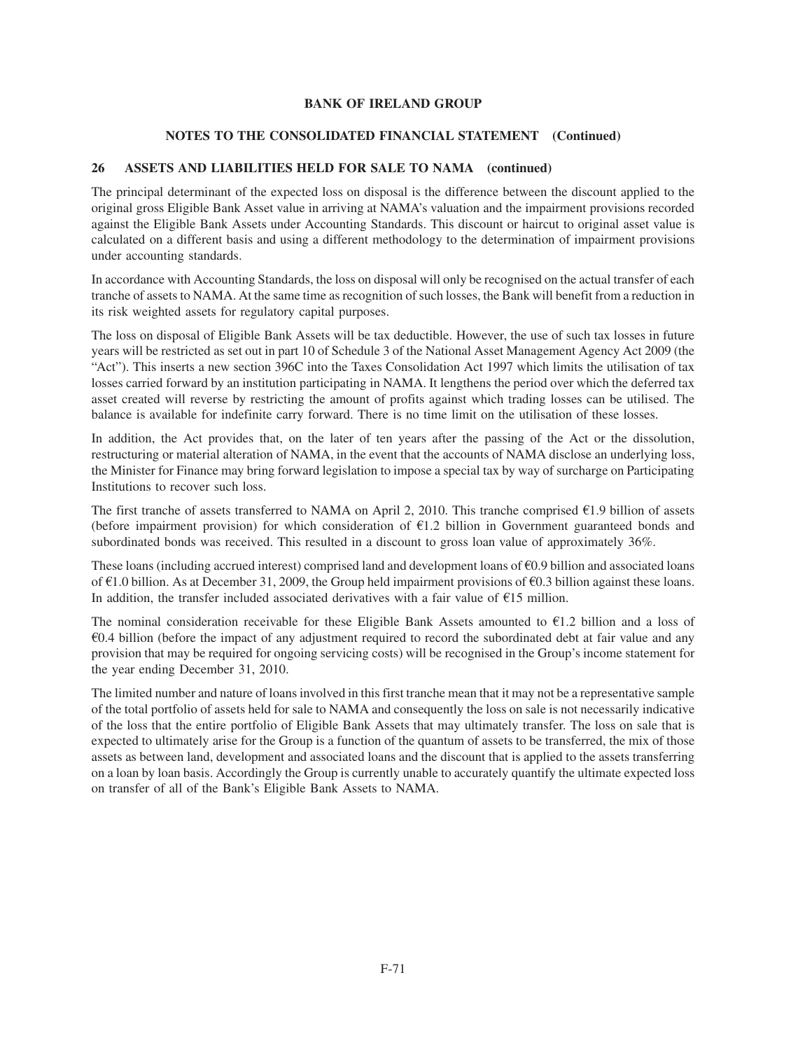## 26 ASSETS AND LIABILITIES HELD FOR SALE TO NAMA (continued)

The principal determinant of the expected loss on disposal is the difference between the discount applied to the original gross Eligible Bank Asset value in arriving at NAMA's valuation and the impairment provisions recorded against the Eligible Bank Assets under Accounting Standards. This discount or haircut to original asset value is calculated on a different basis and using a different methodology to the determination of impairment provisions under accounting standards.

In accordance with Accounting Standards, the loss on disposal will only be recognised on the actual transfer of each tranche of assets to NAMA. At the same time as recognition of such losses, the Bank will benefit from a reduction in its risk weighted assets for regulatory capital purposes.

The loss on disposal of Eligible Bank Assets will be tax deductible. However, the use of such tax losses in future years will be restricted as set out in part 10 of Schedule 3 of the National Asset Management Agency Act 2009 (the "Act"). This inserts a new section 396C into the Taxes Consolidation Act 1997 which limits the utilisation of tax losses carried forward by an institution participating in NAMA. It lengthens the period over which the deferred tax asset created will reverse by restricting the amount of profits against which trading losses can be utilised. The balance is available for indefinite carry forward. There is no time limit on the utilisation of these losses.

In addition, the Act provides that, on the later of ten years after the passing of the Act or the dissolution, restructuring or material alteration of NAMA, in the event that the accounts of NAMA disclose an underlying loss, the Minister for Finance may bring forward legislation to impose a special tax by way of surcharge on Participating Institutions to recover such loss.

The first tranche of assets transferred to NAMA on April 2, 2010. This tranche comprised €1.9 billion of assets (before impairment provision) for which consideration of €1.2 billion in Government guaranteed bonds and subordinated bonds was received. This resulted in a discount to gross loan value of approximately 36%.

These loans (including accrued interest) comprised land and development loans of €0.9 billion and associated loans of €1.0 billion. As at December 31, 2009, the Group held impairment provisions of €0.3 billion against these loans. In addition, the transfer included associated derivatives with a fair value of €15 million.

The nominal consideration receivable for these Eligible Bank Assets amounted to €1.2 billion and a loss of €0.4 billion (before the impact of any adjustment required to record the subordinated debt at fair value and any provision that may be required for ongoing servicing costs) will be recognised in the Group's income statement for the year ending December 31, 2010.

The limited number and nature of loans involved in this first tranche mean that it may not be a representative sample of the total portfolio of assets held for sale to NAMA and consequently the loss on sale is not necessarily indicative of the loss that the entire portfolio of Eligible Bank Assets that may ultimately transfer. The loss on sale that is expected to ultimately arise for the Group is a function of the quantum of assets to be transferred, the mix of those assets as between land, development and associated loans and the discount that is applied to the assets transferring on a loan by loan basis. Accordingly the Group is currently unable to accurately quantify the ultimate expected loss on transfer of all of the Bank's Eligible Bank Assets to NAMA.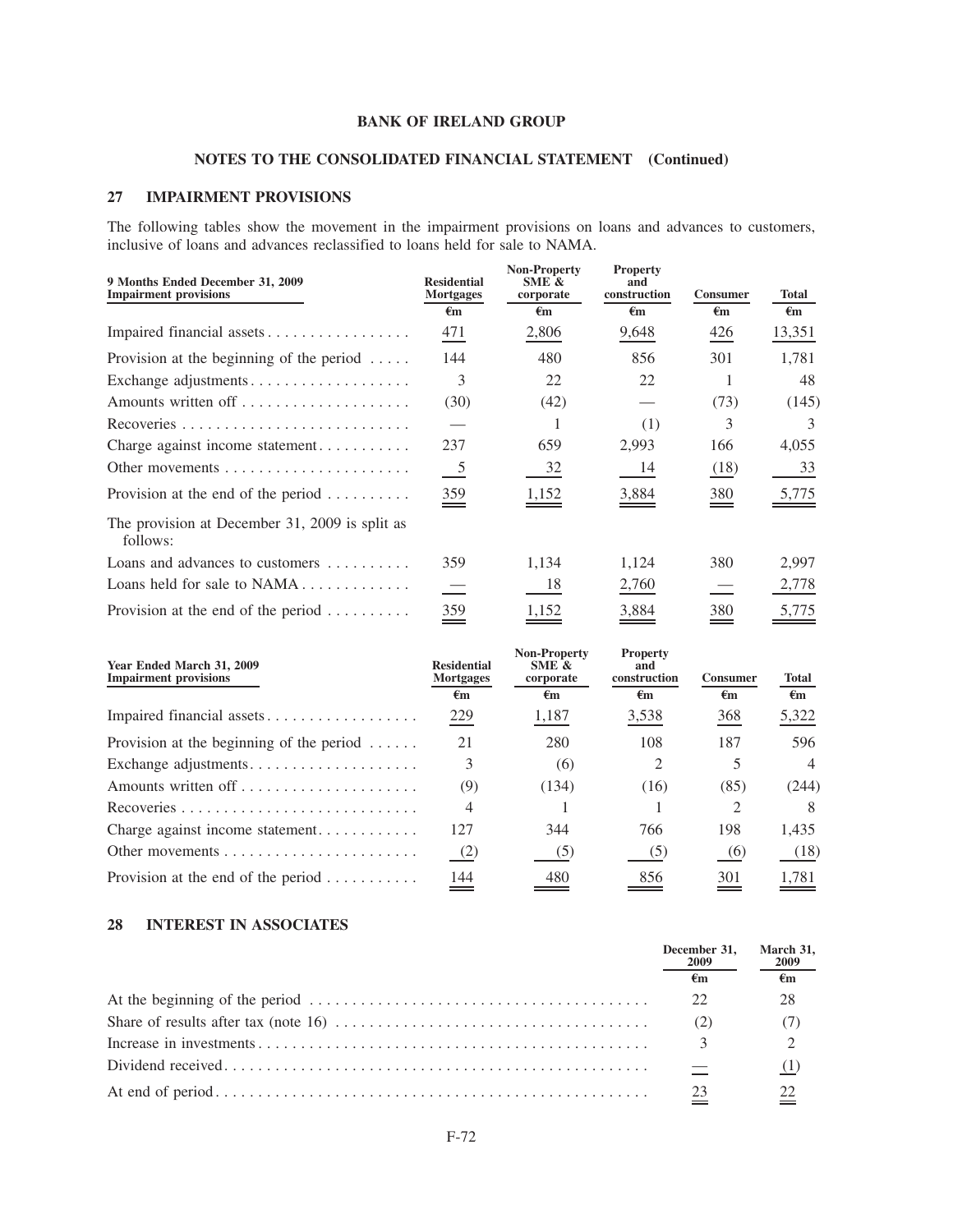## 27 IMPAIRMENT PROVISIONS

The following tables show the movement in the impairment provisions on loans and advances to customers, inclusive of loans and advances reclassified to loans held for sale to NAMA.

| 9 Months Ended December 31, 2009 Impairment provisions | Residential Mortgages | Non-Property SME & corporate | Property and construction | Consumer | Total |
|---|---|---|---|---|---|
| | €m | €m | €m | €m | €m |
| Impaired financial assets | 471 | 2,806 | 9,648 | 426 | 13,351 |
| Provision at the beginning of the period | 144 | 480 | 856 | 301 | 1,781 |
| Exchange adjustments | 3 | 22 | 22 | 1 | 48 |
| Amounts written off | (30) | (42) | — | (73) | (145) |
| Recoveries | — | 1 | (1) | 3 | 3 |
| Charge against income statement | 237 | 659 | 2,993 | 166 | 4,055 |
| Other movements | 5 | 32 | 14 | (18) | 33 |
| Provision at the end of the period | 359 | 1,152 | 3,884 | 380 | 5,775 |
| The provision at December 31, 2009 is split as follows: | | | | | |
| Loans and advances to customers | 359 | 1,134 | 1,124 | 380 | 2,997 |
| Loans held for sale to NAMA | — | 18 | 2,760 | — | 2,778 |
| Provision at the end of the period | 359 | 1,152 | 3,884 | 380 | 5,775 |

| Year Ended March 31, 2009 Impairment provisions | Residential Mortgages | Non-Property SME & corporate | Property and construction | Consumer | Total |
|---|---|---|---|---|---|
| | €m | €m | €m | €m | €m |
| Impaired financial assets | 229 | 1,187 | 3,538 | 368 | 5,322 |
| Provision at the beginning of the period | 21 | 280 | 108 | 187 | 596 |
| Exchange adjustments | 3 | (6) | 2 | 5 | 4 |
| Amounts written off | (9) | (134) | (16) | (85) | (244) |
| Recoveries | 4 | 1 | 1 | 2 | 8 |
| Charge against income statement | 127 | 344 | 766 | 198 | 1,435 |
| Other movements | (2) | (5) | (5) | (6) | (18) |
| Provision at the end of the period | 144 | 480 | 856 | 301 | 1,781 |

## 28 INTEREST IN ASSOCIATES

| | December 31, 2009 | March 31, 2009 |
|---|---|---|
| | €m | €m |
| At the beginning of the period | 22 | 28 |
| Share of results after tax (note 16) | (2) | (7) |
| Increase in investments | 3 | 2 |
| Dividend received | — | (1) |
| At end of period | 23 | 22 |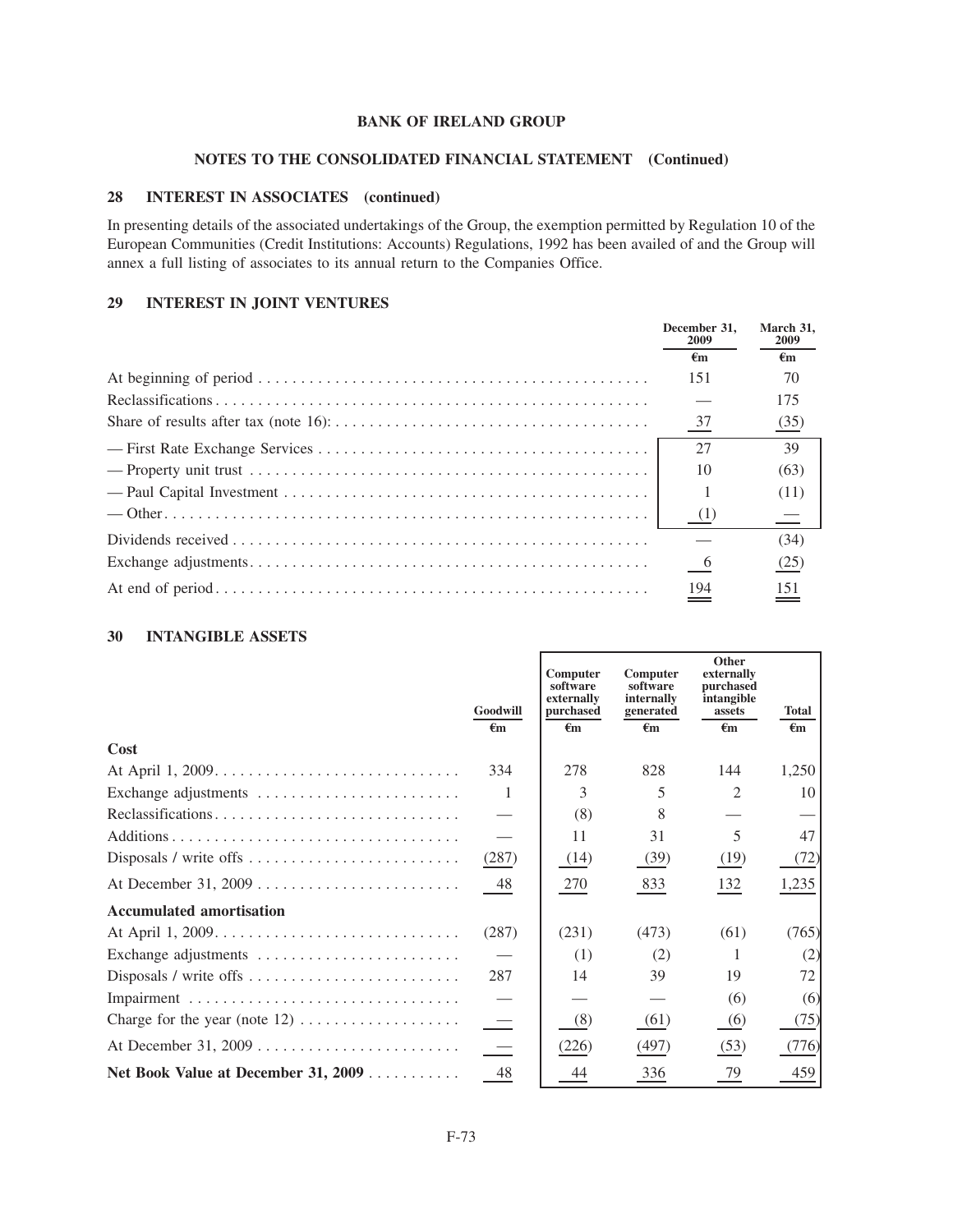**BANK OF IRELAND GROUP**

**NOTES TO THE CONSOLIDATED FINANCIAL STATEMENT (Continued)**

## 28 INTEREST IN ASSOCIATES (continued)

In presenting details of the associated undertakings of the Group, the exemption permitted by Regulation 10 of the European Communities (Credit Institutions: Accounts) Regulations, 1992 has been availed of and the Group will annex a full listing of associates to its annual return to the Companies Office.

## 29 INTEREST IN JOINT VENTURES

| | December 31, 2009 | March 31, 2009 |
|---|---|---|
| | €m | €m |
| At beginning of period | 151 | 70 |
| Reclassifications | — | 175 |
| Share of results after tax (note 16): | 37 | (35) |
| — First Rate Exchange Services | 27 | 39 |
| — Property unit trust | 10 | (63) |
| — Paul Capital Investment | 1 | (11) |
| — Other | (1) | — |
| Dividends received | — | (34) |
| Exchange adjustments | 6 | (25) |
| At end of period | 194 | 151 |

## 30 INTANGIBLE ASSETS

| | Goodwill | Computer software externally purchased | Computer software internally generated | Other externally purchased intangible assets | Total |
|---|---|---|---|---|---|
| | €m | €m | €m | €m | €m |
| **Cost** | | | | | |
| At April 1, 2009 | 334 | 278 | 828 | 144 | 1,250 |
| Exchange adjustments | 1 | 3 | 5 | 2 | 10 |
| Reclassifications | — | (8) | 8 | — | — |
| Additions | — | 11 | 31 | 5 | 47 |
| Disposals / write offs | (287) | (14) | (39) | (19) | (72) |
| At December 31, 2009 | 48 | 270 | 833 | 132 | 1,235 |
| **Accumulated amortisation** | | | | | |
| At April 1, 2009 | (287) | (231) | (473) | (61) | (765) |
| Exchange adjustments | — | (1) | (2) | 1 | (2) |
| Disposals / write offs | 287 | 14 | 39 | 19 | 72 |
| Impairment | — | — | — | (6) | (6) |
| Charge for the year (note 12) | — | (8) | (61) | (6) | (75) |
| At December 31, 2009 | — | (226) | (497) | (53) | (776) |
| **Net Book Value at December 31, 2009** | 48 | 44 | 336 | 79 | 459 |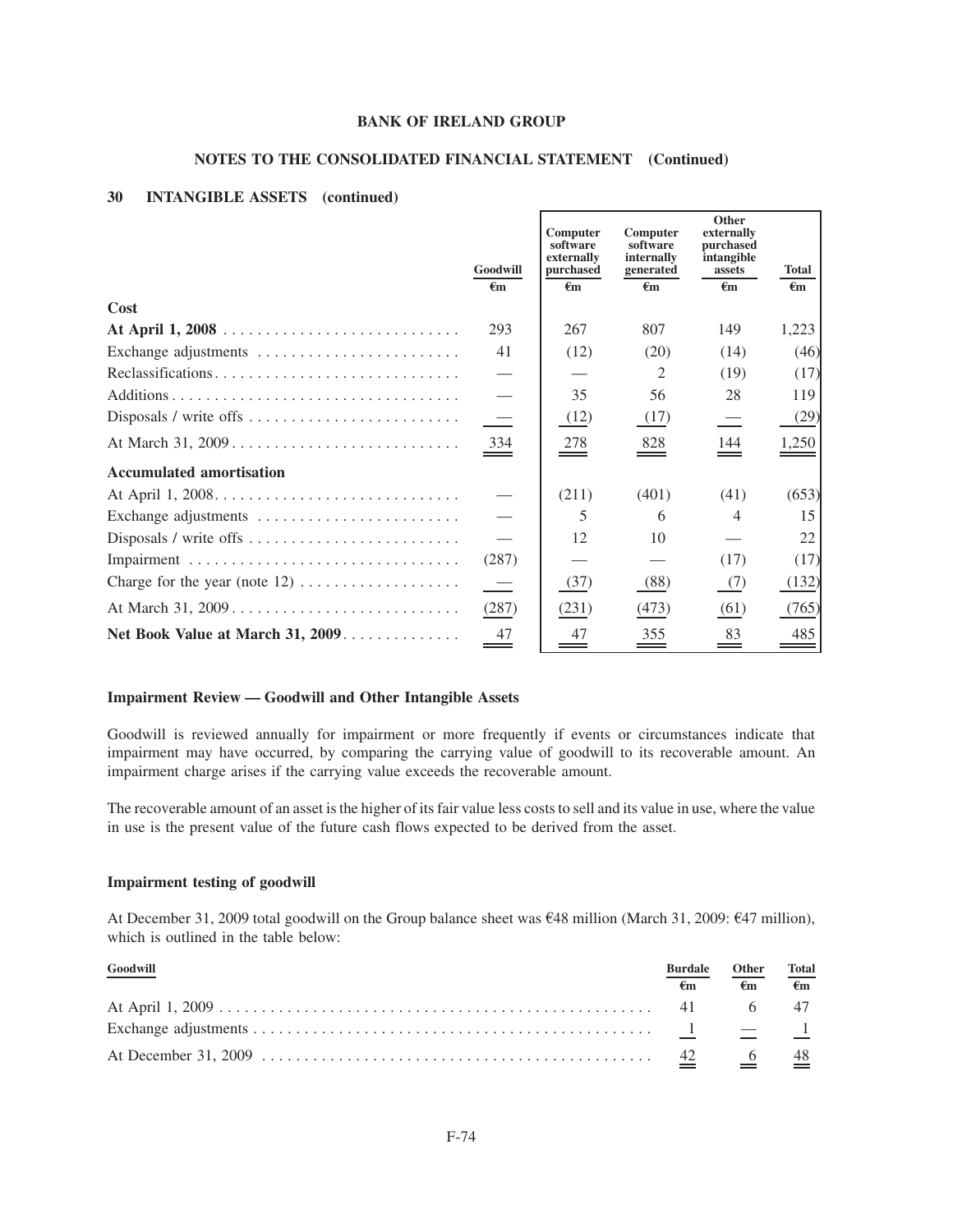## BANK OF IRELAND GROUP

### NOTES TO THE CONSOLIDATED FINANCIAL STATEMENT (Continued)

### 30 INTANGIBLE ASSETS (continued)

| | Goodwill | Computer software externally purchased | Computer software internally generated | Other externally purchased intangible assets | Total |
|---|---|---|---|---|---|
| | €m | €m | €m | €m | €m |
| **Cost** | | | | | |
| **At April 1, 2008** | 293 | 267 | 807 | 149 | 1,223 |
| Exchange adjustments | 41 | (12) | (20) | (14) | (46) |
| Reclassifications | — | — | 2 | (19) | (17) |
| Additions | — | 35 | 56 | 28 | 119 |
| Disposals / write offs | — | (12) | (17) | — | (29) |
| At March 31, 2009 | 334 | 278 | 828 | 144 | 1,250 |
| **Accumulated amortisation** | | | | | |
| At April 1, 2008 | — | (211) | (401) | (41) | (653) |
| Exchange adjustments | — | 5 | 6 | 4 | 15 |
| Disposals / write offs | — | 12 | 10 | — | 22 |
| Impairment | (287) | — | — | (17) | (17) |
| Charge for the year (note 12) | — | (37) | (88) | (7) | (132) |
| At March 31, 2009 | (287) | (231) | (473) | (61) | (765) |
| **Net Book Value at March 31, 2009** | 47 | 47 | 355 | 83 | 485 |

#### Impairment Review — Goodwill and Other Intangible Assets

Goodwill is reviewed annually for impairment or more frequently if events or circumstances indicate that impairment may have occurred, by comparing the carrying value of goodwill to its recoverable amount. An impairment charge arises if the carrying value exceeds the recoverable amount.

The recoverable amount of an asset is the higher of its fair value less costs to sell and its value in use, where the value in use is the present value of the future cash flows expected to be derived from the asset.

#### Impairment testing of goodwill

At December 31, 2009 total goodwill on the Group balance sheet was €48 million (March 31, 2009: €47 million), which is outlined in the table below:

| Goodwill | Burdale | Other | Total |
|---|---|---|---|
| | €m | €m | €m |
| At April 1, 2009 | 41 | 6 | 47 |
| Exchange adjustments | 1 | — | 1 |
| At December 31, 2009 | 42 | 6 | 48 |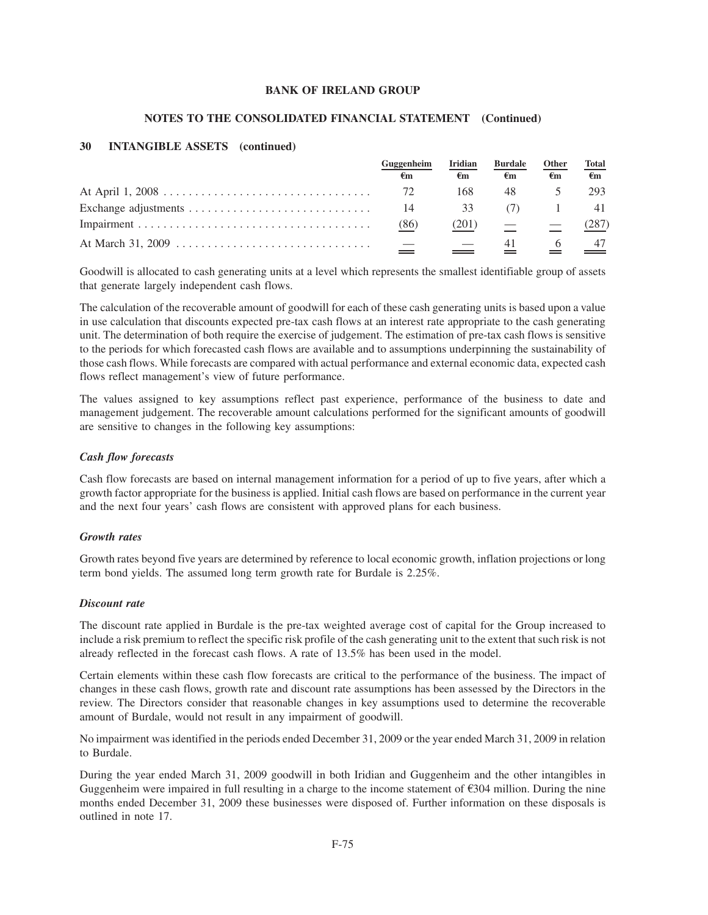## 30 INTANGIBLE ASSETS (continued)

| | Guggenheim €m | Iridian €m | Burdale €m | Other €m | Total €m |
|---|---|---|---|---|---|
| At April 1, 2008 | 72 | 168 | 48 | 5 | 293 |
| Exchange adjustments | 14 | 33 | (7) | 1 | 41 |
| Impairment | (86) | (201) | — | — | (287) |
| At March 31, 2009 | — | — | 41 | 6 | 47 |

Goodwill is allocated to cash generating units at a level which represents the smallest identifiable group of assets that generate largely independent cash flows.

The calculation of the recoverable amount of goodwill for each of these cash generating units is based upon a value in use calculation that discounts expected pre-tax cash flows at an interest rate appropriate to the cash generating unit. The determination of both require the exercise of judgement. The estimation of pre-tax cash flows is sensitive to the periods for which forecasted cash flows are available and to assumptions underpinning the sustainability of those cash flows. While forecasts are compared with actual performance and external economic data, expected cash flows reflect management's view of future performance.

The values assigned to key assumptions reflect past experience, performance of the business to date and management judgement. The recoverable amount calculations performed for the significant amounts of goodwill are sensitive to changes in the following key assumptions:

### *Cash flow forecasts*

Cash flow forecasts are based on internal management information for a period of up to five years, after which a growth factor appropriate for the business is applied. Initial cash flows are based on performance in the current year and the next four years' cash flows are consistent with approved plans for each business.

### *Growth rates*

Growth rates beyond five years are determined by reference to local economic growth, inflation projections or long term bond yields. The assumed long term growth rate for Burdale is 2.25%.

### *Discount rate*

The discount rate applied in Burdale is the pre-tax weighted average cost of capital for the Group increased to include a risk premium to reflect the specific risk profile of the cash generating unit to the extent that such risk is not already reflected in the forecast cash flows. A rate of 13.5% has been used in the model.

Certain elements within these cash flow forecasts are critical to the performance of the business. The impact of changes in these cash flows, growth rate and discount rate assumptions has been assessed by the Directors in the review. The Directors consider that reasonable changes in key assumptions used to determine the recoverable amount of Burdale, would not result in any impairment of goodwill.

No impairment was identified in the periods ended December 31, 2009 or the year ended March 31, 2009 in relation to Burdale.

During the year ended March 31, 2009 goodwill in both Iridian and Guggenheim and the other intangibles in Guggenheim were impaired in full resulting in a charge to the income statement of €304 million. During the nine months ended December 31, 2009 these businesses were disposed of. Further information on these disposals is outlined in note 17.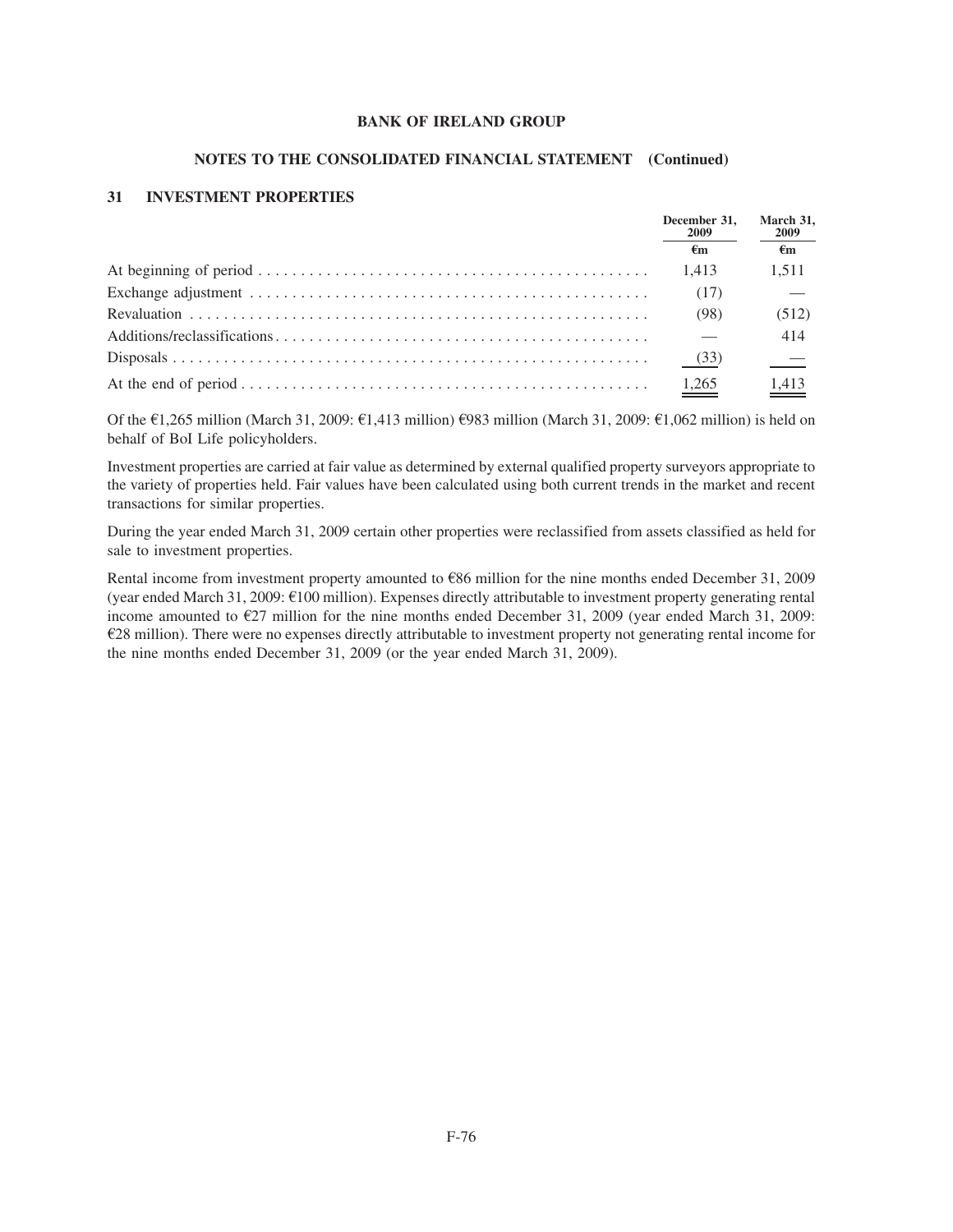### 31 INVESTMENT PROPERTIES

| | December 31, 2009 | March 31, 2009 |
|---|---|---|
| | €m | €m |
| At beginning of period | 1,413 | 1,511 |
| Exchange adjustment | (17) | — |
| Revaluation | (98) | (512) |
| Additions/reclassifications | — | 414 |
| Disposals | (33) | — |
| At the end of period | 1,265 | 1,413 |

Of the €1,265 million (March 31, 2009: €1,413 million) €983 million (March 31, 2009: €1,062 million) is held on behalf of BoI Life policyholders.

Investment properties are carried at fair value as determined by external qualified property surveyors appropriate to the variety of properties held. Fair values have been calculated using both current trends in the market and recent transactions for similar properties.

During the year ended March 31, 2009 certain other properties were reclassified from assets classified as held for sale to investment properties.

Rental income from investment property amounted to €86 million for the nine months ended December 31, 2009 (year ended March 31, 2009: €100 million). Expenses directly attributable to investment property generating rental income amounted to €27 million for the nine months ended December 31, 2009 (year ended March 31, 2009: €28 million). There were no expenses directly attributable to investment property not generating rental income for the nine months ended December 31, 2009 (or the year ended March 31, 2009).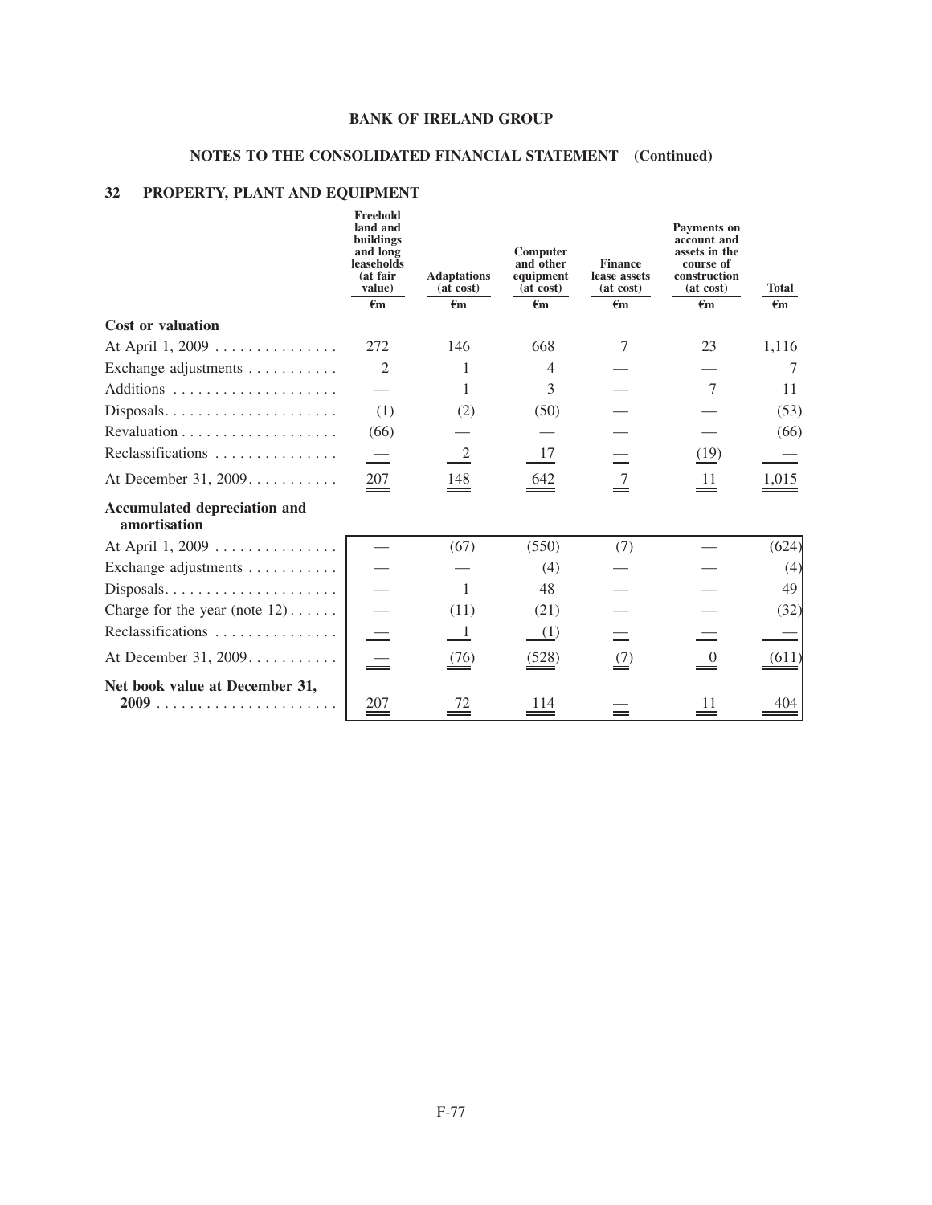# BANK OF IRELAND GROUP

## NOTES TO THE CONSOLIDATED FINANCIAL STATEMENT (Continued)

## 32 PROPERTY, PLANT AND EQUIPMENT

| | Freehold land and buildings and long leaseholds (at fair value) | Adaptations (at cost) | Computer and other equipment (at cost) | Finance lease assets (at cost) | Payments on account and assets in the course of construction (at cost) | Total |
|---|---|---|---|---|---|---|
| | €m | €m | €m | €m | €m | €m |
| **Cost or valuation** | | | | | | |
| At April 1, 2009 | 272 | 146 | 668 | 7 | 23 | 1,116 |
| Exchange adjustments | 2 | 1 | 4 | — | — | 7 |
| Additions | — | 1 | 3 | — | 7 | 11 |
| Disposals | (1) | (2) | (50) | — | — | (53) |
| Revaluation | (66) | — | — | — | — | (66) |
| Reclassifications | — | 2 | 17 | — | (19) | — |
| At December 31, 2009 | 207 | 148 | 642 | 7 | 11 | 1,015 |
| **Accumulated depreciation and amortisation** | | | | | | |
| At April 1, 2009 | — | (67) | (550) | (7) | — | (624) |
| Exchange adjustments | — | — | (4) | — | — | (4) |
| Disposals | — | 1 | 48 | — | — | 49 |
| Charge for the year (note 12) | — | (11) | (21) | — | — | (32) |
| Reclassifications | — | 1 | (1) | — | — | — |
| At December 31, 2009 | — | (76) | (528) | (7) | 0 | (611) |
| **Net book value at December 31, 2009** | 207 | 72 | 114 | — | 11 | 404 |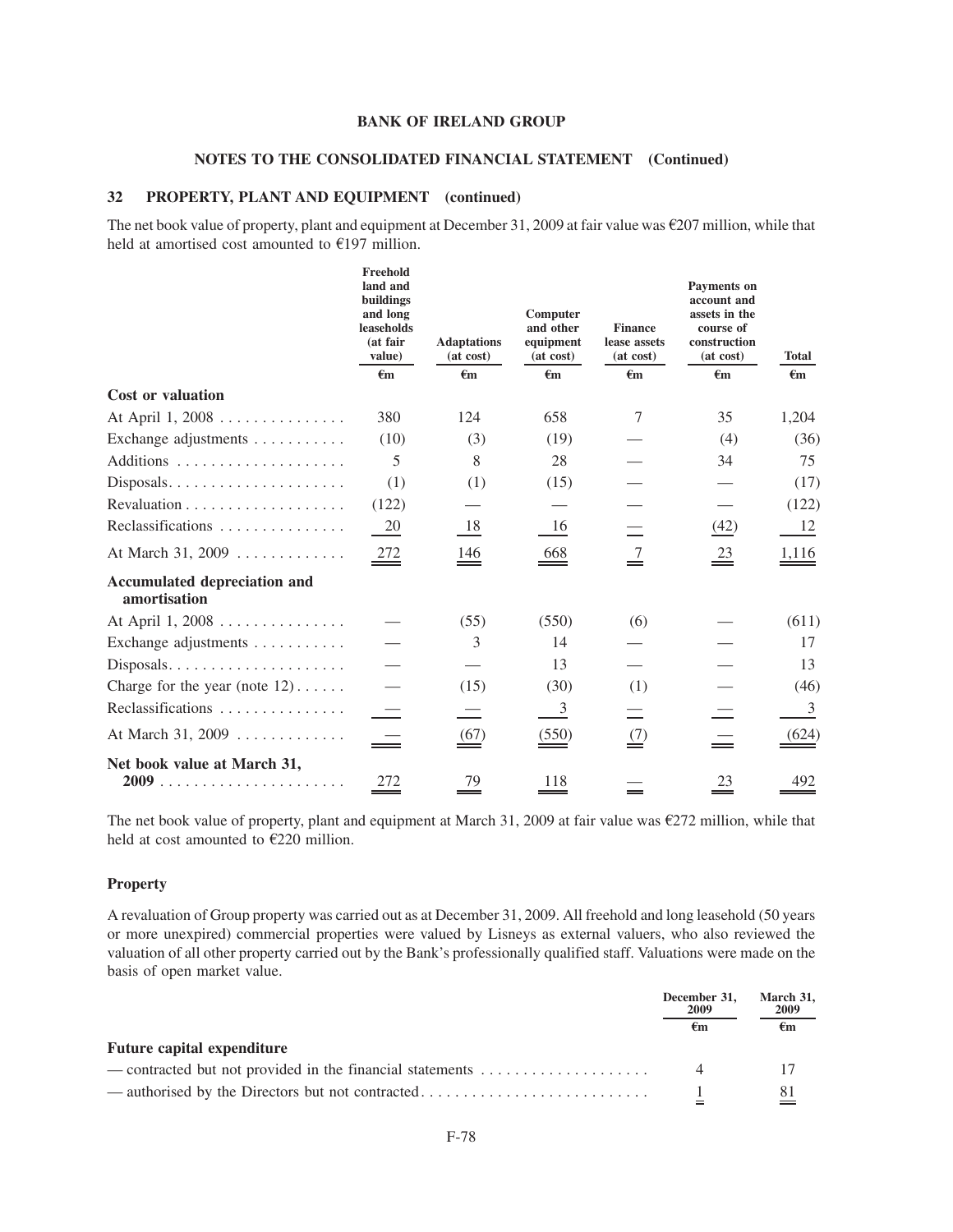## BANK OF IRELAND GROUP

### NOTES TO THE CONSOLIDATED FINANCIAL STATEMENT (Continued)

### 32 PROPERTY, PLANT AND EQUIPMENT (continued)

The net book value of property, plant and equipment at December 31, 2009 at fair value was €207 million, while that held at amortised cost amounted to €197 million.

| | Freehold land and buildings and long leaseholds (at fair value) | Adaptations (at cost) | Computer and other equipment (at cost) | Finance lease assets (at cost) | Payments on account and assets in the course of construction (at cost) | Total |
|---|---|---|---|---|---|---|
| | €m | €m | €m | €m | €m | €m |
| **Cost or valuation** | | | | | | |
| At April 1, 2008 | 380 | 124 | 658 | 7 | 35 | 1,204 |
| Exchange adjustments | (10) | (3) | (19) | — | (4) | (36) |
| Additions | 5 | 8 | 28 | — | 34 | 75 |
| Disposals | (1) | (1) | (15) | — | — | (17) |
| Revaluation | (122) | — | — | — | — | (122) |
| Reclassifications | 20 | 18 | 16 | — | (42) | 12 |
| At March 31, 2009 | 272 | 146 | 668 | 7 | 23 | 1,116 |
| **Accumulated depreciation and amortisation** | | | | | | |
| At April 1, 2008 | — | (55) | (550) | (6) | — | (611) |
| Exchange adjustments | — | 3 | 14 | — | — | 17 |
| Disposals | — | — | 13 | — | — | 13 |
| Charge for the year (note 12) | — | (15) | (30) | (1) | — | (46) |
| Reclassifications | — | — | 3 | — | — | 3 |
| At March 31, 2009 | — | (67) | (550) | (7) | — | (624) |
| **Net book value at March 31, 2009** | 272 | 79 | 118 | — | 23 | 492 |

The net book value of property, plant and equipment at March 31, 2009 at fair value was €272 million, while that held at cost amounted to €220 million.

#### Property

A revaluation of Group property was carried out as at December 31, 2009. All freehold and long leasehold (50 years or more unexpired) commercial properties were valued by Lisneys as external valuers, who also reviewed the valuation of all other property carried out by the Bank's professionally qualified staff. Valuations were made on the basis of open market value.

| | December 31, 2009 | March 31, 2009 |
|---|---|---|
| | €m | €m |
| **Future capital expenditure** | | |
| — contracted but not provided in the financial statements | 4 | 17 |
| — authorised by the Directors but not contracted | 1 | 81 |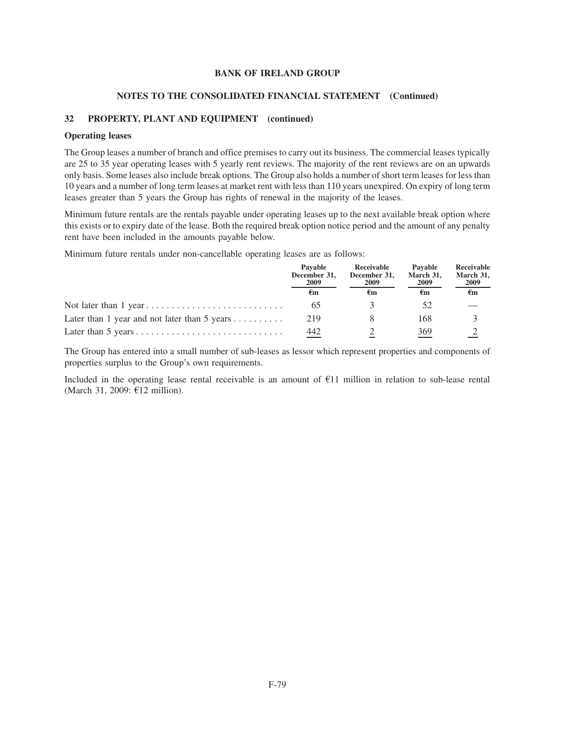**BANK OF IRELAND GROUP**

**NOTES TO THE CONSOLIDATED FINANCIAL STATEMENT (Continued)**

## 32 PROPERTY, PLANT AND EQUIPMENT (continued)

### Operating leases

The Group leases a number of branch and office premises to carry out its business. The commercial leases typically are 25 to 35 year operating leases with 5 yearly rent reviews. The majority of the rent reviews are on an upwards only basis. Some leases also include break options. The Group also holds a number of short term leases for less than 10 years and a number of long term leases at market rent with less than 110 years unexpired. On expiry of long term leases greater than 5 years the Group has rights of renewal in the majority of the leases.

Minimum future rentals are the rentals payable under operating leases up to the next available break option where this exists or to expiry date of the lease. Both the required break option notice period and the amount of any penalty rent have been included in the amounts payable below.

Minimum future rentals under non-cancellable operating leases are as follows:

| | Payable December 31, 2009 | Receivable December 31, 2009 | Payable March 31, 2009 | Receivable March 31, 2009 |
|---|---|---|---|---|
| | €m | €m | €m | €m |
| Not later than 1 year | 65 | 3 | 52 | — |
| Later than 1 year and not later than 5 years | 219 | 8 | 168 | 3 |
| Later than 5 years | 442 | 2 | 369 | 2 |

The Group has entered into a small number of sub-leases as lessor which represent properties and components of properties surplus to the Group's own requirements.

Included in the operating lease rental receivable is an amount of €11 million in relation to sub-lease rental (March 31, 2009: €12 million).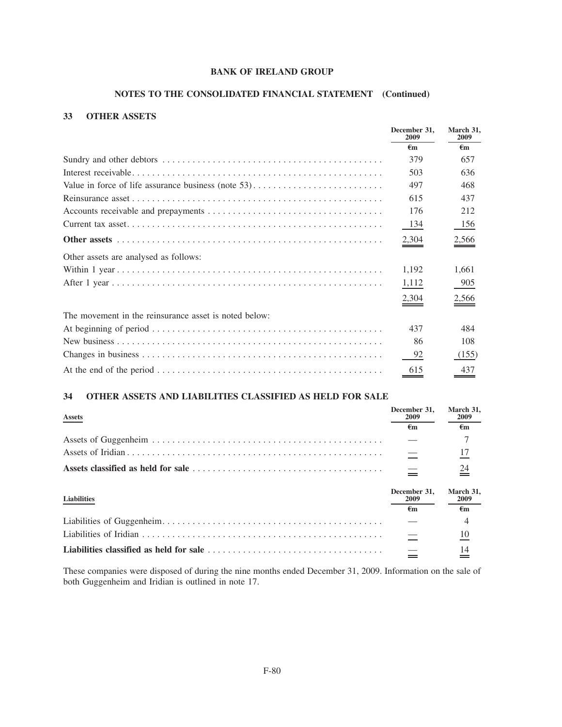**BANK OF IRELAND GROUP**

**NOTES TO THE CONSOLIDATED FINANCIAL STATEMENT (Continued)**

## 33 OTHER ASSETS

| | December 31, 2009 | March 31, 2009 |
|---|---|---|
| | €m | €m |
| Sundry and other debtors | 379 | 657 |
| Interest receivable | 503 | 636 |
| Value in force of life assurance business (note 53) | 497 | 468 |
| Reinsurance asset | 615 | 437 |
| Accounts receivable and prepayments | 176 | 212 |
| Current tax asset | 134 | 156 |
| **Other assets** | 2,304 | 2,566 |
| Other assets are analysed as follows: | | |
| Within 1 year | 1,192 | 1,661 |
| After 1 year | 1,112 | 905 |
| | 2,304 | 2,566 |
| The movement in the reinsurance asset is noted below: | | |
| At beginning of period | 437 | 484 |
| New business | 86 | 108 |
| Changes in business | 92 | (155) |
| At the end of the period | 615 | 437 |

## 34 OTHER ASSETS AND LIABILITIES CLASSIFIED AS HELD FOR SALE

| Assets | December 31, 2009 | March 31, 2009 |
|---|---|---|
| | €m | €m |
| Assets of Guggenheim | — | 7 |
| Assets of Iridian | — | 17 |
| **Assets classified as held for sale** | — | 24 |

| Liabilities | December 31, 2009 | March 31, 2009 |
|---|---|---|
| | €m | €m |
| Liabilities of Guggenheim | — | 4 |
| Liabilities of Iridian | — | 10 |
| **Liabilities classified as held for sale** | — | 14 |

These companies were disposed of during the nine months ended December 31, 2009. Information on the sale of both Guggenheim and Iridian is outlined in note 17.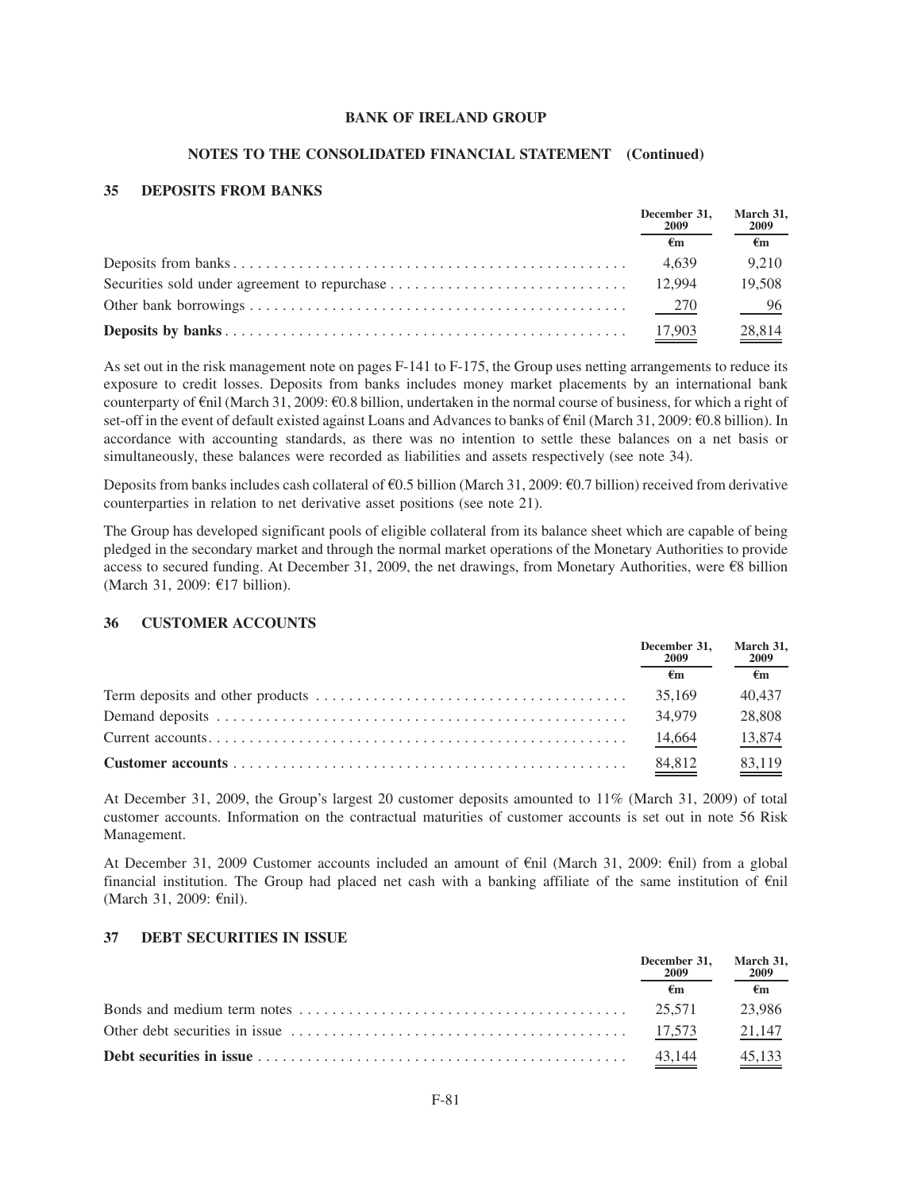**BANK OF IRELAND GROUP**

**NOTES TO THE CONSOLIDATED FINANCIAL STATEMENT (Continued)**

## 35 DEPOSITS FROM BANKS

| | December 31, 2009 | March 31, 2009 |
|---|---|---|
| | €m | €m |
| Deposits from banks | 4,639 | 9,210 |
| Securities sold under agreement to repurchase | 12,994 | 19,508 |
| Other bank borrowings | 270 | 96 |
| **Deposits by banks** | 17,903 | 28,814 |

As set out in the risk management note on pages F-141 to F-175, the Group uses netting arrangements to reduce its exposure to credit losses. Deposits from banks includes money market placements by an international bank counterparty of €nil (March 31, 2009: €0.8 billion, undertaken in the normal course of business, for which a right of set-off in the event of default existed against Loans and Advances to banks of €nil (March 31, 2009: €0.8 billion). In accordance with accounting standards, as there was no intention to settle these balances on a net basis or simultaneously, these balances were recorded as liabilities and assets respectively (see note 34).

Deposits from banks includes cash collateral of €0.5 billion (March 31, 2009: €0.7 billion) received from derivative counterparties in relation to net derivative asset positions (see note 21).

The Group has developed significant pools of eligible collateral from its balance sheet which are capable of being pledged in the secondary market and through the normal market operations of the Monetary Authorities to provide access to secured funding. At December 31, 2009, the net drawings, from Monetary Authorities, were €8 billion (March 31, 2009: €17 billion).

## 36 CUSTOMER ACCOUNTS

| | December 31, 2009 | March 31, 2009 |
|---|---|---|
| | €m | €m |
| Term deposits and other products | 35,169 | 40,437 |
| Demand deposits | 34,979 | 28,808 |
| Current accounts | 14,664 | 13,874 |
| **Customer accounts** | 84,812 | 83,119 |

At December 31, 2009, the Group's largest 20 customer deposits amounted to 11% (March 31, 2009) of total customer accounts. Information on the contractual maturities of customer accounts is set out in note 56 Risk Management.

At December 31, 2009 Customer accounts included an amount of €nil (March 31, 2009: €nil) from a global financial institution. The Group had placed net cash with a banking affiliate of the same institution of €nil (March 31, 2009: €nil).

## 37 DEBT SECURITIES IN ISSUE

| | December 31, 2009 | March 31, 2009 |
|---|---|---|
| | €m | €m |
| Bonds and medium term notes | 25,571 | 23,986 |
| Other debt securities in issue | 17,573 | 21,147 |
| **Debt securities in issue** | 43,144 | 45,133 |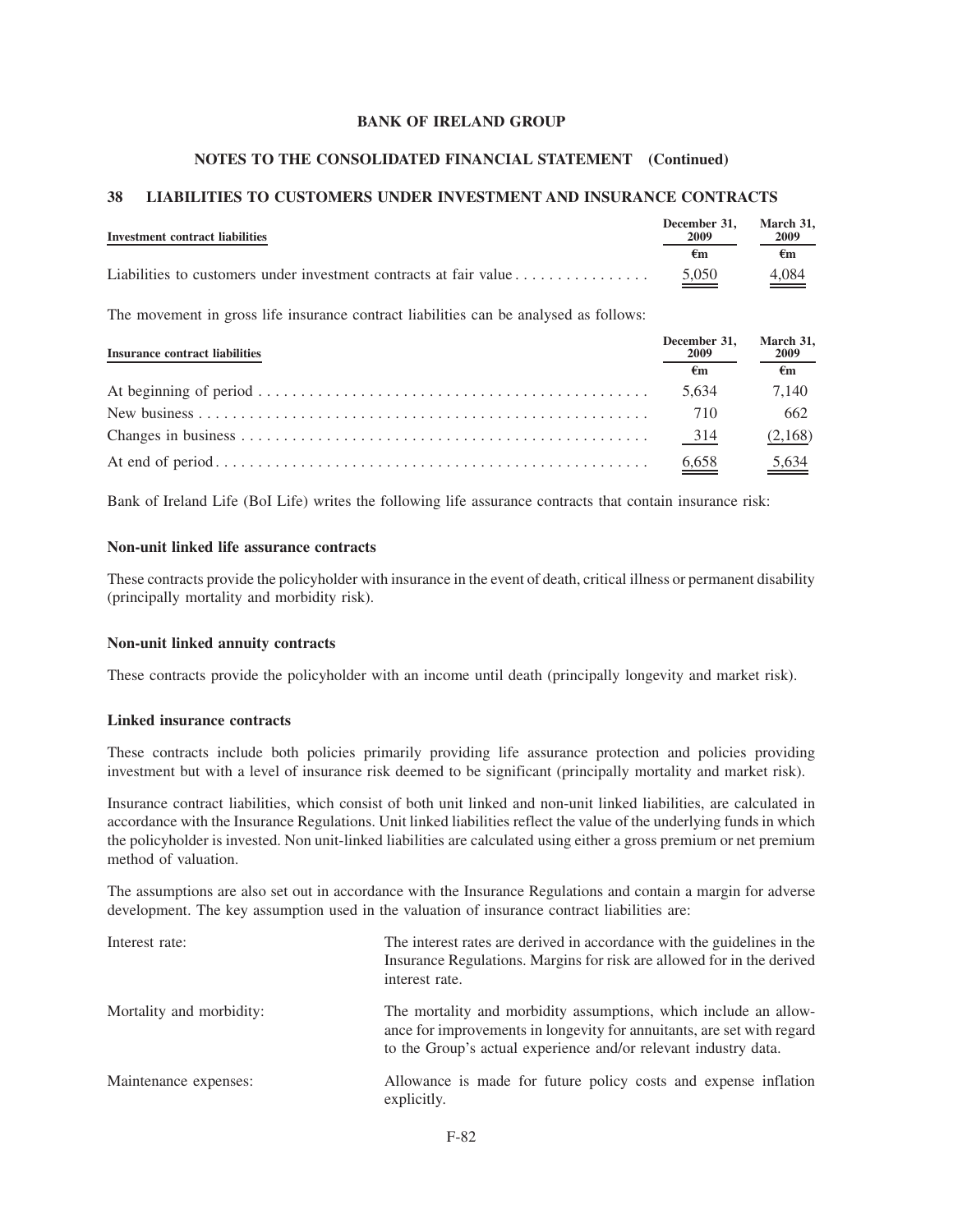## 38 LIABILITIES TO CUSTOMERS UNDER INVESTMENT AND INSURANCE CONTRACTS

| Investment contract liabilities | December 31, 2009 | March 31, 2009 |
|---|---|---|
| | €m | €m |
| Liabilities to customers under investment contracts at fair value | 5,050 | 4,084 |

The movement in gross life insurance contract liabilities can be analysed as follows:

| Insurance contract liabilities | December 31, 2009 | March 31, 2009 |
|---|---|---|
| | €m | €m |
| At beginning of period | 5,634 | 7,140 |
| New business | 710 | 662 |
| Changes in business | 314 | (2,168) |
| At end of period | 6,658 | 5,634 |

Bank of Ireland Life (BoI Life) writes the following life assurance contracts that contain insurance risk:

**Non-unit linked life assurance contracts**

These contracts provide the policyholder with insurance in the event of death, critical illness or permanent disability (principally mortality and morbidity risk).

**Non-unit linked annuity contracts**

These contracts provide the policyholder with an income until death (principally longevity and market risk).

**Linked insurance contracts**

These contracts include both policies primarily providing life assurance protection and policies providing investment but with a level of insurance risk deemed to be significant (principally mortality and market risk).

Insurance contract liabilities, which consist of both unit linked and non-unit linked liabilities, are calculated in accordance with the Insurance Regulations. Unit linked liabilities reflect the value of the underlying funds in which the policyholder is invested. Non unit-linked liabilities are calculated using either a gross premium or net premium method of valuation.

The assumptions are also set out in accordance with the Insurance Regulations and contain a margin for adverse development. The key assumption used in the valuation of insurance contract liabilities are:

| | |
|---|---|
| Interest rate: | The interest rates are derived in accordance with the guidelines in the Insurance Regulations. Margins for risk are allowed for in the derived interest rate. |
| Mortality and morbidity: | The mortality and morbidity assumptions, which include an allowance for improvements in longevity for annuitants, are set with regard to the Group's actual experience and/or relevant industry data. |
| Maintenance expenses: | Allowance is made for future policy costs and expense inflation explicitly. |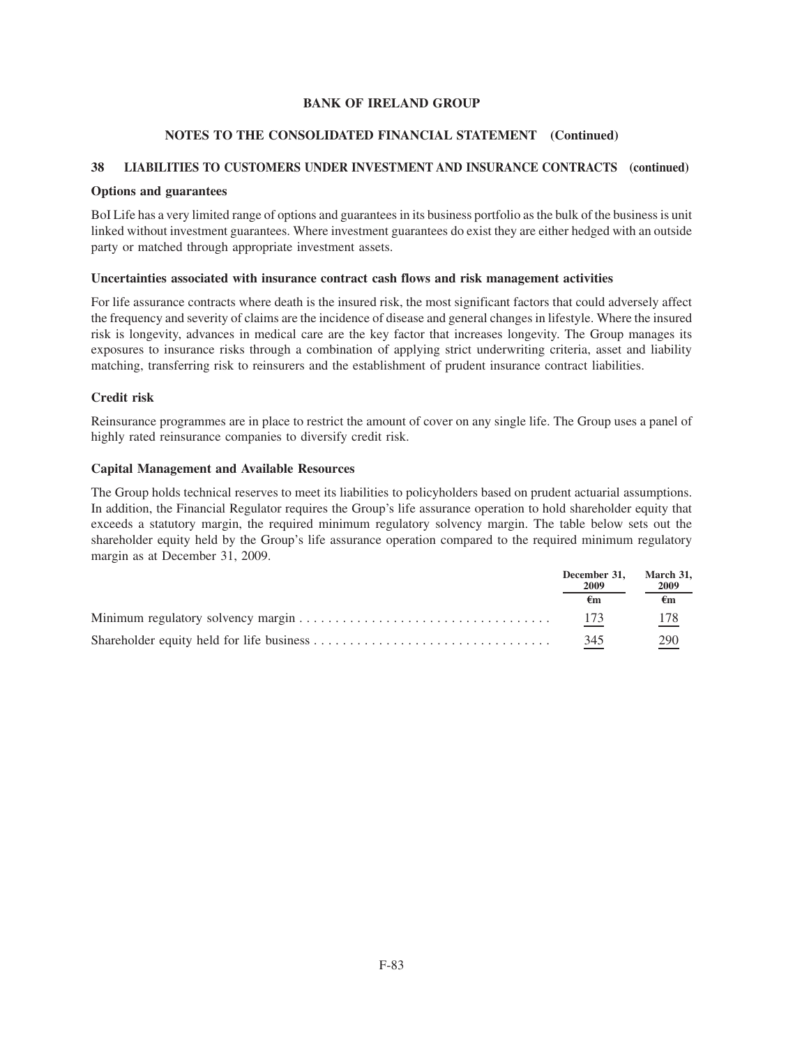# BANK OF IRELAND GROUP

## NOTES TO THE CONSOLIDATED FINANCIAL STATEMENT (Continued)

### 38 LIABILITIES TO CUSTOMERS UNDER INVESTMENT AND INSURANCE CONTRACTS (continued)

**Options and guarantees**

BoI Life has a very limited range of options and guarantees in its business portfolio as the bulk of the business is unit linked without investment guarantees. Where investment guarantees do exist they are either hedged with an outside party or matched through appropriate investment assets.

**Uncertainties associated with insurance contract cash flows and risk management activities**

For life assurance contracts where death is the insured risk, the most significant factors that could adversely affect the frequency and severity of claims are the incidence of disease and general changes in lifestyle. Where the insured risk is longevity, advances in medical care are the key factor that increases longevity. The Group manages its exposures to insurance risks through a combination of applying strict underwriting criteria, asset and liability matching, transferring risk to reinsurers and the establishment of prudent insurance contract liabilities.

**Credit risk**

Reinsurance programmes are in place to restrict the amount of cover on any single life. The Group uses a panel of highly rated reinsurance companies to diversify credit risk.

**Capital Management and Available Resources**

The Group holds technical reserves to meet its liabilities to policyholders based on prudent actuarial assumptions. In addition, the Financial Regulator requires the Group's life assurance operation to hold shareholder equity that exceeds a statutory margin, the required minimum regulatory solvency margin. The table below sets out the shareholder equity held by the Group's life assurance operation compared to the required minimum regulatory margin as at December 31, 2009.

| | December 31, 2009 | March 31, 2009 |
|---|---|---|
| | €m | €m |
| Minimum regulatory solvency margin | 173 | 178 |
| Shareholder equity held for life business | 345 | 290 |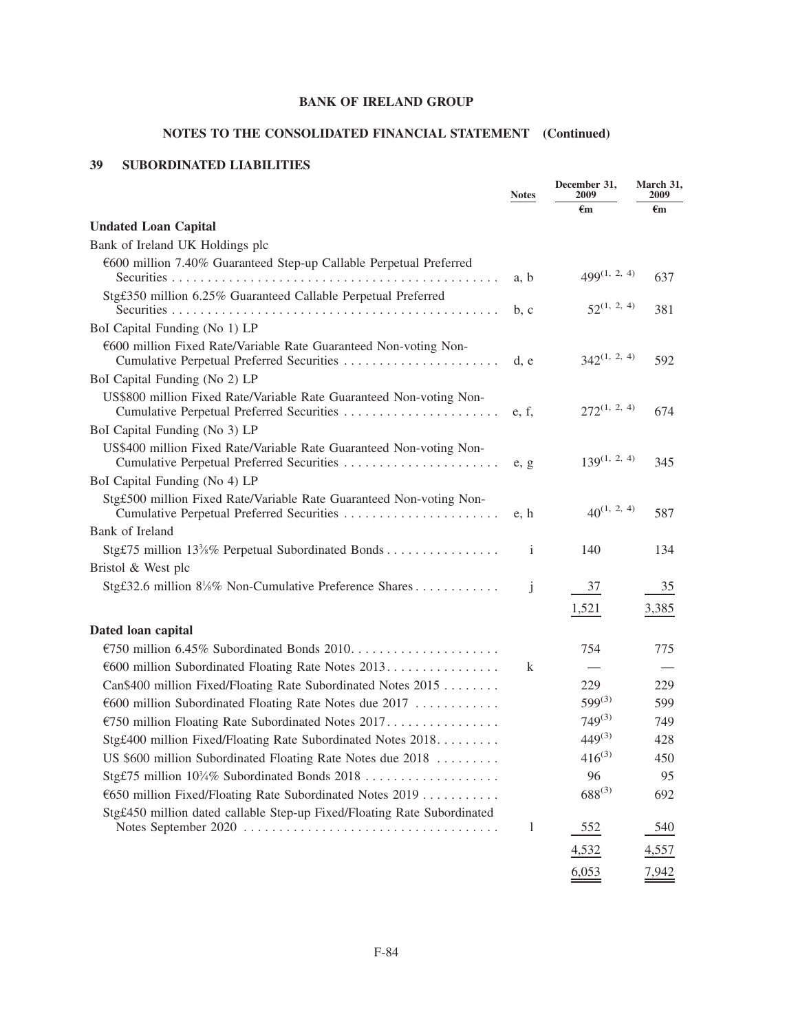## BANK OF IRELAND GROUP

## NOTES TO THE CONSOLIDATED FINANCIAL STATEMENT (Continued)

### 39 SUBORDINATED LIABILITIES

| | Notes | December 31, 2009 | March 31, 2009 |
|---|---|---|---|
| | | €m | €m |
| **Undated Loan Capital** | | | |
| Bank of Ireland UK Holdings plc | | | |
| €600 million 7.40% Guaranteed Step-up Callable Perpetual Preferred Securities | a, b | 499[1, 2, 4] | 637 |
| Stg£350 million 6.25% Guaranteed Callable Perpetual Preferred Securities | b, c | 52[1, 2, 4] | 381 |
| BoI Capital Funding (No 1) LP | | | |
| €600 million Fixed Rate/Variable Rate Guaranteed Non-voting Non-Cumulative Perpetual Preferred Securities | d, e | 342[1, 2, 4] | 592 |
| BoI Capital Funding (No 2) LP | | | |
| US$800 million Fixed Rate/Variable Rate Guaranteed Non-voting Non-Cumulative Perpetual Preferred Securities | e, f, | 272[1, 2, 4] | 674 |
| BoI Capital Funding (No 3) LP | | | |
| US$400 million Fixed Rate/Variable Rate Guaranteed Non-voting Non-Cumulative Perpetual Preferred Securities | e, g | 139[1, 2, 4] | 345 |
| BoI Capital Funding (No 4) LP | | | |
| Stg£500 million Fixed Rate/Variable Rate Guaranteed Non-voting Non-Cumulative Perpetual Preferred Securities | e, h | 40[1, 2, 4] | 587 |
| Bank of Ireland | | | |
| Stg£75 million 13⅜% Perpetual Subordinated Bonds | i | 140 | 134 |
| Bristol & West plc | | | |
| Stg£32.6 million 8⅛% Non-Cumulative Preference Shares | j | 37 | 35 |
| | | 1,521 | 3,385 |
| **Dated loan capital** | | | |
| €750 million 6.45% Subordinated Bonds 2010 | | 754 | 775 |
| €600 million Subordinated Floating Rate Notes 2013 | k | — | — |
| Can$400 million Fixed/Floating Rate Subordinated Notes 2015 | | 229 | 229 |
| €600 million Subordinated Floating Rate Notes due 2017 | | 599[3] | 599 |
| €750 million Floating Rate Subordinated Notes 2017 | | 749[3] | 749 |
| Stg£400 million Fixed/Floating Rate Subordinated Notes 2018 | | 449[3] | 428 |
| US $600 million Subordinated Floating Rate Notes due 2018 | | 416[3] | 450 |
| Stg£75 million 10¼% Subordinated Bonds 2018 | | 96 | 95 |
| €650 million Fixed/Floating Rate Subordinated Notes 2019 | | 688[3] | 692 |
| Stg£450 million dated callable Step-up Fixed/Floating Rate Subordinated Notes September 2020 | l | 552 | 540 |
| | | 4,532 | 4,557 |
| | | 6,053 | 7,942 |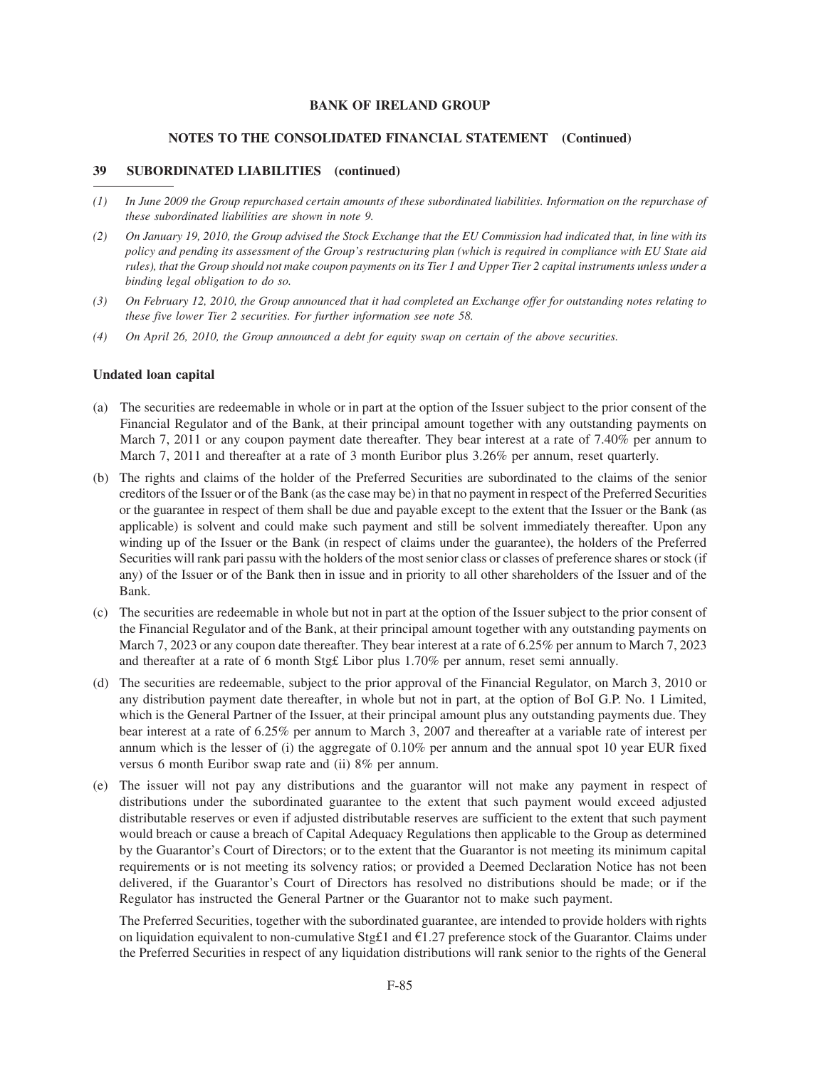**39 SUBORDINATED LIABILITIES (continued)**

*(1) In June 2009 the Group repurchased certain amounts of these subordinated liabilities. Information on the repurchase of these subordinated liabilities are shown in note 9.*

*(2) On January 19, 2010, the Group advised the Stock Exchange that the EU Commission had indicated that, in line with its policy and pending its assessment of the Group's restructuring plan (which is required in compliance with EU State aid rules), that the Group should not make coupon payments on its Tier 1 and Upper Tier 2 capital instruments unless under a binding legal obligation to do so.*

*(3) On February 12, 2010, the Group announced that it had completed an Exchange offer for outstanding notes relating to these five lower Tier 2 securities. For further information see note 58.*

*(4) On April 26, 2010, the Group announced a debt for equity swap on certain of the above securities.*

**Undated loan capital**

(a) The securities are redeemable in whole or in part at the option of the Issuer subject to the prior consent of the Financial Regulator and of the Bank, at their principal amount together with any outstanding payments on March 7, 2011 or any coupon payment date thereafter. They bear interest at a rate of 7.40% per annum to March 7, 2011 and thereafter at a rate of 3 month Euribor plus 3.26% per annum, reset quarterly.

(b) The rights and claims of the holder of the Preferred Securities are subordinated to the claims of the senior creditors of the Issuer or of the Bank (as the case may be) in that no payment in respect of the Preferred Securities or the guarantee in respect of them shall be due and payable except to the extent that the Issuer or the Bank (as applicable) is solvent and could make such payment and still be solvent immediately thereafter. Upon any winding up of the Issuer or the Bank (in respect of claims under the guarantee), the holders of the Preferred Securities will rank pari passu with the holders of the most senior class or classes of preference shares or stock (if any) of the Issuer or of the Bank then in issue and in priority to all other shareholders of the Issuer and of the Bank.

(c) The securities are redeemable in whole but not in part at the option of the Issuer subject to the prior consent of the Financial Regulator and of the Bank, at their principal amount together with any outstanding payments on March 7, 2023 or any coupon date thereafter. They bear interest at a rate of 6.25% per annum to March 7, 2023 and thereafter at a rate of 6 month Stg£ Libor plus 1.70% per annum, reset semi annually.

(d) The securities are redeemable, subject to the prior approval of the Financial Regulator, on March 3, 2010 or any distribution payment date thereafter, in whole but not in part, at the option of BoI G.P. No. 1 Limited, which is the General Partner of the Issuer, at their principal amount plus any outstanding payments due. They bear interest at a rate of 6.25% per annum to March 3, 2007 and thereafter at a variable rate of interest per annum which is the lesser of (i) the aggregate of 0.10% per annum and the annual spot 10 year EUR fixed versus 6 month Euribor swap rate and (ii) 8% per annum.

(e) The issuer will not pay any distributions and the guarantor will not make any payment in respect of distributions under the subordinated guarantee to the extent that such payment would exceed adjusted distributable reserves or even if adjusted distributable reserves are sufficient to the extent that such payment would breach or cause a breach of Capital Adequacy Regulations then applicable to the Group as determined by the Guarantor's Court of Directors; or to the extent that the Guarantor is not meeting its minimum capital requirements or is not meeting its solvency ratios; or provided a Deemed Declaration Notice has not been delivered, if the Guarantor's Court of Directors has resolved no distributions should be made; or if the Regulator has instructed the General Partner or the Guarantor not to make such payment.

The Preferred Securities, together with the subordinated guarantee, are intended to provide holders with rights on liquidation equivalent to non-cumulative Stg£1 and €1.27 preference stock of the Guarantor. Claims under the Preferred Securities in respect of any liquidation distributions will rank senior to the rights of the General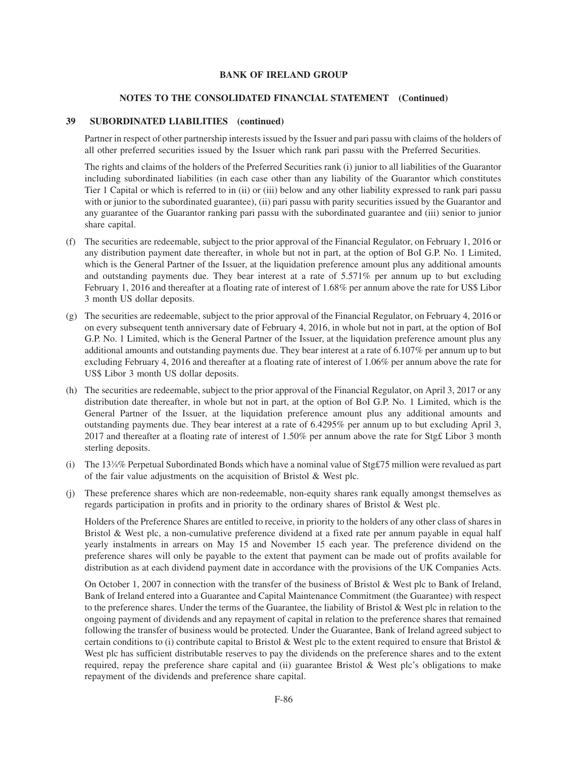**BANK OF IRELAND GROUP**

**NOTES TO THE CONSOLIDATED FINANCIAL STATEMENT (Continued)**

**39 SUBORDINATED LIABILITIES (continued)**

Partner in respect of other partnership interests issued by the Issuer and pari passu with claims of the holders of all other preferred securities issued by the Issuer which rank pari passu with the Preferred Securities.

The rights and claims of the holders of the Preferred Securities rank (i) junior to all liabilities of the Guarantor including subordinated liabilities (in each case other than any liability of the Guarantor which constitutes Tier 1 Capital or which is referred to in (ii) or (iii) below and any other liability expressed to rank pari passu with or junior to the subordinated guarantee), (ii) pari passu with parity securities issued by the Guarantor and any guarantee of the Guarantor ranking pari passu with the subordinated guarantee and (iii) senior to junior share capital.

(f) The securities are redeemable, subject to the prior approval of the Financial Regulator, on February 1, 2016 or any distribution payment date thereafter, in whole but not in part, at the option of BoI G.P. No. 1 Limited, which is the General Partner of the Issuer, at the liquidation preference amount plus any additional amounts and outstanding payments due. They bear interest at a rate of 5.571% per annum up to but excluding February 1, 2016 and thereafter at a floating rate of interest of 1.68% per annum above the rate for US$ Libor 3 month US dollar deposits.

(g) The securities are redeemable, subject to the prior approval of the Financial Regulator, on February 4, 2016 or on every subsequent tenth anniversary date of February 4, 2016, in whole but not in part, at the option of BoI G.P. No. 1 Limited, which is the General Partner of the Issuer, at the liquidation preference amount plus any additional amounts and outstanding payments due. They bear interest at a rate of 6.107% per annum up to but excluding February 4, 2016 and thereafter at a floating rate of interest of 1.06% per annum above the rate for US$ Libor 3 month US dollar deposits.

(h) The securities are redeemable, subject to the prior approval of the Financial Regulator, on April 3, 2017 or any distribution date thereafter, in whole but not in part, at the option of BoI G.P. No. 1 Limited, which is the General Partner of the Issuer, at the liquidation preference amount plus any additional amounts and outstanding payments due. They bear interest at a rate of 6.4295% per annum up to but excluding April 3, 2017 and thereafter at a floating rate of interest of 1.50% per annum above the rate for Stg£ Libor 3 month sterling deposits.

(i) The 13⅜% Perpetual Subordinated Bonds which have a nominal value of Stg£75 million were revalued as part of the fair value adjustments on the acquisition of Bristol & West plc.

(j) These preference shares which are non-redeemable, non-equity shares rank equally amongst themselves as regards participation in profits and in priority to the ordinary shares of Bristol & West plc.

Holders of the Preference Shares are entitled to receive, in priority to the holders of any other class of shares in Bristol & West plc, a non-cumulative preference dividend at a fixed rate per annum payable in equal half yearly instalments in arrears on May 15 and November 15 each year. The preference dividend on the preference shares will only be payable to the extent that payment can be made out of profits available for distribution as at each dividend payment date in accordance with the provisions of the UK Companies Acts.

On October 1, 2007 in connection with the transfer of the business of Bristol & West plc to Bank of Ireland, Bank of Ireland entered into a Guarantee and Capital Maintenance Commitment (the Guarantee) with respect to the preference shares. Under the terms of the Guarantee, the liability of Bristol & West plc in relation to the ongoing payment of dividends and any repayment of capital in relation to the preference shares that remained following the transfer of business would be protected. Under the Guarantee, Bank of Ireland agreed subject to certain conditions to (i) contribute capital to Bristol & West plc to the extent required to ensure that Bristol & West plc has sufficient distributable reserves to pay the dividends on the preference shares and to the extent required, repay the preference share capital and (ii) guarantee Bristol & West plc's obligations to make repayment of the dividends and preference share capital.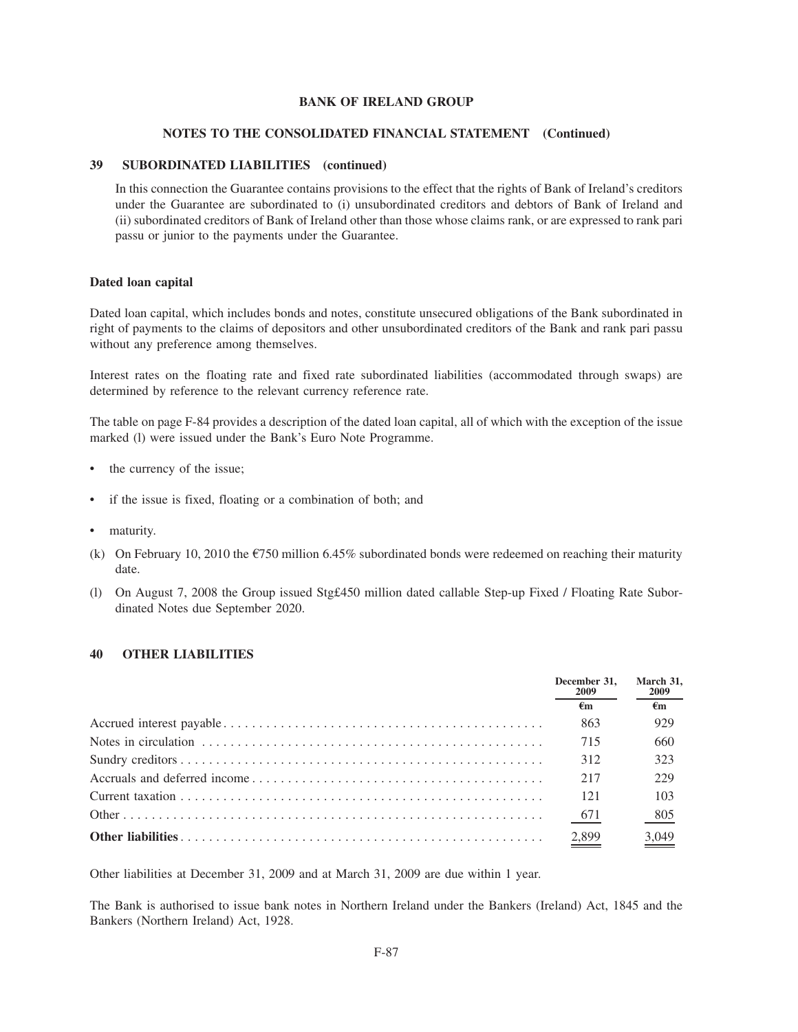## 39 SUBORDINATED LIABILITIES (continued)

In this connection the Guarantee contains provisions to the effect that the rights of Bank of Ireland's creditors under the Guarantee are subordinated to (i) unsubordinated creditors and debtors of Bank of Ireland and (ii) subordinated creditors of Bank of Ireland other than those whose claims rank, or are expressed to rank pari passu or junior to the payments under the Guarantee.

### Dated loan capital

Dated loan capital, which includes bonds and notes, constitute unsecured obligations of the Bank subordinated in right of payments to the claims of depositors and other unsubordinated creditors of the Bank and rank pari passu without any preference among themselves.

Interest rates on the floating rate and fixed rate subordinated liabilities (accommodated through swaps) are determined by reference to the relevant currency reference rate.

The table on page F-84 provides a description of the dated loan capital, all of which with the exception of the issue marked (l) were issued under the Bank's Euro Note Programme.

- the currency of the issue;
- if the issue is fixed, floating or a combination of both; and
- maturity.

(k) On February 10, 2010 the €750 million 6.45% subordinated bonds were redeemed on reaching their maturity date.

(l) On August 7, 2008 the Group issued Stg£450 million dated callable Step-up Fixed / Floating Rate Subordinated Notes due September 2020.

## 40 OTHER LIABILITIES

| | December 31, 2009 | March 31, 2009 |
|---|---|---|
| | €m | €m |
| Accrued interest payable | 863 | 929 |
| Notes in circulation | 715 | 660 |
| Sundry creditors | 312 | 323 |
| Accruals and deferred income | 217 | 229 |
| Current taxation | 121 | 103 |
| Other | 671 | 805 |
| **Other liabilities** | 2,899 | 3,049 |

Other liabilities at December 31, 2009 and at March 31, 2009 are due within 1 year.

The Bank is authorised to issue bank notes in Northern Ireland under the Bankers (Ireland) Act, 1845 and the Bankers (Northern Ireland) Act, 1928.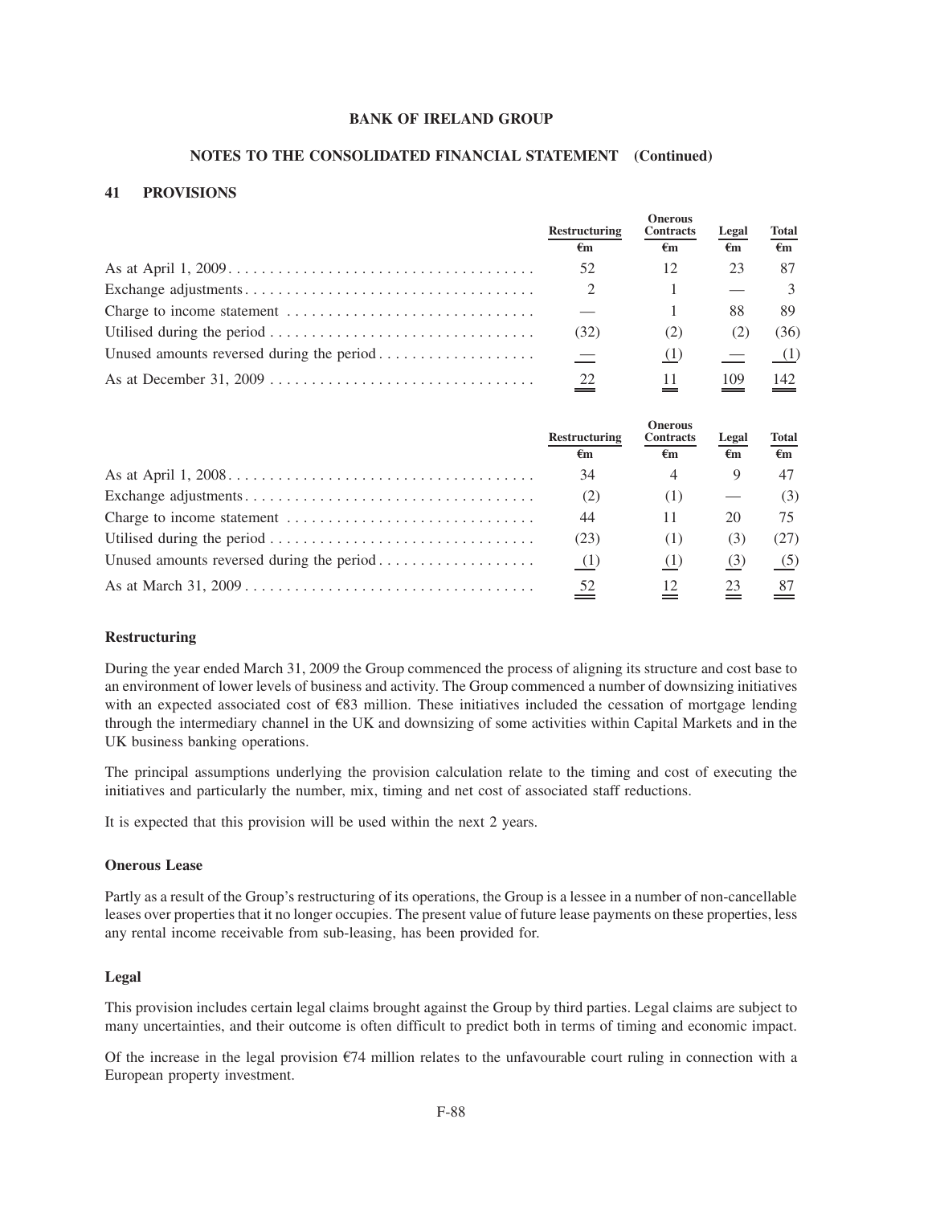**BANK OF IRELAND GROUP**

**NOTES TO THE CONSOLIDATED FINANCIAL STATEMENT (Continued)**

## 41 PROVISIONS

| | Restructuring | Onerous Contracts | Legal | Total |
|---|---|---|---|---|
| | €m | €m | €m | €m |
| As at April 1, 2009 | 52 | 12 | 23 | 87 |
| Exchange adjustments | 2 | 1 | — | 3 |
| Charge to income statement | — | 1 | 88 | 89 |
| Utilised during the period | (32) | (2) | (2) | (36) |
| Unused amounts reversed during the period | — | (1) | — | (1) |
| As at December 31, 2009 | 22 | 11 | 109 | 142 |

| | Restructuring | Onerous Contracts | Legal | Total |
|---|---|---|---|---|
| | €m | €m | €m | €m |
| As at April 1, 2008 | 34 | 4 | 9 | 47 |
| Exchange adjustments | (2) | (1) | — | (3) |
| Charge to income statement | 44 | 11 | 20 | 75 |
| Utilised during the period | (23) | (1) | (3) | (27) |
| Unused amounts reversed during the period | (1) | (1) | (3) | (5) |
| As at March 31, 2009 | 52 | 12 | 23 | 87 |

### Restructuring

During the year ended March 31, 2009 the Group commenced the process of aligning its structure and cost base to an environment of lower levels of business and activity. The Group commenced a number of downsizing initiatives with an expected associated cost of €83 million. These initiatives included the cessation of mortgage lending through the intermediary channel in the UK and downsizing of some activities within Capital Markets and in the UK business banking operations.

The principal assumptions underlying the provision calculation relate to the timing and cost of executing the initiatives and particularly the number, mix, timing and net cost of associated staff reductions.

It is expected that this provision will be used within the next 2 years.

### Onerous Lease

Partly as a result of the Group's restructuring of its operations, the Group is a lessee in a number of non-cancellable leases over properties that it no longer occupies. The present value of future lease payments on these properties, less any rental income receivable from sub-leasing, has been provided for.

### Legal

This provision includes certain legal claims brought against the Group by third parties. Legal claims are subject to many uncertainties, and their outcome is often difficult to predict both in terms of timing and economic impact.

Of the increase in the legal provision €74 million relates to the unfavourable court ruling in connection with a European property investment.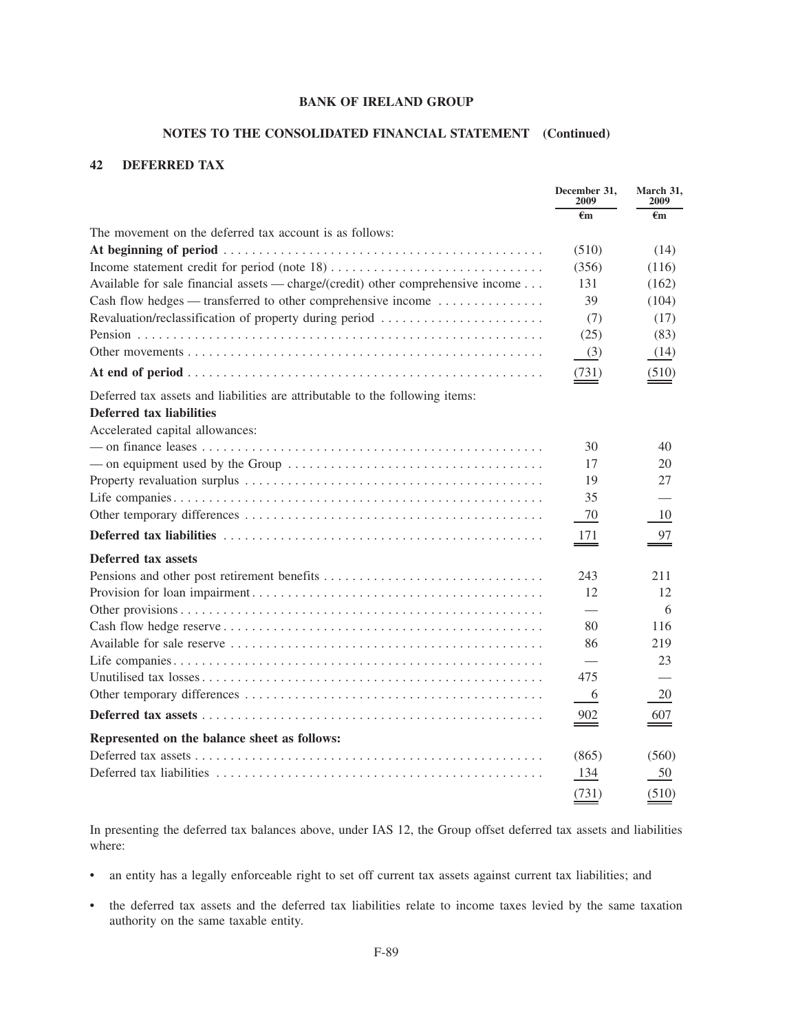**BANK OF IRELAND GROUP**

**NOTES TO THE CONSOLIDATED FINANCIAL STATEMENT (Continued)**

## 42 DEFERRED TAX

| | December 31, 2009 | March 31, 2009 |
|---|---|---|
| | €m | €m |
| The movement on the deferred tax account is as follows: | | |
| **At beginning of period** | (510) | (14) |
| Income statement credit for period (note 18) | (356) | (116) |
| Available for sale financial assets — charge/(credit) other comprehensive income | 131 | (162) |
| Cash flow hedges — transferred to other comprehensive income | 39 | (104) |
| Revaluation/reclassification of property during period | (7) | (17) |
| Pension | (25) | (83) |
| Other movements | (3) | (14) |
| **At end of period** | (731) | (510) |
| Deferred tax assets and liabilities are attributable to the following items: | | |
| **Deferred tax liabilities** | | |
| Accelerated capital allowances: | | |
| — on finance leases | 30 | 40 |
| — on equipment used by the Group | 17 | 20 |
| Property revaluation surplus | 19 | 27 |
| Life companies | 35 | — |
| Other temporary differences | 70 | 10 |
| **Deferred tax liabilities** | 171 | 97 |
| **Deferred tax assets** | | |
| Pensions and other post retirement benefits | 243 | 211 |
| Provision for loan impairment | 12 | 12 |
| Other provisions | — | 6 |
| Cash flow hedge reserve | 80 | 116 |
| Available for sale reserve | 86 | 219 |
| Life companies | — | 23 |
| Unutilised tax losses | 475 | — |
| Other temporary differences | 6 | 20 |
| **Deferred tax assets** | 902 | 607 |
| **Represented on the balance sheet as follows:** | | |
| Deferred tax assets | (865) | (560) |
| Deferred tax liabilities | 134 | 50 |
| | (731) | (510) |

In presenting the deferred tax balances above, under IAS 12, the Group offset deferred tax assets and liabilities where:

- an entity has a legally enforceable right to set off current tax assets against current tax liabilities; and
- the deferred tax assets and the deferred tax liabilities relate to income taxes levied by the same taxation authority on the same taxable entity.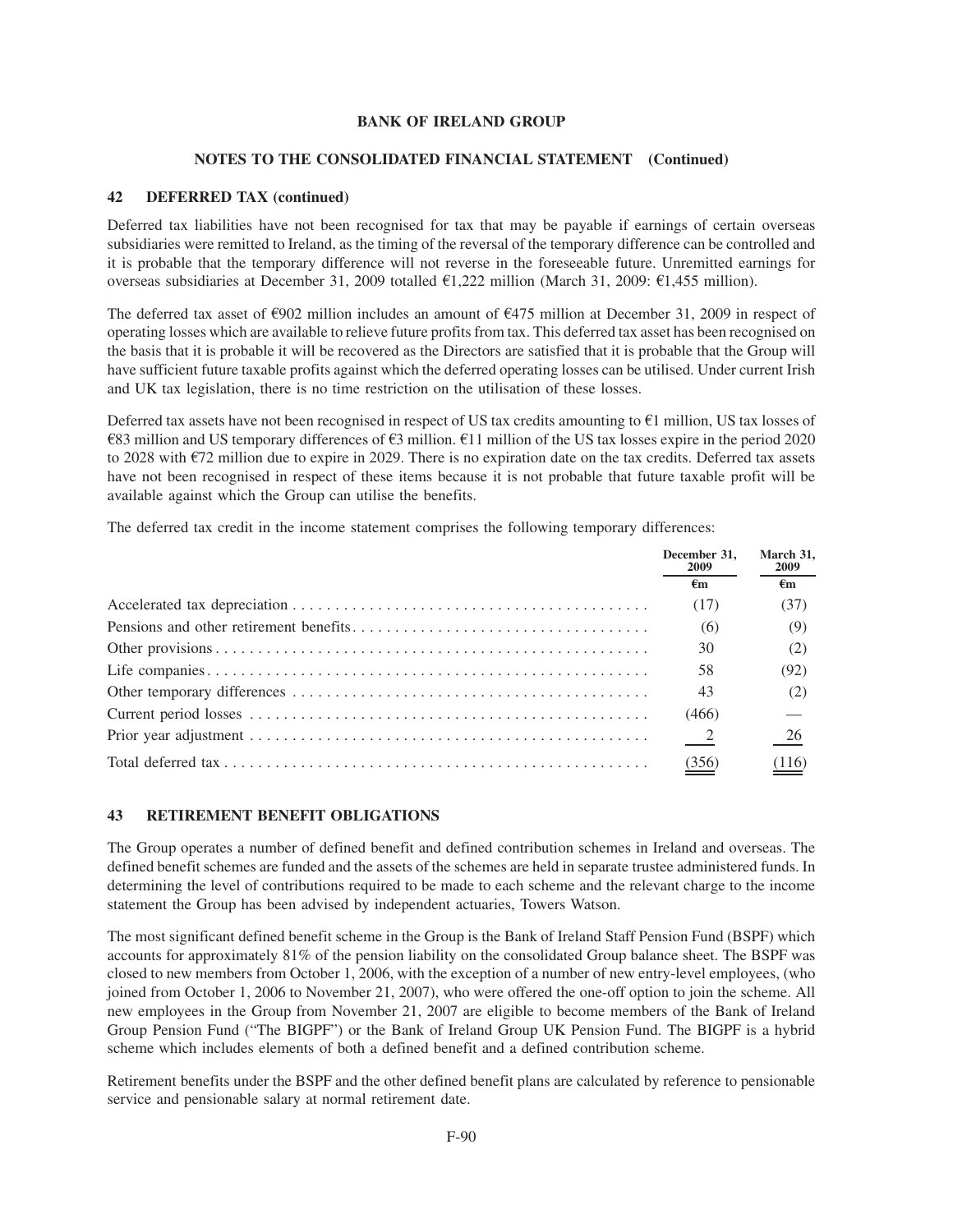## 42 DEFERRED TAX (continued)

Deferred tax liabilities have not been recognised for tax that may be payable if earnings of certain overseas subsidiaries were remitted to Ireland, as the timing of the reversal of the temporary difference can be controlled and it is probable that the temporary difference will not reverse in the foreseeable future. Unremitted earnings for overseas subsidiaries at December 31, 2009 totalled €1,222 million (March 31, 2009: €1,455 million).

The deferred tax asset of €902 million includes an amount of €475 million at December 31, 2009 in respect of operating losses which are available to relieve future profits from tax. This deferred tax asset has been recognised on the basis that it is probable it will be recovered as the Directors are satisfied that it is probable that the Group will have sufficient future taxable profits against which the deferred operating losses can be utilised. Under current Irish and UK tax legislation, there is no time restriction on the utilisation of these losses.

Deferred tax assets have not been recognised in respect of US tax credits amounting to €1 million, US tax losses of €83 million and US temporary differences of €3 million. €11 million of the US tax losses expire in the period 2020 to 2028 with €72 million due to expire in 2029. There is no expiration date on the tax credits. Deferred tax assets have not been recognised in respect of these items because it is not probable that future taxable profit will be available against which the Group can utilise the benefits.

The deferred tax credit in the income statement comprises the following temporary differences:

| | December 31, 2009 | March 31, 2009 |
|---|---|---|
| | €m | €m |
| Accelerated tax depreciation | (17) | (37) |
| Pensions and other retirement benefits | (6) | (9) |
| Other provisions | 30 | (2) |
| Life companies | 58 | (92) |
| Other temporary differences | 43 | (2) |
| Current period losses | (466) | — |
| Prior year adjustment | 2 | 26 |
| Total deferred tax | (356) | (116) |

## 43 RETIREMENT BENEFIT OBLIGATIONS

The Group operates a number of defined benefit and defined contribution schemes in Ireland and overseas. The defined benefit schemes are funded and the assets of the schemes are held in separate trustee administered funds. In determining the level of contributions required to be made to each scheme and the relevant charge to the income statement the Group has been advised by independent actuaries, Towers Watson.

The most significant defined benefit scheme in the Group is the Bank of Ireland Staff Pension Fund (BSPF) which accounts for approximately 81% of the pension liability on the consolidated Group balance sheet. The BSPF was closed to new members from October 1, 2006, with the exception of a number of new entry-level employees, (who joined from October 1, 2006 to November 21, 2007), who were offered the one-off option to join the scheme. All new employees in the Group from November 21, 2007 are eligible to become members of the Bank of Ireland Group Pension Fund ("The BIGPF") or the Bank of Ireland Group UK Pension Fund. The BIGPF is a hybrid scheme which includes elements of both a defined benefit and a defined contribution scheme.

Retirement benefits under the BSPF and the other defined benefit plans are calculated by reference to pensionable service and pensionable salary at normal retirement date.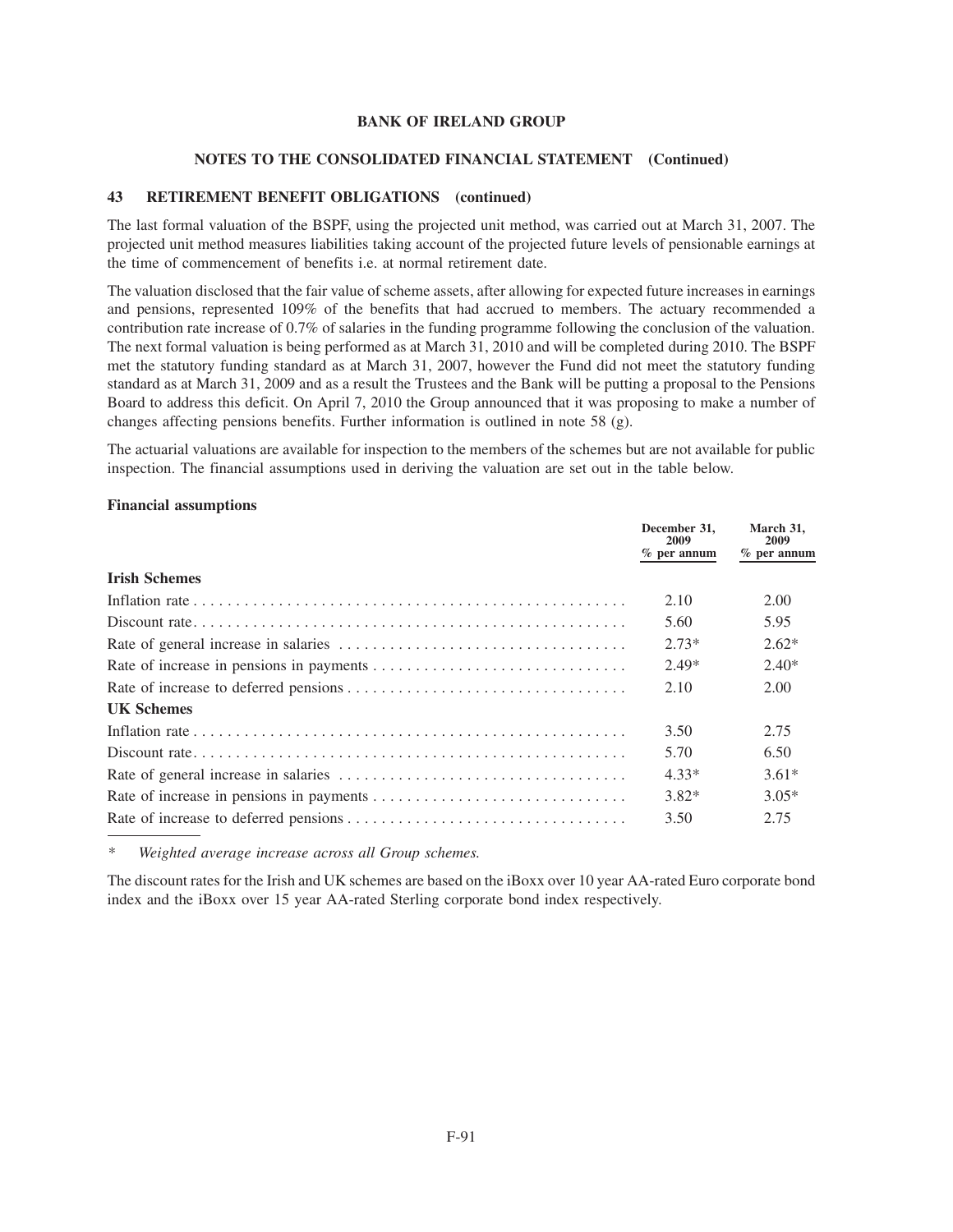**BANK OF IRELAND GROUP**

**NOTES TO THE CONSOLIDATED FINANCIAL STATEMENT (Continued)**

## 43 RETIREMENT BENEFIT OBLIGATIONS (continued)

The last formal valuation of the BSPF, using the projected unit method, was carried out at March 31, 2007. The projected unit method measures liabilities taking account of the projected future levels of pensionable earnings at the time of commencement of benefits i.e. at normal retirement date.

The valuation disclosed that the fair value of scheme assets, after allowing for expected future increases in earnings and pensions, represented 109% of the benefits that had accrued to members. The actuary recommended a contribution rate increase of 0.7% of salaries in the funding programme following the conclusion of the valuation. The next formal valuation is being performed as at March 31, 2010 and will be completed during 2010. The BSPF met the statutory funding standard as at March 31, 2007, however the Fund did not meet the statutory funding standard as at March 31, 2009 and as a result the Trustees and the Bank will be putting a proposal to the Pensions Board to address this deficit. On April 7, 2010 the Group announced that it was proposing to make a number of changes affecting pensions benefits. Further information is outlined in note 58 (g).

The actuarial valuations are available for inspection to the members of the schemes but are not available for public inspection. The financial assumptions used in deriving the valuation are set out in the table below.

**Financial assumptions**

| | December 31, 2009 % per annum | March 31, 2009 % per annum |
|---|---|---|
| **Irish Schemes** | | |
| Inflation rate | 2.10 | 2.00 |
| Discount rate | 5.60 | 5.95 |
| Rate of general increase in salaries | 2.73* | 2.62* |
| Rate of increase in pensions in payments | 2.49* | 2.40* |
| Rate of increase to deferred pensions | 2.10 | 2.00 |
| **UK Schemes** | | |
| Inflation rate | 3.50 | 2.75 |
| Discount rate | 5.70 | 6.50 |
| Rate of general increase in salaries | 4.33* | 3.61* |
| Rate of increase in pensions in payments | 3.82* | 3.05* |
| Rate of increase to deferred pensions | 3.50 | 2.75 |

\* *Weighted average increase across all Group schemes.*

The discount rates for the Irish and UK schemes are based on the iBoxx over 10 year AA-rated Euro corporate bond index and the iBoxx over 15 year AA-rated Sterling corporate bond index respectively.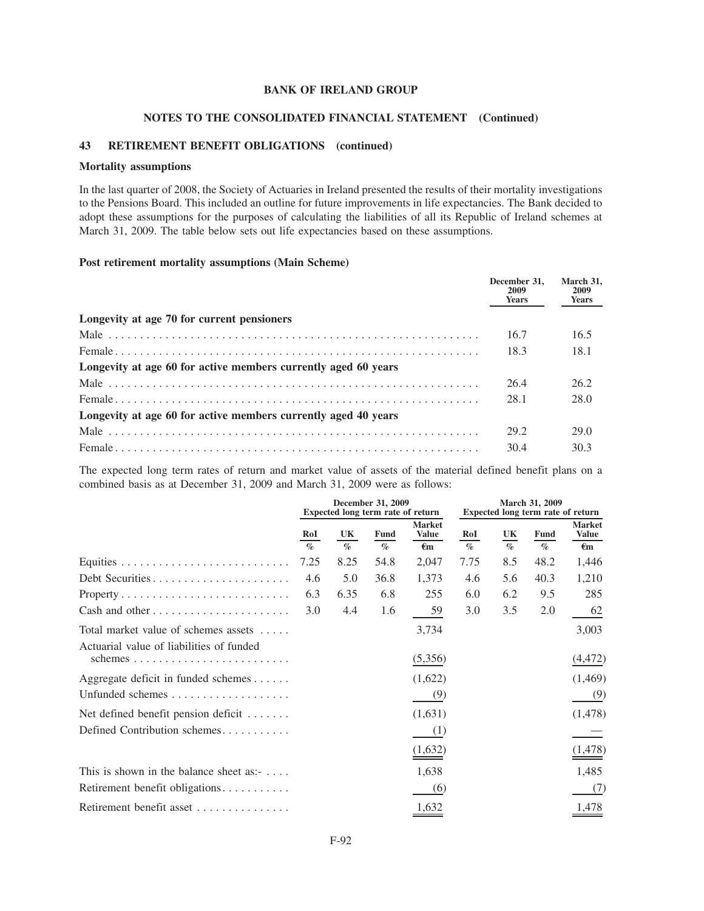## NOTES TO THE CONSOLIDATED FINANCIAL STATEMENT (Continued)

### 43 RETIREMENT BENEFIT OBLIGATIONS (continued)

**Mortality assumptions**

In the last quarter of 2008, the Society of Actuaries in Ireland presented the results of their mortality investigations to the Pensions Board. This included an outline for future improvements in life expectancies. The Bank decided to adopt these assumptions for the purposes of calculating the liabilities of all its Republic of Ireland schemes at March 31, 2009. The table below sets out life expectancies based on these assumptions.

**Post retirement mortality assumptions (Main Scheme)**

| | December 31, 2009 Years | March 31, 2009 Years |
|---|---|---|
| **Longevity at age 70 for current pensioners** | | |
| Male | 16.7 | 16.5 |
| Female | 18.3 | 18.1 |
| **Longevity at age 60 for active members currently aged 60 years** | | |
| Male | 26.4 | 26.2 |
| Female | 28.1 | 28.0 |
| **Longevity at age 60 for active members currently aged 40 years** | | |
| Male | 29.2 | 29.0 |
| Female | 30.4 | 30.3 |

The expected long term rates of return and market value of assets of the material defined benefit plans on a combined basis as at December 31, 2009 and March 31, 2009 were as follows:

| | December 31, 2009 Expected long term rate of return | | | | March 31, 2009 Expected long term rate of return | | | |
|---|---|---|---|---|---|---|---|---|
| | RoI | UK | Fund | Market Value | RoI | UK | Fund | Market Value |
| | % | % | % | €m | % | % | % | €m |
| Equities | 7.25 | 8.25 | 54.8 | 2,047 | 7.75 | 8.5 | 48.2 | 1,446 |
| Debt Securities | 4.6 | 5.0 | 36.8 | 1,373 | 4.6 | 5.6 | 40.3 | 1,210 |
| Property | 6.3 | 6.35 | 6.8 | 255 | 6.0 | 6.2 | 9.5 | 285 |
| Cash and other | 3.0 | 4.4 | 1.6 | 59 | 3.0 | 3.5 | 2.0 | 62 |
| Total market value of schemes assets | | | | 3,734 | | | | 3,003 |
| Actuarial value of liabilities of funded schemes | | | | (5,356) | | | | (4,472) |
| Aggregate deficit in funded schemes | | | | (1,622) | | | | (1,469) |
| Unfunded schemes | | | | (9) | | | | (9) |
| Net defined benefit pension deficit | | | | (1,631) | | | | (1,478) |
| Defined Contribution schemes | | | | (1) | | | | — |
| | | | | (1,632) | | | | (1,478) |
| This is shown in the balance sheet as:- | | | | 1,638 | | | | 1,485 |
| Retirement benefit obligations | | | | (6) | | | | (7) |
| Retirement benefit asset | | | | 1,632 | | | | 1,478 |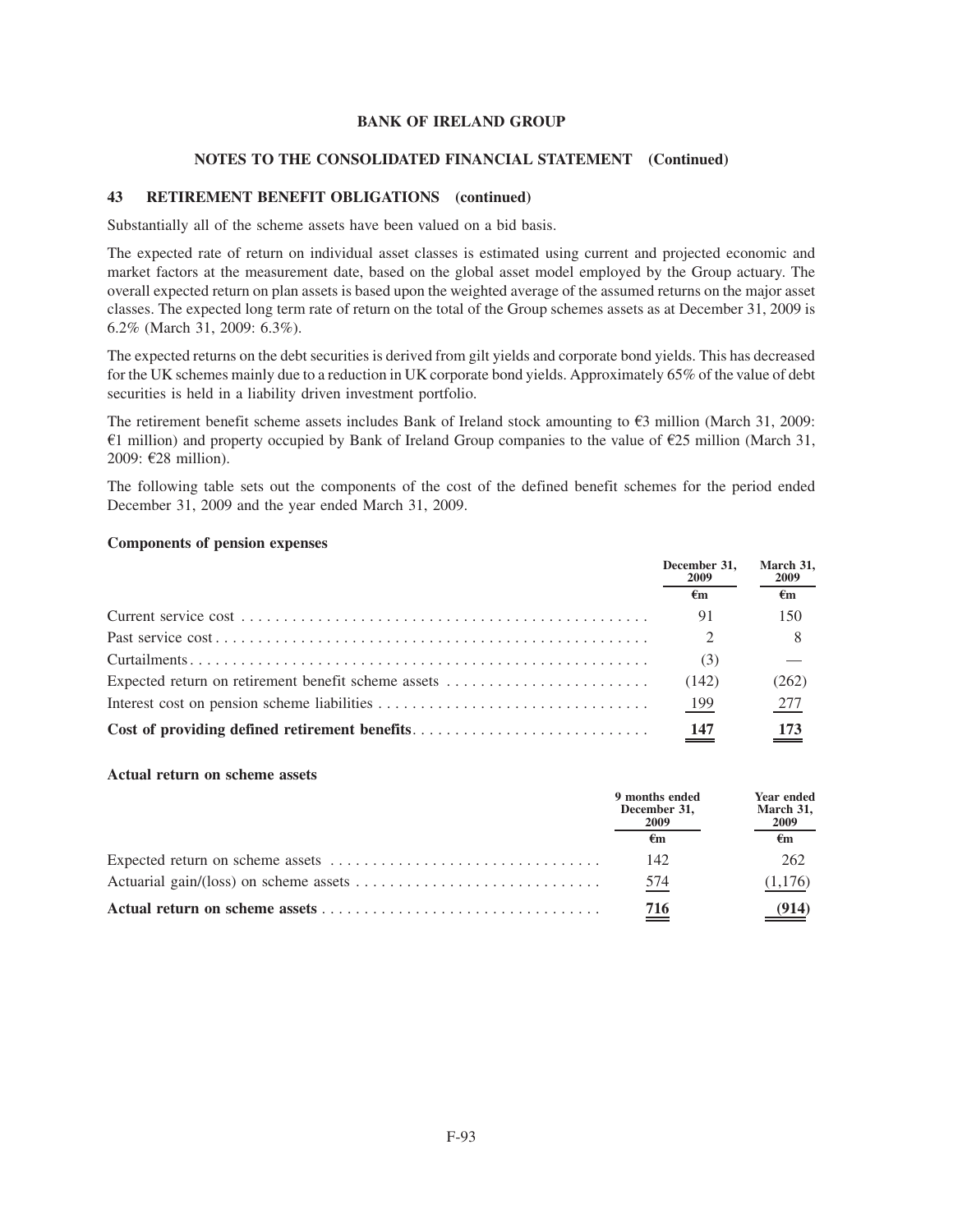**BANK OF IRELAND GROUP**

**NOTES TO THE CONSOLIDATED FINANCIAL STATEMENT (Continued)**

## 43 RETIREMENT BENEFIT OBLIGATIONS (continued)

Substantially all of the scheme assets have been valued on a bid basis.

The expected rate of return on individual asset classes is estimated using current and projected economic and market factors at the measurement date, based on the global asset model employed by the Group actuary. The overall expected return on plan assets is based upon the weighted average of the assumed returns on the major asset classes. The expected long term rate of return on the total of the Group schemes assets as at December 31, 2009 is 6.2% (March 31, 2009: 6.3%).

The expected returns on the debt securities is derived from gilt yields and corporate bond yields. This has decreased for the UK schemes mainly due to a reduction in UK corporate bond yields. Approximately 65% of the value of debt securities is held in a liability driven investment portfolio.

The retirement benefit scheme assets includes Bank of Ireland stock amounting to €3 million (March 31, 2009: €1 million) and property occupied by Bank of Ireland Group companies to the value of €25 million (March 31, 2009: €28 million).

The following table sets out the components of the cost of the defined benefit schemes for the period ended December 31, 2009 and the year ended March 31, 2009.

**Components of pension expenses**

| | December 31, 2009 | March 31, 2009 |
|---|---|---|
| | €m | €m |
| Current service cost | 91 | 150 |
| Past service cost | 2 | 8 |
| Curtailments | (3) | — |
| Expected return on retirement benefit scheme assets | (142) | (262) |
| Interest cost on pension scheme liabilities | 199 | 277 |
| **Cost of providing defined retirement benefits** | **147** | **173** |

**Actual return on scheme assets**

| | 9 months ended December 31, 2009 | Year ended March 31, 2009 |
|---|---|---|
| | €m | €m |
| Expected return on scheme assets | 142 | 262 |
| Actuarial gain/(loss) on scheme assets | 574 | (1,176) |
| **Actual return on scheme assets** | **716** | **(914)** |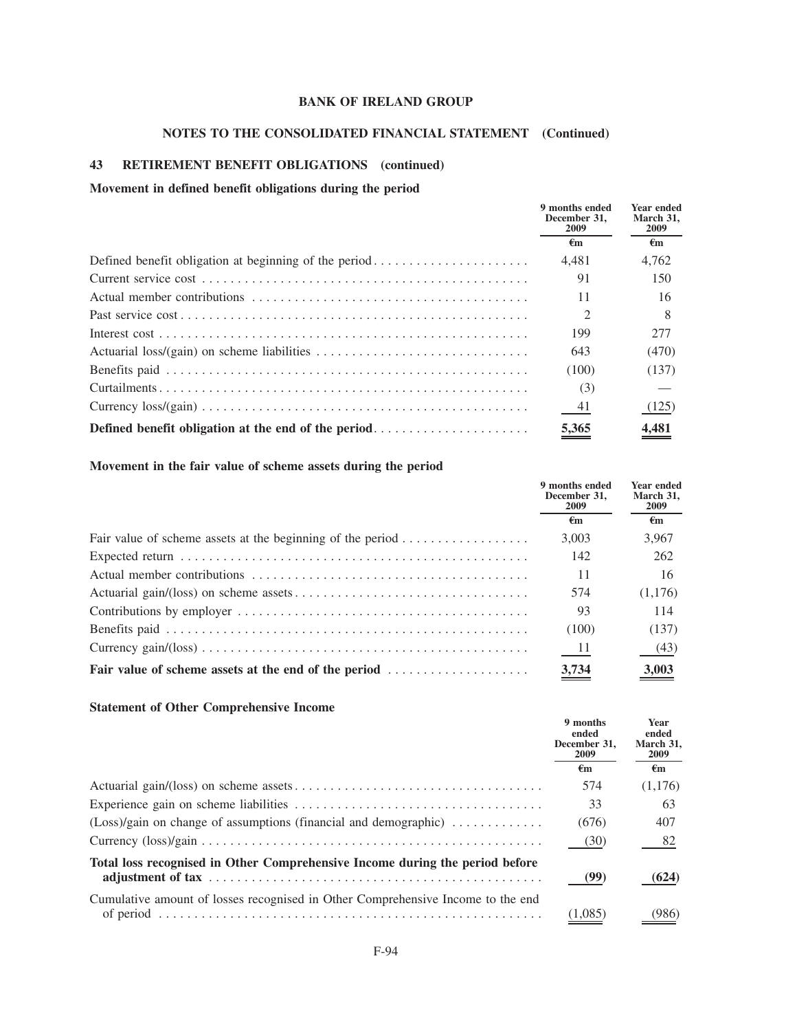**BANK OF IRELAND GROUP**

**NOTES TO THE CONSOLIDATED FINANCIAL STATEMENT (Continued)**

## 43 RETIREMENT BENEFIT OBLIGATIONS (continued)

### Movement in defined benefit obligations during the period

| | 9 months ended December 31, 2009 | Year ended March 31, 2009 |
|---|---|---|
| | €m | €m |
| Defined benefit obligation at beginning of the period | 4,481 | 4,762 |
| Current service cost | 91 | 150 |
| Actual member contributions | 11 | 16 |
| Past service cost | 2 | 8 |
| Interest cost | 199 | 277 |
| Actuarial loss/(gain) on scheme liabilities | 643 | (470) |
| Benefits paid | (100) | (137) |
| Curtailments | (3) | — |
| Currency loss/(gain) | 41 | (125) |
| **Defined benefit obligation at the end of the period** | **5,365** | **4,481** |

### Movement in the fair value of scheme assets during the period

| | 9 months ended December 31, 2009 | Year ended March 31, 2009 |
|---|---|---|
| | €m | €m |
| Fair value of scheme assets at the beginning of the period | 3,003 | 3,967 |
| Expected return | 142 | 262 |
| Actual member contributions | 11 | 16 |
| Actuarial gain/(loss) on scheme assets | 574 | (1,176) |
| Contributions by employer | 93 | 114 |
| Benefits paid | (100) | (137) |
| Currency gain/(loss) | 11 | (43) |
| **Fair value of scheme assets at the end of the period** | **3,734** | **3,003** |

### Statement of Other Comprehensive Income

| | 9 months ended December 31, 2009 | Year ended March 31, 2009 |
|---|---|---|
| | €m | €m |
| Actuarial gain/(loss) on scheme assets | 574 | (1,176) |
| Experience gain on scheme liabilities | 33 | 63 |
| (Loss)/gain on change of assumptions (financial and demographic) | (676) | 407 |
| Currency (loss)/gain | (30) | 82 |
| **Total loss recognised in Other Comprehensive Income during the period before adjustment of tax** | **(99)** | **(624)** |
| Cumulative amount of losses recognised in Other Comprehensive Income to the end of period | (1,085) | (986) |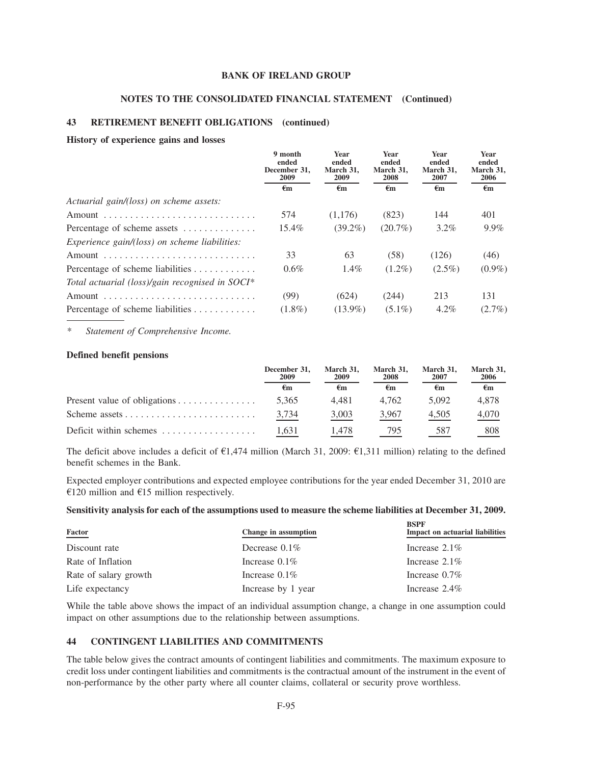## 43 RETIREMENT BENEFIT OBLIGATIONS (continued)

### History of experience gains and losses

| | 9 month ended December 31, 2009 | Year ended March 31, 2009 | Year ended March 31, 2008 | Year ended March 31, 2007 | Year ended March 31, 2006 |
|---|---|---|---|---|---|
| | €m | €m | €m | €m | €m |
| *Actuarial gain/(loss) on scheme assets:* | | | | | |
| Amount | 574 | (1,176) | (823) | 144 | 401 |
| Percentage of scheme assets | 15.4% | (39.2%) | (20.7%) | 3.2% | 9.9% |
| *Experience gain/(loss) on scheme liabilities:* | | | | | |
| Amount | 33 | 63 | (58) | (126) | (46) |
| Percentage of scheme liabilities | 0.6% | 1.4% | (1.2%) | (2.5%) | (0.9%) |
| *Total actuarial (loss)/gain recognised in SOCI** | | | | | |
| Amount | (99) | (624) | (244) | 213 | 131 |
| Percentage of scheme liabilities | (1.8%) | (13.9%) | (5.1%) | 4.2% | (2.7%) |

\* *Statement of Comprehensive Income.*

### Defined benefit pensions

| | December 31, 2009 | March 31, 2009 | March 31, 2008 | March 31, 2007 | March 31, 2006 |
|---|---|---|---|---|---|
| | €m | €m | €m | €m | €m |
| Present value of obligations | 5,365 | 4,481 | 4,762 | 5,092 | 4,878 |
| Scheme assets | 3,734 | 3,003 | 3,967 | 4,505 | 4,070 |
| Deficit within schemes | 1,631 | 1,478 | 795 | 587 | 808 |

The deficit above includes a deficit of €1,474 million (March 31, 2009: €1,311 million) relating to the defined benefit schemes in the Bank.

Expected employer contributions and expected employee contributions for the year ended December 31, 2010 are €120 million and €15 million respectively.

### Sensitivity analysis for each of the assumptions used to measure the scheme liabilities at December 31, 2009.

| Factor | Change in assumption | BSPF Impact on actuarial liabilities |
|---|---|---|
| Discount rate | Decrease 0.1% | Increase 2.1% |
| Rate of Inflation | Increase 0.1% | Increase 2.1% |
| Rate of salary growth | Increase 0.1% | Increase 0.7% |
| Life expectancy | Increase by 1 year | Increase 2.4% |

While the table above shows the impact of an individual assumption change, a change in one assumption could impact on other assumptions due to the relationship between assumptions.

## 44 CONTINGENT LIABILITIES AND COMMITMENTS

The table below gives the contract amounts of contingent liabilities and commitments. The maximum exposure to credit loss under contingent liabilities and commitments is the contractual amount of the instrument in the event of non-performance by the other party where all counter claims, collateral or security prove worthless.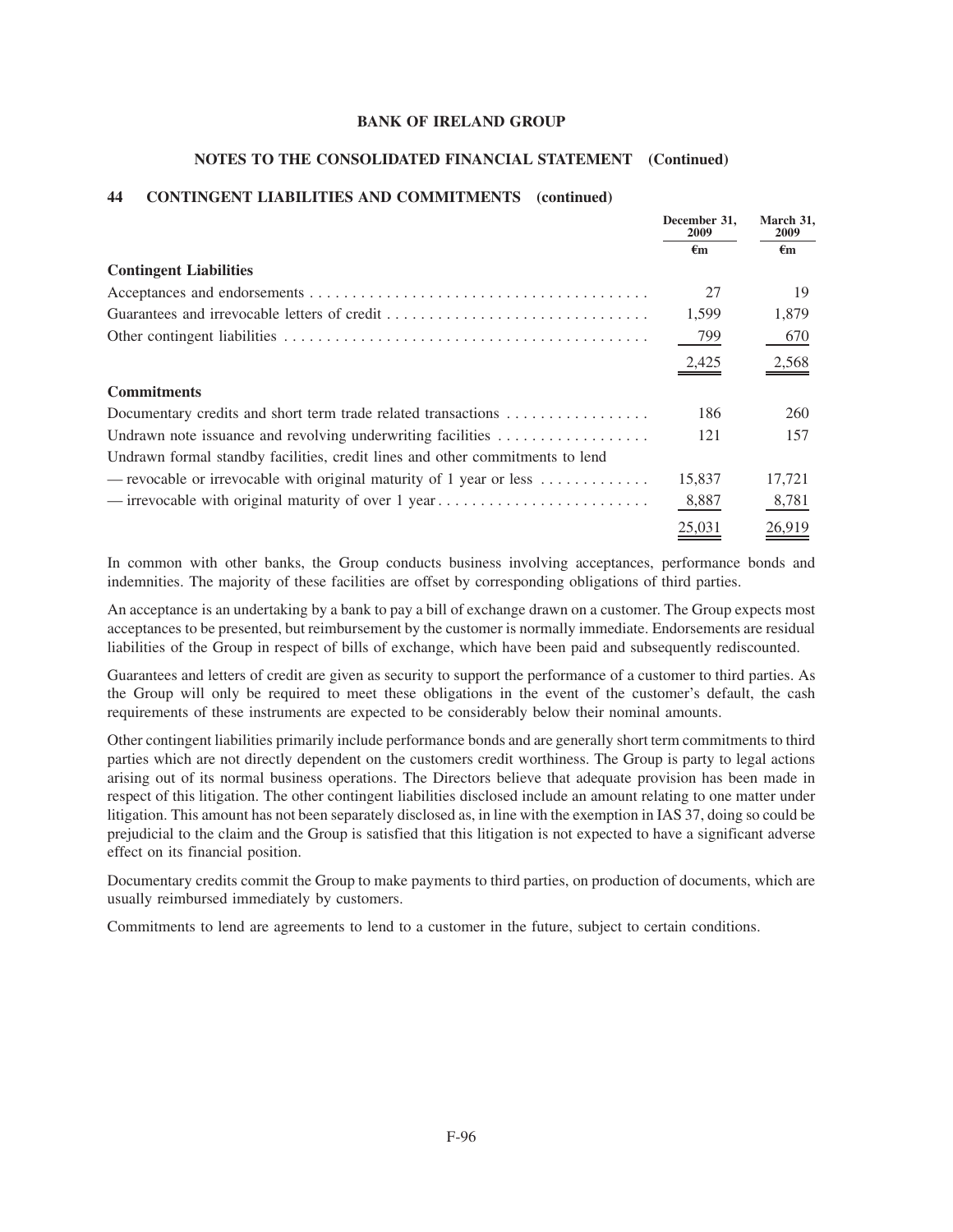# BANK OF IRELAND GROUP

## NOTES TO THE CONSOLIDATED FINANCIAL STATEMENT (Continued)

### 44 CONTINGENT LIABILITIES AND COMMITMENTS (continued)

| | December 31, 2009 | March 31, 2009 |
|---|---|---|
| | €m | €m |
| **Contingent Liabilities** | | |
| Acceptances and endorsements | 27 | 19 |
| Guarantees and irrevocable letters of credit | 1,599 | 1,879 |
| Other contingent liabilities | 799 | 670 |
| | 2,425 | 2,568 |
| **Commitments** | | |
| Documentary credits and short term trade related transactions | 186 | 260 |
| Undrawn note issuance and revolving underwriting facilities | 121 | 157 |
| Undrawn formal standby facilities, credit lines and other commitments to lend | | |
| — revocable or irrevocable with original maturity of 1 year or less | 15,837 | 17,721 |
| — irrevocable with original maturity of over 1 year | 8,887 | 8,781 |
| | 25,031 | 26,919 |

In common with other banks, the Group conducts business involving acceptances, performance bonds and indemnities. The majority of these facilities are offset by corresponding obligations of third parties.

An acceptance is an undertaking by a bank to pay a bill of exchange drawn on a customer. The Group expects most acceptances to be presented, but reimbursement by the customer is normally immediate. Endorsements are residual liabilities of the Group in respect of bills of exchange, which have been paid and subsequently rediscounted.

Guarantees and letters of credit are given as security to support the performance of a customer to third parties. As the Group will only be required to meet these obligations in the event of the customer's default, the cash requirements of these instruments are expected to be considerably below their nominal amounts.

Other contingent liabilities primarily include performance bonds and are generally short term commitments to third parties which are not directly dependent on the customers credit worthiness. The Group is party to legal actions arising out of its normal business operations. The Directors believe that adequate provision has been made in respect of this litigation. The other contingent liabilities disclosed include an amount relating to one matter under litigation. This amount has not been separately disclosed as, in line with the exemption in IAS 37, doing so could be prejudicial to the claim and the Group is satisfied that this litigation is not expected to have a significant adverse effect on its financial position.

Documentary credits commit the Group to make payments to third parties, on production of documents, which are usually reimbursed immediately by customers.

Commitments to lend are agreements to lend to a customer in the future, subject to certain conditions.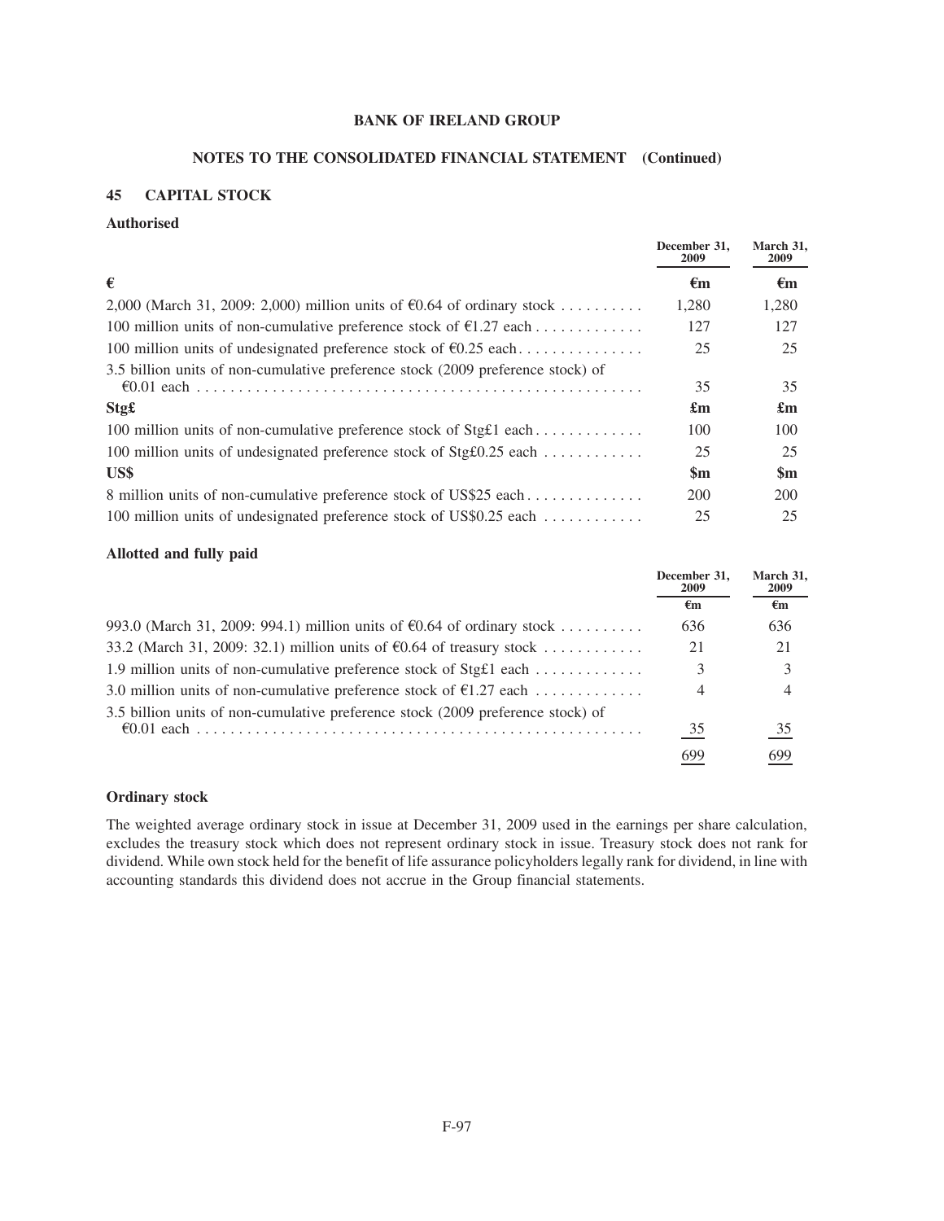**BANK OF IRELAND GROUP**

**NOTES TO THE CONSOLIDATED FINANCIAL STATEMENT (Continued)**

## 45 CAPITAL STOCK

### Authorised

| | December 31, 2009 | March 31, 2009 |
|---|---|---|
| **€** | **€m** | **€m** |
| 2,000 (March 31, 2009: 2,000) million units of €0.64 of ordinary stock | 1,280 | 1,280 |
| 100 million units of non-cumulative preference stock of €1.27 each | 127 | 127 |
| 100 million units of undesignated preference stock of €0.25 each | 25 | 25 |
| 3.5 billion units of non-cumulative preference stock (2009 preference stock) of €0.01 each | 35 | 35 |
| **Stg£** | **£m** | **£m** |
| 100 million units of non-cumulative preference stock of Stg£1 each | 100 | 100 |
| 100 million units of undesignated preference stock of Stg£0.25 each | 25 | 25 |
| **US$** | **$m** | **$m** |
| 8 million units of non-cumulative preference stock of US$25 each | 200 | 200 |
| 100 million units of undesignated preference stock of US$0.25 each | 25 | 25 |

### Allotted and fully paid

| | December 31, 2009 | March 31, 2009 |
|---|---|---|
| | €m | €m |
| 993.0 (March 31, 2009: 994.1) million units of €0.64 of ordinary stock | 636 | 636 |
| 33.2 (March 31, 2009: 32.1) million units of €0.64 of treasury stock | 21 | 21 |
| 1.9 million units of non-cumulative preference stock of Stg£1 each | 3 | 3 |
| 3.0 million units of non-cumulative preference stock of €1.27 each | 4 | 4 |
| 3.5 billion units of non-cumulative preference stock (2009 preference stock) of €0.01 each | 35 | 35 |
| | 699 | 699 |

### Ordinary stock

The weighted average ordinary stock in issue at December 31, 2009 used in the earnings per share calculation, excludes the treasury stock which does not represent ordinary stock in issue. Treasury stock does not rank for dividend. While own stock held for the benefit of life assurance policyholders legally rank for dividend, in line with accounting standards this dividend does not accrue in the Group financial statements.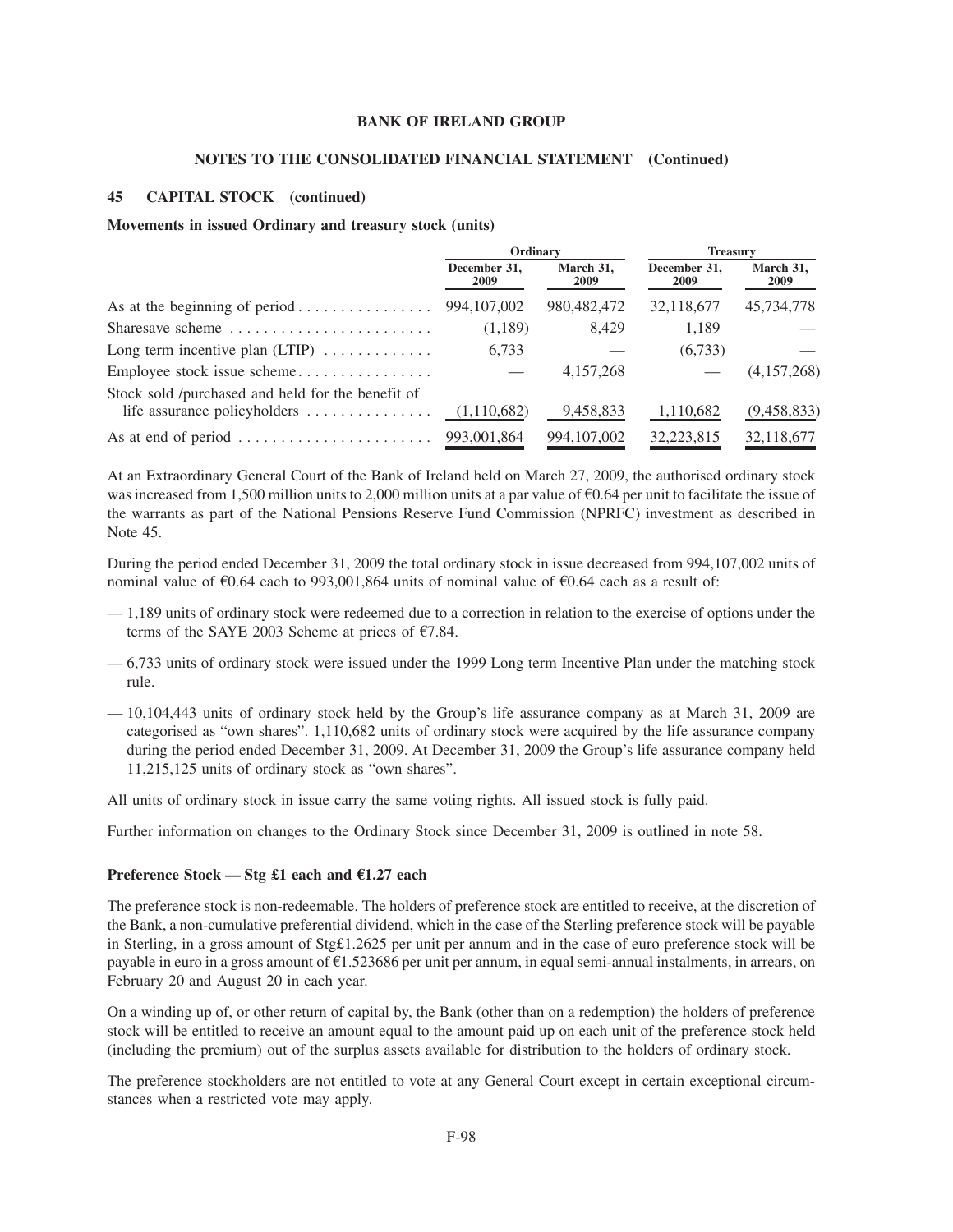**BANK OF IRELAND GROUP**

**NOTES TO THE CONSOLIDATED FINANCIAL STATEMENT (Continued)**

## 45 CAPITAL STOCK (continued)

**Movements in issued Ordinary and treasury stock (units)**

| | Ordinary | | Treasury | |
|---|---|---|---|---|
| | December 31, 2009 | March 31, 2009 | December 31, 2009 | March 31, 2009 |
| As at the beginning of period | 994,107,002 | 980,482,472 | 32,118,677 | 45,734,778 |
| Sharesave scheme | (1,189) | 8,429 | 1,189 | — |
| Long term incentive plan (LTIP) | 6,733 | — | (6,733) | — |
| Employee stock issue scheme | — | 4,157,268 | — | (4,157,268) |
| Stock sold /purchased and held for the benefit of life assurance policyholders | (1,110,682) | 9,458,833 | 1,110,682 | (9,458,833) |
| As at end of period | 993,001,864 | 994,107,002 | 32,223,815 | 32,118,677 |

At an Extraordinary General Court of the Bank of Ireland held on March 27, 2009, the authorised ordinary stock was increased from 1,500 million units to 2,000 million units at a par value of €0.64 per unit to facilitate the issue of the warrants as part of the National Pensions Reserve Fund Commission (NPRFC) investment as described in Note 45.

During the period ended December 31, 2009 the total ordinary stock in issue decreased from 994,107,002 units of nominal value of €0.64 each to 993,001,864 units of nominal value of €0.64 each as a result of:

— 1,189 units of ordinary stock were redeemed due to a correction in relation to the exercise of options under the terms of the SAYE 2003 Scheme at prices of €7.84.

— 6,733 units of ordinary stock were issued under the 1999 Long term Incentive Plan under the matching stock rule.

— 10,104,443 units of ordinary stock held by the Group's life assurance company as at March 31, 2009 are categorised as "own shares". 1,110,682 units of ordinary stock were acquired by the life assurance company during the period ended December 31, 2009. At December 31, 2009 the Group's life assurance company held 11,215,125 units of ordinary stock as "own shares".

All units of ordinary stock in issue carry the same voting rights. All issued stock is fully paid.

Further information on changes to the Ordinary Stock since December 31, 2009 is outlined in note 58.

**Preference Stock — Stg £1 each and €1.27 each**

The preference stock is non-redeemable. The holders of preference stock are entitled to receive, at the discretion of the Bank, a non-cumulative preferential dividend, which in the case of the Sterling preference stock will be payable in Sterling, in a gross amount of Stg£1.2625 per unit per annum and in the case of euro preference stock will be payable in euro in a gross amount of €1.523686 per unit per annum, in equal semi-annual instalments, in arrears, on February 20 and August 20 in each year.

On a winding up of, or other return of capital by, the Bank (other than on a redemption) the holders of preference stock will be entitled to receive an amount equal to the amount paid up on each unit of the preference stock held (including the premium) out of the surplus assets available for distribution to the holders of ordinary stock.

The preference stockholders are not entitled to vote at any General Court except in certain exceptional circumstances when a restricted vote may apply.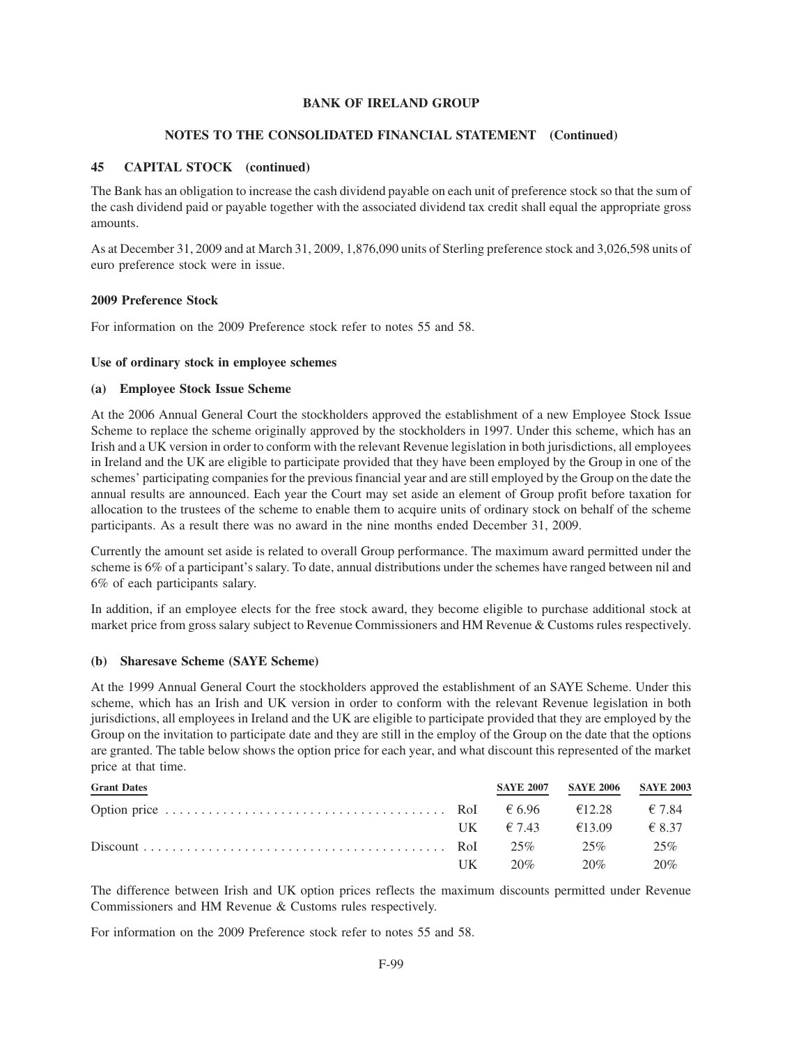**BANK OF IRELAND GROUP**

**NOTES TO THE CONSOLIDATED FINANCIAL STATEMENT (Continued)**

## 45 CAPITAL STOCK (continued)

The Bank has an obligation to increase the cash dividend payable on each unit of preference stock so that the sum of the cash dividend paid or payable together with the associated dividend tax credit shall equal the appropriate gross amounts.

As at December 31, 2009 and at March 31, 2009, 1,876,090 units of Sterling preference stock and 3,026,598 units of euro preference stock were in issue.

### 2009 Preference Stock

For information on the 2009 Preference stock refer to notes 55 and 58.

### Use of ordinary stock in employee schemes

#### (a) Employee Stock Issue Scheme

At the 2006 Annual General Court the stockholders approved the establishment of a new Employee Stock Issue Scheme to replace the scheme originally approved by the stockholders in 1997. Under this scheme, which has an Irish and a UK version in order to conform with the relevant Revenue legislation in both jurisdictions, all employees in Ireland and the UK are eligible to participate provided that they have been employed by the Group in one of the schemes' participating companies for the previous financial year and are still employed by the Group on the date the annual results are announced. Each year the Court may set aside an element of Group profit before taxation for allocation to the trustees of the scheme to enable them to acquire units of ordinary stock on behalf of the scheme participants. As a result there was no award in the nine months ended December 31, 2009.

Currently the amount set aside is related to overall Group performance. The maximum award permitted under the scheme is 6% of a participant's salary. To date, annual distributions under the schemes have ranged between nil and 6% of each participants salary.

In addition, if an employee elects for the free stock award, they become eligible to purchase additional stock at market price from gross salary subject to Revenue Commissioners and HM Revenue & Customs rules respectively.

#### (b) Sharesave Scheme (SAYE Scheme)

At the 1999 Annual General Court the stockholders approved the establishment of an SAYE Scheme. Under this scheme, which has an Irish and UK version in order to conform with the relevant Revenue legislation in both jurisdictions, all employees in Ireland and the UK are eligible to participate provided that they are employed by the Group on the invitation to participate date and they are still in the employ of the Group on the date that the options are granted. The table below shows the option price for each year, and what discount this represented of the market price at that time.

| Grant Dates | | SAYE 2007 | SAYE 2006 | SAYE 2003 |
|---|---|---|---|---|
| Option price | RoI | € 6.96 | €12.28 | € 7.84 |
| | UK | € 7.43 | €13.09 | € 8.37 |
| Discount | RoI | 25% | 25% | 25% |
| | UK | 20% | 20% | 20% |

The difference between Irish and UK option prices reflects the maximum discounts permitted under Revenue Commissioners and HM Revenue & Customs rules respectively.

For information on the 2009 Preference stock refer to notes 55 and 58.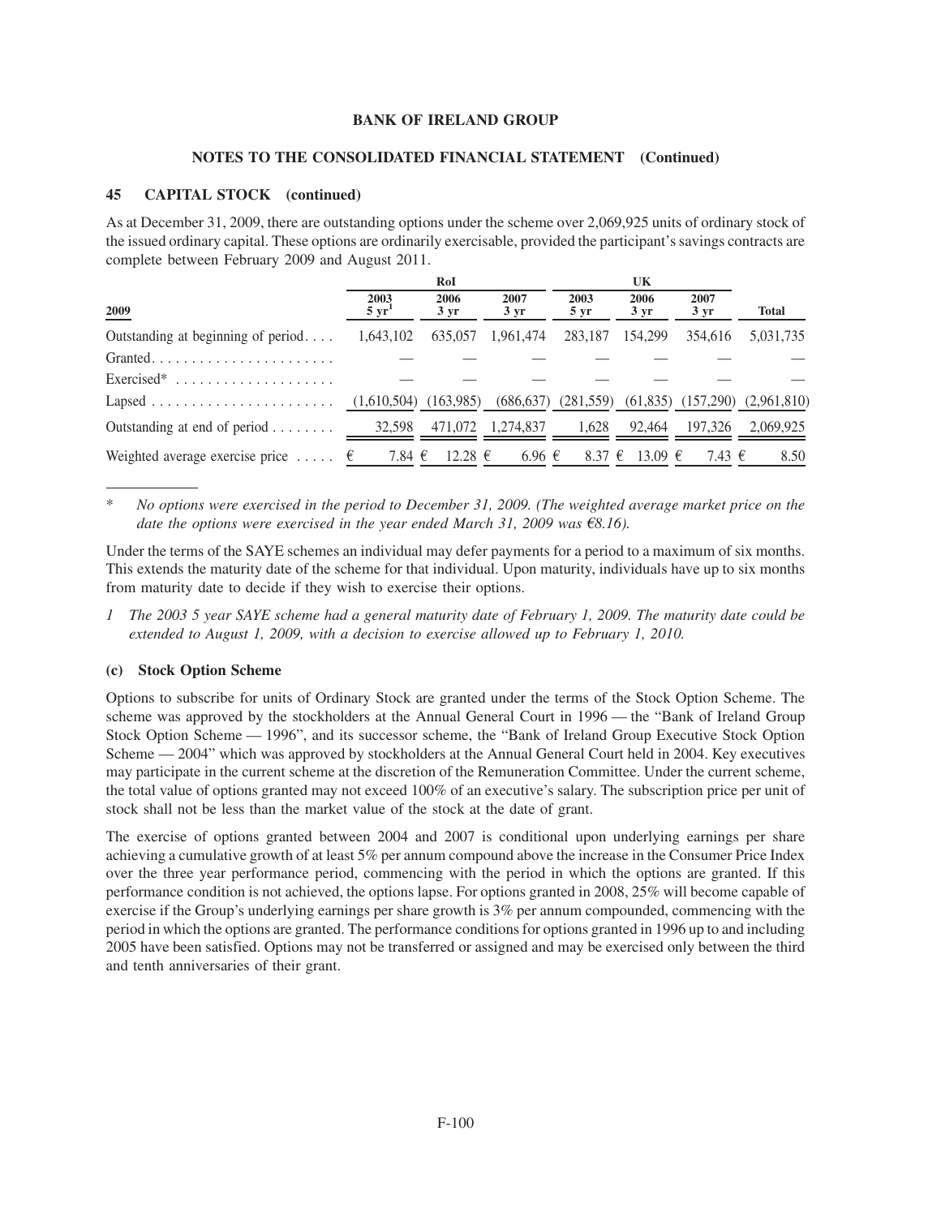**BANK OF IRELAND GROUP**

**NOTES TO THE CONSOLIDATED FINANCIAL STATEMENT (Continued)**

## 45 CAPITAL STOCK (continued)

As at December 31, 2009, there are outstanding options under the scheme over 2,069,925 units of ordinary stock of the issued ordinary capital. These options are ordinarily exercisable, provided the participant's savings contracts are complete between February 2009 and August 2011.

| | RoI | | | UK | | | |
|---|---|---|---|---|---|---|---|
| **2009** | **2003 5 yr[1]** | **2006 3 yr** | **2007 3 yr** | **2003 5 yr** | **2006 3 yr** | **2007 3 yr** | **Total** |
| Outstanding at beginning of period | 1,643,102 | 635,057 | 1,961,474 | 283,187 | 154,299 | 354,616 | 5,031,735 |
| Granted | — | — | — | — | — | — | — |
| Exercised* | — | — | — | — | — | — | — |
| Lapsed | (1,610,504) | (163,985) | (686,637) | (281,559) | (61,835) | (157,290) | (2,961,810) |
| Outstanding at end of period | 32,598 | 471,072 | 1,274,837 | 1,628 | 92,464 | 197,326 | 2,069,925 |
| Weighted average exercise price | € 7.84 | € 12.28 | € 6.96 | € 8.37 | € 13.09 | € 7.43 | € 8.50 |

\* *No options were exercised in the period to December 31, 2009. (The weighted average market price on the date the options were exercised in the year ended March 31, 2009 was €8.16).*

Under the terms of the SAYE schemes an individual may defer payments for a period to a maximum of six months. This extends the maturity date of the scheme for that individual. Upon maturity, individuals have up to six months from maturity date to decide if they wish to exercise their options.

*1 The 2003 5 year SAYE scheme had a general maturity date of February 1, 2009. The maturity date could be extended to August 1, 2009, with a decision to exercise allowed up to February 1, 2010.*

### (c) Stock Option Scheme

Options to subscribe for units of Ordinary Stock are granted under the terms of the Stock Option Scheme. The scheme was approved by the stockholders at the Annual General Court in 1996 — the "Bank of Ireland Group Stock Option Scheme — 1996", and its successor scheme, the "Bank of Ireland Group Executive Stock Option Scheme — 2004" which was approved by stockholders at the Annual General Court held in 2004. Key executives may participate in the current scheme at the discretion of the Remuneration Committee. Under the current scheme, the total value of options granted may not exceed 100% of an executive's salary. The subscription price per unit of stock shall not be less than the market value of the stock at the date of grant.

The exercise of options granted between 2004 and 2007 is conditional upon underlying earnings per share achieving a cumulative growth of at least 5% per annum compound above the increase in the Consumer Price Index over the three year performance period, commencing with the period in which the options are granted. If this performance condition is not achieved, the options lapse. For options granted in 2008, 25% will become capable of exercise if the Group's underlying earnings per share growth is 3% per annum compounded, commencing with the period in which the options are granted. The performance conditions for options granted in 1996 up to and including 2005 have been satisfied. Options may not be transferred or assigned and may be exercised only between the third and tenth anniversaries of their grant.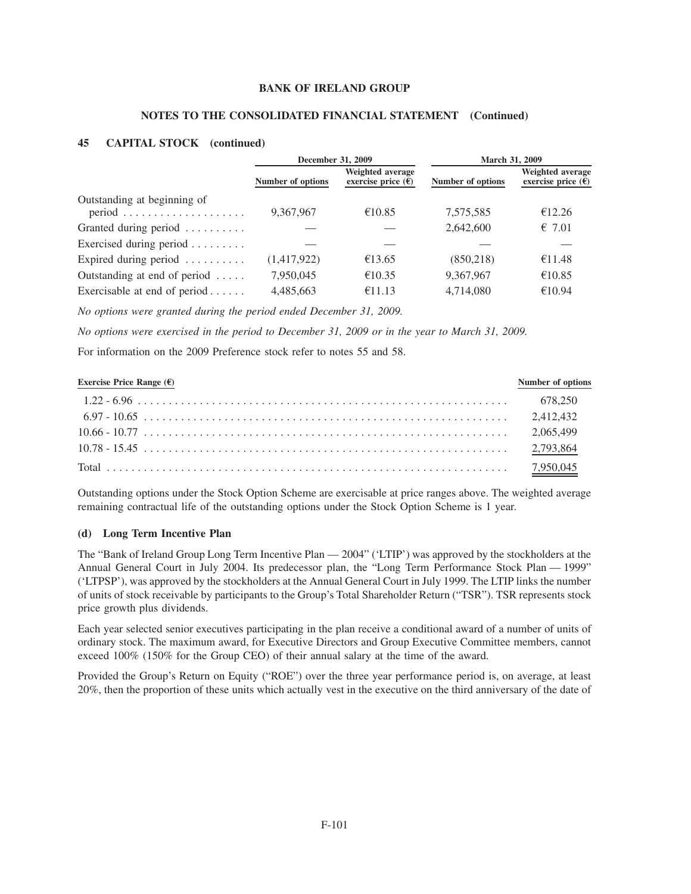## 45 CAPITAL STOCK (continued)

| | December 31, 2009 | | March 31, 2009 | |
|---|---|---|---|---|
| | Number of options | Weighted average exercise price (€) | Number of options | Weighted average exercise price (€) |
| Outstanding at beginning of period | 9,367,967 | €10.85 | 7,575,585 | €12.26 |
| Granted during period | — | — | 2,642,600 | € 7.01 |
| Exercised during period | — | — | — | — |
| Expired during period | (1,417,922) | €13.65 | (850,218) | €11.48 |
| Outstanding at end of period | 7,950,045 | €10.35 | 9,367,967 | €10.85 |
| Exercisable at end of period | 4,485,663 | €11.13 | 4,714,080 | €10.94 |

*No options were granted during the period ended December 31, 2009.*

*No options were exercised in the period to December 31, 2009 or in the year to March 31, 2009.*

For information on the 2009 Preference stock refer to notes 55 and 58.

| Exercise Price Range (€) | Number of options |
|---|---|
| 1.22 - 6.96 | 678,250 |
| 6.97 - 10.65 | 2,412,432 |
| 10.66 - 10.77 | 2,065,499 |
| 10.78 - 15.45 | 2,793,864 |
| Total | 7,950,045 |

Outstanding options under the Stock Option Scheme are exercisable at price ranges above. The weighted average remaining contractual life of the outstanding options under the Stock Option Scheme is 1 year.

### (d) Long Term Incentive Plan

The "Bank of Ireland Group Long Term Incentive Plan — 2004" ('LTIP') was approved by the stockholders at the Annual General Court in July 2004. Its predecessor plan, the "Long Term Performance Stock Plan — 1999" ('LTPSP'), was approved by the stockholders at the Annual General Court in July 1999. The LTIP links the number of units of stock receivable by participants to the Group's Total Shareholder Return ("TSR"). TSR represents stock price growth plus dividends.

Each year selected senior executives participating in the plan receive a conditional award of a number of units of ordinary stock. The maximum award, for Executive Directors and Group Executive Committee members, cannot exceed 100% (150% for the Group CEO) of their annual salary at the time of the award.

Provided the Group's Return on Equity ("ROE") over the three year performance period is, on average, at least 20%, then the proportion of these units which actually vest in the executive on the third anniversary of the date of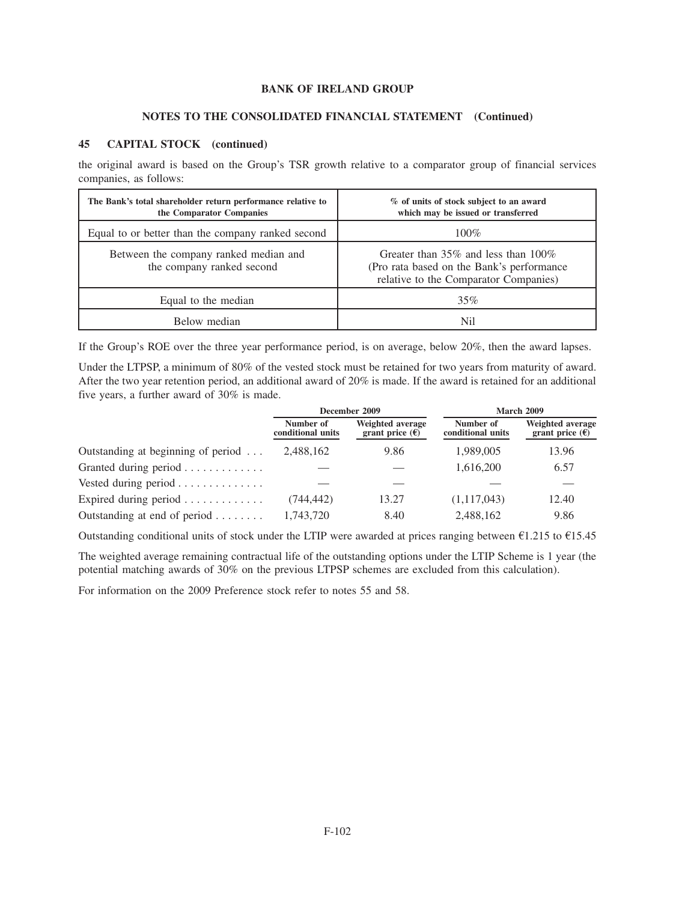## 45 CAPITAL STOCK (continued)

the original award is based on the Group's TSR growth relative to a comparator group of financial services companies, as follows:

| The Bank's total shareholder return performance relative to the Comparator Companies | % of units of stock subject to an award which may be issued or transferred |
|---|---|
| Equal to or better than the company ranked second | 100% |
| Between the company ranked median and the company ranked second | Greater than 35% and less than 100% (Pro rata based on the Bank's performance relative to the Comparator Companies) |
| Equal to the median | 35% |
| Below median | Nil |

If the Group's ROE over the three year performance period, is on average, below 20%, then the award lapses.

Under the LTPSP, a minimum of 80% of the vested stock must be retained for two years from maturity of award. After the two year retention period, an additional award of 20% is made. If the award is retained for an additional five years, a further award of 30% is made.

| | December 2009 | | March 2009 | |
|---|---|---|---|---|
| | Number of conditional units | Weighted average grant price (€) | Number of conditional units | Weighted average grant price (€) |
| Outstanding at beginning of period | 2,488,162 | 9.86 | 1,989,005 | 13.96 |
| Granted during period | — | — | 1,616,200 | 6.57 |
| Vested during period | — | — | — | — |
| Expired during period | (744,442) | 13.27 | (1,117,043) | 12.40 |
| Outstanding at end of period | 1,743,720 | 8.40 | 2,488,162 | 9.86 |

Outstanding conditional units of stock under the LTIP were awarded at prices ranging between €1.215 to €15.45

The weighted average remaining contractual life of the outstanding options under the LTIP Scheme is 1 year (the potential matching awards of 30% on the previous LTPSP schemes are excluded from this calculation).

For information on the 2009 Preference stock refer to notes 55 and 58.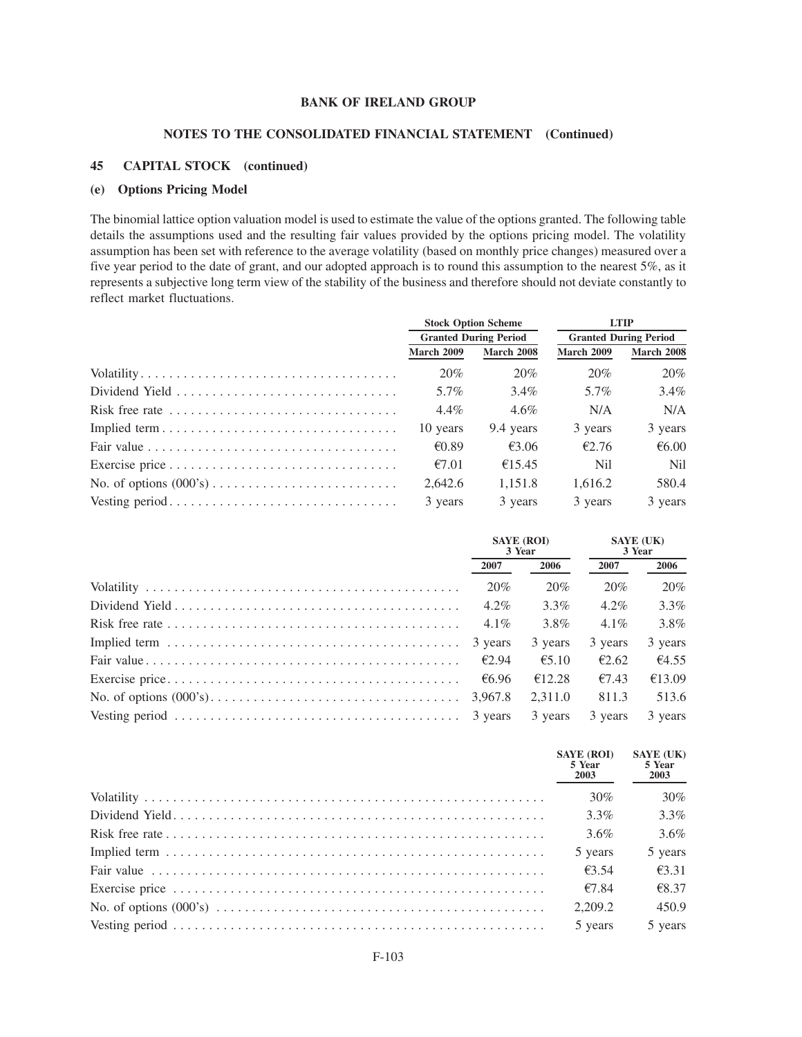**BANK OF IRELAND GROUP**

**NOTES TO THE CONSOLIDATED FINANCIAL STATEMENT (Continued)**

## 45 CAPITAL STOCK (continued)

### (e) Options Pricing Model

The binomial lattice option valuation model is used to estimate the value of the options granted. The following table details the assumptions used and the resulting fair values provided by the options pricing model. The volatility assumption has been set with reference to the average volatility (based on monthly price changes) measured over a five year period to the date of grant, and our adopted approach is to round this assumption to the nearest 5%, as it represents a subjective long term view of the stability of the business and therefore should not deviate constantly to reflect market fluctuations.

| | Stock Option Scheme | | LTIP | |
|---|---|---|---|---|
| | Granted During Period | | Granted During Period | |
| | March 2009 | March 2008 | March 2009 | March 2008 |
| Volatility | 20% | 20% | 20% | 20% |
| Dividend Yield | 5.7% | 3.4% | 5.7% | 3.4% |
| Risk free rate | 4.4% | 4.6% | N/A | N/A |
| Implied term | 10 years | 9.4 years | 3 years | 3 years |
| Fair value | €0.89 | €3.06 | €2.76 | €6.00 |
| Exercise price | €7.01 | €15.45 | Nil | Nil |
| No. of options (000's) | 2,642.6 | 1,151.8 | 1,616.2 | 580.4 |
| Vesting period | 3 years | 3 years | 3 years | 3 years |

| | SAYE (ROI) 3 Year | | SAYE (UK) 3 Year | |
|---|---|---|---|---|
| | 2007 | 2006 | 2007 | 2006 |
| Volatility | 20% | 20% | 20% | 20% |
| Dividend Yield | 4.2% | 3.3% | 4.2% | 3.3% |
| Risk free rate | 4.1% | 3.8% | 4.1% | 3.8% |
| Implied term | 3 years | 3 years | 3 years | 3 years |
| Fair value | €2.94 | €5.10 | €2.62 | €4.55 |
| Exercise price | €6.96 | €12.28 | €7.43 | €13.09 |
| No. of options (000's) | 3,967.8 | 2,311.0 | 811.3 | 513.6 |
| Vesting period | 3 years | 3 years | 3 years | 3 years |

| | SAYE (ROI) 5 Year 2003 | SAYE (UK) 5 Year 2003 |
|---|---|---|
| Volatility | 30% | 30% |
| Dividend Yield | 3.3% | 3.3% |
| Risk free rate | 3.6% | 3.6% |
| Implied term | 5 years | 5 years |
| Fair value | €3.54 | €3.31 |
| Exercise price | €7.84 | €8.37 |
| No. of options (000's) | 2,209.2 | 450.9 |
| Vesting period | 5 years | 5 years |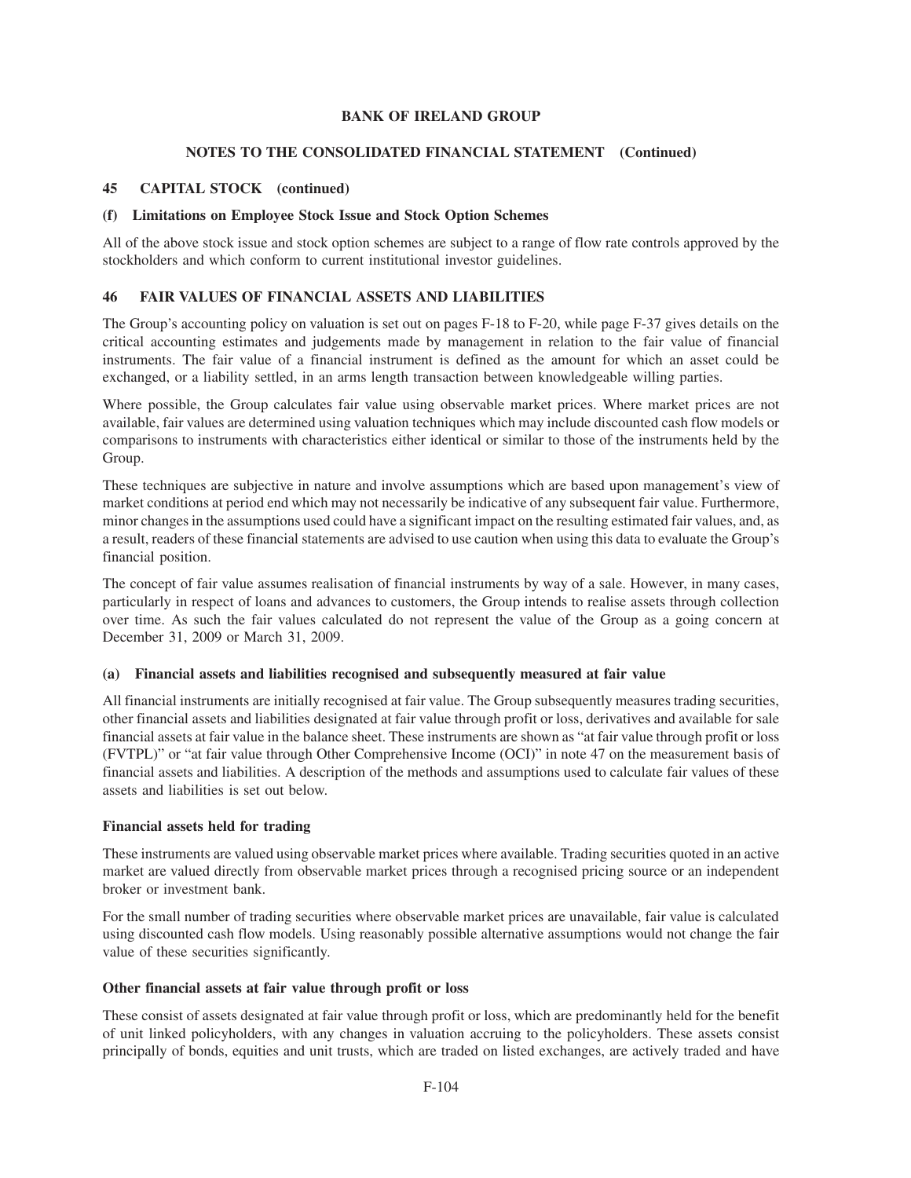## 45 CAPITAL STOCK (continued)

### (f) Limitations on Employee Stock Issue and Stock Option Schemes

All of the above stock issue and stock option schemes are subject to a range of flow rate controls approved by the stockholders and which conform to current institutional investor guidelines.

## 46 FAIR VALUES OF FINANCIAL ASSETS AND LIABILITIES

The Group's accounting policy on valuation is set out on pages F-18 to F-20, while page F-37 gives details on the critical accounting estimates and judgements made by management in relation to the fair value of financial instruments. The fair value of a financial instrument is defined as the amount for which an asset could be exchanged, or a liability settled, in an arms length transaction between knowledgeable willing parties.

Where possible, the Group calculates fair value using observable market prices. Where market prices are not available, fair values are determined using valuation techniques which may include discounted cash flow models or comparisons to instruments with characteristics either identical or similar to those of the instruments held by the Group.

These techniques are subjective in nature and involve assumptions which are based upon management's view of market conditions at period end which may not necessarily be indicative of any subsequent fair value. Furthermore, minor changes in the assumptions used could have a significant impact on the resulting estimated fair values, and, as a result, readers of these financial statements are advised to use caution when using this data to evaluate the Group's financial position.

The concept of fair value assumes realisation of financial instruments by way of a sale. However, in many cases, particularly in respect of loans and advances to customers, the Group intends to realise assets through collection over time. As such the fair values calculated do not represent the value of the Group as a going concern at December 31, 2009 or March 31, 2009.

### (a) Financial assets and liabilities recognised and subsequently measured at fair value

All financial instruments are initially recognised at fair value. The Group subsequently measures trading securities, other financial assets and liabilities designated at fair value through profit or loss, derivatives and available for sale financial assets at fair value in the balance sheet. These instruments are shown as "at fair value through profit or loss (FVTPL)" or "at fair value through Other Comprehensive Income (OCI)" in note 47 on the measurement basis of financial assets and liabilities. A description of the methods and assumptions used to calculate fair values of these assets and liabilities is set out below.

**Financial assets held for trading**

These instruments are valued using observable market prices where available. Trading securities quoted in an active market are valued directly from observable market prices through a recognised pricing source or an independent broker or investment bank.

For the small number of trading securities where observable market prices are unavailable, fair value is calculated using discounted cash flow models. Using reasonably possible alternative assumptions would not change the fair value of these securities significantly.

**Other financial assets at fair value through profit or loss**

These consist of assets designated at fair value through profit or loss, which are predominantly held for the benefit of unit linked policyholders, with any changes in valuation accruing to the policyholders. These assets consist principally of bonds, equities and unit trusts, which are traded on listed exchanges, are actively traded and have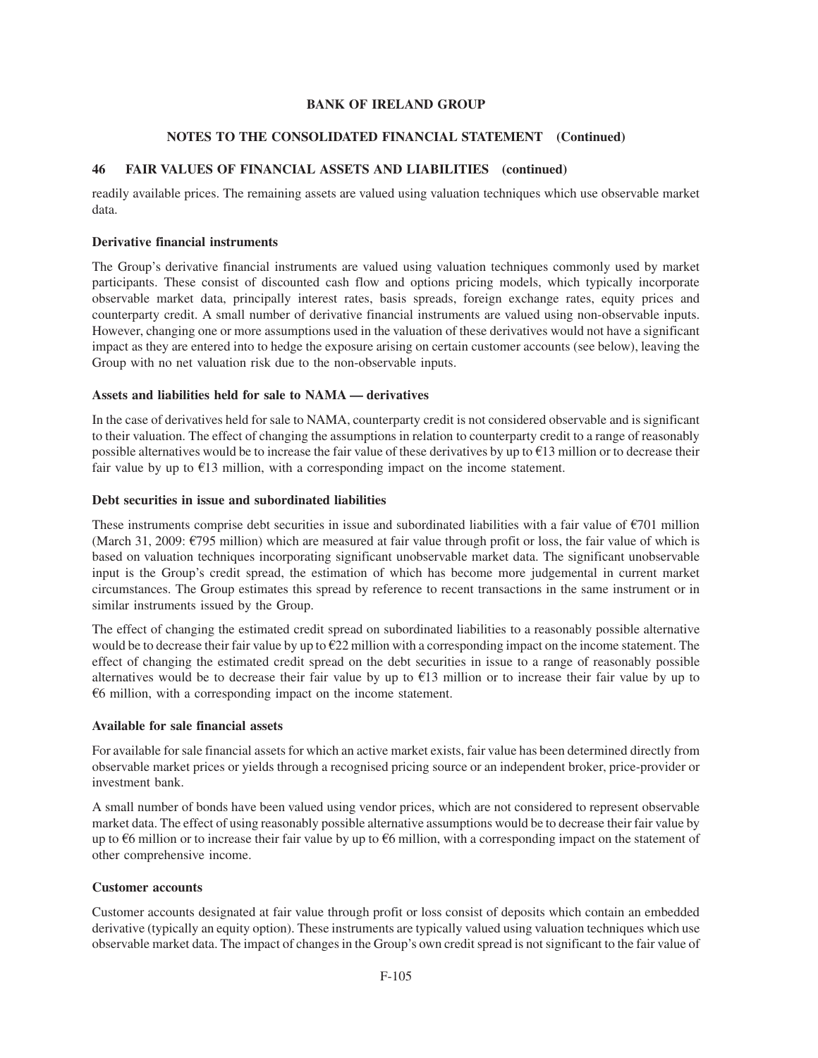readily available prices. The remaining assets are valued using valuation techniques which use observable market data.

### Derivative financial instruments

The Group's derivative financial instruments are valued using valuation techniques commonly used by market participants. These consist of discounted cash flow and options pricing models, which typically incorporate observable market data, principally interest rates, basis spreads, foreign exchange rates, equity prices and counterparty credit. A small number of derivative financial instruments are valued using non-observable inputs. However, changing one or more assumptions used in the valuation of these derivatives would not have a significant impact as they are entered into to hedge the exposure arising on certain customer accounts (see below), leaving the Group with no net valuation risk due to the non-observable inputs.

### Assets and liabilities held for sale to NAMA — derivatives

In the case of derivatives held for sale to NAMA, counterparty credit is not considered observable and is significant to their valuation. The effect of changing the assumptions in relation to counterparty credit to a range of reasonably possible alternatives would be to increase the fair value of these derivatives by up to €13 million or to decrease their fair value by up to €13 million, with a corresponding impact on the income statement.

### Debt securities in issue and subordinated liabilities

These instruments comprise debt securities in issue and subordinated liabilities with a fair value of €701 million (March 31, 2009: €795 million) which are measured at fair value through profit or loss, the fair value of which is based on valuation techniques incorporating significant unobservable market data. The significant unobservable input is the Group's credit spread, the estimation of which has become more judgemental in current market circumstances. The Group estimates this spread by reference to recent transactions in the same instrument or in similar instruments issued by the Group.

The effect of changing the estimated credit spread on subordinated liabilities to a reasonably possible alternative would be to decrease their fair value by up to €22 million with a corresponding impact on the income statement. The effect of changing the estimated credit spread on the debt securities in issue to a range of reasonably possible alternatives would be to decrease their fair value by up to €13 million or to increase their fair value by up to €6 million, with a corresponding impact on the income statement.

### Available for sale financial assets

For available for sale financial assets for which an active market exists, fair value has been determined directly from observable market prices or yields through a recognised pricing source or an independent broker, price-provider or investment bank.

A small number of bonds have been valued using vendor prices, which are not considered to represent observable market data. The effect of using reasonably possible alternative assumptions would be to decrease their fair value by up to €6 million or to increase their fair value by up to €6 million, with a corresponding impact on the statement of other comprehensive income.

### Customer accounts

Customer accounts designated at fair value through profit or loss consist of deposits which contain an embedded derivative (typically an equity option). These instruments are typically valued using valuation techniques which use observable market data. The impact of changes in the Group's own credit spread is not significant to the fair value of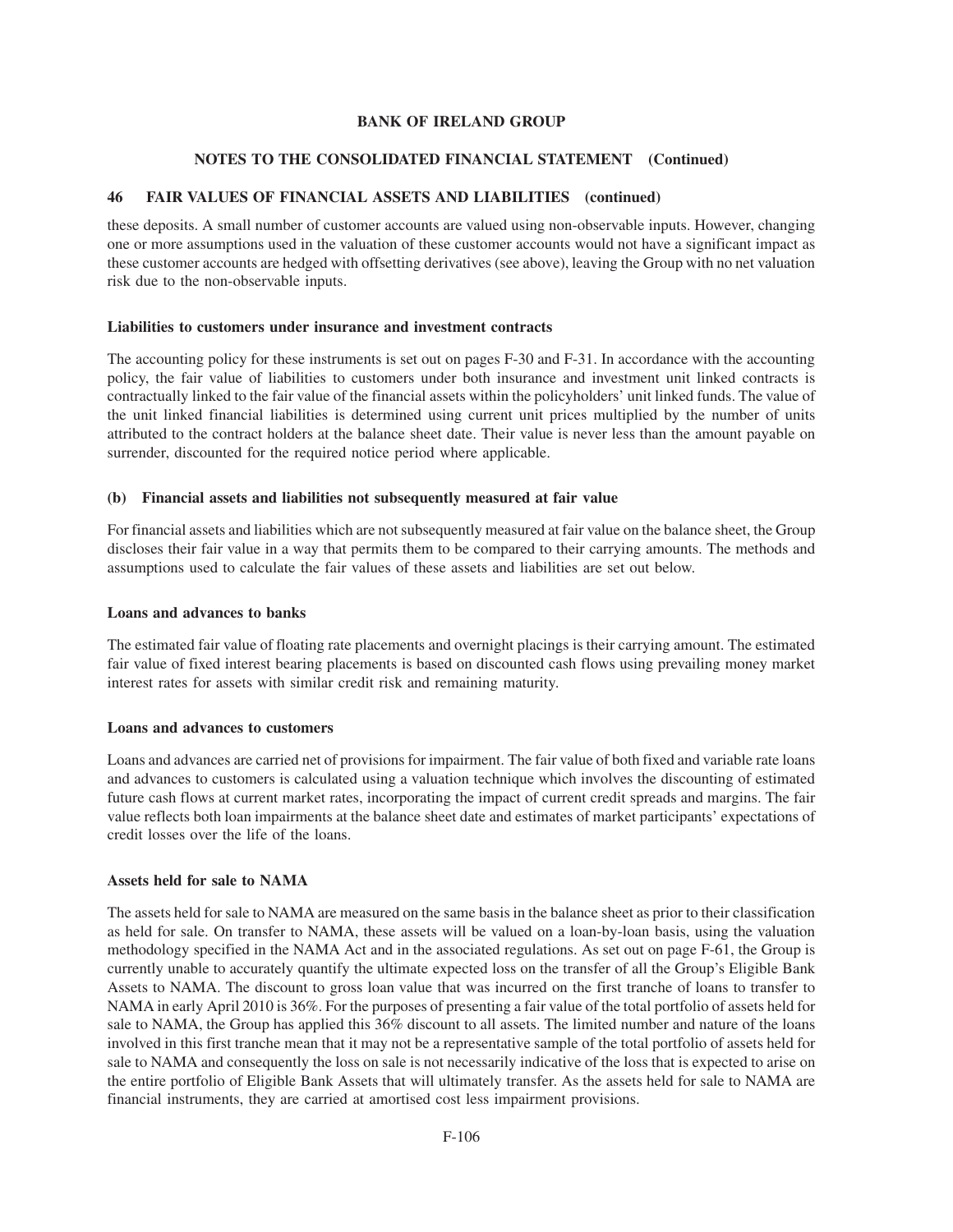## 46 FAIR VALUES OF FINANCIAL ASSETS AND LIABILITIES (continued)

these deposits. A small number of customer accounts are valued using non-observable inputs. However, changing one or more assumptions used in the valuation of these customer accounts would not have a significant impact as these customer accounts are hedged with offsetting derivatives (see above), leaving the Group with no net valuation risk due to the non-observable inputs.

**Liabilities to customers under insurance and investment contracts**

The accounting policy for these instruments is set out on pages F-30 and F-31. In accordance with the accounting policy, the fair value of liabilities to customers under both insurance and investment unit linked contracts is contractually linked to the fair value of the financial assets within the policyholders' unit linked funds. The value of the unit linked financial liabilities is determined using current unit prices multiplied by the number of units attributed to the contract holders at the balance sheet date. Their value is never less than the amount payable on surrender, discounted for the required notice period where applicable.

### (b) Financial assets and liabilities not subsequently measured at fair value

For financial assets and liabilities which are not subsequently measured at fair value on the balance sheet, the Group discloses their fair value in a way that permits them to be compared to their carrying amounts. The methods and assumptions used to calculate the fair values of these assets and liabilities are set out below.

**Loans and advances to banks**

The estimated fair value of floating rate placements and overnight placings is their carrying amount. The estimated fair value of fixed interest bearing placements is based on discounted cash flows using prevailing money market interest rates for assets with similar credit risk and remaining maturity.

**Loans and advances to customers**

Loans and advances are carried net of provisions for impairment. The fair value of both fixed and variable rate loans and advances to customers is calculated using a valuation technique which involves the discounting of estimated future cash flows at current market rates, incorporating the impact of current credit spreads and margins. The fair value reflects both loan impairments at the balance sheet date and estimates of market participants' expectations of credit losses over the life of the loans.

**Assets held for sale to NAMA**

The assets held for sale to NAMA are measured on the same basis in the balance sheet as prior to their classification as held for sale. On transfer to NAMA, these assets will be valued on a loan-by-loan basis, using the valuation methodology specified in the NAMA Act and in the associated regulations. As set out on page F-61, the Group is currently unable to accurately quantify the ultimate expected loss on the transfer of all the Group's Eligible Bank Assets to NAMA. The discount to gross loan value that was incurred on the first tranche of loans to transfer to NAMA in early April 2010 is 36%. For the purposes of presenting a fair value of the total portfolio of assets held for sale to NAMA, the Group has applied this 36% discount to all assets. The limited number and nature of the loans involved in this first tranche mean that it may not be a representative sample of the total portfolio of assets held for sale to NAMA and consequently the loss on sale is not necessarily indicative of the loss that is expected to arise on the entire portfolio of Eligible Bank Assets that will ultimately transfer. As the assets held for sale to NAMA are financial instruments, they are carried at amortised cost less impairment provisions.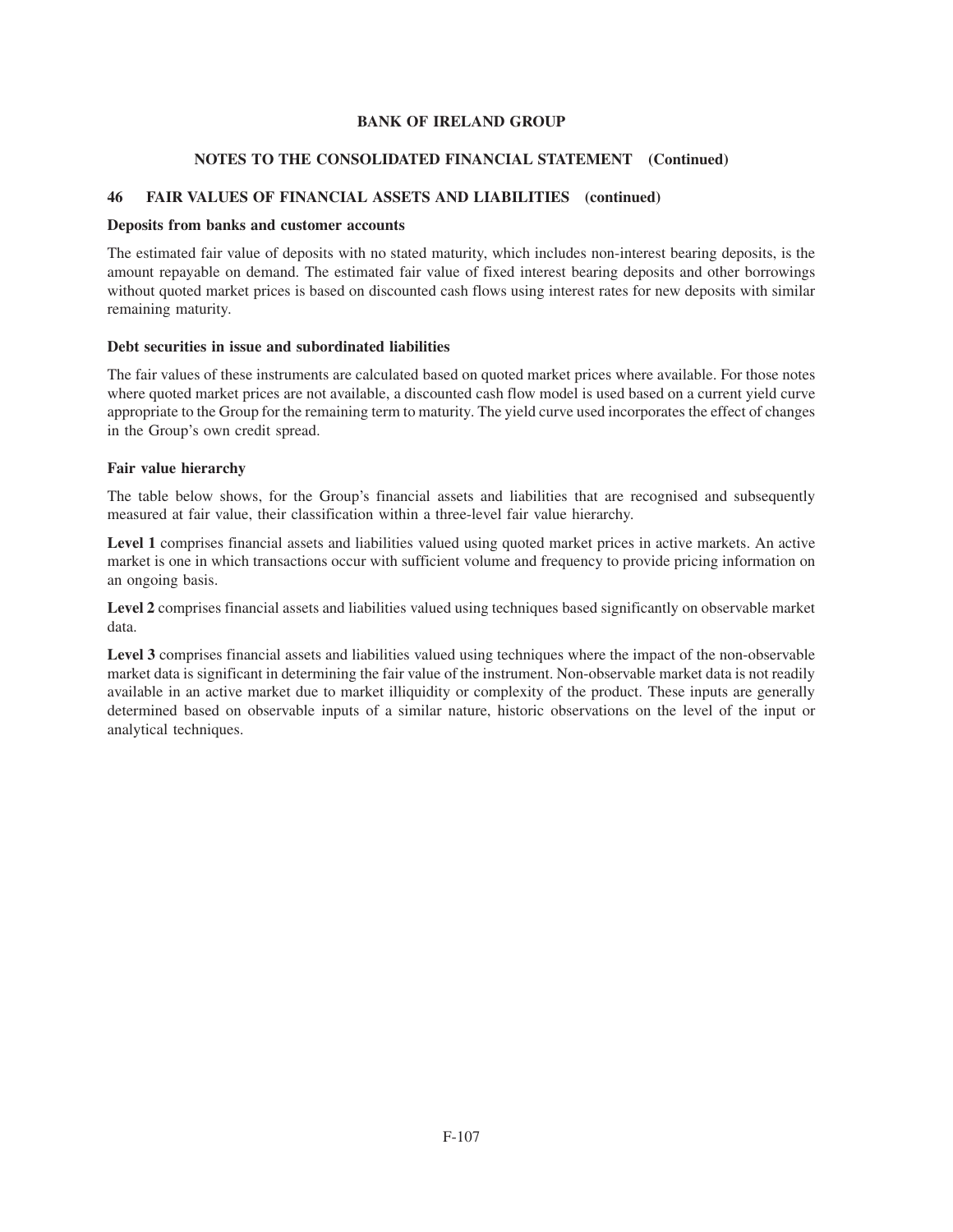## 46 FAIR VALUES OF FINANCIAL ASSETS AND LIABILITIES (continued)

**Deposits from banks and customer accounts**

The estimated fair value of deposits with no stated maturity, which includes non-interest bearing deposits, is the amount repayable on demand. The estimated fair value of fixed interest bearing deposits and other borrowings without quoted market prices is based on discounted cash flows using interest rates for new deposits with similar remaining maturity.

**Debt securities in issue and subordinated liabilities**

The fair values of these instruments are calculated based on quoted market prices where available. For those notes where quoted market prices are not available, a discounted cash flow model is used based on a current yield curve appropriate to the Group for the remaining term to maturity. The yield curve used incorporates the effect of changes in the Group's own credit spread.

**Fair value hierarchy**

The table below shows, for the Group's financial assets and liabilities that are recognised and subsequently measured at fair value, their classification within a three-level fair value hierarchy.

**Level 1** comprises financial assets and liabilities valued using quoted market prices in active markets. An active market is one in which transactions occur with sufficient volume and frequency to provide pricing information on an ongoing basis.

**Level 2** comprises financial assets and liabilities valued using techniques based significantly on observable market data.

**Level 3** comprises financial assets and liabilities valued using techniques where the impact of the non-observable market data is significant in determining the fair value of the instrument. Non-observable market data is not readily available in an active market due to market illiquidity or complexity of the product. These inputs are generally determined based on observable inputs of a similar nature, historic observations on the level of the input or analytical techniques.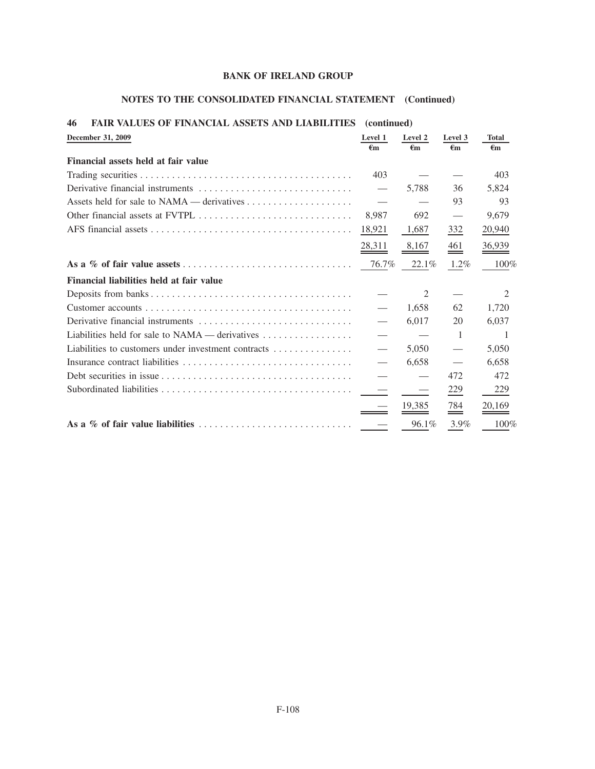**BANK OF IRELAND GROUP**

**NOTES TO THE CONSOLIDATED FINANCIAL STATEMENT (Continued)**

## 46 FAIR VALUES OF FINANCIAL ASSETS AND LIABILITIES (continued)

| December 31, 2009 | Level 1 €m | Level 2 €m | Level 3 €m | Total €m |
|---|---|---|---|---|
| **Financial assets held at fair value** | | | | |
| Trading securities | 403 | — | — | 403 |
| Derivative financial instruments | — | 5,788 | 36 | 5,824 |
| Assets held for sale to NAMA — derivatives | — | — | 93 | 93 |
| Other financial assets at FVTPL | 8,987 | 692 | — | 9,679 |
| AFS financial assets | 18,921 | 1,687 | 332 | 20,940 |
| | 28,311 | 8,167 | 461 | 36,939 |
| **As a % of fair value assets** | 76.7% | 22.1% | 1.2% | 100% |
| **Financial liabilities held at fair value** | | | | |
| Deposits from banks | — | 2 | — | 2 |
| Customer accounts | — | 1,658 | 62 | 1,720 |
| Derivative financial instruments | — | 6,017 | 20 | 6,037 |
| Liabilities held for sale to NAMA — derivatives | — | — | 1 | 1 |
| Liabilities to customers under investment contracts | — | 5,050 | — | 5,050 |
| Insurance contract liabilities | — | 6,658 | — | 6,658 |
| Debt securities in issue | — | — | 472 | 472 |
| Subordinated liabilities | — | — | 229 | 229 |
| | — | 19,385 | 784 | 20,169 |
| **As a % of fair value liabilities** | — | 96.1% | 3.9% | 100% |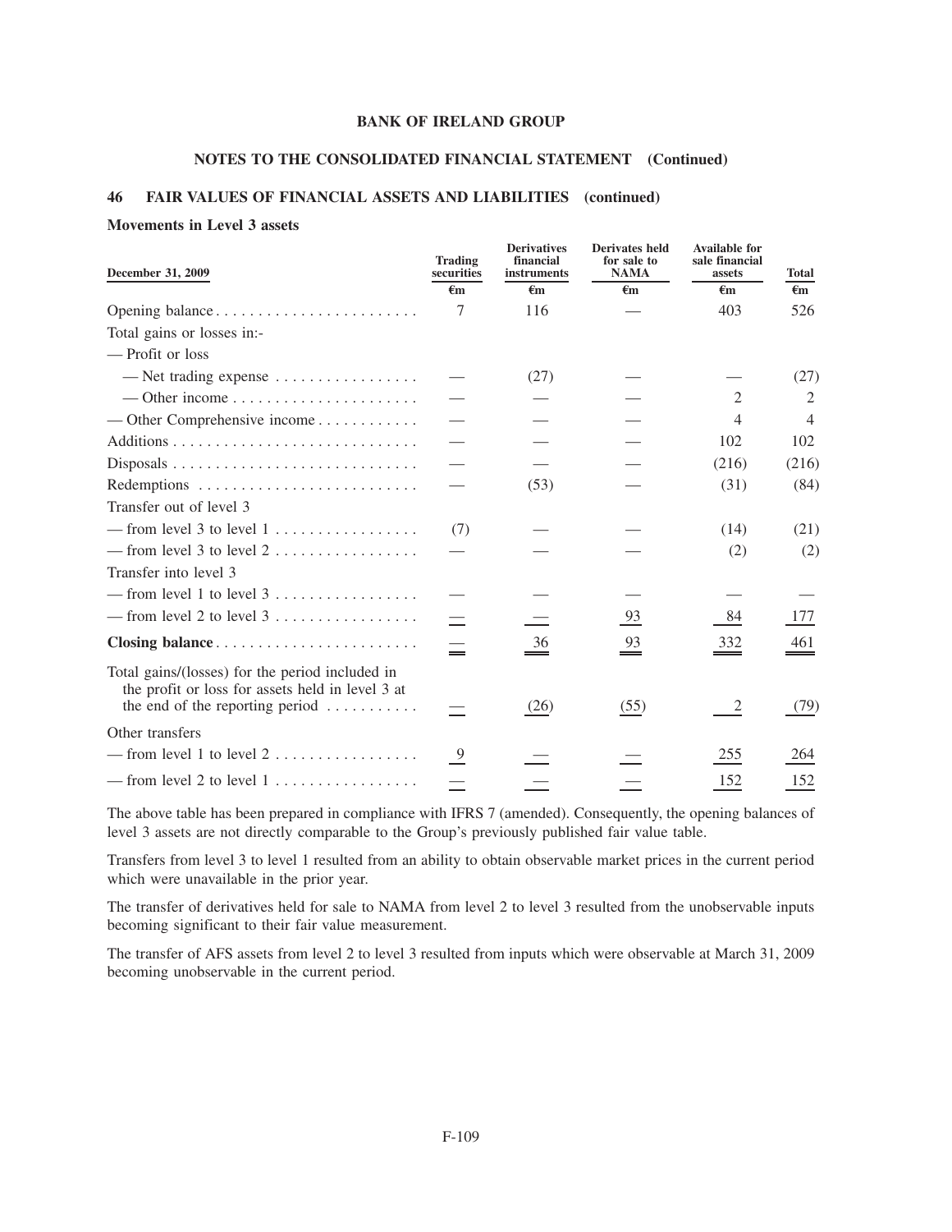**BANK OF IRELAND GROUP**

**NOTES TO THE CONSOLIDATED FINANCIAL STATEMENT (Continued)**

## 46 FAIR VALUES OF FINANCIAL ASSETS AND LIABILITIES (continued)

**Movements in Level 3 assets**

| December 31, 2009 | Trading securities | Derivatives financial instruments | Derivates held for sale to NAMA | Available for sale financial assets | Total |
|---|---|---|---|---|---|
| | €m | €m | €m | €m | €m |
| Opening balance | 7 | 116 | — | 403 | 526 |
| Total gains or losses in:- | | | | | |
| — Profit or loss | | | | | |
| — Net trading expense | — | (27) | — | — | (27) |
| — Other income | — | — | — | 2 | 2 |
| — Other Comprehensive income | — | — | — | 4 | 4 |
| Additions | — | — | — | 102 | 102 |
| Disposals | — | — | — | (216) | (216) |
| Redemptions | — | (53) | — | (31) | (84) |
| Transfer out of level 3 | | | | | |
| — from level 3 to level 1 | (7) | — | — | (14) | (21) |
| — from level 3 to level 2 | — | — | — | (2) | (2) |
| Transfer into level 3 | | | | | |
| — from level 1 to level 3 | — | — | — | — | — |
| — from level 2 to level 3 | — | — | 93 | 84 | 177 |
| **Closing balance** | — | 36 | 93 | 332 | 461 |
| Total gains/(losses) for the period included in the profit or loss for assets held in level 3 at the end of the reporting period | — | (26) | (55) | 2 | (79) |
| Other transfers | | | | | |
| — from level 1 to level 2 | 9 | — | — | 255 | 264 |
| — from level 2 to level 1 | — | — | — | 152 | 152 |

The above table has been prepared in compliance with IFRS 7 (amended). Consequently, the opening balances of level 3 assets are not directly comparable to the Group's previously published fair value table.

Transfers from level 3 to level 1 resulted from an ability to obtain observable market prices in the current period which were unavailable in the prior year.

The transfer of derivatives held for sale to NAMA from level 2 to level 3 resulted from the unobservable inputs becoming significant to their fair value measurement.

The transfer of AFS assets from level 2 to level 3 resulted from inputs which were observable at March 31, 2009 becoming unobservable in the current period.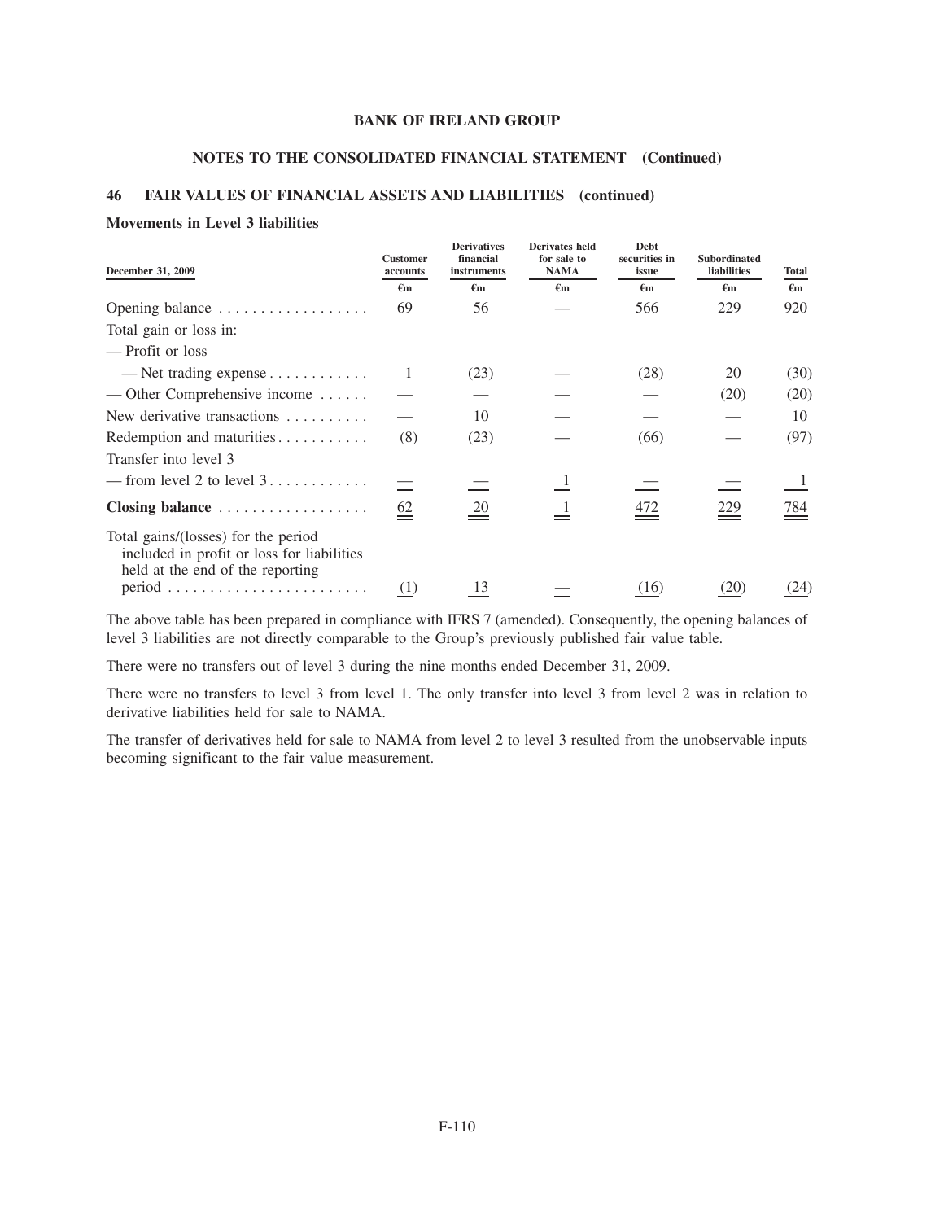## 46 FAIR VALUES OF FINANCIAL ASSETS AND LIABILITIES (continued)

### Movements in Level 3 liabilities

| December 31, 2009 | Customer accounts | Derivatives financial instruments | Derivates held for sale to NAMA | Debt securities in issue | Subordinated liabilities | Total |
|---|---|---|---|---|---|---|
| | €m | €m | €m | €m | €m | €m |
| Opening balance | 69 | 56 | — | 566 | 229 | 920 |
| Total gain or loss in: | | | | | | |
| — Profit or loss | | | | | | |
| — Net trading expense | 1 | (23) | — | (28) | 20 | (30) |
| — Other Comprehensive income | — | — | — | — | (20) | (20) |
| New derivative transactions | — | 10 | — | — | — | 10 |
| Redemption and maturities | (8) | (23) | — | (66) | — | (97) |
| Transfer into level 3 | | | | | | |
| — from level 2 to level 3 | — | — | 1 | — | — | 1 |
| **Closing balance** | 62 | 20 | 1 | 472 | 229 | 784 |
| Total gains/(losses) for the period included in profit or loss for liabilities held at the end of the reporting period | (1) | 13 | — | (16) | (20) | (24) |

The above table has been prepared in compliance with IFRS 7 (amended). Consequently, the opening balances of level 3 liabilities are not directly comparable to the Group's previously published fair value table.

There were no transfers out of level 3 during the nine months ended December 31, 2009.

There were no transfers to level 3 from level 1. The only transfer into level 3 from level 2 was in relation to derivative liabilities held for sale to NAMA.

The transfer of derivatives held for sale to NAMA from level 2 to level 3 resulted from the unobservable inputs becoming significant to the fair value measurement.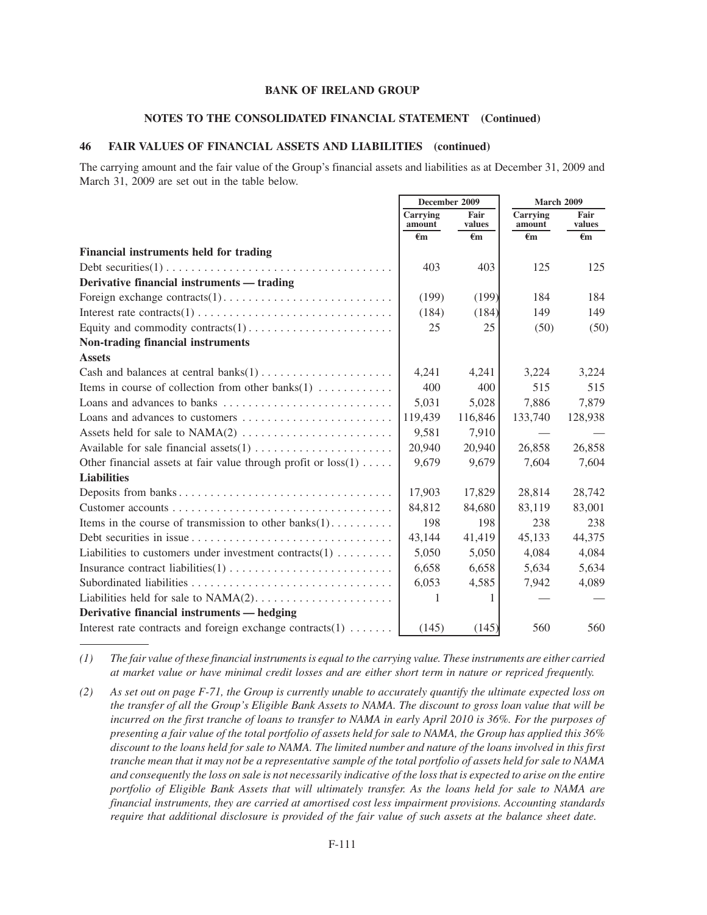## BANK OF IRELAND GROUP

### NOTES TO THE CONSOLIDATED FINANCIAL STATEMENT (Continued)

### 46 FAIR VALUES OF FINANCIAL ASSETS AND LIABILITIES (continued)

The carrying amount and the fair value of the Group's financial assets and liabilities as at December 31, 2009 and March 31, 2009 are set out in the table below.

| | December 2009 | | March 2009 | |
|---|---|---|---|---|
| | Carrying amount | Fair values | Carrying amount | Fair values |
| | €m | €m | €m | €m |
| **Financial instruments held for trading** | | | | |
| Debt securities(1) | 403 | 403 | 125 | 125 |
| **Derivative financial instruments — trading** | | | | |
| Foreign exchange contracts(1) | (199) | (199) | 184 | 184 |
| Interest rate contracts(1) | (184) | (184) | 149 | 149 |
| Equity and commodity contracts(1) | 25 | 25 | (50) | (50) |
| **Non-trading financial instruments** | | | | |
| **Assets** | | | | |
| Cash and balances at central banks(1) | 4,241 | 4,241 | 3,224 | 3,224 |
| Items in course of collection from other banks(1) | 400 | 400 | 515 | 515 |
| Loans and advances to banks | 5,031 | 5,028 | 7,886 | 7,879 |
| Loans and advances to customers | 119,439 | 116,846 | 133,740 | 128,938 |
| Assets held for sale to NAMA(2) | 9,581 | 7,910 | — | — |
| Available for sale financial assets(1) | 20,940 | 20,940 | 26,858 | 26,858 |
| Other financial assets at fair value through profit or loss(1) | 9,679 | 9,679 | 7,604 | 7,604 |
| **Liabilities** | | | | |
| Deposits from banks | 17,903 | 17,829 | 28,814 | 28,742 |
| Customer accounts | 84,812 | 84,680 | 83,119 | 83,001 |
| Items in the course of transmission to other banks(1) | 198 | 198 | 238 | 238 |
| Debt securities in issue | 43,144 | 41,419 | 45,133 | 44,375 |
| Liabilities to customers under investment contracts(1) | 5,050 | 5,050 | 4,084 | 4,084 |
| Insurance contract liabilities(1) | 6,658 | 6,658 | 5,634 | 5,634 |
| Subordinated liabilities | 6,053 | 4,585 | 7,942 | 4,089 |
| Liabilities held for sale to NAMA(2) | 1 | 1 | — | — |
| **Derivative financial instruments — hedging** | | | | |
| Interest rate contracts and foreign exchange contracts(1) | (145) | (145) | 560 | 560 |

*(1) The fair value of these financial instruments is equal to the carrying value. These instruments are either carried at market value or have minimal credit losses and are either short term in nature or repriced frequently.*

*(2) As set out on page F-71, the Group is currently unable to accurately quantify the ultimate expected loss on the transfer of all the Group's Eligible Bank Assets to NAMA. The discount to gross loan value that will be incurred on the first tranche of loans to transfer to NAMA in early April 2010 is 36%. For the purposes of presenting a fair value of the total portfolio of assets held for sale to NAMA, the Group has applied this 36% discount to the loans held for sale to NAMA. The limited number and nature of the loans involved in this first tranche mean that it may not be a representative sample of the total portfolio of assets held for sale to NAMA and consequently the loss on sale is not necessarily indicative of the loss that is expected to arise on the entire portfolio of Eligible Bank Assets that will ultimately transfer. As the loans held for sale to NAMA are financial instruments, they are carried at amortised cost less impairment provisions. Accounting standards require that additional disclosure is provided of the fair value of such assets at the balance sheet date.*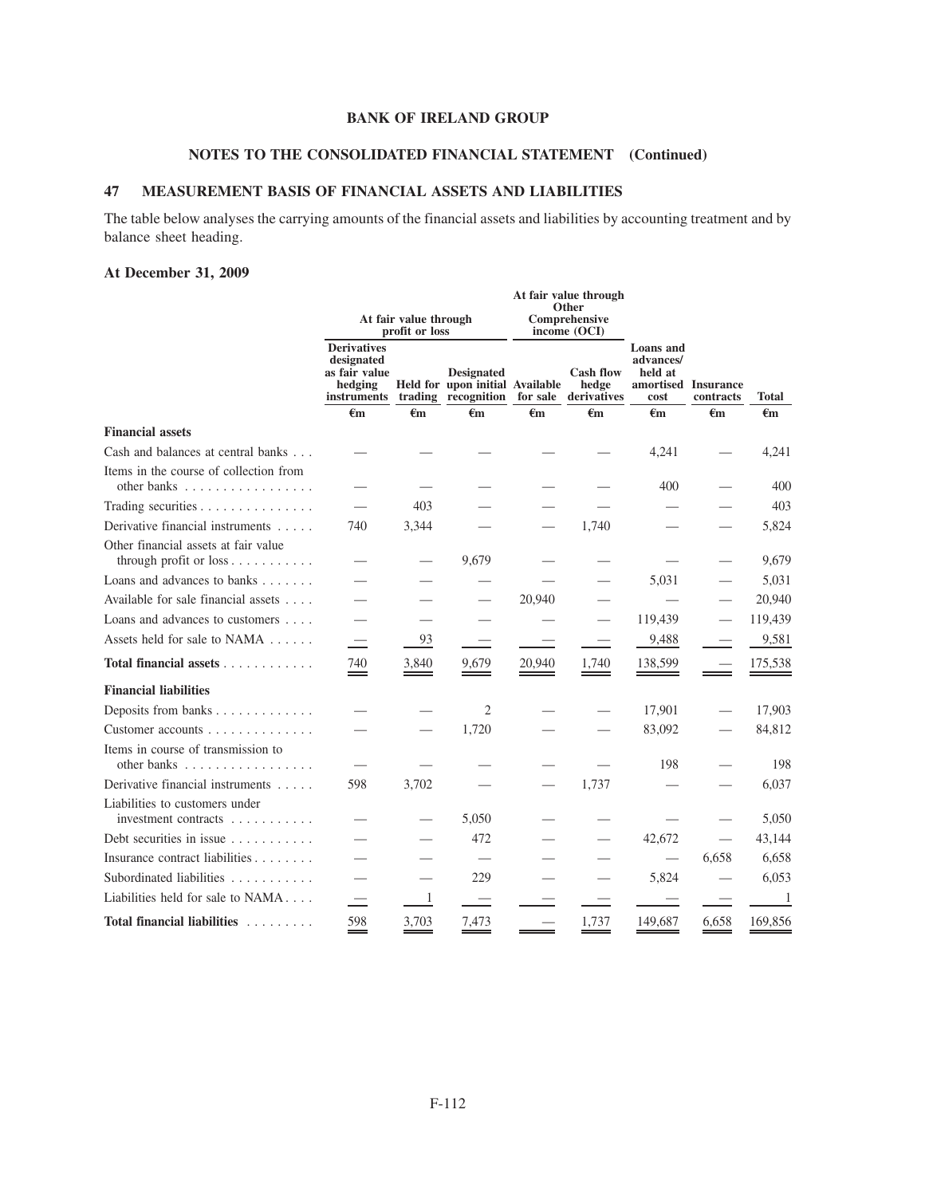## BANK OF IRELAND GROUP

### NOTES TO THE CONSOLIDATED FINANCIAL STATEMENT (Continued)

## 47 MEASUREMENT BASIS OF FINANCIAL ASSETS AND LIABILITIES

The table below analyses the carrying amounts of the financial assets and liabilities by accounting treatment and by balance sheet heading.

### At December 31, 2009

| | At fair value through profit or loss | | | At fair value through Other Comprehensive income (OCI) | | | | |
|---|---|---|---|---|---|---|---|---|
| | Derivatives designated as fair value hedging instruments | Held for trading | Designated upon initial recognition | Available for sale | Cash flow hedge derivatives | Loans and advances/ held at amortised cost | Insurance contracts | Total |
| | €m | €m | €m | €m | €m | €m | €m | €m |
| **Financial assets** | | | | | | | | |
| Cash and balances at central banks | — | — | — | — | — | 4,241 | — | 4,241 |
| Items in the course of collection from other banks | — | — | — | — | — | 400 | — | 400 |
| Trading securities | — | 403 | — | — | — | — | — | 403 |
| Derivative financial instruments | 740 | 3,344 | — | — | 1,740 | — | — | 5,824 |
| Other financial assets at fair value through profit or loss | — | — | 9,679 | — | — | — | — | 9,679 |
| Loans and advances to banks | — | — | — | — | — | 5,031 | — | 5,031 |
| Available for sale financial assets | — | — | — | 20,940 | — | — | — | 20,940 |
| Loans and advances to customers | — | — | — | — | — | 119,439 | — | 119,439 |
| Assets held for sale to NAMA | — | 93 | — | — | — | 9,488 | — | 9,581 |
| **Total financial assets** | 740 | 3,840 | 9,679 | 20,940 | 1,740 | 138,599 | — | 175,538 |
| **Financial liabilities** | | | | | | | | |
| Deposits from banks | — | — | 2 | — | — | 17,901 | — | 17,903 |
| Customer accounts | — | — | 1,720 | — | — | 83,092 | — | 84,812 |
| Items in course of transmission to other banks | — | — | — | — | — | 198 | — | 198 |
| Derivative financial instruments | 598 | 3,702 | — | — | 1,737 | — | — | 6,037 |
| Liabilities to customers under investment contracts | — | — | 5,050 | — | — | — | — | 5,050 |
| Debt securities in issue | — | — | 472 | — | — | 42,672 | — | 43,144 |
| Insurance contract liabilities | — | — | — | — | — | — | 6,658 | 6,658 |
| Subordinated liabilities | — | — | 229 | — | — | 5,824 | — | 6,053 |
| Liabilities held for sale to NAMA | — | 1 | — | — | — | — | — | 1 |
| **Total financial liabilities** | 598 | 3,703 | 7,473 | — | 1,737 | 149,687 | 6,658 | 169,856 |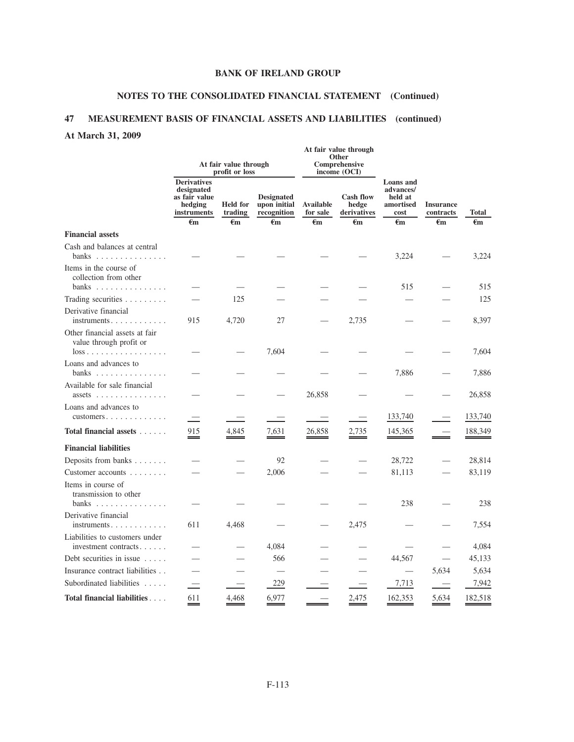## BANK OF IRELAND GROUP

## NOTES TO THE CONSOLIDATED FINANCIAL STATEMENT (Continued)

## 47 MEASUREMENT BASIS OF FINANCIAL ASSETS AND LIABILITIES (continued)

### At March 31, 2009

| | At fair value through profit or loss | | | At fair value through Other Comprehensive income (OCI) | | | | |
|---|---|---|---|---|---|---|---|---|
| | Derivatives designated as fair value hedging instruments | Held for trading | Designated upon initial recognition | Available for sale | Cash flow hedge derivatives | Loans and advances/ held at amortised cost | Insurance contracts | Total |
| | €m | €m | €m | €m | €m | €m | €m | €m |
| **Financial assets** | | | | | | | | |
| Cash and balances at central banks | — | — | — | — | — | 3,224 | — | 3,224 |
| Items in the course of collection from other banks | — | — | — | — | — | 515 | — | 515 |
| Trading securities | — | 125 | — | — | — | — | — | 125 |
| Derivative financial instruments | 915 | 4,720 | 27 | — | 2,735 | — | — | 8,397 |
| Other financial assets at fair value through profit or loss | — | — | 7,604 | — | — | — | — | 7,604 |
| Loans and advances to banks | — | — | — | — | — | 7,886 | — | 7,886 |
| Available for sale financial assets | — | — | — | 26,858 | — | — | — | 26,858 |
| Loans and advances to customers | — | — | — | — | — | 133,740 | — | 133,740 |
| **Total financial assets** | 915 | 4,845 | 7,631 | 26,858 | 2,735 | 145,365 | — | 188,349 |
| **Financial liabilities** | | | | | | | | |
| Deposits from banks | — | — | 92 | — | — | 28,722 | — | 28,814 |
| Customer accounts | — | — | 2,006 | — | — | 81,113 | — | 83,119 |
| Items in course of transmission to other banks | — | — | — | — | — | 238 | — | 238 |
| Derivative financial instruments | 611 | 4,468 | — | — | 2,475 | — | — | 7,554 |
| Liabilities to customers under investment contracts | — | — | 4,084 | — | — | — | — | 4,084 |
| Debt securities in issue | — | — | 566 | — | — | 44,567 | — | 45,133 |
| Insurance contract liabilities | — | — | — | — | — | — | 5,634 | 5,634 |
| Subordinated liabilities | — | — | 229 | — | — | 7,713 | — | 7,942 |
| **Total financial liabilities** | 611 | 4,468 | 6,977 | — | 2,475 | 162,353 | 5,634 | 182,518 |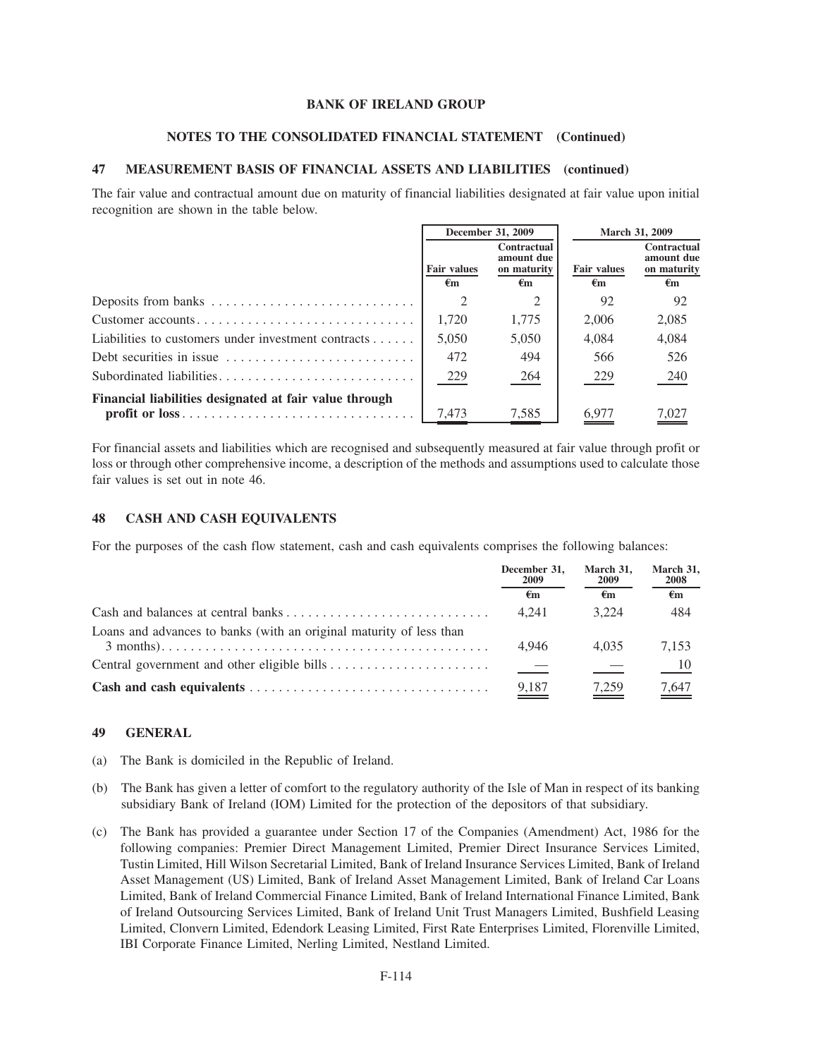**BANK OF IRELAND GROUP**

**NOTES TO THE CONSOLIDATED FINANCIAL STATEMENT (Continued)**

## 47 MEASUREMENT BASIS OF FINANCIAL ASSETS AND LIABILITIES (continued)

The fair value and contractual amount due on maturity of financial liabilities designated at fair value upon initial recognition are shown in the table below.

| | December 31, 2009 | | March 31, 2009 | |
|---|---|---|---|---|
| | Fair values | Contractual amount due on maturity | Fair values | Contractual amount due on maturity |
| | €m | €m | €m | €m |
| Deposits from banks | 2 | 2 | 92 | 92 |
| Customer accounts | 1,720 | 1,775 | 2,006 | 2,085 |
| Liabilities to customers under investment contracts | 5,050 | 5,050 | 4,084 | 4,084 |
| Debt securities in issue | 472 | 494 | 566 | 526 |
| Subordinated liabilities | 229 | 264 | 229 | 240 |
| **Financial liabilities designated at fair value through profit or loss** | 7,473 | 7,585 | 6,977 | 7,027 |

For financial assets and liabilities which are recognised and subsequently measured at fair value through profit or loss or through other comprehensive income, a description of the methods and assumptions used to calculate those fair values is set out in note 46.

## 48 CASH AND CASH EQUIVALENTS

For the purposes of the cash flow statement, cash and cash equivalents comprises the following balances:

| | December 31, 2009 | March 31, 2009 | March 31, 2008 |
|---|---|---|---|
| | €m | €m | €m |
| Cash and balances at central banks | 4,241 | 3,224 | 484 |
| Loans and advances to banks (with an original maturity of less than 3 months) | 4,946 | 4,035 | 7,153 |
| Central government and other eligible bills | — | — | 10 |
| **Cash and cash equivalents** | 9,187 | 7,259 | 7,647 |

## 49 GENERAL

(a) The Bank is domiciled in the Republic of Ireland.

(b) The Bank has given a letter of comfort to the regulatory authority of the Isle of Man in respect of its banking subsidiary Bank of Ireland (IOM) Limited for the protection of the depositors of that subsidiary.

(c) The Bank has provided a guarantee under Section 17 of the Companies (Amendment) Act, 1986 for the following companies: Premier Direct Management Limited, Premier Direct Insurance Services Limited, Tustin Limited, Hill Wilson Secretarial Limited, Bank of Ireland Insurance Services Limited, Bank of Ireland Asset Management (US) Limited, Bank of Ireland Asset Management Limited, Bank of Ireland Car Loans Limited, Bank of Ireland Commercial Finance Limited, Bank of Ireland International Finance Limited, Bank of Ireland Outsourcing Services Limited, Bank of Ireland Unit Trust Managers Limited, Bushfield Leasing Limited, Clonvern Limited, Edendork Leasing Limited, First Rate Enterprises Limited, Florenville Limited, IBI Corporate Finance Limited, Nerling Limited, Nestland Limited.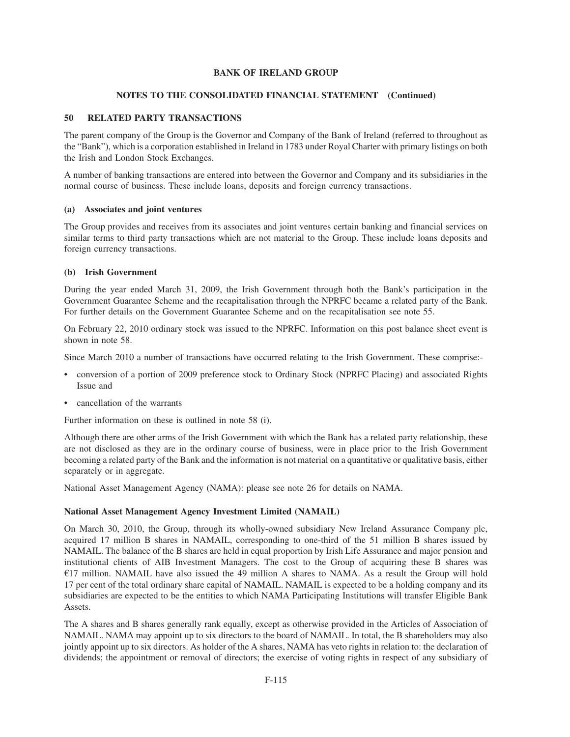**BANK OF IRELAND GROUP**

**NOTES TO THE CONSOLIDATED FINANCIAL STATEMENT (Continued)**

## 50 RELATED PARTY TRANSACTIONS

The parent company of the Group is the Governor and Company of the Bank of Ireland (referred to throughout as the "Bank"), which is a corporation established in Ireland in 1783 under Royal Charter with primary listings on both the Irish and London Stock Exchanges.

A number of banking transactions are entered into between the Governor and Company and its subsidiaries in the normal course of business. These include loans, deposits and foreign currency transactions.

### (a) Associates and joint ventures

The Group provides and receives from its associates and joint ventures certain banking and financial services on similar terms to third party transactions which are not material to the Group. These include loans deposits and foreign currency transactions.

### (b) Irish Government

During the year ended March 31, 2009, the Irish Government through both the Bank's participation in the Government Guarantee Scheme and the recapitalisation through the NPRFC became a related party of the Bank. For further details on the Government Guarantee Scheme and on the recapitalisation see note 55.

On February 22, 2010 ordinary stock was issued to the NPRFC. Information on this post balance sheet event is shown in note 58.

Since March 2010 a number of transactions have occurred relating to the Irish Government. These comprise:-

- conversion of a portion of 2009 preference stock to Ordinary Stock (NPRFC Placing) and associated Rights Issue and
- cancellation of the warrants

Further information on these is outlined in note 58 (i).

Although there are other arms of the Irish Government with which the Bank has a related party relationship, these are not disclosed as they are in the ordinary course of business, were in place prior to the Irish Government becoming a related party of the Bank and the information is not material on a quantitative or qualitative basis, either separately or in aggregate.

National Asset Management Agency (NAMA): please see note 26 for details on NAMA.

**National Asset Management Agency Investment Limited (NAMAIL)**

On March 30, 2010, the Group, through its wholly-owned subsidiary New Ireland Assurance Company plc, acquired 17 million B shares in NAMAIL, corresponding to one-third of the 51 million B shares issued by NAMAIL. The balance of the B shares are held in equal proportion by Irish Life Assurance and major pension and institutional clients of AIB Investment Managers. The cost to the Group of acquiring these B shares was €17 million. NAMAIL have also issued the 49 million A shares to NAMA. As a result the Group will hold 17 per cent of the total ordinary share capital of NAMAIL. NAMAIL is expected to be a holding company and its subsidiaries are expected to be the entities to which NAMA Participating Institutions will transfer Eligible Bank Assets.

The A shares and B shares generally rank equally, except as otherwise provided in the Articles of Association of NAMAIL. NAMA may appoint up to six directors to the board of NAMAIL. In total, the B shareholders may also jointly appoint up to six directors. As holder of the A shares, NAMA has veto rights in relation to: the declaration of dividends; the appointment or removal of directors; the exercise of voting rights in respect of any subsidiary of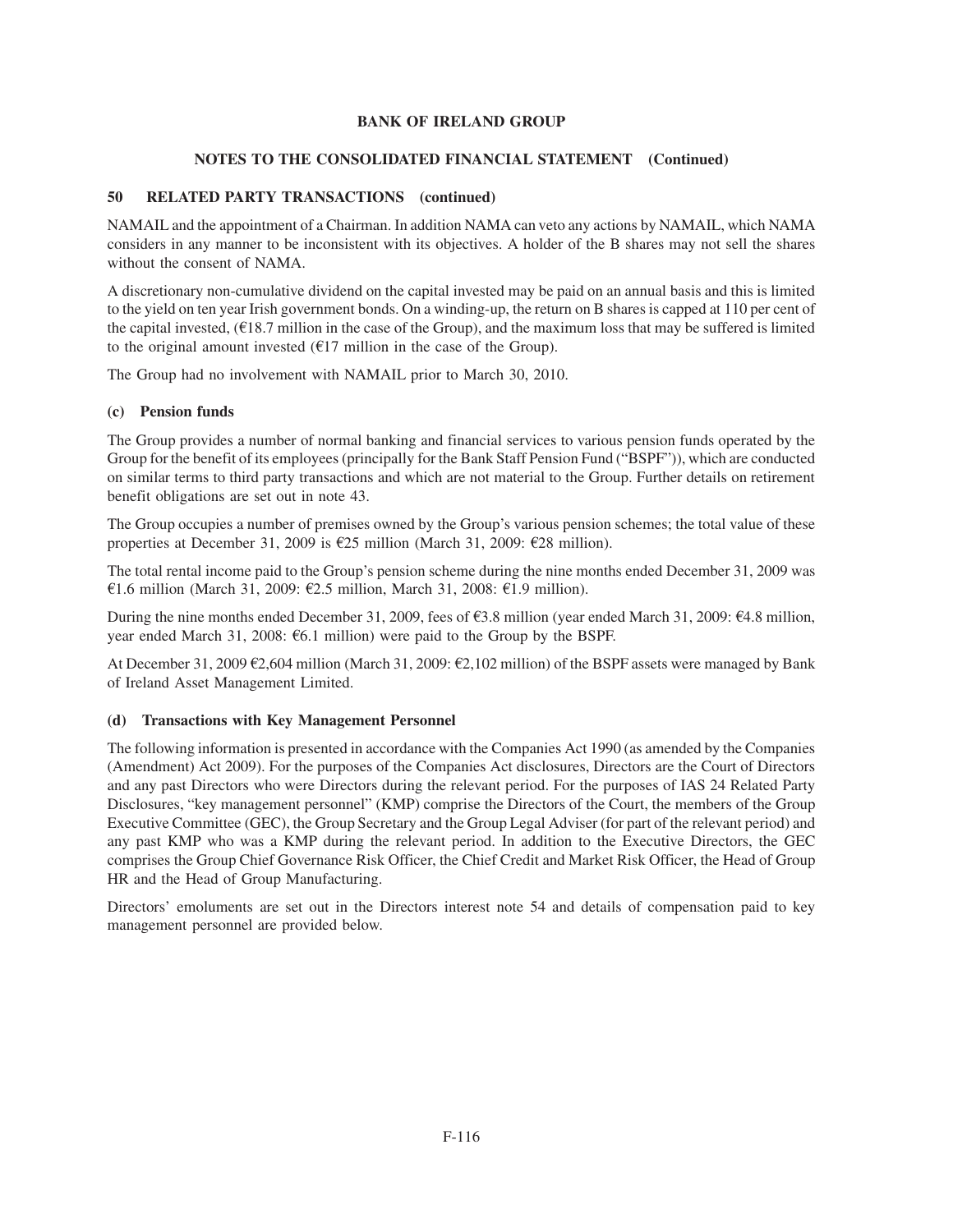NAMAIL and the appointment of a Chairman. In addition NAMA can veto any actions by NAMAIL, which NAMA considers in any manner to be inconsistent with its objectives. A holder of the B shares may not sell the shares without the consent of NAMA.

A discretionary non-cumulative dividend on the capital invested may be paid on an annual basis and this is limited to the yield on ten year Irish government bonds. On a winding-up, the return on B shares is capped at 110 per cent of the capital invested, (€18.7 million in the case of the Group), and the maximum loss that may be suffered is limited to the original amount invested (€17 million in the case of the Group).

The Group had no involvement with NAMAIL prior to March 30, 2010.

### (c) Pension funds

The Group provides a number of normal banking and financial services to various pension funds operated by the Group for the benefit of its employees (principally for the Bank Staff Pension Fund ("BSPF")), which are conducted on similar terms to third party transactions and which are not material to the Group. Further details on retirement benefit obligations are set out in note 43.

The Group occupies a number of premises owned by the Group's various pension schemes; the total value of these properties at December 31, 2009 is €25 million (March 31, 2009: €28 million).

The total rental income paid to the Group's pension scheme during the nine months ended December 31, 2009 was €1.6 million (March 31, 2009: €2.5 million, March 31, 2008: €1.9 million).

During the nine months ended December 31, 2009, fees of €3.8 million (year ended March 31, 2009: €4.8 million, year ended March 31, 2008: €6.1 million) were paid to the Group by the BSPF.

At December 31, 2009 €2,604 million (March 31, 2009: €2,102 million) of the BSPF assets were managed by Bank of Ireland Asset Management Limited.

### (d) Transactions with Key Management Personnel

The following information is presented in accordance with the Companies Act 1990 (as amended by the Companies (Amendment) Act 2009). For the purposes of the Companies Act disclosures, Directors are the Court of Directors and any past Directors who were Directors during the relevant period. For the purposes of IAS 24 Related Party Disclosures, "key management personnel" (KMP) comprise the Directors of the Court, the members of the Group Executive Committee (GEC), the Group Secretary and the Group Legal Adviser (for part of the relevant period) and any past KMP who was a KMP during the relevant period. In addition to the Executive Directors, the GEC comprises the Group Chief Governance Risk Officer, the Chief Credit and Market Risk Officer, the Head of Group HR and the Head of Group Manufacturing.

Directors' emoluments are set out in the Directors interest note 54 and details of compensation paid to key management personnel are provided below.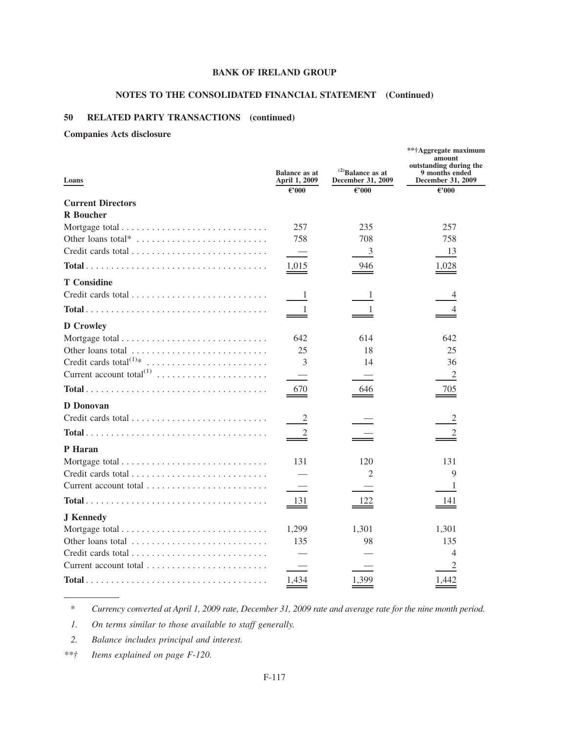## BANK OF IRELAND GROUP

### NOTES TO THE CONSOLIDATED FINANCIAL STATEMENT (Continued)

### 50 RELATED PARTY TRANSACTIONS (continued)

**Companies Acts disclosure**

| Loans | Balance as at April 1, 2009 | (2)Balance as at December 31, 2009 | **†Aggregate maximum amount outstanding during the 9 months ended December 31, 2009 |
|---|---|---|---|
| | €'000 | €'000 | €'000 |
| **Current Directors** | | | |
| **R Boucher** | | | |
| Mortgage total | 257 | 235 | 257 |
| Other loans total* | 758 | 708 | 758 |
| Credit cards total | — | 3 | 13 |
| **Total** | 1,015 | 946 | 1,028 |
| **T Considine** | | | |
| Credit cards total | 1 | 1 | 4 |
| **Total** | 1 | 1 | 4 |
| **D Crowley** | | | |
| Mortgage total | 642 | 614 | 642 |
| Other loans total | 25 | 18 | 25 |
| Credit cards total(1)* | 3 | 14 | 36 |
| Current account total(1) | — | — | 2 |
| **Total** | 670 | 646 | 705 |
| **D Donovan** | | | |
| Credit cards total | 2 | — | 2 |
| **Total** | 2 | — | 2 |
| **P Haran** | | | |
| Mortgage total | 131 | 120 | 131 |
| Credit cards total | — | 2 | 9 |
| Current account total | — | — | 1 |
| **Total** | 131 | 122 | 141 |
| **J Kennedy** | | | |
| Mortgage total | 1,299 | 1,301 | 1,301 |
| Other loans total | 135 | 98 | 135 |
| Credit cards total | — | — | 4 |
| Current account total | — | — | 2 |
| **Total** | 1,434 | 1,399 | 1,442 |

\* *Currency converted at April 1, 2009 rate, December 31, 2009 rate and average rate for the nine month period.*

1. *On terms similar to those available to staff generally.*

2. *Balance includes principal and interest.*

**† *Items explained on page F-120.*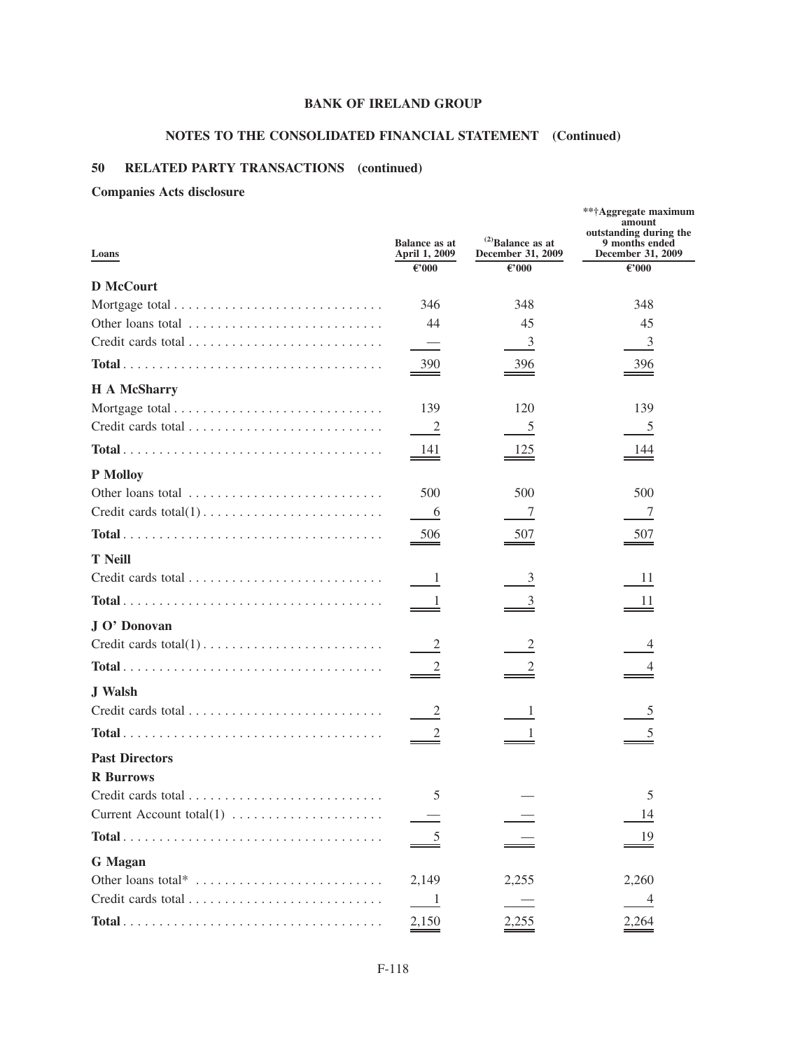## BANK OF IRELAND GROUP

## NOTES TO THE CONSOLIDATED FINANCIAL STATEMENT (Continued)

### 50 RELATED PARTY TRANSACTIONS (continued)

**Companies Acts disclosure**

| Loans | Balance as at April 1, 2009 | (2)Balance as at December 31, 2009 | **†Aggregate maximum amount outstanding during the 9 months ended December 31, 2009 |
|---|---|---|---|
| | €'000 | €'000 | €'000 |
| **D McCourt** | | | |
| Mortgage total | 346 | 348 | 348 |
| Other loans total | 44 | 45 | 45 |
| Credit cards total | — | 3 | 3 |
| **Total** | 390 | 396 | 396 |
| **H A McSharry** | | | |
| Mortgage total | 139 | 120 | 139 |
| Credit cards total | 2 | 5 | 5 |
| **Total** | 141 | 125 | 144 |
| **P Molloy** | | | |
| Other loans total | 500 | 500 | 500 |
| Credit cards total(1) | 6 | 7 | 7 |
| **Total** | 506 | 507 | 507 |
| **T Neill** | | | |
| Credit cards total | 1 | 3 | 11 |
| **Total** | 1 | 3 | 11 |
| **J O' Donovan** | | | |
| Credit cards total(1) | 2 | 2 | 4 |
| **Total** | 2 | 2 | 4 |
| **J Walsh** | | | |
| Credit cards total | 2 | 1 | 5 |
| **Total** | 2 | 1 | 5 |
| **Past Directors** | | | |
| **R Burrows** | | | |
| Credit cards total | 5 | — | 5 |
| Current Account total(1) | — | — | 14 |
| **Total** | 5 | — | 19 |
| **G Magan** | | | |
| Other loans total* | 2,149 | 2,255 | 2,260 |
| Credit cards total | 1 | — | 4 |
| **Total** | 2,150 | 2,255 | 2,264 |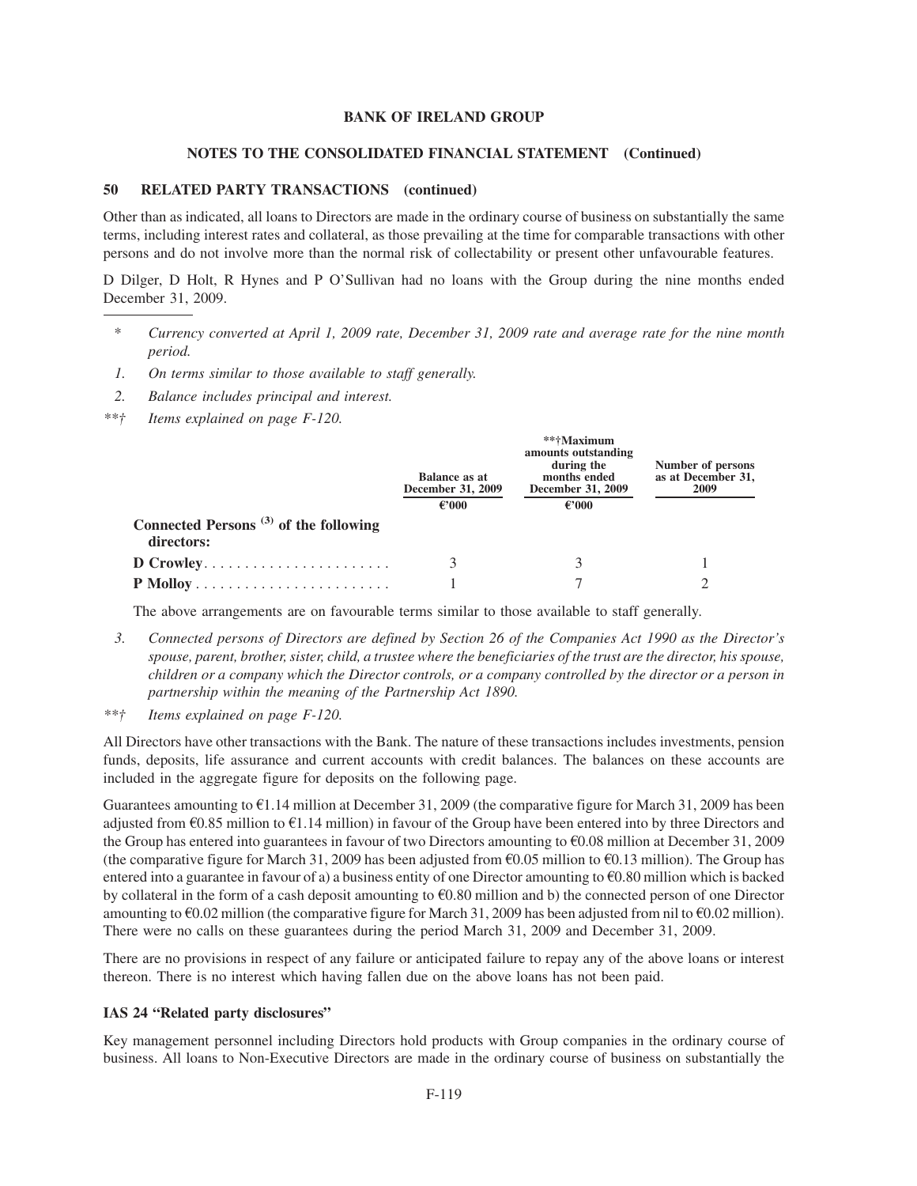## 50 RELATED PARTY TRANSACTIONS (continued)

Other than as indicated, all loans to Directors are made in the ordinary course of business on substantially the same terms, including interest rates and collateral, as those prevailing at the time for comparable transactions with other persons and do not involve more than the normal risk of collectability or present other unfavourable features.

D Dilger, D Holt, R Hynes and P O'Sullivan had no loans with the Group during the nine months ended December 31, 2009.

---

\* *Currency converted at April 1, 2009 rate, December 31, 2009 rate and average rate for the nine month period.*

*1. On terms similar to those available to staff generally.*

*2. Balance includes principal and interest.*

*\*\*† Items explained on page F-120.*

| | Balance as at December 31, 2009 | \*\*†Maximum amounts outstanding during the months ended December 31, 2009 | Number of persons as at December 31, 2009 |
|---|---|---|---|
| | €'000 | €'000 | |
| **Connected Persons [(3)] of the following directors:** | | | |
| **D Crowley** | 3 | 3 | 1 |
| **P Molloy** | 1 | 7 | 2 |

The above arrangements are on favourable terms similar to those available to staff generally.

*3. Connected persons of Directors are defined by Section 26 of the Companies Act 1990 as the Director's spouse, parent, brother, sister, child, a trustee where the beneficiaries of the trust are the director, his spouse, children or a company which the Director controls, or a company controlled by the director or a person in partnership within the meaning of the Partnership Act 1890.*

*\*\*† Items explained on page F-120.*

All Directors have other transactions with the Bank. The nature of these transactions includes investments, pension funds, deposits, life assurance and current accounts with credit balances. The balances on these accounts are included in the aggregate figure for deposits on the following page.

Guarantees amounting to €1.14 million at December 31, 2009 (the comparative figure for March 31, 2009 has been adjusted from €0.85 million to €1.14 million) in favour of the Group have been entered into by three Directors and the Group has entered into guarantees in favour of two Directors amounting to €0.08 million at December 31, 2009 (the comparative figure for March 31, 2009 has been adjusted from €0.05 million to €0.13 million). The Group has entered into a guarantee in favour of a) a business entity of one Director amounting to €0.80 million which is backed by collateral in the form of a cash deposit amounting to €0.80 million and b) the connected person of one Director amounting to €0.02 million (the comparative figure for March 31, 2009 has been adjusted from nil to €0.02 million). There were no calls on these guarantees during the period March 31, 2009 and December 31, 2009.

There are no provisions in respect of any failure or anticipated failure to repay any of the above loans or interest thereon. There is no interest which having fallen due on the above loans has not been paid.

### IAS 24 "Related party disclosures"

Key management personnel including Directors hold products with Group companies in the ordinary course of business. All loans to Non-Executive Directors are made in the ordinary course of business on substantially the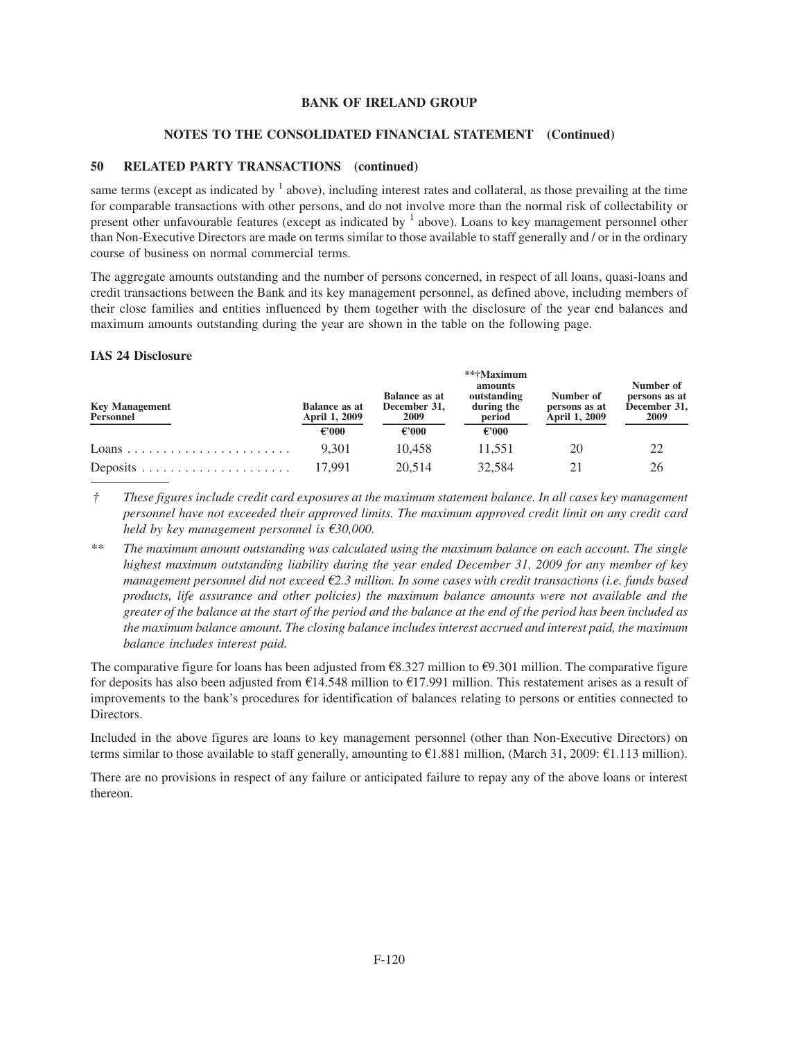## 50 RELATED PARTY TRANSACTIONS (continued)

same terms (except as indicated by [1] above), including interest rates and collateral, as those prevailing at the time for comparable transactions with other persons, and do not involve more than the normal risk of collectability or present other unfavourable features (except as indicated by [1] above). Loans to key management personnel other than Non-Executive Directors are made on terms similar to those available to staff generally and / or in the ordinary course of business on normal commercial terms.

The aggregate amounts outstanding and the number of persons concerned, in respect of all loans, quasi-loans and credit transactions between the Bank and its key management personnel, as defined above, including members of their close families and entities influenced by them together with the disclosure of the year end balances and maximum amounts outstanding during the year are shown in the table on the following page.

### IAS 24 Disclosure

| Key Management Personnel | Balance as at April 1, 2009 | Balance as at December 31, 2009 | **†Maximum amounts outstanding during the period | Number of persons as at April 1, 2009 | Number of persons as at December 31, 2009 |
|---|---|---|---|---|---|
| | €'000 | €'000 | €'000 | | |
| Loans | 9,301 | 10,458 | 11,551 | 20 | 22 |
| Deposits | 17,991 | 20,514 | 32,584 | 21 | 26 |

† *These figures include credit card exposures at the maximum statement balance. In all cases key management personnel have not exceeded their approved limits. The maximum approved credit limit on any credit card held by key management personnel is €30,000.*

** *The maximum amount outstanding was calculated using the maximum balance on each account. The single highest maximum outstanding liability during the year ended December 31, 2009 for any member of key management personnel did not exceed €2.3 million. In some cases with credit transactions (i.e. funds based products, life assurance and other policies) the maximum balance amounts were not available and the greater of the balance at the start of the period and the balance at the end of the period has been included as the maximum balance amount. The closing balance includes interest accrued and interest paid, the maximum balance includes interest paid.*

The comparative figure for loans has been adjusted from €8.327 million to €9.301 million. The comparative figure for deposits has also been adjusted from €14.548 million to €17.991 million. This restatement arises as a result of improvements to the bank's procedures for identification of balances relating to persons or entities connected to Directors.

Included in the above figures are loans to key management personnel (other than Non-Executive Directors) on terms similar to those available to staff generally, amounting to €1.881 million, (March 31, 2009: €1.113 million).

There are no provisions in respect of any failure or anticipated failure to repay any of the above loans or interest thereon.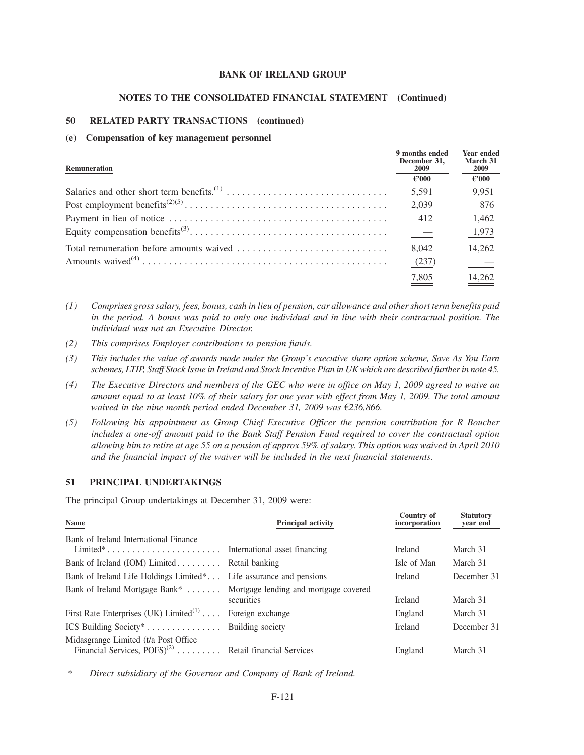## 50 RELATED PARTY TRANSACTIONS (continued)

### (e) Compensation of key management personnel

| Remuneration | 9 months ended December 31, 2009 | Year ended March 31 2009 |
|---|---|---|
| | €'000 | €'000 |
| Salaries and other short term benefits.[1] | 5,591 | 9,951 |
| Post employment benefits[2][5] | 2,039 | 876 |
| Payment in lieu of notice | 412 | 1,462 |
| Equity compensation benefits[3] | — | 1,973 |
| Total remuneration before amounts waived | 8,042 | 14,262 |
| Amounts waived[4] | (237) | — |
| | 7,805 | 14,262 |

*(1) Comprises gross salary, fees, bonus, cash in lieu of pension, car allowance and other short term benefits paid in the period. A bonus was paid to only one individual and in line with their contractual position. The individual was not an Executive Director.*

*(2) This comprises Employer contributions to pension funds.*

*(3) This includes the value of awards made under the Group's executive share option scheme, Save As You Earn schemes, LTIP, Staff Stock Issue in Ireland and Stock Incentive Plan in UK which are described further in note 45.*

*(4) The Executive Directors and members of the GEC who were in office on May 1, 2009 agreed to waive an amount equal to at least 10% of their salary for one year with effect from May 1, 2009. The total amount waived in the nine month period ended December 31, 2009 was €236,866.*

*(5) Following his appointment as Group Chief Executive Officer the pension contribution for R Boucher includes a one-off amount paid to the Bank Staff Pension Fund required to cover the contractual option allowing him to retire at age 55 on a pension of approx 59% of salary. This option was waived in April 2010 and the financial impact of the waiver will be included in the next financial statements.*

## 51 PRINCIPAL UNDERTAKINGS

The principal Group undertakings at December 31, 2009 were:

| Name | Principal activity | Country of incorporation | Statutory year end |
|---|---|---|---|
| Bank of Ireland International Finance Limited* | International asset financing | Ireland | March 31 |
| Bank of Ireland (IOM) Limited | Retail banking | Isle of Man | March 31 |
| Bank of Ireland Life Holdings Limited* | Life assurance and pensions | Ireland | December 31 |
| Bank of Ireland Mortgage Bank* | Mortgage lending and mortgage covered securities | Ireland | March 31 |
| First Rate Enterprises (UK) Limited[1] | Foreign exchange | England | March 31 |
| ICS Building Society* | Building society | Ireland | December 31 |
| Midasgrange Limited (t/a Post Office Financial Services, POFS)[2] | Retail financial Services | England | March 31 |

\* *Direct subsidiary of the Governor and Company of Bank of Ireland.*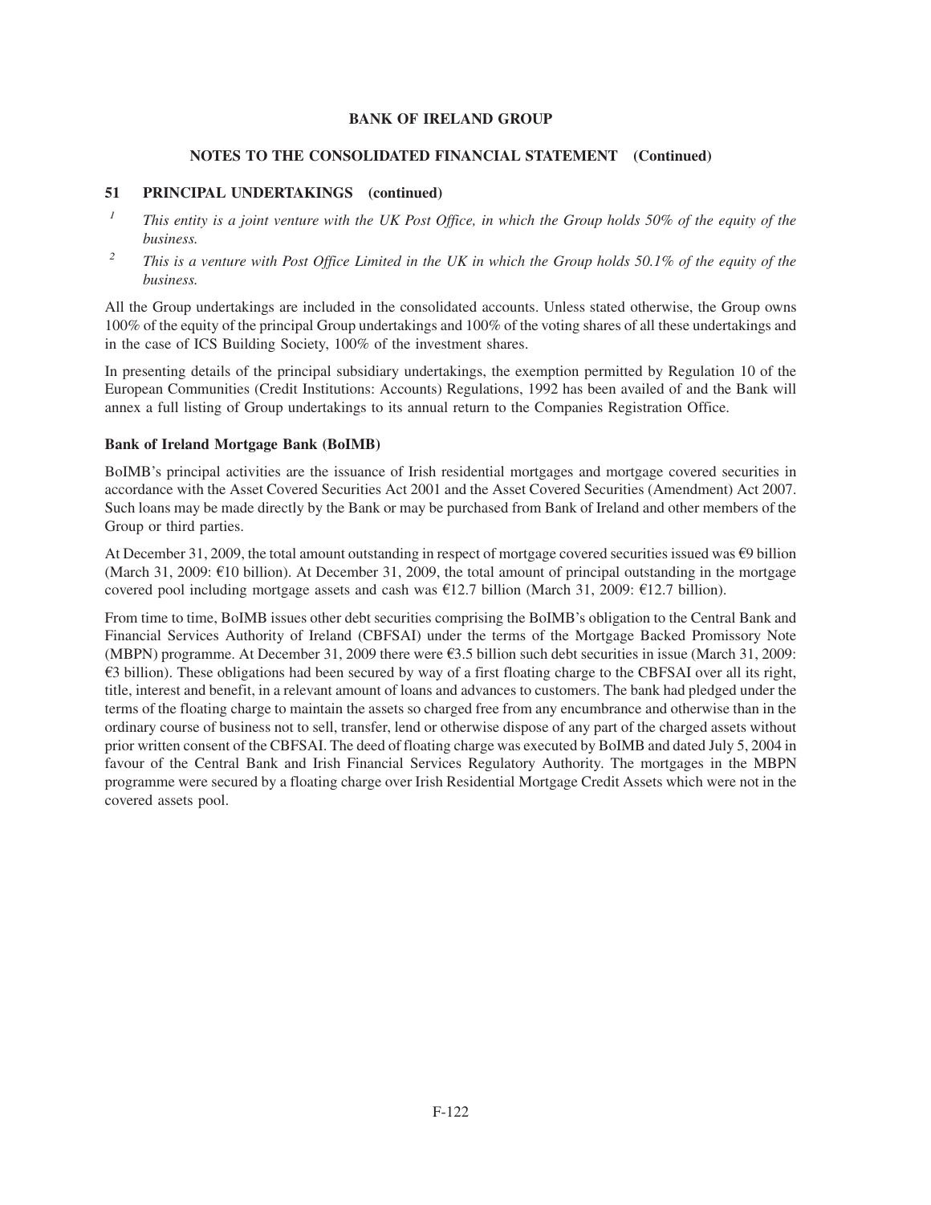## 51 PRINCIPAL UNDERTAKINGS (continued)

[1] *This entity is a joint venture with the UK Post Office, in which the Group holds 50% of the equity of the business.*

[2] *This is a venture with Post Office Limited in the UK in which the Group holds 50.1% of the equity of the business.*

All the Group undertakings are included in the consolidated accounts. Unless stated otherwise, the Group owns 100% of the equity of the principal Group undertakings and 100% of the voting shares of all these undertakings and in the case of ICS Building Society, 100% of the investment shares.

In presenting details of the principal subsidiary undertakings, the exemption permitted by Regulation 10 of the European Communities (Credit Institutions: Accounts) Regulations, 1992 has been availed of and the Bank will annex a full listing of Group undertakings to its annual return to the Companies Registration Office.

### Bank of Ireland Mortgage Bank (BoIMB)

BoIMB's principal activities are the issuance of Irish residential mortgages and mortgage covered securities in accordance with the Asset Covered Securities Act 2001 and the Asset Covered Securities (Amendment) Act 2007. Such loans may be made directly by the Bank or may be purchased from Bank of Ireland and other members of the Group or third parties.

At December 31, 2009, the total amount outstanding in respect of mortgage covered securities issued was €9 billion (March 31, 2009: €10 billion). At December 31, 2009, the total amount of principal outstanding in the mortgage covered pool including mortgage assets and cash was €12.7 billion (March 31, 2009: €12.7 billion).

From time to time, BoIMB issues other debt securities comprising the BoIMB's obligation to the Central Bank and Financial Services Authority of Ireland (CBFSAI) under the terms of the Mortgage Backed Promissory Note (MBPN) programme. At December 31, 2009 there were €3.5 billion such debt securities in issue (March 31, 2009: €3 billion). These obligations had been secured by way of a first floating charge to the CBFSAI over all its right, title, interest and benefit, in a relevant amount of loans and advances to customers. The bank had pledged under the terms of the floating charge to maintain the assets so charged free from any encumbrance and otherwise than in the ordinary course of business not to sell, transfer, lend or otherwise dispose of any part of the charged assets without prior written consent of the CBFSAI. The deed of floating charge was executed by BoIMB and dated July 5, 2004 in favour of the Central Bank and Irish Financial Services Regulatory Authority. The mortgages in the MBPN programme were secured by a floating charge over Irish Residential Mortgage Credit Assets which were not in the covered assets pool.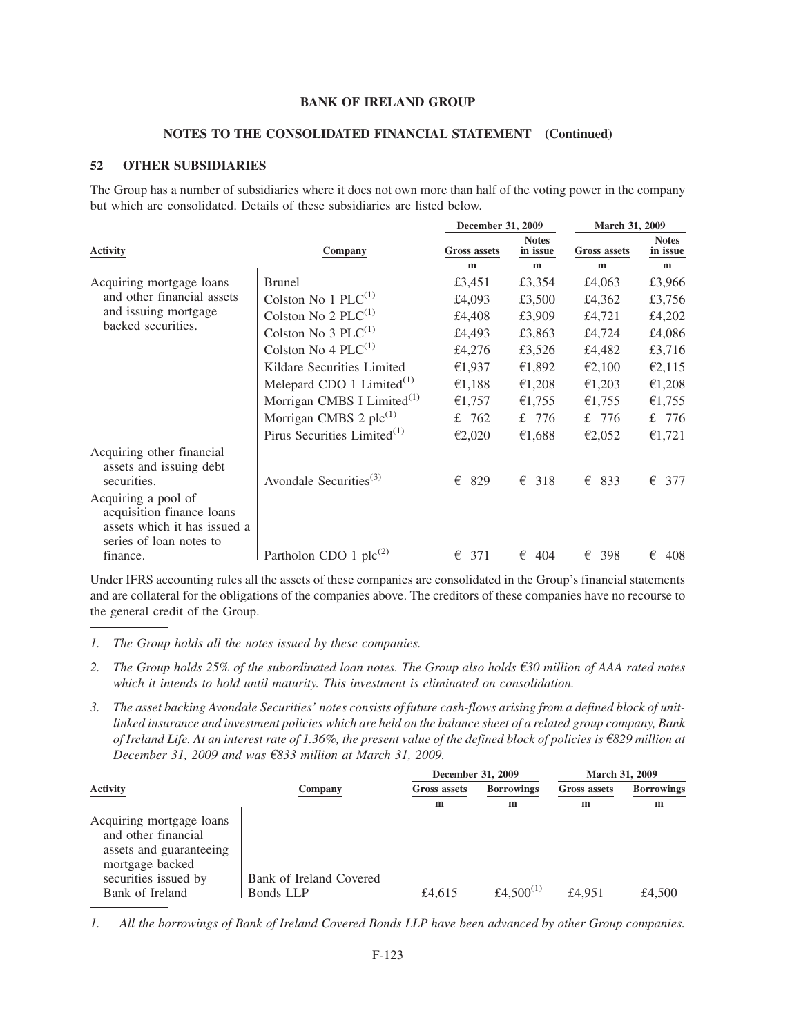**BANK OF IRELAND GROUP**

**NOTES TO THE CONSOLIDATED FINANCIAL STATEMENT (Continued)**

## 52 OTHER SUBSIDIARIES

The Group has a number of subsidiaries where it does not own more than half of the voting power in the company but which are consolidated. Details of these subsidiaries are listed below.

| Activity | Company | December 31, 2009 | | March 31, 2009 | |
|---|---|---|---|---|---|
| | | Gross assets | Notes in issue | Gross assets | Notes in issue |
| | | m | m | m | m |
| Acquiring mortgage loans and other financial assets and issuing mortgage backed securities. | Brunel | £3,451 | £3,354 | £4,063 | £3,966 |
| | Colston No 1 PLC[1] | £4,093 | £3,500 | £4,362 | £3,756 |
| | Colston No 2 PLC[1] | £4,408 | £3,909 | £4,721 | £4,202 |
| | Colston No 3 PLC[1] | £4,493 | £3,863 | £4,724 | £4,086 |
| | Colston No 4 PLC[1] | £4,276 | £3,526 | £4,482 | £3,716 |
| | Kildare Securities Limited | €1,937 | €1,892 | €2,100 | €2,115 |
| | Melepard CDO 1 Limited[1] | €1,188 | €1,208 | €1,203 | €1,208 |
| | Morrigan CMBS I Limited[1] | €1,757 | €1,755 | €1,755 | €1,755 |
| | Morrigan CMBS 2 plc[1] | £ 762 | £ 776 | £ 776 | £ 776 |
| | Pirus Securities Limited[1] | €2,020 | €1,688 | €2,052 | €1,721 |
| Acquiring other financial assets and issuing debt securities. | Avondale Securities[3] | € 829 | € 318 | € 833 | € 377 |
| Acquiring a pool of acquisition finance loans assets which it has issued a series of loan notes to finance. | Partholon CDO 1 plc[2] | € 371 | € 404 | € 398 | € 408 |

Under IFRS accounting rules all the assets of these companies are consolidated in the Group's financial statements and are collateral for the obligations of the companies above. The creditors of these companies have no recourse to the general credit of the Group.

1. *The Group holds all the notes issued by these companies.*
2. *The Group holds 25% of the subordinated loan notes. The Group also holds €30 million of AAA rated notes which it intends to hold until maturity. This investment is eliminated on consolidation.*
3. *The asset backing Avondale Securities' notes consists of future cash-flows arising from a defined block of unit-linked insurance and investment policies which are held on the balance sheet of a related group company, Bank of Ireland Life. At an interest rate of 1.36%, the present value of the defined block of policies is €829 million at December 31, 2009 and was €833 million at March 31, 2009.*

| Activity | Company | December 31, 2009 | | March 31, 2009 | |
|---|---|---|---|---|---|
| | | Gross assets | Borrowings | Gross assets | Borrowings |
| | | m | m | m | m |
| Acquiring mortgage loans and other financial assets and guaranteeing mortgage backed securities issued by Bank of Ireland | Bank of Ireland Covered Bonds LLP | £4,615 | £4,500[1] | £4,951 | £4,500 |

1. *All the borrowings of Bank of Ireland Covered Bonds LLP have been advanced by other Group companies.*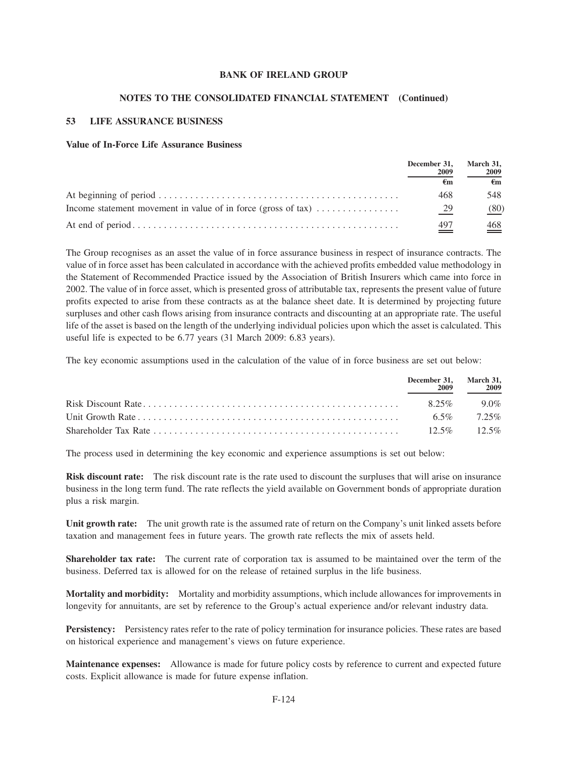## BANK OF IRELAND GROUP

## NOTES TO THE CONSOLIDATED FINANCIAL STATEMENT (Continued)

### 53 LIFE ASSURANCE BUSINESS

**Value of In-Force Life Assurance Business**

| | December 31, 2009 | March 31, 2009 |
|---|---|---|
| | €m | €m |
| At beginning of period | 468 | 548 |
| Income statement movement in value of in force (gross of tax) | 29 | (80) |
| At end of period | 497 | 468 |

The Group recognises as an asset the value of in force assurance business in respect of insurance contracts. The value of in force asset has been calculated in accordance with the achieved profits embedded value methodology in the Statement of Recommended Practice issued by the Association of British Insurers which came into force in 2002. The value of in force asset, which is presented gross of attributable tax, represents the present value of future profits expected to arise from these contracts as at the balance sheet date. It is determined by projecting future surpluses and other cash flows arising from insurance contracts and discounting at an appropriate rate. The useful life of the asset is based on the length of the underlying individual policies upon which the asset is calculated. This useful life is expected to be 6.77 years (31 March 2009: 6.83 years).

The key economic assumptions used in the calculation of the value of in force business are set out below:

| | December 31, 2009 | March 31, 2009 |
|---|---|---|
| Risk Discount Rate | 8.25% | 9.0% |
| Unit Growth Rate | 6.5% | 7.25% |
| Shareholder Tax Rate | 12.5% | 12.5% |

The process used in determining the key economic and experience assumptions is set out below:

**Risk discount rate:** The risk discount rate is the rate used to discount the surpluses that will arise on insurance business in the long term fund. The rate reflects the yield available on Government bonds of appropriate duration plus a risk margin.

**Unit growth rate:** The unit growth rate is the assumed rate of return on the Company's unit linked assets before taxation and management fees in future years. The growth rate reflects the mix of assets held.

**Shareholder tax rate:** The current rate of corporation tax is assumed to be maintained over the term of the business. Deferred tax is allowed for on the release of retained surplus in the life business.

**Mortality and morbidity:** Mortality and morbidity assumptions, which include allowances for improvements in longevity for annuitants, are set by reference to the Group's actual experience and/or relevant industry data.

**Persistency:** Persistency rates refer to the rate of policy termination for insurance policies. These rates are based on historical experience and management's views on future experience.

**Maintenance expenses:** Allowance is made for future policy costs by reference to current and expected future costs. Explicit allowance is made for future expense inflation.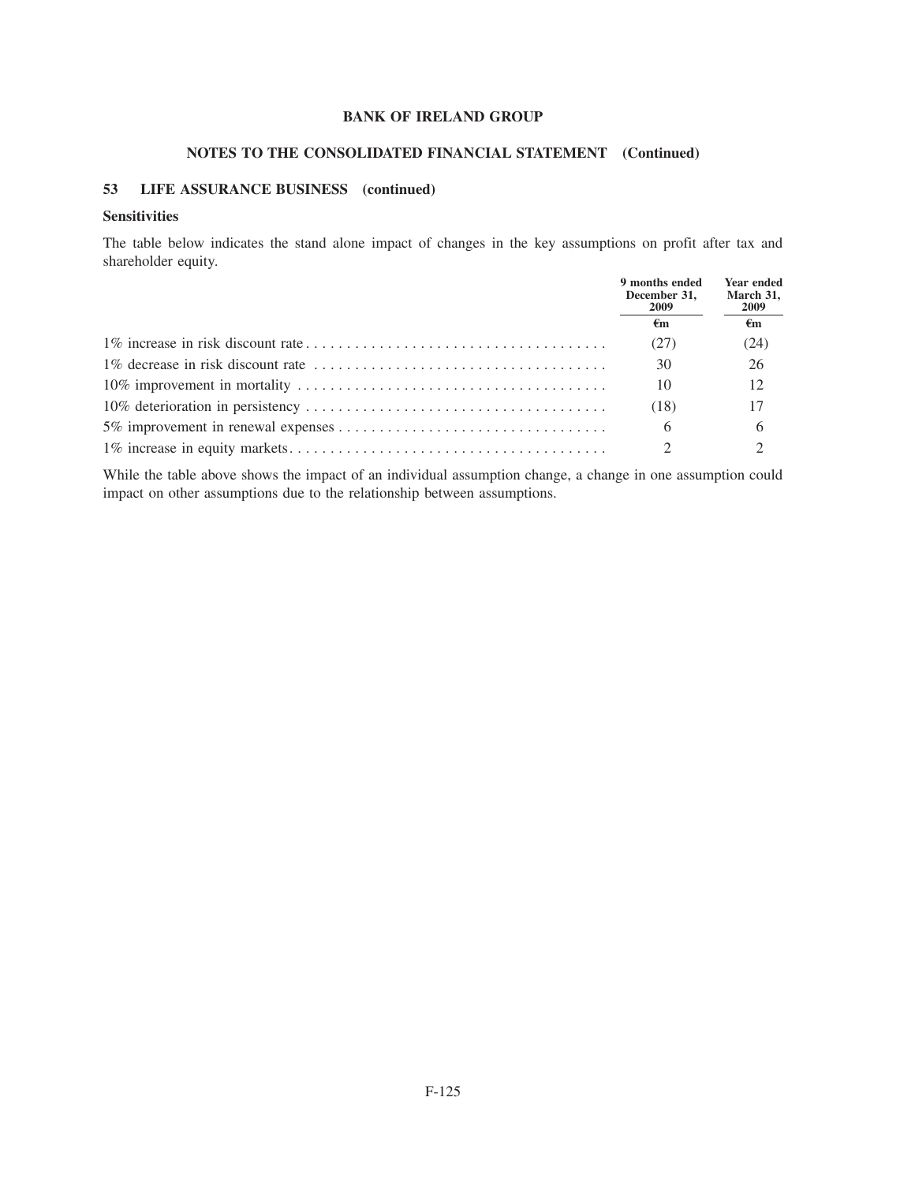BANK OF IRELAND GROUP

NOTES TO THE CONSOLIDATED FINANCIAL STATEMENT (Continued)

## 53 LIFE ASSURANCE BUSINESS (continued)

### Sensitivities

The table below indicates the stand alone impact of changes in the key assumptions on profit after tax and shareholder equity.

| | 9 months ended December 31, 2009 | Year ended March 31, 2009 |
|---|---|---|
| | €m | €m |
| 1% increase in risk discount rate | (27) | (24) |
| 1% decrease in risk discount rate | 30 | 26 |
| 10% improvement in mortality | 10 | 12 |
| 10% deterioration in persistency | (18) | 17 |
| 5% improvement in renewal expenses | 6 | 6 |
| 1% increase in equity markets | 2 | 2 |

While the table above shows the impact of an individual assumption change, a change in one assumption could impact on other assumptions due to the relationship between assumptions.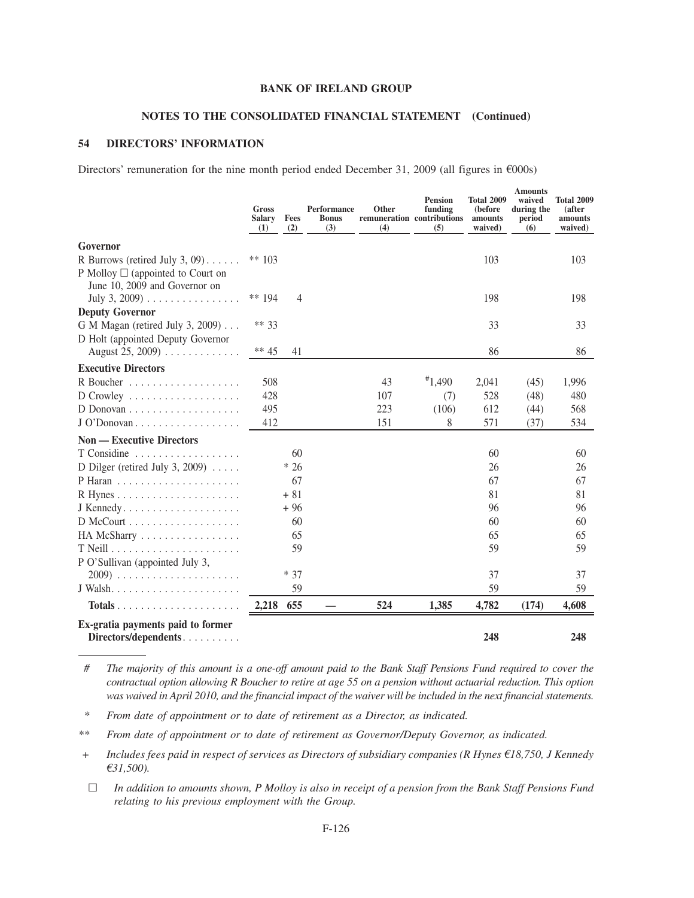BANK OF IRELAND GROUP

NOTES TO THE CONSOLIDATED FINANCIAL STATEMENT (Continued)

## 54 DIRECTORS' INFORMATION

Directors' remuneration for the nine month period ended December 31, 2009 (all figures in €000s)

| | Gross Salary (1) | Fees (2) | Performance Bonus (3) | Other remuneration (4) | Pension funding contributions (5) | Total 2009 (before amounts waived) | Amounts waived during the period (6) | Total 2009 (after amounts waived) |
|---|---|---|---|---|---|---|---|---|
| **Governor** | | | | | | | | |
| R Burrows (retired July 3, 09) | ** 103 | | | | | 103 | | 103 |
| P Molloy ☐ (appointed to Court on June 10, 2009 and Governor on July 3, 2009) | ** 194 | 4 | | | | 198 | | 198 |
| **Deputy Governor** | | | | | | | | |
| G M Magan (retired July 3, 2009) | ** 33 | | | | | 33 | | 33 |
| D Holt (appointed Deputy Governor August 25, 2009) | ** 45 | 41 | | | | 86 | | 86 |
| **Executive Directors** | | | | | | | | |
| R Boucher | 508 | | | 43 | #1,490 | 2,041 | (45) | 1,996 |
| D Crowley | 428 | | | 107 | (7) | 528 | (48) | 480 |
| D Donovan | 495 | | | 223 | (106) | 612 | (44) | 568 |
| J O'Donovan | 412 | | | 151 | 8 | 571 | (37) | 534 |
| **Non — Executive Directors** | | | | | | | | |
| T Considine | | 60 | | | | 60 | | 60 |
| D Dilger (retired July 3, 2009) | | * 26 | | | | 26 | | 26 |
| P Haran | | 67 | | | | 67 | | 67 |
| R Hynes | | + 81 | | | | 81 | | 81 |
| J Kennedy | | + 96 | | | | 96 | | 96 |
| D McCourt | | 60 | | | | 60 | | 60 |
| HA McSharry | | 65 | | | | 65 | | 65 |
| T Neill | | 59 | | | | 59 | | 59 |
| P O'Sullivan (appointed July 3, 2009) | | * 37 | | | | 37 | | 37 |
| J Walsh | | 59 | | | | 59 | | 59 |
| **Totals** | **2,218** | **655** | **—** | **524** | **1,385** | **4,782** | **(174)** | **4,608** |
| **Ex-gratia payments paid to former Directors/dependents** | | | | | | **248** | | **248** |

\# *The majority of this amount is a one-off amount paid to the Bank Staff Pensions Fund required to cover the contractual option allowing R Boucher to retire at age 55 on a pension without actuarial reduction. This option was waived in April 2010, and the financial impact of the waiver will be included in the next financial statements.*

\* *From date of appointment or to date of retirement as a Director, as indicated.*

\*\* *From date of appointment or to date of retirement as Governor/Deputy Governor, as indicated.*

\+ *Includes fees paid in respect of services as Directors of subsidiary companies (R Hynes €18,750, J Kennedy €31,500).*

☐ *In addition to amounts shown, P Molloy is also in receipt of a pension from the Bank Staff Pensions Fund relating to his previous employment with the Group.*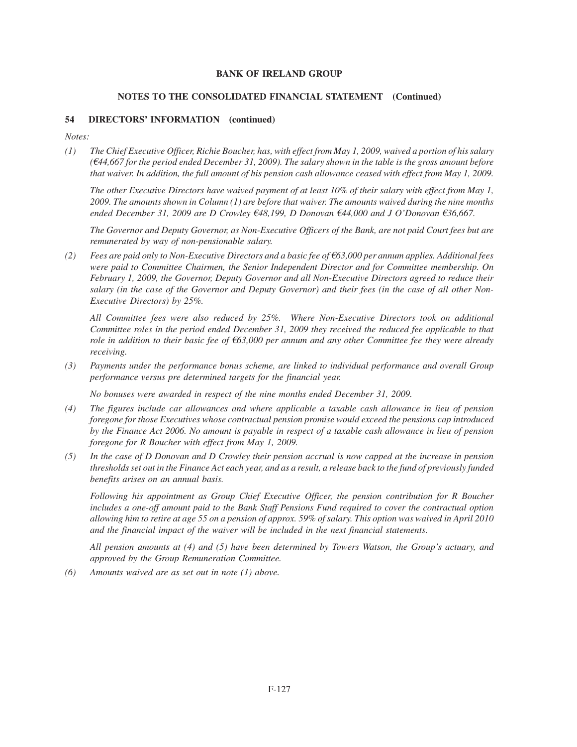## BANK OF IRELAND GROUP

## NOTES TO THE CONSOLIDATED FINANCIAL STATEMENT (Continued)

### 54 DIRECTORS' INFORMATION (continued)

*Notes:*

*(1) The Chief Executive Officer, Richie Boucher, has, with effect from May 1, 2009, waived a portion of his salary (€44,667 for the period ended December 31, 2009). The salary shown in the table is the gross amount before that waiver. In addition, the full amount of his pension cash allowance ceased with effect from May 1, 2009.*

*The other Executive Directors have waived payment of at least 10% of their salary with effect from May 1, 2009. The amounts shown in Column (1) are before that waiver. The amounts waived during the nine months ended December 31, 2009 are D Crowley €48,199, D Donovan €44,000 and J O'Donovan €36,667.*

*The Governor and Deputy Governor, as Non-Executive Officers of the Bank, are not paid Court fees but are remunerated by way of non-pensionable salary.*

*(2) Fees are paid only to Non-Executive Directors and a basic fee of €63,000 per annum applies. Additional fees were paid to Committee Chairmen, the Senior Independent Director and for Committee membership. On February 1, 2009, the Governor, Deputy Governor and all Non-Executive Directors agreed to reduce their salary (in the case of the Governor and Deputy Governor) and their fees (in the case of all other Non-Executive Directors) by 25%.*

*All Committee fees were also reduced by 25%. Where Non-Executive Directors took on additional Committee roles in the period ended December 31, 2009 they received the reduced fee applicable to that role in addition to their basic fee of €63,000 per annum and any other Committee fee they were already receiving.*

*(3) Payments under the performance bonus scheme, are linked to individual performance and overall Group performance versus pre determined targets for the financial year.*

*No bonuses were awarded in respect of the nine months ended December 31, 2009.*

*(4) The figures include car allowances and where applicable a taxable cash allowance in lieu of pension foregone for those Executives whose contractual pension promise would exceed the pensions cap introduced by the Finance Act 2006. No amount is payable in respect of a taxable cash allowance in lieu of pension foregone for R Boucher with effect from May 1, 2009.*

*(5) In the case of D Donovan and D Crowley their pension accrual is now capped at the increase in pension thresholds set out in the Finance Act each year, and as a result, a release back to the fund of previously funded benefits arises on an annual basis.*

*Following his appointment as Group Chief Executive Officer, the pension contribution for R Boucher includes a one-off amount paid to the Bank Staff Pensions Fund required to cover the contractual option allowing him to retire at age 55 on a pension of approx. 59% of salary. This option was waived in April 2010 and the financial impact of the waiver will be included in the next financial statements.*

*All pension amounts at (4) and (5) have been determined by Towers Watson, the Group's actuary, and approved by the Group Remuneration Committee.*

*(6) Amounts waived are as set out in note (1) above.*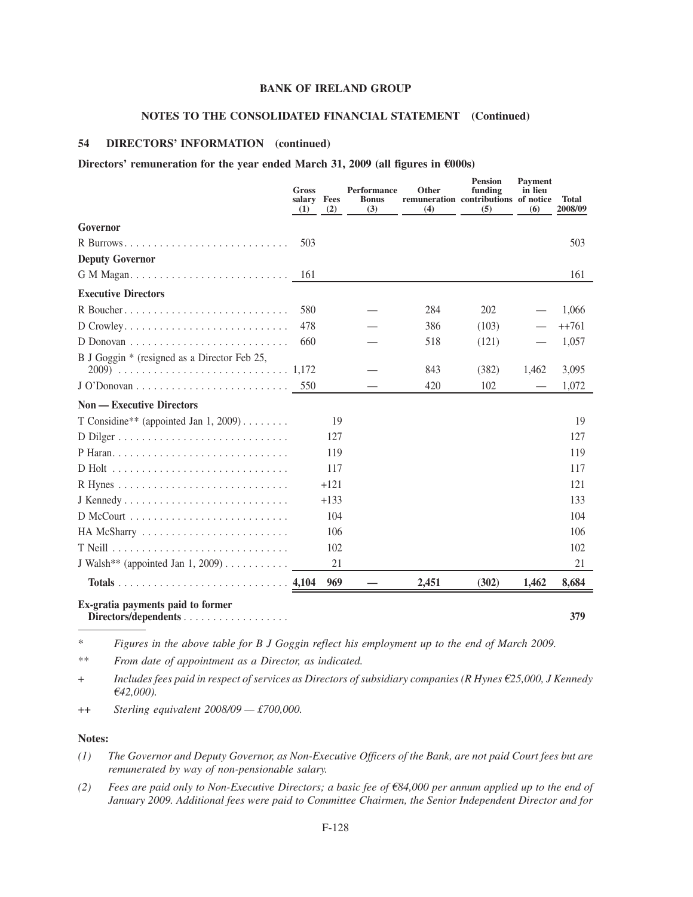**BANK OF IRELAND GROUP**

**NOTES TO THE CONSOLIDATED FINANCIAL STATEMENT (Continued)**

## 54 DIRECTORS' INFORMATION (continued)

**Directors' remuneration for the year ended March 31, 2009 (all figures in €000s)**

| | Gross salary (1) | Fees (2) | Performance Bonus (3) | Other remuneration (4) | Pension funding contributions (5) | Payment in lieu of notice (6) | Total 2008/09 |
|---|---|---|---|---|---|---|---|
| **Governor** | | | | | | | |
| R Burrows | 503 | | | | | | 503 |
| **Deputy Governor** | | | | | | | |
| G M Magan | 161 | | | | | | 161 |
| **Executive Directors** | | | | | | | |
| R Boucher | 580 | | — | 284 | 202 | — | 1,066 |
| D Crowley | 478 | | — | 386 | (103) | — | ++761 |
| D Donovan | 660 | | — | 518 | (121) | — | 1,057 |
| B J Goggin * (resigned as a Director Feb 25, 2009) | 1,172 | | — | 843 | (382) | 1,462 | 3,095 |
| J O'Donovan | 550 | | — | 420 | 102 | — | 1,072 |
| **Non — Executive Directors** | | | | | | | |
| T Considine** (appointed Jan 1, 2009) | | 19 | | | | | 19 |
| D Dilger | | 127 | | | | | 127 |
| P Haran | | 119 | | | | | 119 |
| D Holt | | 117 | | | | | 117 |
| R Hynes | | +121 | | | | | 121 |
| J Kennedy | | +133 | | | | | 133 |
| D McCourt | | 104 | | | | | 104 |
| HA McSharry | | 106 | | | | | 106 |
| T Neill | | 102 | | | | | 102 |
| J Walsh** (appointed Jan 1, 2009) | | 21 | | | | | 21 |
| **Totals** | **4,104** | **969** | **—** | **2,451** | **(302)** | **1,462** | **8,684** |
| **Ex-gratia payments paid to former Directors/dependents** | | | | | | | **379** |

\* *Figures in the above table for B J Goggin reflect his employment up to the end of March 2009.*

\*\* *From date of appointment as a Director, as indicated.*

\+ *Includes fees paid in respect of services as Directors of subsidiary companies (R Hynes €25,000, J Kennedy €42,000).*

++ *Sterling equivalent 2008/09 — £700,000.*

**Notes:**

*(1) The Governor and Deputy Governor, as Non-Executive Officers of the Bank, are not paid Court fees but are remunerated by way of non-pensionable salary.*

*(2) Fees are paid only to Non-Executive Directors; a basic fee of €84,000 per annum applied up to the end of January 2009. Additional fees were paid to Committee Chairmen, the Senior Independent Director and for*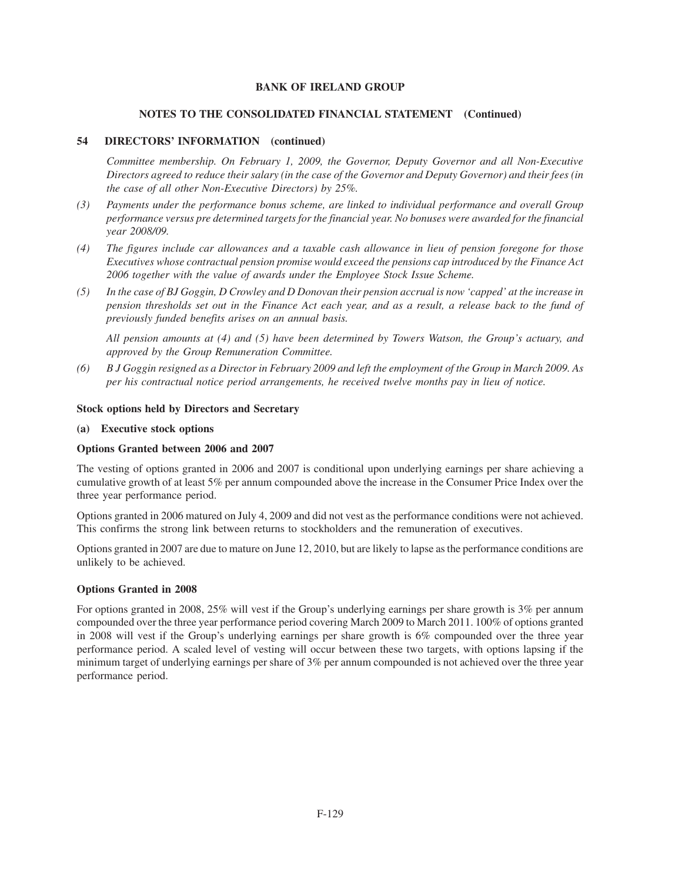**NOTES TO THE CONSOLIDATED FINANCIAL STATEMENT (Continued)**

## 54 DIRECTORS' INFORMATION (continued)

*Committee membership. On February 1, 2009, the Governor, Deputy Governor and all Non-Executive Directors agreed to reduce their salary (in the case of the Governor and Deputy Governor) and their fees (in the case of all other Non-Executive Directors) by 25%.*

*(3) Payments under the performance bonus scheme, are linked to individual performance and overall Group performance versus pre determined targets for the financial year. No bonuses were awarded for the financial year 2008/09.*

*(4) The figures include car allowances and a taxable cash allowance in lieu of pension foregone for those Executives whose contractual pension promise would exceed the pensions cap introduced by the Finance Act 2006 together with the value of awards under the Employee Stock Issue Scheme.*

*(5) In the case of BJ Goggin, D Crowley and D Donovan their pension accrual is now 'capped' at the increase in pension thresholds set out in the Finance Act each year, and as a result, a release back to the fund of previously funded benefits arises on an annual basis.*

*All pension amounts at (4) and (5) have been determined by Towers Watson, the Group's actuary, and approved by the Group Remuneration Committee.*

*(6) B J Goggin resigned as a Director in February 2009 and left the employment of the Group in March 2009. As per his contractual notice period arrangements, he received twelve months pay in lieu of notice.*

### Stock options held by Directors and Secretary

#### (a) Executive stock options

**Options Granted between 2006 and 2007**

The vesting of options granted in 2006 and 2007 is conditional upon underlying earnings per share achieving a cumulative growth of at least 5% per annum compounded above the increase in the Consumer Price Index over the three year performance period.

Options granted in 2006 matured on July 4, 2009 and did not vest as the performance conditions were not achieved. This confirms the strong link between returns to stockholders and the remuneration of executives.

Options granted in 2007 are due to mature on June 12, 2010, but are likely to lapse as the performance conditions are unlikely to be achieved.

**Options Granted in 2008**

For options granted in 2008, 25% will vest if the Group's underlying earnings per share growth is 3% per annum compounded over the three year performance period covering March 2009 to March 2011. 100% of options granted in 2008 will vest if the Group's underlying earnings per share growth is 6% compounded over the three year performance period. A scaled level of vesting will occur between these two targets, with options lapsing if the minimum target of underlying earnings per share of 3% per annum compounded is not achieved over the three year performance period.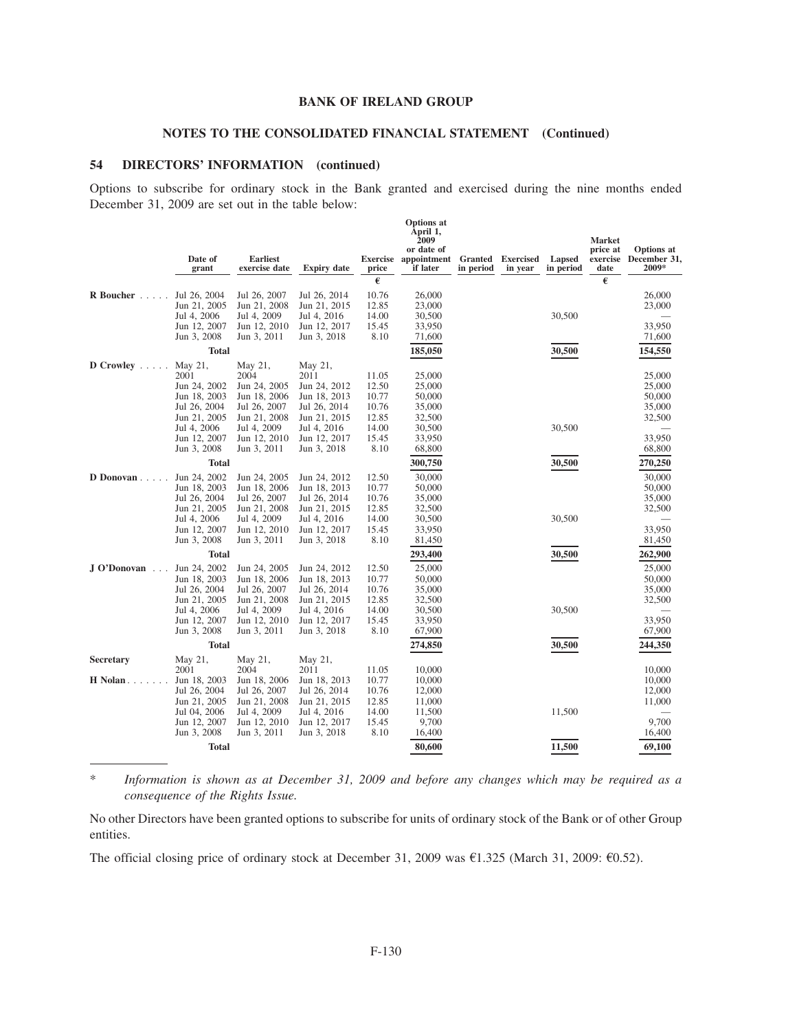## BANK OF IRELAND GROUP

### NOTES TO THE CONSOLIDATED FINANCIAL STATEMENT (Continued)

### 54 DIRECTORS' INFORMATION (continued)

Options to subscribe for ordinary stock in the Bank granted and exercised during the nine months ended December 31, 2009 are set out in the table below:

| | Date of grant | Earliest exercise date | Expiry date | Exercise price | Options at April 1, 2009 or date of appointment if later | Granted in period | Exercised in year | Lapsed in period | Market price at exercise date | Options at December 31, 2009* |
|---|---|---|---|---|---|---|---|---|---|---|
| | | | | € | | | | | € | |
| **R Boucher** | Jul 26, 2004 | Jul 26, 2007 | Jul 26, 2014 | 10.76 | 26,000 | | | | | 26,000 |
| | Jun 21, 2005 | Jun 21, 2008 | Jun 21, 2015 | 12.85 | 23,000 | | | | | 23,000 |
| | Jul 4, 2006 | Jul 4, 2009 | Jul 4, 2016 | 14.00 | 30,500 | | | 30,500 | | — |
| | Jun 12, 2007 | Jun 12, 2010 | Jun 12, 2017 | 15.45 | 33,950 | | | | | 33,950 |
| | Jun 3, 2008 | Jun 3, 2011 | Jun 3, 2018 | 8.10 | 71,600 | | | | | 71,600 |
| | **Total** | | | | **185,050** | | | **30,500** | | **154,550** |
| **D Crowley** | May 21, 2001 | May 21, 2004 | May 21, 2011 | 11.05 | 25,000 | | | | | 25,000 |
| | Jun 24, 2002 | Jun 24, 2005 | Jun 24, 2012 | 12.50 | 25,000 | | | | | 25,000 |
| | Jun 18, 2003 | Jun 18, 2006 | Jun 18, 2013 | 10.77 | 50,000 | | | | | 50,000 |
| | Jul 26, 2004 | Jul 26, 2007 | Jul 26, 2014 | 10.76 | 35,000 | | | | | 35,000 |
| | Jun 21, 2005 | Jun 21, 2008 | Jun 21, 2015 | 12.85 | 32,500 | | | | | 32,500 |
| | Jul 4, 2006 | Jul 4, 2009 | Jul 4, 2016 | 14.00 | 30,500 | | | 30,500 | | — |
| | Jun 12, 2007 | Jun 12, 2010 | Jun 12, 2017 | 15.45 | 33,950 | | | | | 33,950 |
| | Jun 3, 2008 | Jun 3, 2011 | Jun 3, 2018 | 8.10 | 68,800 | | | | | 68,800 |
| | **Total** | | | | **300,750** | | | **30,500** | | **270,250** |
| **D Donovan** | Jun 24, 2002 | Jun 24, 2005 | Jun 24, 2012 | 12.50 | 30,000 | | | | | 30,000 |
| | Jun 18, 2003 | Jun 18, 2006 | Jun 18, 2013 | 10.77 | 50,000 | | | | | 50,000 |
| | Jul 26, 2004 | Jul 26, 2007 | Jul 26, 2014 | 10.76 | 35,000 | | | | | 35,000 |
| | Jun 21, 2005 | Jun 21, 2008 | Jun 21, 2015 | 12.85 | 32,500 | | | | | 32,500 |
| | Jul 4, 2006 | Jul 4, 2009 | Jul 4, 2016 | 14.00 | 30,500 | | | 30,500 | | — |
| | Jun 12, 2007 | Jun 12, 2010 | Jun 12, 2017 | 15.45 | 33,950 | | | | | 33,950 |
| | Jun 3, 2008 | Jun 3, 2011 | Jun 3, 2018 | 8.10 | 81,450 | | | | | 81,450 |
| | **Total** | | | | **293,400** | | | **30,500** | | **262,900** |
| **J O'Donovan** | Jun 24, 2002 | Jun 24, 2005 | Jun 24, 2012 | 12.50 | 25,000 | | | | | 25,000 |
| | Jun 18, 2003 | Jun 18, 2006 | Jun 18, 2013 | 10.77 | 50,000 | | | | | 50,000 |
| | Jul 26, 2004 | Jul 26, 2007 | Jul 26, 2014 | 10.76 | 35,000 | | | | | 35,000 |
| | Jun 21, 2005 | Jun 21, 2008 | Jun 21, 2015 | 12.85 | 32,500 | | | | | 32,500 |
| | Jul 4, 2006 | Jul 4, 2009 | Jul 4, 2016 | 14.00 | 30,500 | | | 30,500 | | — |
| | Jun 12, 2007 | Jun 12, 2010 | Jun 12, 2017 | 15.45 | 33,950 | | | | | 33,950 |
| | Jun 3, 2008 | Jun 3, 2011 | Jun 3, 2018 | 8.10 | 67,900 | | | | | 67,900 |
| | **Total** | | | | **274,850** | | | **30,500** | | **244,350** |
| **Secretary** | May 21, 2001 | May 21, 2004 | May 21, 2011 | 11.05 | 10,000 | | | | | 10,000 |
| **H Nolan** | Jun 18, 2003 | Jun 18, 2006 | Jun 18, 2013 | 10.77 | 10,000 | | | | | 10,000 |
| | Jul 26, 2004 | Jul 26, 2007 | Jul 26, 2014 | 10.76 | 12,000 | | | | | 12,000 |
| | Jun 21, 2005 | Jun 21, 2008 | Jun 21, 2015 | 12.85 | 11,000 | | | | | 11,000 |
| | Jul 04, 2006 | Jul 4, 2009 | Jul 4, 2016 | 14.00 | 11,500 | | | 11,500 | | — |
| | Jun 12, 2007 | Jun 12, 2010 | Jun 12, 2017 | 15.45 | 9,700 | | | | | 9,700 |
| | Jun 3, 2008 | Jun 3, 2011 | Jun 3, 2018 | 8.10 | 16,400 | | | | | 16,400 |
| | **Total** | | | | **80,600** | | | **11,500** | | **69,100** |

\* *Information is shown as at December 31, 2009 and before any changes which may be required as a consequence of the Rights Issue.*

No other Directors have been granted options to subscribe for units of ordinary stock of the Bank or of other Group entities.

The official closing price of ordinary stock at December 31, 2009 was €1.325 (March 31, 2009: €0.52).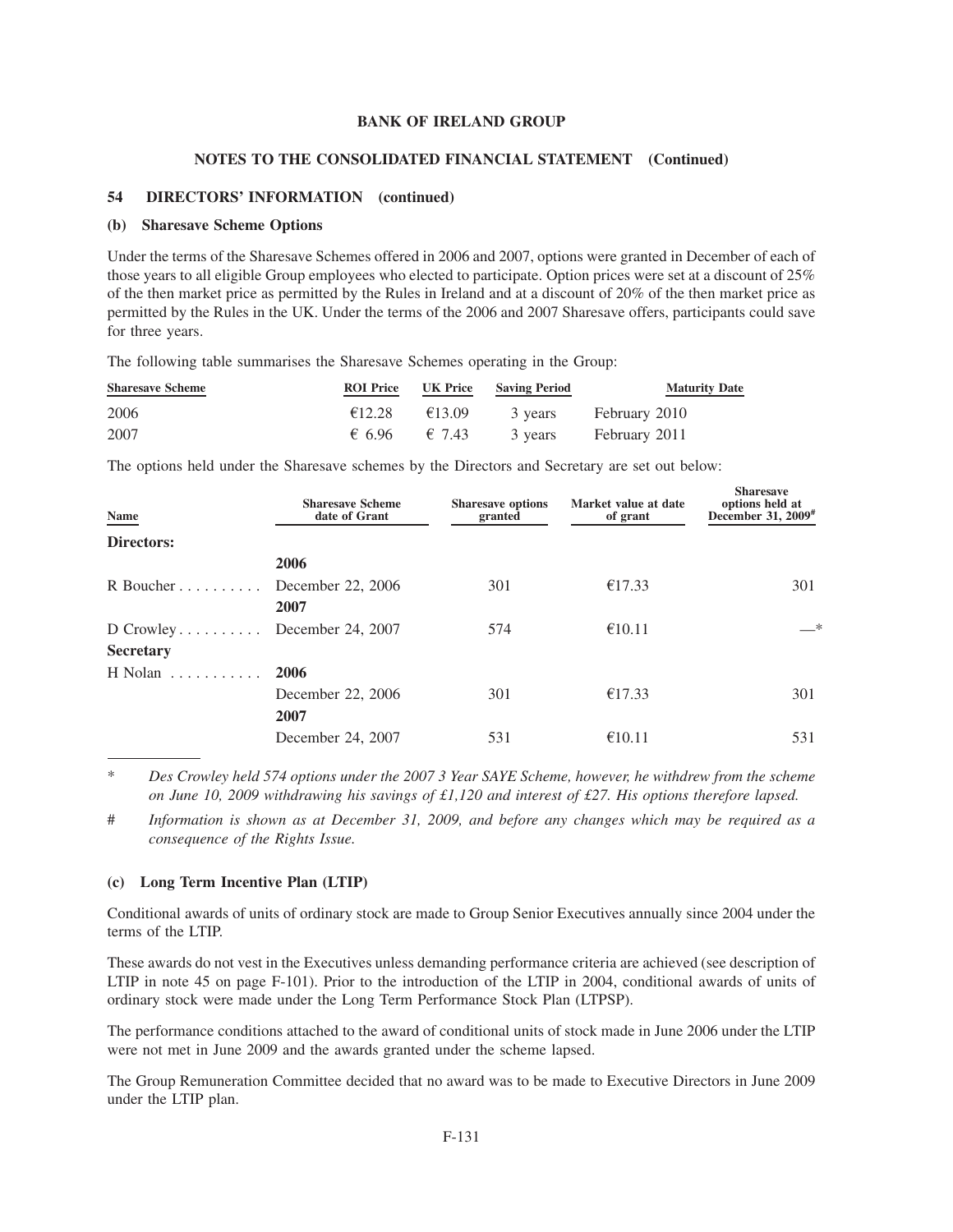**BANK OF IRELAND GROUP**

**NOTES TO THE CONSOLIDATED FINANCIAL STATEMENT (Continued)**

## 54 DIRECTORS' INFORMATION (continued)

### (b) Sharesave Scheme Options

Under the terms of the Sharesave Schemes offered in 2006 and 2007, options were granted in December of each of those years to all eligible Group employees who elected to participate. Option prices were set at a discount of 25% of the then market price as permitted by the Rules in Ireland and at a discount of 20% of the then market price as permitted by the Rules in the UK. Under the terms of the 2006 and 2007 Sharesave offers, participants could save for three years.

The following table summarises the Sharesave Schemes operating in the Group:

| Sharesave Scheme | ROI Price | UK Price | Saving Period | Maturity Date |
|---|---|---|---|---|
| 2006 | €12.28 | €13.09 | 3 years | February 2010 |
| 2007 | € 6.96 | € 7.43 | 3 years | February 2011 |

The options held under the Sharesave schemes by the Directors and Secretary are set out below:

| Name | Sharesave Scheme date of Grant | Sharesave options granted | Market value at date of grant | Sharesave options held at December 31, 2009# |
|---|---|---|---|---|
| **Directors:** | | | | |
| | **2006** | | | |
| R Boucher | December 22, 2006 | 301 | €17.33 | 301 |
| | **2007** | | | |
| D Crowley | December 24, 2007 | 574 | €10.11 | —* |
| **Secretary** | | | | |
| H Nolan | **2006** | | | |
| | December 22, 2006 | 301 | €17.33 | 301 |
| | **2007** | | | |
| | December 24, 2007 | 531 | €10.11 | 531 |

\* *Des Crowley held 574 options under the 2007 3 Year SAYE Scheme, however, he withdrew from the scheme on June 10, 2009 withdrawing his savings of £1,120 and interest of £27. His options therefore lapsed.*

\# *Information is shown as at December 31, 2009, and before any changes which may be required as a consequence of the Rights Issue.*

### (c) Long Term Incentive Plan (LTIP)

Conditional awards of units of ordinary stock are made to Group Senior Executives annually since 2004 under the terms of the LTIP.

These awards do not vest in the Executives unless demanding performance criteria are achieved (see description of LTIP in note 45 on page F-101). Prior to the introduction of the LTIP in 2004, conditional awards of units of ordinary stock were made under the Long Term Performance Stock Plan (LTPSP).

The performance conditions attached to the award of conditional units of stock made in June 2006 under the LTIP were not met in June 2009 and the awards granted under the scheme lapsed.

The Group Remuneration Committee decided that no award was to be made to Executive Directors in June 2009 under the LTIP plan.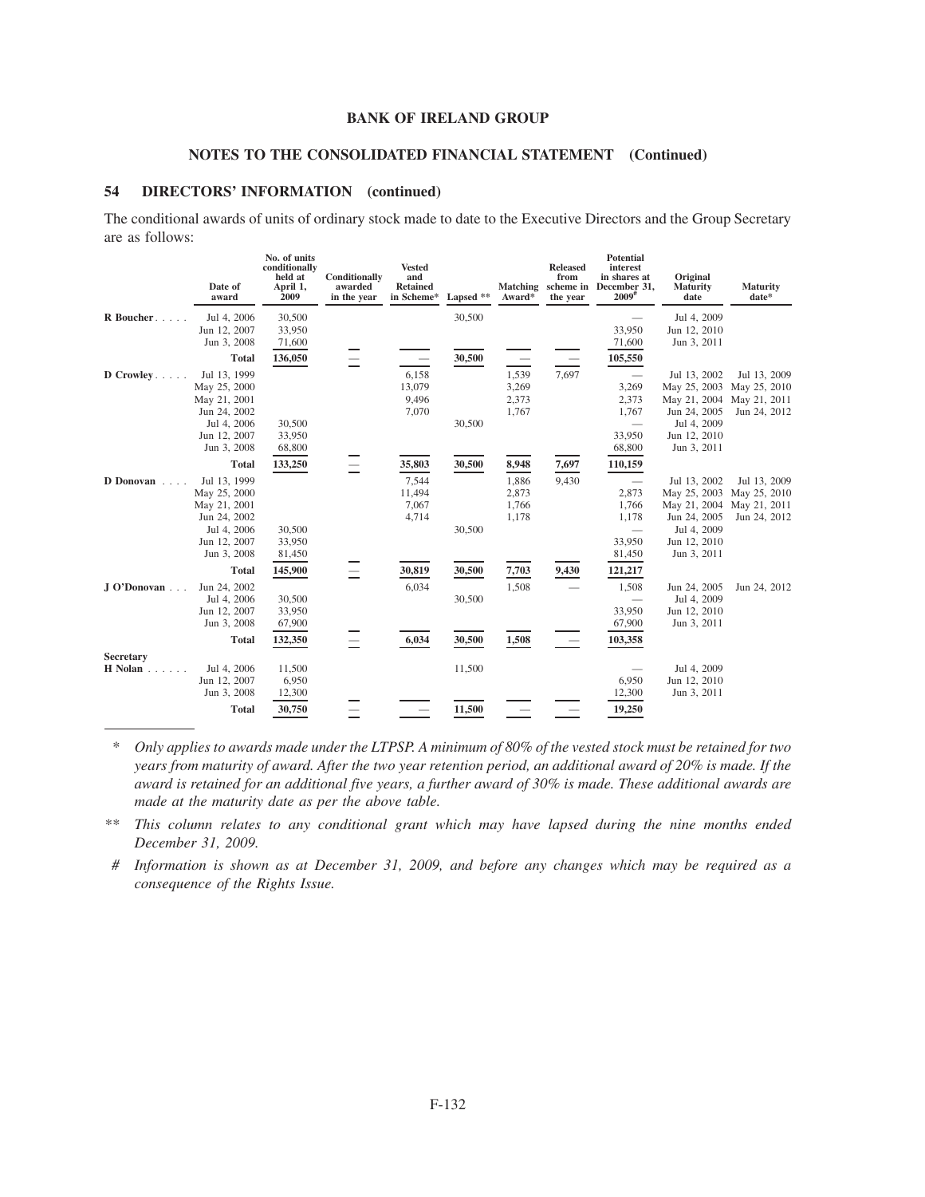**BANK OF IRELAND GROUP**

**NOTES TO THE CONSOLIDATED FINANCIAL STATEMENT (Continued)**

## 54 DIRECTORS' INFORMATION (continued)

The conditional awards of units of ordinary stock made to date to the Executive Directors and the Group Secretary are as follows:

| | Date of award | No. of units conditionally held at April 1, 2009 | Conditionally awarded in the year | Vested and Retained in Scheme* | Lapsed ** | Matching Award* | Released from scheme in the year | Potential interest in shares at December 31, 2009# | Original Maturity date | Maturity date* |
|---|---|---|---|---|---|---|---|---|---|---|
| **R Boucher** | Jul 4, 2006 | 30,500 | | | 30,500 | | | — | Jul 4, 2009 | |
| | Jun 12, 2007 | 33,950 | | | | | | 33,950 | Jun 12, 2010 | |
| | Jun 3, 2008 | 71,600 | | | | | | 71,600 | Jun 3, 2011 | |
| | **Total** | **136,050** | — | — | **30,500** | — | — | **105,550** | | |
| **D Crowley** | Jul 13, 1999 | | | 6,158 | | 1,539 | 7,697 | — | Jul 13, 2002 | Jul 13, 2009 |
| | May 25, 2000 | | | 13,079 | | 3,269 | | 3,269 | May 25, 2003 | May 25, 2010 |
| | May 21, 2001 | | | 9,496 | | 2,373 | | 2,373 | May 21, 2004 | May 21, 2011 |
| | Jun 24, 2002 | | | 7,070 | | 1,767 | | 1,767 | Jun 24, 2005 | Jun 24, 2012 |
| | Jul 4, 2006 | 30,500 | | | 30,500 | | | — | Jul 4, 2009 | |
| | Jun 12, 2007 | 33,950 | | | | | | 33,950 | Jun 12, 2010 | |
| | Jun 3, 2008 | 68,800 | | | | | | 68,800 | Jun 3, 2011 | |
| | **Total** | **133,250** | — | **35,803** | **30,500** | **8,948** | **7,697** | **110,159** | | |
| **D Donovan** | Jul 13, 1999 | | | 7,544 | | 1,886 | 9,430 | — | Jul 13, 2002 | Jul 13, 2009 |
| | May 25, 2000 | | | 11,494 | | 2,873 | | 2,873 | May 25, 2003 | May 25, 2010 |
| | May 21, 2001 | | | 7,067 | | 1,766 | | 1,766 | May 21, 2004 | May 21, 2011 |
| | Jun 24, 2002 | | | 4,714 | | 1,178 | | 1,178 | Jun 24, 2005 | Jun 24, 2012 |
| | Jul 4, 2006 | 30,500 | | | 30,500 | | | — | Jul 4, 2009 | |
| | Jun 12, 2007 | 33,950 | | | | | | 33,950 | Jun 12, 2010 | |
| | Jun 3, 2008 | 81,450 | | | | | | 81,450 | Jun 3, 2011 | |
| | **Total** | **145,900** | — | **30,819** | **30,500** | **7,703** | **9,430** | **121,217** | | |
| **J O'Donovan** | Jun 24, 2002 | | | 6,034 | | 1,508 | — | 1,508 | Jun 24, 2005 | Jun 24, 2012 |
| | Jul 4, 2006 | 30,500 | | | 30,500 | | | — | Jul 4, 2009 | |
| | Jun 12, 2007 | 33,950 | | | | | | 33,950 | Jun 12, 2010 | |
| | Jun 3, 2008 | 67,900 | | | | | | 67,900 | Jun 3, 2011 | |
| | **Total** | **132,350** | — | **6,034** | **30,500** | **1,508** | — | **103,358** | | |
| **Secretary** | | | | | | | | | | |
| **H Nolan** | Jul 4, 2006 | 11,500 | | | 11,500 | | | — | Jul 4, 2009 | |
| | Jun 12, 2007 | 6,950 | | | | | | 6,950 | Jun 12, 2010 | |
| | Jun 3, 2008 | 12,300 | | | | | | 12,300 | Jun 3, 2011 | |
| | **Total** | **30,750** | — | — | **11,500** | — | — | **19,250** | | |

\* *Only applies to awards made under the LTPSP. A minimum of 80% of the vested stock must be retained for two years from maturity of award. After the two year retention period, an additional award of 20% is made. If the award is retained for an additional five years, a further award of 30% is made. These additional awards are made at the maturity date as per the above table.*

\*\* *This column relates to any conditional grant which may have lapsed during the nine months ended December 31, 2009.*

\# *Information is shown as at December 31, 2009, and before any changes which may be required as a consequence of the Rights Issue.*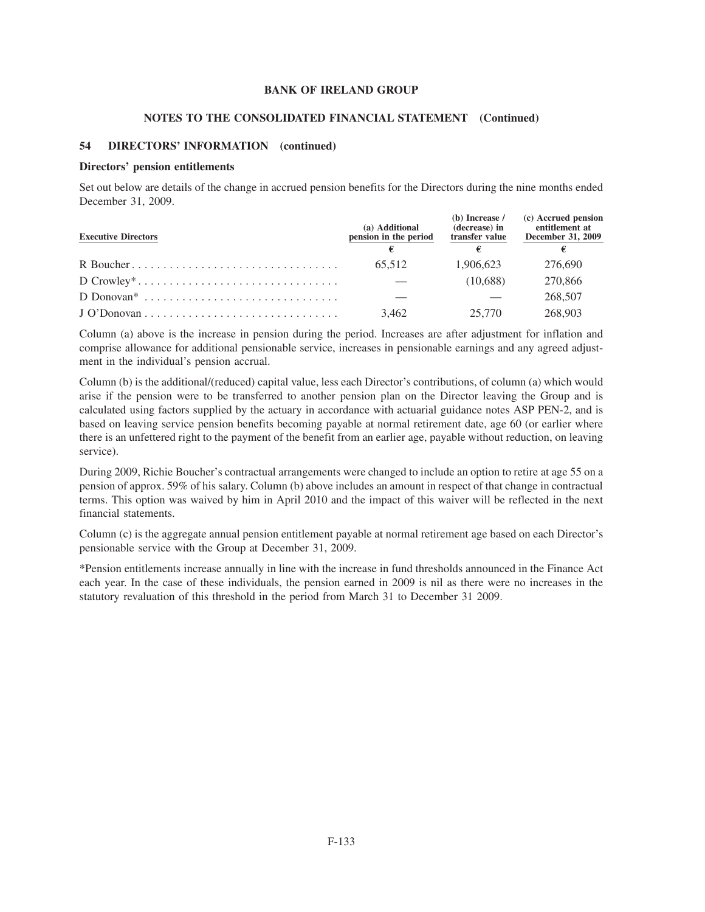**BANK OF IRELAND GROUP**

**NOTES TO THE CONSOLIDATED FINANCIAL STATEMENT (Continued)**

### 54 DIRECTORS' INFORMATION (continued)

**Directors' pension entitlements**

Set out below are details of the change in accrued pension benefits for the Directors during the nine months ended December 31, 2009.

| Executive Directors | (a) Additional pension in the period | (b) Increase / (decrease) in transfer value | (c) Accrued pension entitlement at December 31, 2009 |
|---|---|---|---|
| | € | € | € |
| R Boucher | 65,512 | 1,906,623 | 276,690 |
| D Crowley* | — | (10,688) | 270,866 |
| D Donovan* | — | — | 268,507 |
| J O'Donovan | 3,462 | 25,770 | 268,903 |

Column (a) above is the increase in pension during the period. Increases are after adjustment for inflation and comprise allowance for additional pensionable service, increases in pensionable earnings and any agreed adjustment in the individual's pension accrual.

Column (b) is the additional/(reduced) capital value, less each Director's contributions, of column (a) which would arise if the pension were to be transferred to another pension plan on the Director leaving the Group and is calculated using factors supplied by the actuary in accordance with actuarial guidance notes ASP PEN-2, and is based on leaving service pension benefits becoming payable at normal retirement date, age 60 (or earlier where there is an unfettered right to the payment of the benefit from an earlier age, payable without reduction, on leaving service).

During 2009, Richie Boucher's contractual arrangements were changed to include an option to retire at age 55 on a pension of approx. 59% of his salary. Column (b) above includes an amount in respect of that change in contractual terms. This option was waived by him in April 2010 and the impact of this waiver will be reflected in the next financial statements.

Column (c) is the aggregate annual pension entitlement payable at normal retirement age based on each Director's pensionable service with the Group at December 31, 2009.

*Pension entitlements increase annually in line with the increase in fund thresholds announced in the Finance Act each year. In the case of these individuals, the pension earned in 2009 is nil as there were no increases in the statutory revaluation of this threshold in the period from March 31 to December 31 2009.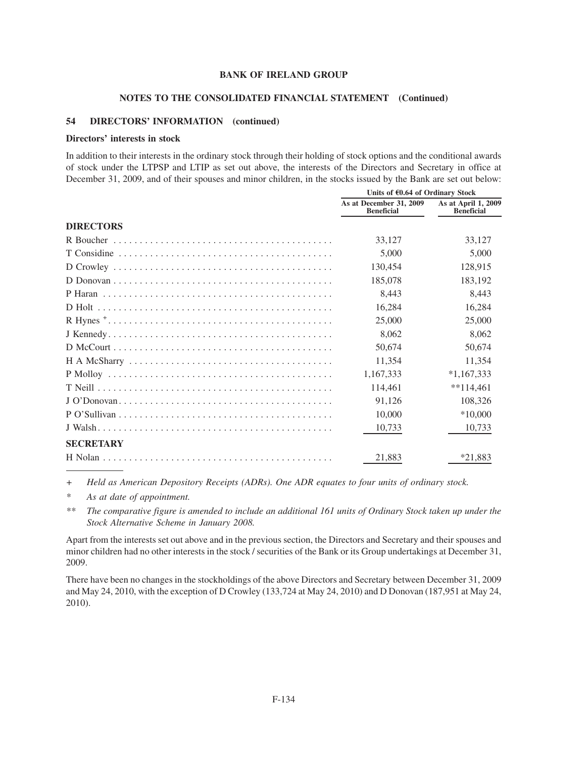**BANK OF IRELAND GROUP**

**NOTES TO THE CONSOLIDATED FINANCIAL STATEMENT (Continued)**

### 54 DIRECTORS' INFORMATION (continued)

**Directors' interests in stock**

In addition to their interests in the ordinary stock through their holding of stock options and the conditional awards of stock under the LTPSP and LTIP as set out above, the interests of the Directors and Secretary in office at December 31, 2009, and of their spouses and minor children, in the stocks issued by the Bank are set out below:

| | Units of €0.64 of Ordinary Stock | |
|---|---|---|
| | **As at December 31, 2009 Beneficial** | **As at April 1, 2009 Beneficial** |
| **DIRECTORS** | | |
| R Boucher | 33,127 | 33,127 |
| T Considine | 5,000 | 5,000 |
| D Crowley | 130,454 | 128,915 |
| D Donovan | 185,078 | 183,192 |
| P Haran | 8,443 | 8,443 |
| D Holt | 16,284 | 16,284 |
| R Hynes [+] | 25,000 | 25,000 |
| J Kennedy | 8,062 | 8,062 |
| D McCourt | 50,674 | 50,674 |
| H A McSharry | 11,354 | 11,354 |
| P Molloy | 1,167,333 | *1,167,333 |
| T Neill | 114,461 | **114,461 |
| J O'Donovan | 91,126 | 108,326 |
| P O'Sullivan | 10,000 | *10,000 |
| J Walsh | 10,733 | 10,733 |
| **SECRETARY** | | |
| H Nolan | 21,883 | *21,883 |

\+ *Held as American Depository Receipts (ADRs). One ADR equates to four units of ordinary stock.*

\* *As at date of appointment.*

\*\* *The comparative figure is amended to include an additional 161 units of Ordinary Stock taken up under the Stock Alternative Scheme in January 2008.*

Apart from the interests set out above and in the previous section, the Directors and Secretary and their spouses and minor children had no other interests in the stock / securities of the Bank or its Group undertakings at December 31, 2009.

There have been no changes in the stockholdings of the above Directors and Secretary between December 31, 2009 and May 24, 2010, with the exception of D Crowley (133,724 at May 24, 2010) and D Donovan (187,951 at May 24, 2010).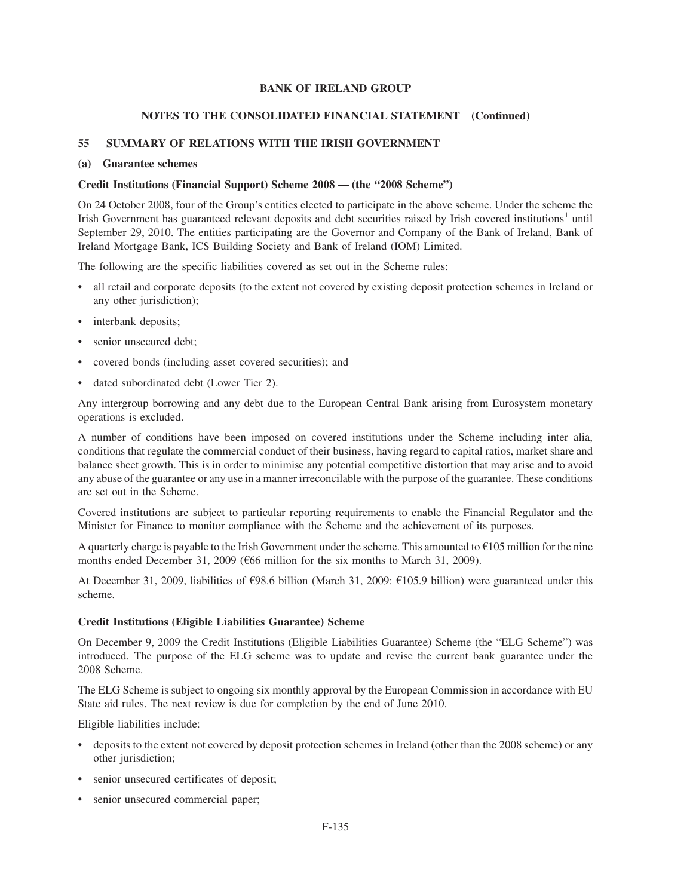**BANK OF IRELAND GROUP**

**NOTES TO THE CONSOLIDATED FINANCIAL STATEMENT (Continued)**

## 55 SUMMARY OF RELATIONS WITH THE IRISH GOVERNMENT

### (a) Guarantee schemes

**Credit Institutions (Financial Support) Scheme 2008 — (the "2008 Scheme")**

On 24 October 2008, four of the Group's entities elected to participate in the above scheme. Under the scheme the Irish Government has guaranteed relevant deposits and debt securities raised by Irish covered institutions[1] until September 29, 2010. The entities participating are the Governor and Company of the Bank of Ireland, Bank of Ireland Mortgage Bank, ICS Building Society and Bank of Ireland (IOM) Limited.

The following are the specific liabilities covered as set out in the Scheme rules:

- all retail and corporate deposits (to the extent not covered by existing deposit protection schemes in Ireland or any other jurisdiction);
- interbank deposits;
- senior unsecured debt;
- covered bonds (including asset covered securities); and
- dated subordinated debt (Lower Tier 2).

Any intergroup borrowing and any debt due to the European Central Bank arising from Eurosystem monetary operations is excluded.

A number of conditions have been imposed on covered institutions under the Scheme including inter alia, conditions that regulate the commercial conduct of their business, having regard to capital ratios, market share and balance sheet growth. This is in order to minimise any potential competitive distortion that may arise and to avoid any abuse of the guarantee or any use in a manner irreconcilable with the purpose of the guarantee. These conditions are set out in the Scheme.

Covered institutions are subject to particular reporting requirements to enable the Financial Regulator and the Minister for Finance to monitor compliance with the Scheme and the achievement of its purposes.

A quarterly charge is payable to the Irish Government under the scheme. This amounted to €105 million for the nine months ended December 31, 2009 (€66 million for the six months to March 31, 2009).

At December 31, 2009, liabilities of €98.6 billion (March 31, 2009: €105.9 billion) were guaranteed under this scheme.

**Credit Institutions (Eligible Liabilities Guarantee) Scheme**

On December 9, 2009 the Credit Institutions (Eligible Liabilities Guarantee) Scheme (the "ELG Scheme") was introduced. The purpose of the ELG scheme was to update and revise the current bank guarantee under the 2008 Scheme.

The ELG Scheme is subject to ongoing six monthly approval by the European Commission in accordance with EU State aid rules. The next review is due for completion by the end of June 2010.

Eligible liabilities include:

- deposits to the extent not covered by deposit protection schemes in Ireland (other than the 2008 scheme) or any other jurisdiction;
- senior unsecured certificates of deposit;
- senior unsecured commercial paper;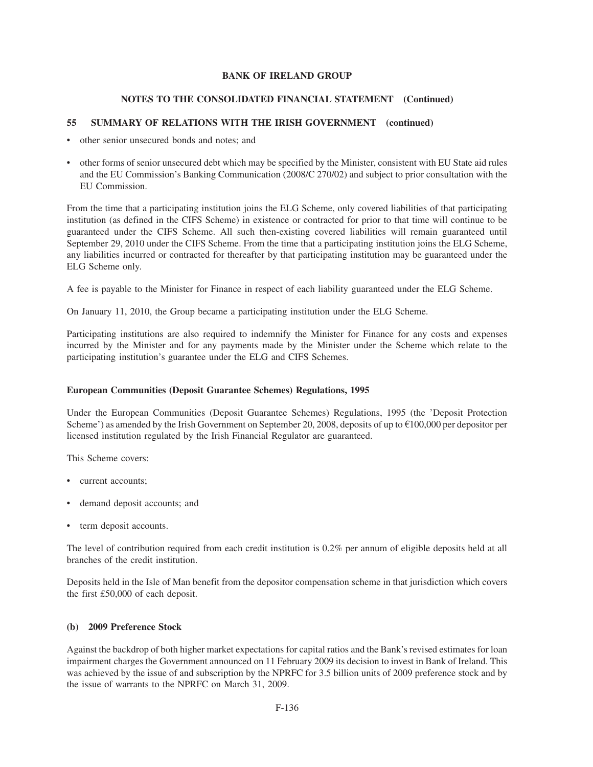- other senior unsecured bonds and notes; and
- other forms of senior unsecured debt which may be specified by the Minister, consistent with EU State aid rules and the EU Commission's Banking Communication (2008/C 270/02) and subject to prior consultation with the EU Commission.

From the time that a participating institution joins the ELG Scheme, only covered liabilities of that participating institution (as defined in the CIFS Scheme) in existence or contracted for prior to that time will continue to be guaranteed under the CIFS Scheme. All such then-existing covered liabilities will remain guaranteed until September 29, 2010 under the CIFS Scheme. From the time that a participating institution joins the ELG Scheme, any liabilities incurred or contracted for thereafter by that participating institution may be guaranteed under the ELG Scheme only.

A fee is payable to the Minister for Finance in respect of each liability guaranteed under the ELG Scheme.

On January 11, 2010, the Group became a participating institution under the ELG Scheme.

Participating institutions are also required to indemnify the Minister for Finance for any costs and expenses incurred by the Minister and for any payments made by the Minister under the Scheme which relate to the participating institution's guarantee under the ELG and CIFS Schemes.

**European Communities (Deposit Guarantee Schemes) Regulations, 1995**

Under the European Communities (Deposit Guarantee Schemes) Regulations, 1995 (the 'Deposit Protection Scheme') as amended by the Irish Government on September 20, 2008, deposits of up to €100,000 per depositor per licensed institution regulated by the Irish Financial Regulator are guaranteed.

This Scheme covers:

- current accounts;
- demand deposit accounts; and
- term deposit accounts.

The level of contribution required from each credit institution is 0.2% per annum of eligible deposits held at all branches of the credit institution.

Deposits held in the Isle of Man benefit from the depositor compensation scheme in that jurisdiction which covers the first £50,000 of each deposit.

**(b) 2009 Preference Stock**

Against the backdrop of both higher market expectations for capital ratios and the Bank's revised estimates for loan impairment charges the Government announced on 11 February 2009 its decision to invest in Bank of Ireland. This was achieved by the issue of and subscription by the NPRFC for 3.5 billion units of 2009 preference stock and by the issue of warrants to the NPRFC on March 31, 2009.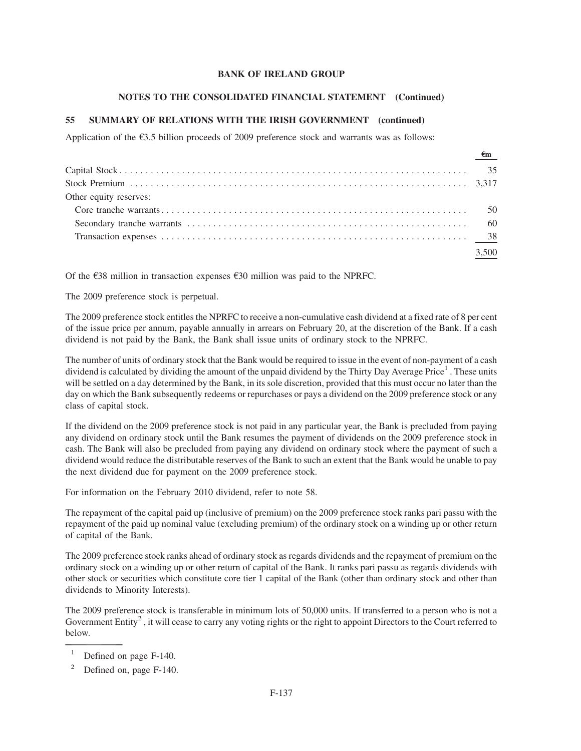**BANK OF IRELAND GROUP**

**NOTES TO THE CONSOLIDATED FINANCIAL STATEMENT (Continued)**

## 55 SUMMARY OF RELATIONS WITH THE IRISH GOVERNMENT (continued)

Application of the €3.5 billion proceeds of 2009 preference stock and warrants was as follows:

| | €m |
|---|---|
| Capital Stock | 35 |
| Stock Premium | 3,317 |
| Other equity reserves: | |
| Core tranche warrants | 50 |
| Secondary tranche warrants | 60 |
| Transaction expenses | 38 |
| | 3,500 |

Of the €38 million in transaction expenses €30 million was paid to the NPRFC.

The 2009 preference stock is perpetual.

The 2009 preference stock entitles the NPRFC to receive a non-cumulative cash dividend at a fixed rate of 8 per cent of the issue price per annum, payable annually in arrears on February 20, at the discretion of the Bank. If a cash dividend is not paid by the Bank, the Bank shall issue units of ordinary stock to the NPRFC.

The number of units of ordinary stock that the Bank would be required to issue in the event of non-payment of a cash dividend is calculated by dividing the amount of the unpaid dividend by the Thirty Day Average Price[1]. These units will be settled on a day determined by the Bank, in its sole discretion, provided that this must occur no later than the day on which the Bank subsequently redeems or repurchases or pays a dividend on the 2009 preference stock or any class of capital stock.

If the dividend on the 2009 preference stock is not paid in any particular year, the Bank is precluded from paying any dividend on ordinary stock until the Bank resumes the payment of dividends on the 2009 preference stock in cash. The Bank will also be precluded from paying any dividend on ordinary stock where the payment of such a dividend would reduce the distributable reserves of the Bank to such an extent that the Bank would be unable to pay the next dividend due for payment on the 2009 preference stock.

For information on the February 2010 dividend, refer to note 58.

The repayment of the capital paid up (inclusive of premium) on the 2009 preference stock ranks pari passu with the repayment of the paid up nominal value (excluding premium) of the ordinary stock on a winding up or other return of capital of the Bank.

The 2009 preference stock ranks ahead of ordinary stock as regards dividends and the repayment of premium on the ordinary stock on a winding up or other return of capital of the Bank. It ranks pari passu as regards dividends with other stock or securities which constitute core tier 1 capital of the Bank (other than ordinary stock and other than dividends to Minority Interests).

The 2009 preference stock is transferable in minimum lots of 50,000 units. If transferred to a person who is not a Government Entity[2], it will cease to carry any voting rights or the right to appoint Directors to the Court referred to below.

---

[1] Defined on page F-140.

[2] Defined on, page F-140.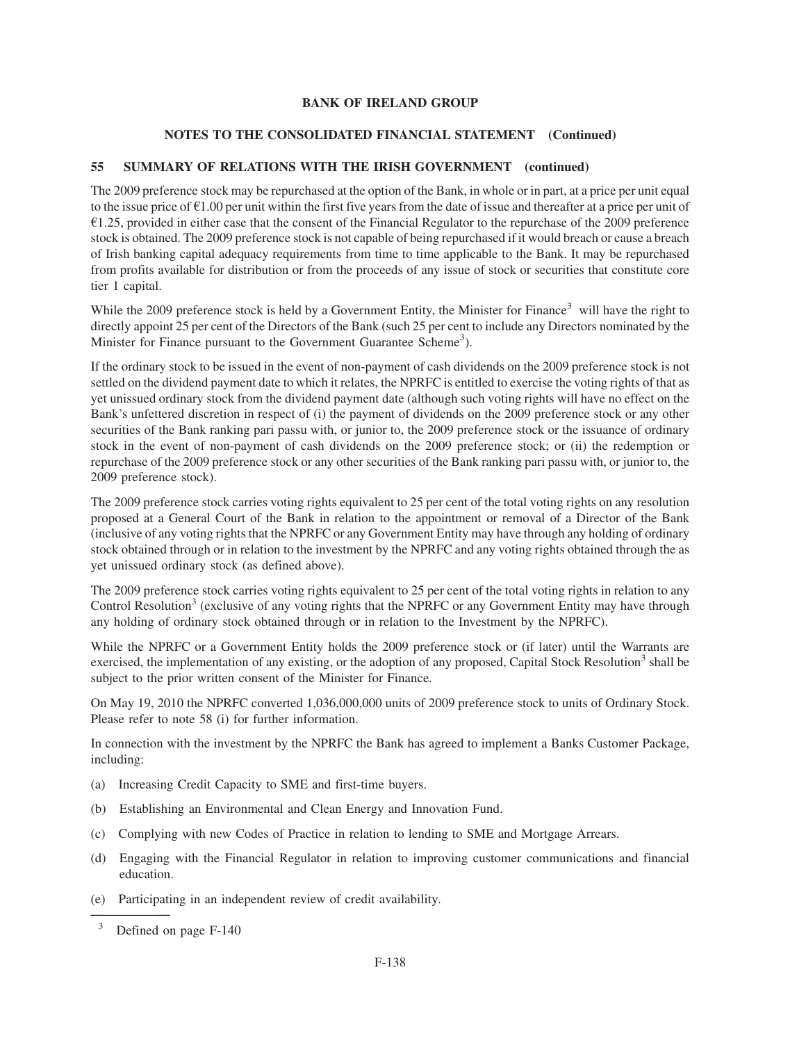**BANK OF IRELAND GROUP**

**NOTES TO THE CONSOLIDATED FINANCIAL STATEMENT (Continued)**

## 55 SUMMARY OF RELATIONS WITH THE IRISH GOVERNMENT (continued)

The 2009 preference stock may be repurchased at the option of the Bank, in whole or in part, at a price per unit equal to the issue price of €1.00 per unit within the first five years from the date of issue and thereafter at a price per unit of €1.25, provided in either case that the consent of the Financial Regulator to the repurchase of the 2009 preference stock is obtained. The 2009 preference stock is not capable of being repurchased if it would breach or cause a breach of Irish banking capital adequacy requirements from time to time applicable to the Bank. It may be repurchased from profits available for distribution or from the proceeds of any issue of stock or securities that constitute core tier 1 capital.

While the 2009 preference stock is held by a Government Entity, the Minister for Finance[3] will have the right to directly appoint 25 per cent of the Directors of the Bank (such 25 per cent to include any Directors nominated by the Minister for Finance pursuant to the Government Guarantee Scheme[3]).

If the ordinary stock to be issued in the event of non-payment of cash dividends on the 2009 preference stock is not settled on the dividend payment date to which it relates, the NPRFC is entitled to exercise the voting rights of that as yet unissued ordinary stock from the dividend payment date (although such voting rights will have no effect on the Bank's unfettered discretion in respect of (i) the payment of dividends on the 2009 preference stock or any other securities of the Bank ranking pari passu with, or junior to, the 2009 preference stock or the issuance of ordinary stock in the event of non-payment of cash dividends on the 2009 preference stock; or (ii) the redemption or repurchase of the 2009 preference stock or any other securities of the Bank ranking pari passu with, or junior to, the 2009 preference stock).

The 2009 preference stock carries voting rights equivalent to 25 per cent of the total voting rights on any resolution proposed at a General Court of the Bank in relation to the appointment or removal of a Director of the Bank (inclusive of any voting rights that the NPRFC or any Government Entity may have through any holding of ordinary stock obtained through or in relation to the investment by the NPRFC and any voting rights obtained through the as yet unissued ordinary stock (as defined above).

The 2009 preference stock carries voting rights equivalent to 25 per cent of the total voting rights in relation to any Control Resolution[3] (exclusive of any voting rights that the NPRFC or any Government Entity may have through any holding of ordinary stock obtained through or in relation to the Investment by the NPRFC).

While the NPRFC or a Government Entity holds the 2009 preference stock or (if later) until the Warrants are exercised, the implementation of any existing, or the adoption of any proposed, Capital Stock Resolution[3] shall be subject to the prior written consent of the Minister for Finance.

On May 19, 2010 the NPRFC converted 1,036,000,000 units of 2009 preference stock to units of Ordinary Stock. Please refer to note 58 (i) for further information.

In connection with the investment by the NPRFC the Bank has agreed to implement a Banks Customer Package, including:

(a) Increasing Credit Capacity to SME and first-time buyers.

(b) Establishing an Environmental and Clean Energy and Innovation Fund.

(c) Complying with new Codes of Practice in relation to lending to SME and Mortgage Arrears.

(d) Engaging with the Financial Regulator in relation to improving customer communications and financial education.

(e) Participating in an independent review of credit availability.

---

[3] Defined on page F-140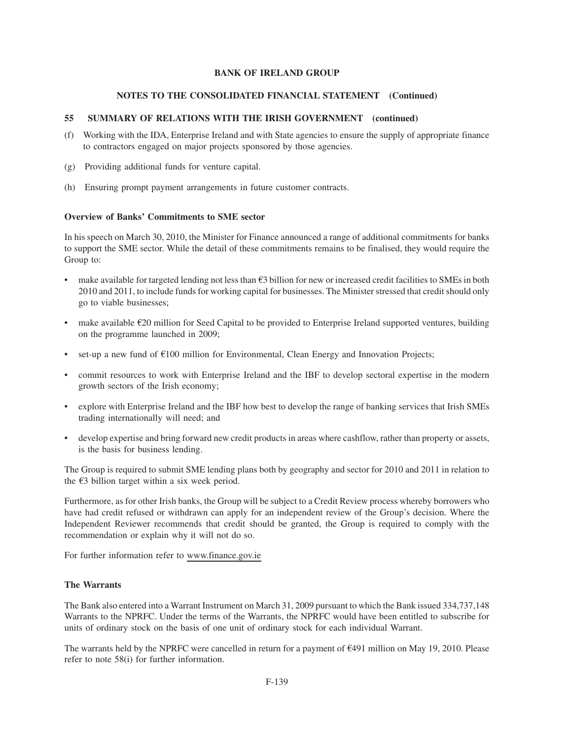**55 SUMMARY OF RELATIONS WITH THE IRISH GOVERNMENT (continued)**

(f) Working with the IDA, Enterprise Ireland and with State agencies to ensure the supply of appropriate finance to contractors engaged on major projects sponsored by those agencies.

(g) Providing additional funds for venture capital.

(h) Ensuring prompt payment arrangements in future customer contracts.

**Overview of Banks' Commitments to SME sector**

In his speech on March 30, 2010, the Minister for Finance announced a range of additional commitments for banks to support the SME sector. While the detail of these commitments remains to be finalised, they would require the Group to:

- make available for targeted lending not less than €3 billion for new or increased credit facilities to SMEs in both 2010 and 2011, to include funds for working capital for businesses. The Minister stressed that credit should only go to viable businesses;
- make available €20 million for Seed Capital to be provided to Enterprise Ireland supported ventures, building on the programme launched in 2009;
- set-up a new fund of €100 million for Environmental, Clean Energy and Innovation Projects;
- commit resources to work with Enterprise Ireland and the IBF to develop sectoral expertise in the modern growth sectors of the Irish economy;
- explore with Enterprise Ireland and the IBF how best to develop the range of banking services that Irish SMEs trading internationally will need; and
- develop expertise and bring forward new credit products in areas where cashflow, rather than property or assets, is the basis for business lending.

The Group is required to submit SME lending plans both by geography and sector for 2010 and 2011 in relation to the €3 billion target within a six week period.

Furthermore, as for other Irish banks, the Group will be subject to a Credit Review process whereby borrowers who have had credit refused or withdrawn can apply for an independent review of the Group's decision. Where the Independent Reviewer recommends that credit should be granted, the Group is required to comply with the recommendation or explain why it will not do so.

For further information refer to www.finance.gov.ie

**The Warrants**

The Bank also entered into a Warrant Instrument on March 31, 2009 pursuant to which the Bank issued 334,737,148 Warrants to the NPRFC. Under the terms of the Warrants, the NPRFC would have been entitled to subscribe for units of ordinary stock on the basis of one unit of ordinary stock for each individual Warrant.

The warrants held by the NPRFC were cancelled in return for a payment of €491 million on May 19, 2010. Please refer to note 58(i) for further information.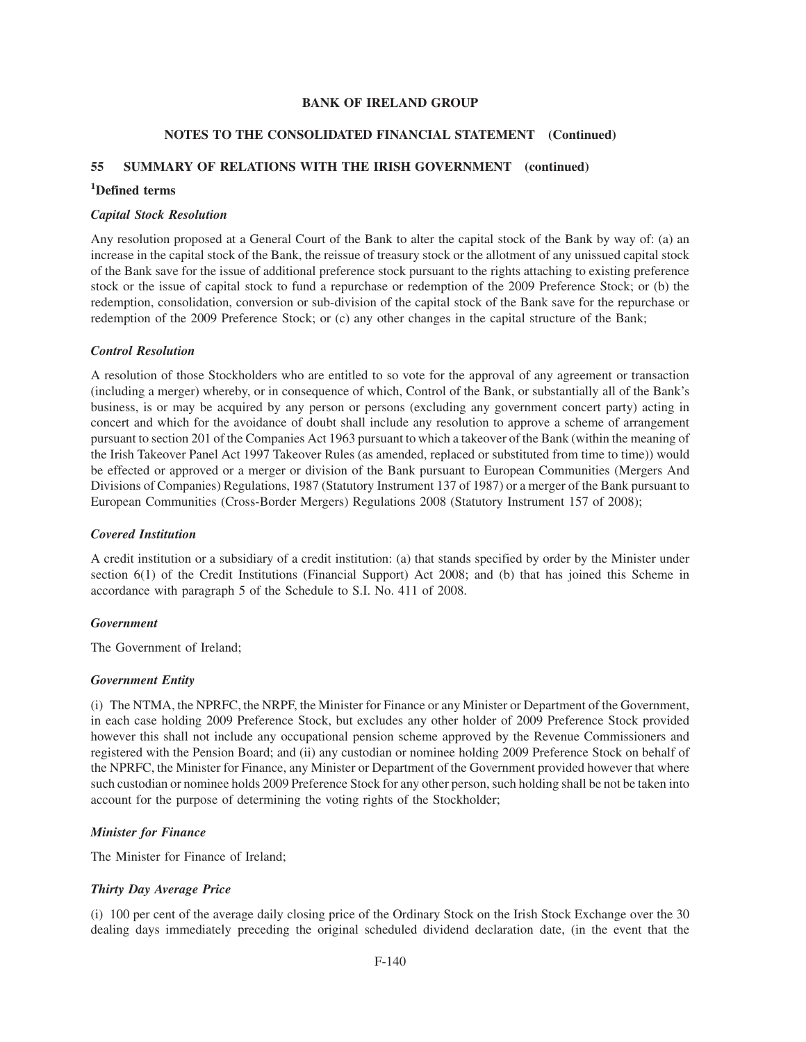# BANK OF IRELAND GROUP

## NOTES TO THE CONSOLIDATED FINANCIAL STATEMENT (Continued)

## 55 SUMMARY OF RELATIONS WITH THE IRISH GOVERNMENT (continued)

### [1]Defined terms

***Capital Stock Resolution***

Any resolution proposed at a General Court of the Bank to alter the capital stock of the Bank by way of: (a) an increase in the capital stock of the Bank, the reissue of treasury stock or the allotment of any unissued capital stock of the Bank save for the issue of additional preference stock pursuant to the rights attaching to existing preference stock or the issue of capital stock to fund a repurchase or redemption of the 2009 Preference Stock; or (b) the redemption, consolidation, conversion or sub-division of the capital stock of the Bank save for the repurchase or redemption of the 2009 Preference Stock; or (c) any other changes in the capital structure of the Bank;

***Control Resolution***

A resolution of those Stockholders who are entitled to so vote for the approval of any agreement or transaction (including a merger) whereby, or in consequence of which, Control of the Bank, or substantially all of the Bank's business, is or may be acquired by any person or persons (excluding any government concert party) acting in concert and which for the avoidance of doubt shall include any resolution to approve a scheme of arrangement pursuant to section 201 of the Companies Act 1963 pursuant to which a takeover of the Bank (within the meaning of the Irish Takeover Panel Act 1997 Takeover Rules (as amended, replaced or substituted from time to time)) would be effected or approved or a merger or division of the Bank pursuant to European Communities (Mergers And Divisions of Companies) Regulations, 1987 (Statutory Instrument 137 of 1987) or a merger of the Bank pursuant to European Communities (Cross-Border Mergers) Regulations 2008 (Statutory Instrument 157 of 2008);

***Covered Institution***

A credit institution or a subsidiary of a credit institution: (a) that stands specified by order by the Minister under section 6(1) of the Credit Institutions (Financial Support) Act 2008; and (b) that has joined this Scheme in accordance with paragraph 5 of the Schedule to S.I. No. 411 of 2008.

***Government***

The Government of Ireland;

***Government Entity***

(i) The NTMA, the NPRFC, the NRPF, the Minister for Finance or any Minister or Department of the Government, in each case holding 2009 Preference Stock, but excludes any other holder of 2009 Preference Stock provided however this shall not include any occupational pension scheme approved by the Revenue Commissioners and registered with the Pension Board; and (ii) any custodian or nominee holding 2009 Preference Stock on behalf of the NPRFC, the Minister for Finance, any Minister or Department of the Government provided however that where such custodian or nominee holds 2009 Preference Stock for any other person, such holding shall be not be taken into account for the purpose of determining the voting rights of the Stockholder;

***Minister for Finance***

The Minister for Finance of Ireland;

***Thirty Day Average Price***

(i) 100 per cent of the average daily closing price of the Ordinary Stock on the Irish Stock Exchange over the 30 dealing days immediately preceding the original scheduled dividend declaration date, (in the event that the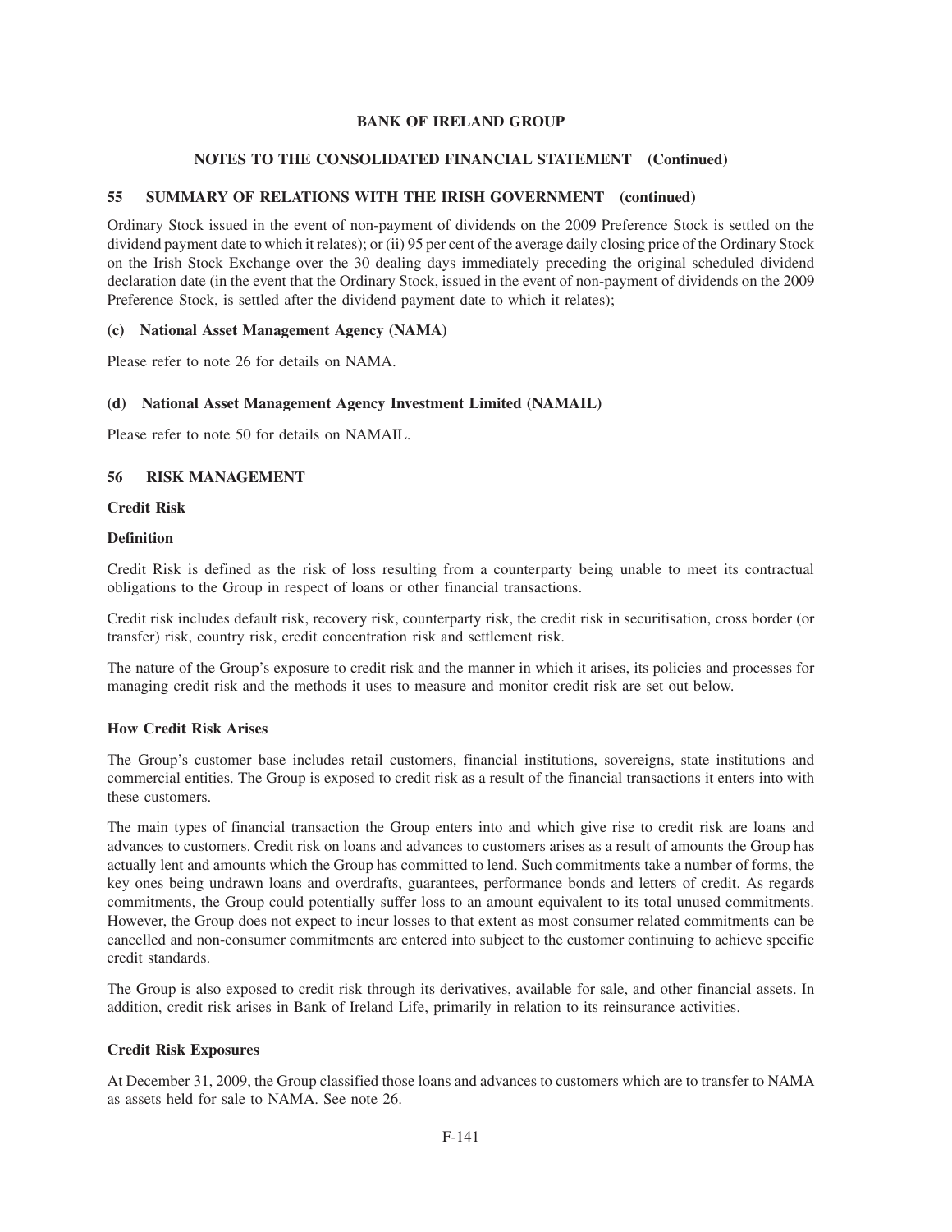## 55 SUMMARY OF RELATIONS WITH THE IRISH GOVERNMENT (continued)

Ordinary Stock issued in the event of non-payment of dividends on the 2009 Preference Stock is settled on the dividend payment date to which it relates); or (ii) 95 per cent of the average daily closing price of the Ordinary Stock on the Irish Stock Exchange over the 30 dealing days immediately preceding the original scheduled dividend declaration date (in the event that the Ordinary Stock, issued in the event of non-payment of dividends on the 2009 Preference Stock, is settled after the dividend payment date to which it relates);

### (c) National Asset Management Agency (NAMA)

Please refer to note 26 for details on NAMA.

### (d) National Asset Management Agency Investment Limited (NAMAIL)

Please refer to note 50 for details on NAMAIL.

## 56 RISK MANAGEMENT

### Credit Risk

#### Definition

Credit Risk is defined as the risk of loss resulting from a counterparty being unable to meet its contractual obligations to the Group in respect of loans or other financial transactions.

Credit risk includes default risk, recovery risk, counterparty risk, the credit risk in securitisation, cross border (or transfer) risk, country risk, credit concentration risk and settlement risk.

The nature of the Group's exposure to credit risk and the manner in which it arises, its policies and processes for managing credit risk and the methods it uses to measure and monitor credit risk are set out below.

#### How Credit Risk Arises

The Group's customer base includes retail customers, financial institutions, sovereigns, state institutions and commercial entities. The Group is exposed to credit risk as a result of the financial transactions it enters into with these customers.

The main types of financial transaction the Group enters into and which give rise to credit risk are loans and advances to customers. Credit risk on loans and advances to customers arises as a result of amounts the Group has actually lent and amounts which the Group has committed to lend. Such commitments take a number of forms, the key ones being undrawn loans and overdrafts, guarantees, performance bonds and letters of credit. As regards commitments, the Group could potentially suffer loss to an amount equivalent to its total unused commitments. However, the Group does not expect to incur losses to that extent as most consumer related commitments can be cancelled and non-consumer commitments are entered into subject to the customer continuing to achieve specific credit standards.

The Group is also exposed to credit risk through its derivatives, available for sale, and other financial assets. In addition, credit risk arises in Bank of Ireland Life, primarily in relation to its reinsurance activities.

#### Credit Risk Exposures

At December 31, 2009, the Group classified those loans and advances to customers which are to transfer to NAMA as assets held for sale to NAMA. See note 26.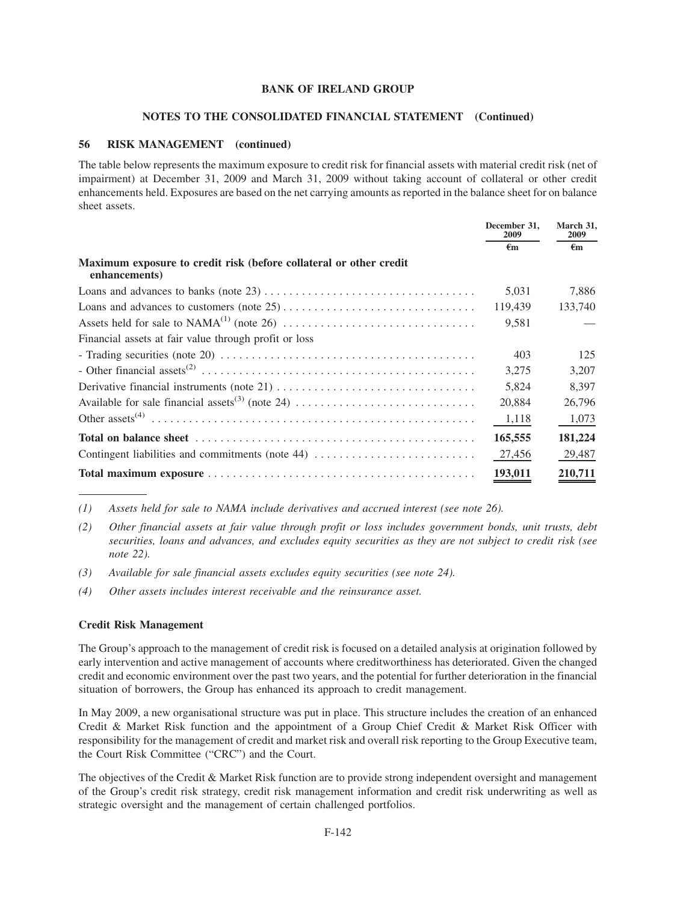**NOTES TO THE CONSOLIDATED FINANCIAL STATEMENT (Continued)**

**56 RISK MANAGEMENT (continued)**

The table below represents the maximum exposure to credit risk for financial assets with material credit risk (net of impairment) at December 31, 2009 and March 31, 2009 without taking account of collateral or other credit enhancements held. Exposures are based on the net carrying amounts as reported in the balance sheet for on balance sheet assets.

| | December 31, 2009 | March 31, 2009 |
|---|---|---|
| | €m | €m |
| **Maximum exposure to credit risk (before collateral or other credit enhancements)** | | |
| Loans and advances to banks (note 23) | 5,031 | 7,886 |
| Loans and advances to customers (note 25) | 119,439 | 133,740 |
| Assets held for sale to NAMA[1] (note 26) | 9,581 | — |
| Financial assets at fair value through profit or loss | | |
| - Trading securities (note 20) | 403 | 125 |
| - Other financial assets[2] | 3,275 | 3,207 |
| Derivative financial instruments (note 21) | 5,824 | 8,397 |
| Available for sale financial assets[3] (note 24) | 20,884 | 26,796 |
| Other assets[4] | 1,118 | 1,073 |
| **Total on balance sheet** | **165,555** | **181,224** |
| Contingent liabilities and commitments (note 44) | 27,456 | 29,487 |
| **Total maximum exposure** | **193,011** | **210,711** |

*(1) Assets held for sale to NAMA include derivatives and accrued interest (see note 26).*

*(2) Other financial assets at fair value through profit or loss includes government bonds, unit trusts, debt securities, loans and advances, and excludes equity securities as they are not subject to credit risk (see note 22).*

*(3) Available for sale financial assets excludes equity securities (see note 24).*

*(4) Other assets includes interest receivable and the reinsurance asset.*

**Credit Risk Management**

The Group's approach to the management of credit risk is focused on a detailed analysis at origination followed by early intervention and active management of accounts where creditworthiness has deteriorated. Given the changed credit and economic environment over the past two years, and the potential for further deterioration in the financial situation of borrowers, the Group has enhanced its approach to credit management.

In May 2009, a new organisational structure was put in place. This structure includes the creation of an enhanced Credit & Market Risk function and the appointment of a Group Chief Credit & Market Risk Officer with responsibility for the management of credit and market risk and overall risk reporting to the Group Executive team, the Court Risk Committee ("CRC") and the Court.

The objectives of the Credit & Market Risk function are to provide strong independent oversight and management of the Group's credit risk strategy, credit risk management information and credit risk underwriting as well as strategic oversight and the management of certain challenged portfolios.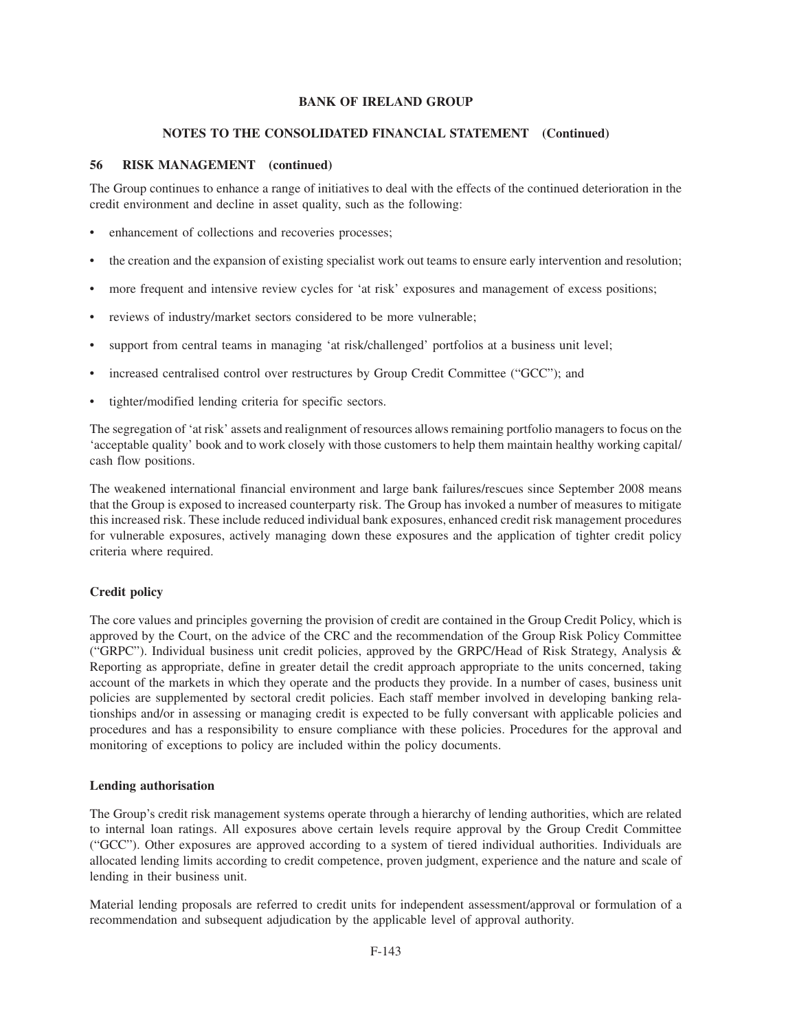The Group continues to enhance a range of initiatives to deal with the effects of the continued deterioration in the credit environment and decline in asset quality, such as the following:

- enhancement of collections and recoveries processes;
- the creation and the expansion of existing specialist work out teams to ensure early intervention and resolution;
- more frequent and intensive review cycles for 'at risk' exposures and management of excess positions;
- reviews of industry/market sectors considered to be more vulnerable;
- support from central teams in managing 'at risk/challenged' portfolios at a business unit level;
- increased centralised control over restructures by Group Credit Committee ("GCC"); and
- tighter/modified lending criteria for specific sectors.

The segregation of 'at risk' assets and realignment of resources allows remaining portfolio managers to focus on the 'acceptable quality' book and to work closely with those customers to help them maintain healthy working capital/cash flow positions.

The weakened international financial environment and large bank failures/rescues since September 2008 means that the Group is exposed to increased counterparty risk. The Group has invoked a number of measures to mitigate this increased risk. These include reduced individual bank exposures, enhanced credit risk management procedures for vulnerable exposures, actively managing down these exposures and the application of tighter credit policy criteria where required.

**Credit policy**

The core values and principles governing the provision of credit are contained in the Group Credit Policy, which is approved by the Court, on the advice of the CRC and the recommendation of the Group Risk Policy Committee ("GRPC"). Individual business unit credit policies, approved by the GRPC/Head of Risk Strategy, Analysis & Reporting as appropriate, define in greater detail the credit approach appropriate to the units concerned, taking account of the markets in which they operate and the products they provide. In a number of cases, business unit policies are supplemented by sectoral credit policies. Each staff member involved in developing banking relationships and/or in assessing or managing credit is expected to be fully conversant with applicable policies and procedures and has a responsibility to ensure compliance with these policies. Procedures for the approval and monitoring of exceptions to policy are included within the policy documents.

**Lending authorisation**

The Group's credit risk management systems operate through a hierarchy of lending authorities, which are related to internal loan ratings. All exposures above certain levels require approval by the Group Credit Committee ("GCC"). Other exposures are approved according to a system of tiered individual authorities. Individuals are allocated lending limits according to credit competence, proven judgment, experience and the nature and scale of lending in their business unit.

Material lending proposals are referred to credit units for independent assessment/approval or formulation of a recommendation and subsequent adjudication by the applicable level of approval authority.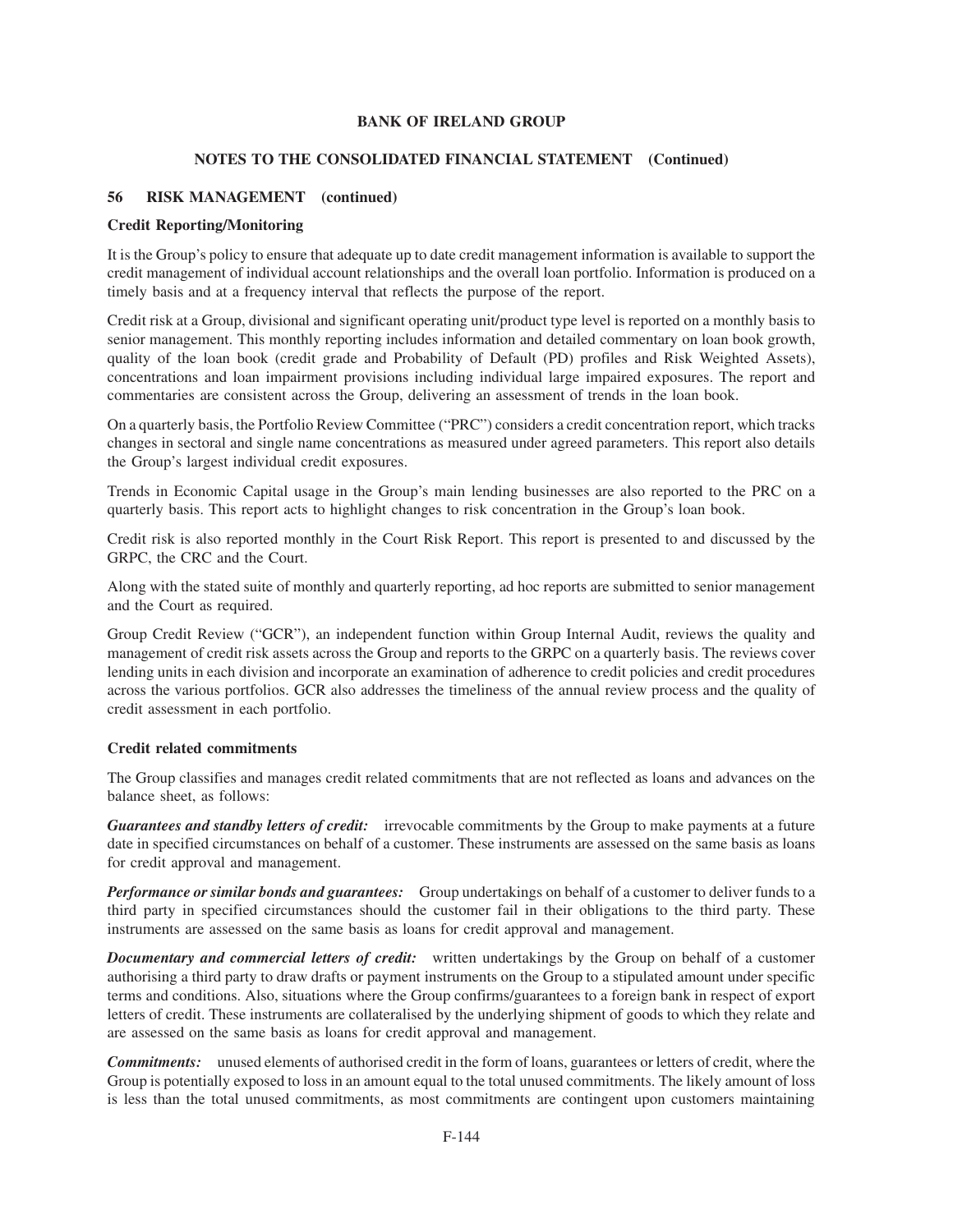# BANK OF IRELAND GROUP

## NOTES TO THE CONSOLIDATED FINANCIAL STATEMENT (Continued)

### 56 RISK MANAGEMENT (continued)

**Credit Reporting/Monitoring**

It is the Group's policy to ensure that adequate up to date credit management information is available to support the credit management of individual account relationships and the overall loan portfolio. Information is produced on a timely basis and at a frequency interval that reflects the purpose of the report.

Credit risk at a Group, divisional and significant operating unit/product type level is reported on a monthly basis to senior management. This monthly reporting includes information and detailed commentary on loan book growth, quality of the loan book (credit grade and Probability of Default (PD) profiles and Risk Weighted Assets), concentrations and loan impairment provisions including individual large impaired exposures. The report and commentaries are consistent across the Group, delivering an assessment of trends in the loan book.

On a quarterly basis, the Portfolio Review Committee ("PRC") considers a credit concentration report, which tracks changes in sectoral and single name concentrations as measured under agreed parameters. This report also details the Group's largest individual credit exposures.

Trends in Economic Capital usage in the Group's main lending businesses are also reported to the PRC on a quarterly basis. This report acts to highlight changes to risk concentration in the Group's loan book.

Credit risk is also reported monthly in the Court Risk Report. This report is presented to and discussed by the GRPC, the CRC and the Court.

Along with the stated suite of monthly and quarterly reporting, ad hoc reports are submitted to senior management and the Court as required.

Group Credit Review ("GCR"), an independent function within Group Internal Audit, reviews the quality and management of credit risk assets across the Group and reports to the GRPC on a quarterly basis. The reviews cover lending units in each division and incorporate an examination of adherence to credit policies and credit procedures across the various portfolios. GCR also addresses the timeliness of the annual review process and the quality of credit assessment in each portfolio.

**Credit related commitments**

The Group classifies and manages credit related commitments that are not reflected as loans and advances on the balance sheet, as follows:

***Guarantees and standby letters of credit:*** irrevocable commitments by the Group to make payments at a future date in specified circumstances on behalf of a customer. These instruments are assessed on the same basis as loans for credit approval and management.

***Performance or similar bonds and guarantees:*** Group undertakings on behalf of a customer to deliver funds to a third party in specified circumstances should the customer fail in their obligations to the third party. These instruments are assessed on the same basis as loans for credit approval and management.

***Documentary and commercial letters of credit:*** written undertakings by the Group on behalf of a customer authorising a third party to draw drafts or payment instruments on the Group to a stipulated amount under specific terms and conditions. Also, situations where the Group confirms/guarantees to a foreign bank in respect of export letters of credit. These instruments are collateralised by the underlying shipment of goods to which they relate and are assessed on the same basis as loans for credit approval and management.

***Commitments:*** unused elements of authorised credit in the form of loans, guarantees or letters of credit, where the Group is potentially exposed to loss in an amount equal to the total unused commitments. The likely amount of loss is less than the total unused commitments, as most commitments are contingent upon customers maintaining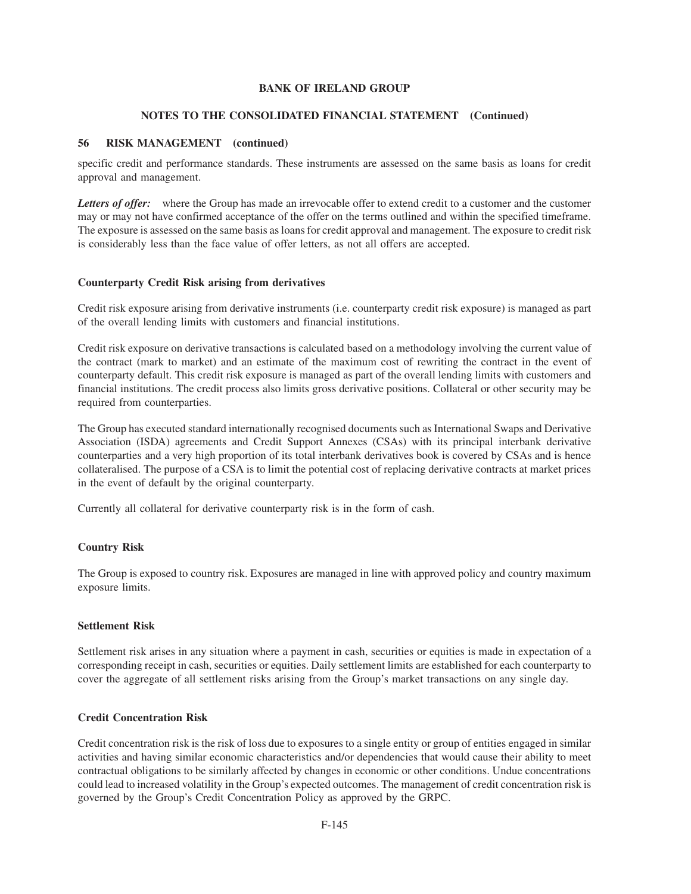specific credit and performance standards. These instruments are assessed on the same basis as loans for credit approval and management.

***Letters of offer:*** where the Group has made an irrevocable offer to extend credit to a customer and the customer may or may not have confirmed acceptance of the offer on the terms outlined and within the specified timeframe. The exposure is assessed on the same basis as loans for credit approval and management. The exposure to credit risk is considerably less than the face value of offer letters, as not all offers are accepted.

### Counterparty Credit Risk arising from derivatives

Credit risk exposure arising from derivative instruments (i.e. counterparty credit risk exposure) is managed as part of the overall lending limits with customers and financial institutions.

Credit risk exposure on derivative transactions is calculated based on a methodology involving the current value of the contract (mark to market) and an estimate of the maximum cost of rewriting the contract in the event of counterparty default. This credit risk exposure is managed as part of the overall lending limits with customers and financial institutions. The credit process also limits gross derivative positions. Collateral or other security may be required from counterparties.

The Group has executed standard internationally recognised documents such as International Swaps and Derivative Association (ISDA) agreements and Credit Support Annexes (CSAs) with its principal interbank derivative counterparties and a very high proportion of its total interbank derivatives book is covered by CSAs and is hence collateralised. The purpose of a CSA is to limit the potential cost of replacing derivative contracts at market prices in the event of default by the original counterparty.

Currently all collateral for derivative counterparty risk is in the form of cash.

### Country Risk

The Group is exposed to country risk. Exposures are managed in line with approved policy and country maximum exposure limits.

### Settlement Risk

Settlement risk arises in any situation where a payment in cash, securities or equities is made in expectation of a corresponding receipt in cash, securities or equities. Daily settlement limits are established for each counterparty to cover the aggregate of all settlement risks arising from the Group's market transactions on any single day.

### Credit Concentration Risk

Credit concentration risk is the risk of loss due to exposures to a single entity or group of entities engaged in similar activities and having similar economic characteristics and/or dependencies that would cause their ability to meet contractual obligations to be similarly affected by changes in economic or other conditions. Undue concentrations could lead to increased volatility in the Group's expected outcomes. The management of credit concentration risk is governed by the Group's Credit Concentration Policy as approved by the GRPC.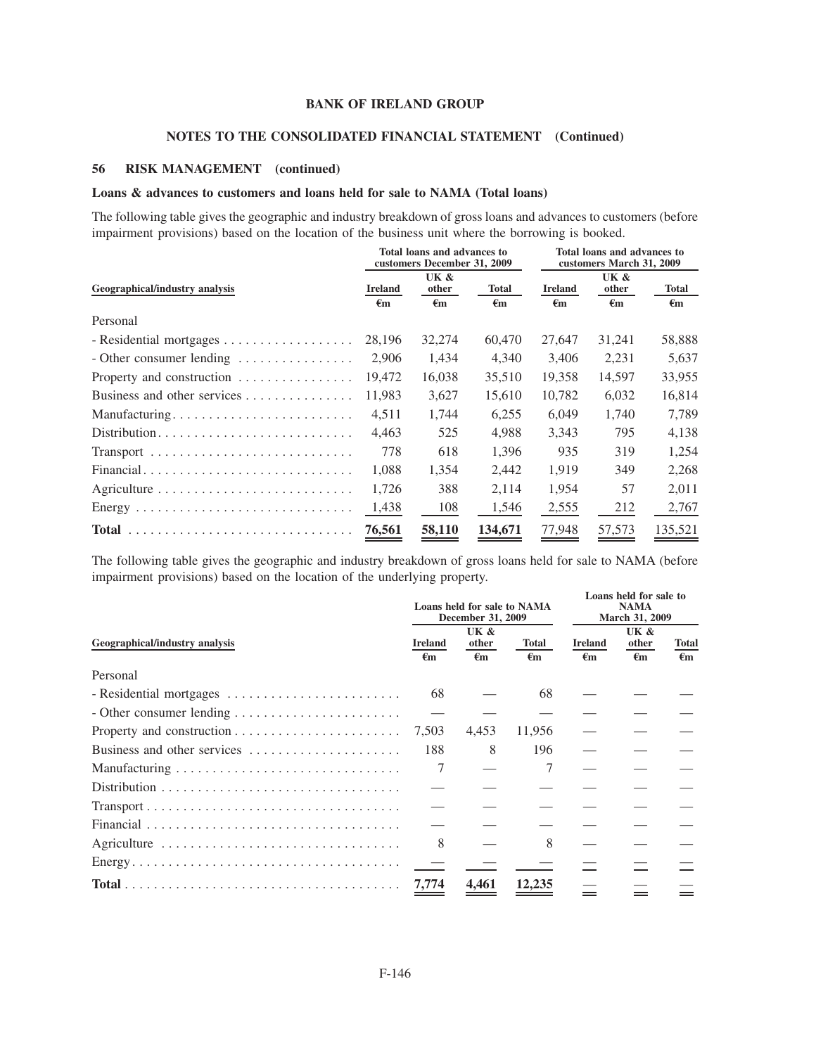**BANK OF IRELAND GROUP**

**NOTES TO THE CONSOLIDATED FINANCIAL STATEMENT (Continued)**

## 56 RISK MANAGEMENT (continued)

### Loans & advances to customers and loans held for sale to NAMA (Total loans)

The following table gives the geographic and industry breakdown of gross loans and advances to customers (before impairment provisions) based on the location of the business unit where the borrowing is booked.

| Geographical/industry analysis | Total loans and advances to customers December 31, 2009 | | | Total loans and advances to customers March 31, 2009 | | |
|---|---|---|---|---|---|---|
| | Ireland | UK & other | Total | Ireland | UK & other | Total |
| | €m | €m | €m | €m | €m | €m |
| Personal | | | | | | |
| - Residential mortgages | 28,196 | 32,274 | 60,470 | 27,647 | 31,241 | 58,888 |
| - Other consumer lending | 2,906 | 1,434 | 4,340 | 3,406 | 2,231 | 5,637 |
| Property and construction | 19,472 | 16,038 | 35,510 | 19,358 | 14,597 | 33,955 |
| Business and other services | 11,983 | 3,627 | 15,610 | 10,782 | 6,032 | 16,814 |
| Manufacturing | 4,511 | 1,744 | 6,255 | 6,049 | 1,740 | 7,789 |
| Distribution | 4,463 | 525 | 4,988 | 3,343 | 795 | 4,138 |
| Transport | 778 | 618 | 1,396 | 935 | 319 | 1,254 |
| Financial | 1,088 | 1,354 | 2,442 | 1,919 | 349 | 2,268 |
| Agriculture | 1,726 | 388 | 2,114 | 1,954 | 57 | 2,011 |
| Energy | 1,438 | 108 | 1,546 | 2,555 | 212 | 2,767 |
| **Total** | **76,561** | **58,110** | **134,671** | 77,948 | 57,573 | 135,521 |

The following table gives the geographic and industry breakdown of gross loans held for sale to NAMA (before impairment provisions) based on the location of the underlying property.

| Geographical/industry analysis | Loans held for sale to NAMA December 31, 2009 | | | Loans held for sale to NAMA March 31, 2009 | | |
|---|---|---|---|---|---|---|
| | Ireland | UK & other | Total | Ireland | UK & other | Total |
| | €m | €m | €m | €m | €m | €m |
| Personal | | | | | | |
| - Residential mortgages | 68 | — | 68 | — | — | — |
| - Other consumer lending | — | — | — | — | — | — |
| Property and construction | 7,503 | 4,453 | 11,956 | — | — | — |
| Business and other services | 188 | 8 | 196 | — | — | — |
| Manufacturing | 7 | — | 7 | — | — | — |
| Distribution | — | — | — | — | — | — |
| Transport | — | — | — | — | — | — |
| Financial | — | — | — | — | — | — |
| Agriculture | 8 | — | 8 | — | — | — |
| Energy | — | — | — | — | — | — |
| **Total** | **7,774** | **4,461** | **12,235** | — | — | — |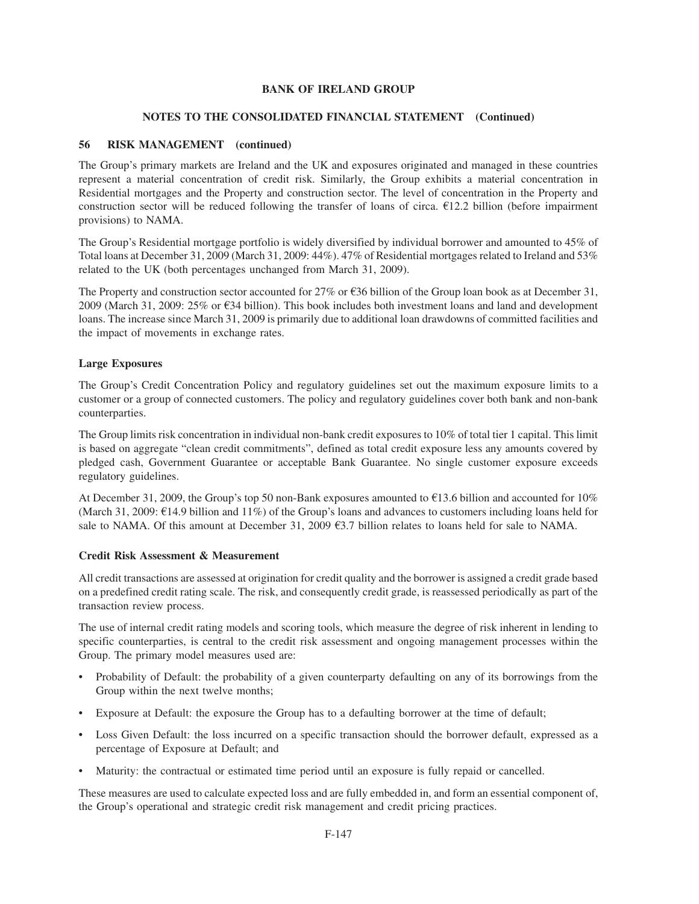**BANK OF IRELAND GROUP**

**NOTES TO THE CONSOLIDATED FINANCIAL STATEMENT (Continued)**

**56 RISK MANAGEMENT (continued)**

The Group's primary markets are Ireland and the UK and exposures originated and managed in these countries represent a material concentration of credit risk. Similarly, the Group exhibits a material concentration in Residential mortgages and the Property and construction sector. The level of concentration in the Property and construction sector will be reduced following the transfer of loans of circa. €12.2 billion (before impairment provisions) to NAMA.

The Group's Residential mortgage portfolio is widely diversified by individual borrower and amounted to 45% of Total loans at December 31, 2009 (March 31, 2009: 44%). 47% of Residential mortgages related to Ireland and 53% related to the UK (both percentages unchanged from March 31, 2009).

The Property and construction sector accounted for 27% or €36 billion of the Group loan book as at December 31, 2009 (March 31, 2009: 25% or €34 billion). This book includes both investment loans and land and development loans. The increase since March 31, 2009 is primarily due to additional loan drawdowns of committed facilities and the impact of movements in exchange rates.

**Large Exposures**

The Group's Credit Concentration Policy and regulatory guidelines set out the maximum exposure limits to a customer or a group of connected customers. The policy and regulatory guidelines cover both bank and non-bank counterparties.

The Group limits risk concentration in individual non-bank credit exposures to 10% of total tier 1 capital. This limit is based on aggregate "clean credit commitments", defined as total credit exposure less any amounts covered by pledged cash, Government Guarantee or acceptable Bank Guarantee. No single customer exposure exceeds regulatory guidelines.

At December 31, 2009, the Group's top 50 non-Bank exposures amounted to €13.6 billion and accounted for 10% (March 31, 2009: €14.9 billion and 11%) of the Group's loans and advances to customers including loans held for sale to NAMA. Of this amount at December 31, 2009 €3.7 billion relates to loans held for sale to NAMA.

**Credit Risk Assessment & Measurement**

All credit transactions are assessed at origination for credit quality and the borrower is assigned a credit grade based on a predefined credit rating scale. The risk, and consequently credit grade, is reassessed periodically as part of the transaction review process.

The use of internal credit rating models and scoring tools, which measure the degree of risk inherent in lending to specific counterparties, is central to the credit risk assessment and ongoing management processes within the Group. The primary model measures used are:

- Probability of Default: the probability of a given counterparty defaulting on any of its borrowings from the Group within the next twelve months;
- Exposure at Default: the exposure the Group has to a defaulting borrower at the time of default;
- Loss Given Default: the loss incurred on a specific transaction should the borrower default, expressed as a percentage of Exposure at Default; and
- Maturity: the contractual or estimated time period until an exposure is fully repaid or cancelled.

These measures are used to calculate expected loss and are fully embedded in, and form an essential component of, the Group's operational and strategic credit risk management and credit pricing practices.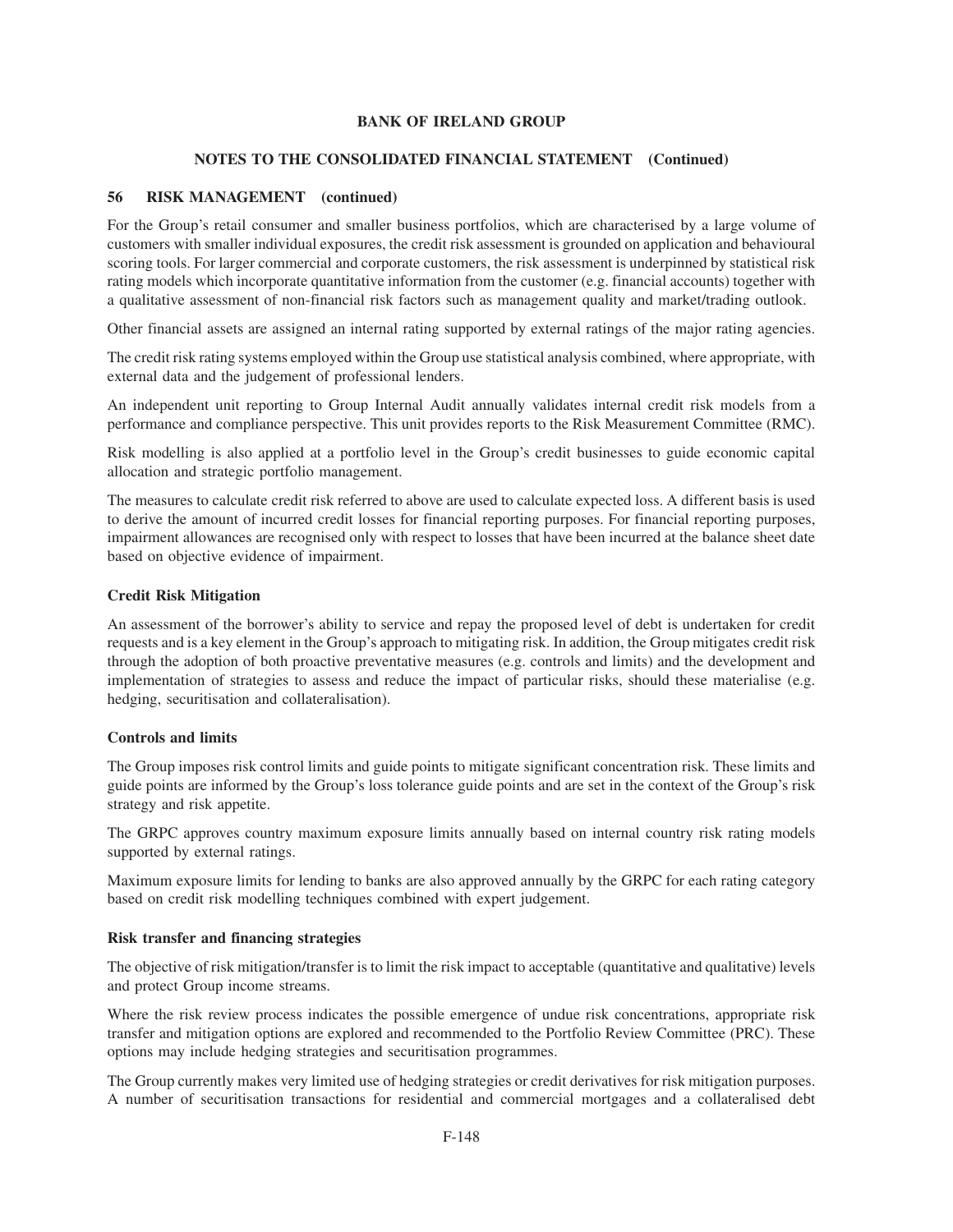For the Group's retail consumer and smaller business portfolios, which are characterised by a large volume of customers with smaller individual exposures, the credit risk assessment is grounded on application and behavioural scoring tools. For larger commercial and corporate customers, the risk assessment is underpinned by statistical risk rating models which incorporate quantitative information from the customer (e.g. financial accounts) together with a qualitative assessment of non-financial risk factors such as management quality and market/trading outlook.

Other financial assets are assigned an internal rating supported by external ratings of the major rating agencies.

The credit risk rating systems employed within the Group use statistical analysis combined, where appropriate, with external data and the judgement of professional lenders.

An independent unit reporting to Group Internal Audit annually validates internal credit risk models from a performance and compliance perspective. This unit provides reports to the Risk Measurement Committee (RMC).

Risk modelling is also applied at a portfolio level in the Group's credit businesses to guide economic capital allocation and strategic portfolio management.

The measures to calculate credit risk referred to above are used to calculate expected loss. A different basis is used to derive the amount of incurred credit losses for financial reporting purposes. For financial reporting purposes, impairment allowances are recognised only with respect to losses that have been incurred at the balance sheet date based on objective evidence of impairment.

**Credit Risk Mitigation**

An assessment of the borrower's ability to service and repay the proposed level of debt is undertaken for credit requests and is a key element in the Group's approach to mitigating risk. In addition, the Group mitigates credit risk through the adoption of both proactive preventative measures (e.g. controls and limits) and the development and implementation of strategies to assess and reduce the impact of particular risks, should these materialise (e.g. hedging, securitisation and collateralisation).

**Controls and limits**

The Group imposes risk control limits and guide points to mitigate significant concentration risk. These limits and guide points are informed by the Group's loss tolerance guide points and are set in the context of the Group's risk strategy and risk appetite.

The GRPC approves country maximum exposure limits annually based on internal country risk rating models supported by external ratings.

Maximum exposure limits for lending to banks are also approved annually by the GRPC for each rating category based on credit risk modelling techniques combined with expert judgement.

**Risk transfer and financing strategies**

The objective of risk mitigation/transfer is to limit the risk impact to acceptable (quantitative and qualitative) levels and protect Group income streams.

Where the risk review process indicates the possible emergence of undue risk concentrations, appropriate risk transfer and mitigation options are explored and recommended to the Portfolio Review Committee (PRC). These options may include hedging strategies and securitisation programmes.

The Group currently makes very limited use of hedging strategies or credit derivatives for risk mitigation purposes. A number of securitisation transactions for residential and commercial mortgages and a collateralised debt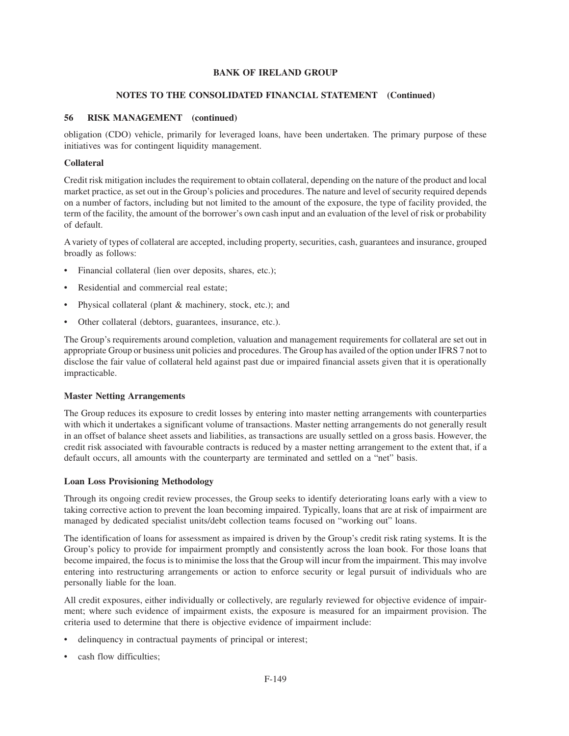obligation (CDO) vehicle, primarily for leveraged loans, have been undertaken. The primary purpose of these initiatives was for contingent liquidity management.

### Collateral

Credit risk mitigation includes the requirement to obtain collateral, depending on the nature of the product and local market practice, as set out in the Group's policies and procedures. The nature and level of security required depends on a number of factors, including but not limited to the amount of the exposure, the type of facility provided, the term of the facility, the amount of the borrower's own cash input and an evaluation of the level of risk or probability of default.

A variety of types of collateral are accepted, including property, securities, cash, guarantees and insurance, grouped broadly as follows:

- Financial collateral (lien over deposits, shares, etc.);
- Residential and commercial real estate;
- Physical collateral (plant & machinery, stock, etc.); and
- Other collateral (debtors, guarantees, insurance, etc.).

The Group's requirements around completion, valuation and management requirements for collateral are set out in appropriate Group or business unit policies and procedures. The Group has availed of the option under IFRS 7 not to disclose the fair value of collateral held against past due or impaired financial assets given that it is operationally impracticable.

### Master Netting Arrangements

The Group reduces its exposure to credit losses by entering into master netting arrangements with counterparties with which it undertakes a significant volume of transactions. Master netting arrangements do not generally result in an offset of balance sheet assets and liabilities, as transactions are usually settled on a gross basis. However, the credit risk associated with favourable contracts is reduced by a master netting arrangement to the extent that, if a default occurs, all amounts with the counterparty are terminated and settled on a "net" basis.

### Loan Loss Provisioning Methodology

Through its ongoing credit review processes, the Group seeks to identify deteriorating loans early with a view to taking corrective action to prevent the loan becoming impaired. Typically, loans that are at risk of impairment are managed by dedicated specialist units/debt collection teams focused on "working out" loans.

The identification of loans for assessment as impaired is driven by the Group's credit risk rating systems. It is the Group's policy to provide for impairment promptly and consistently across the loan book. For those loans that become impaired, the focus is to minimise the loss that the Group will incur from the impairment. This may involve entering into restructuring arrangements or action to enforce security or legal pursuit of individuals who are personally liable for the loan.

All credit exposures, either individually or collectively, are regularly reviewed for objective evidence of impairment; where such evidence of impairment exists, the exposure is measured for an impairment provision. The criteria used to determine that there is objective evidence of impairment include:

- delinquency in contractual payments of principal or interest;
- cash flow difficulties;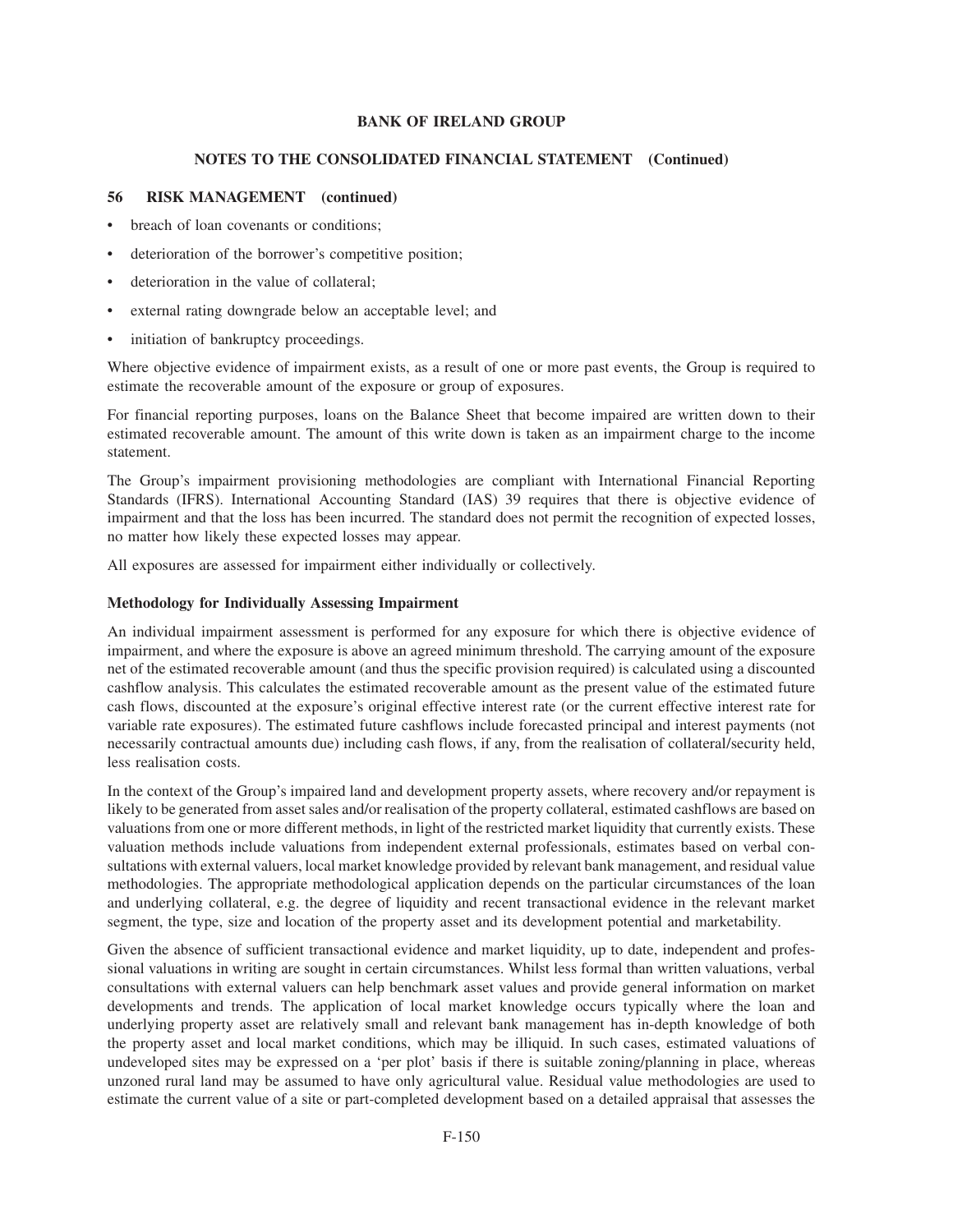## 56 RISK MANAGEMENT (continued)

- breach of loan covenants or conditions;
- deterioration of the borrower's competitive position;
- deterioration in the value of collateral;
- external rating downgrade below an acceptable level; and
- initiation of bankruptcy proceedings.

Where objective evidence of impairment exists, as a result of one or more past events, the Group is required to estimate the recoverable amount of the exposure or group of exposures.

For financial reporting purposes, loans on the Balance Sheet that become impaired are written down to their estimated recoverable amount. The amount of this write down is taken as an impairment charge to the income statement.

The Group's impairment provisioning methodologies are compliant with International Financial Reporting Standards (IFRS). International Accounting Standard (IAS) 39 requires that there is objective evidence of impairment and that the loss has been incurred. The standard does not permit the recognition of expected losses, no matter how likely these expected losses may appear.

All exposures are assessed for impairment either individually or collectively.

### Methodology for Individually Assessing Impairment

An individual impairment assessment is performed for any exposure for which there is objective evidence of impairment, and where the exposure is above an agreed minimum threshold. The carrying amount of the exposure net of the estimated recoverable amount (and thus the specific provision required) is calculated using a discounted cashflow analysis. This calculates the estimated recoverable amount as the present value of the estimated future cash flows, discounted at the exposure's original effective interest rate (or the current effective interest rate for variable rate exposures). The estimated future cashflows include forecasted principal and interest payments (not necessarily contractual amounts due) including cash flows, if any, from the realisation of collateral/security held, less realisation costs.

In the context of the Group's impaired land and development property assets, where recovery and/or repayment is likely to be generated from asset sales and/or realisation of the property collateral, estimated cashflows are based on valuations from one or more different methods, in light of the restricted market liquidity that currently exists. These valuation methods include valuations from independent external professionals, estimates based on verbal consultations with external valuers, local market knowledge provided by relevant bank management, and residual value methodologies. The appropriate methodological application depends on the particular circumstances of the loan and underlying collateral, e.g. the degree of liquidity and recent transactional evidence in the relevant market segment, the type, size and location of the property asset and its development potential and marketability.

Given the absence of sufficient transactional evidence and market liquidity, up to date, independent and professional valuations in writing are sought in certain circumstances. Whilst less formal than written valuations, verbal consultations with external valuers can help benchmark asset values and provide general information on market developments and trends. The application of local market knowledge occurs typically where the loan and underlying property asset are relatively small and relevant bank management has in-depth knowledge of both the property asset and local market conditions, which may be illiquid. In such cases, estimated valuations of undeveloped sites may be expressed on a 'per plot' basis if there is suitable zoning/planning in place, whereas unzoned rural land may be assumed to have only agricultural value. Residual value methodologies are used to estimate the current value of a site or part-completed development based on a detailed appraisal that assesses the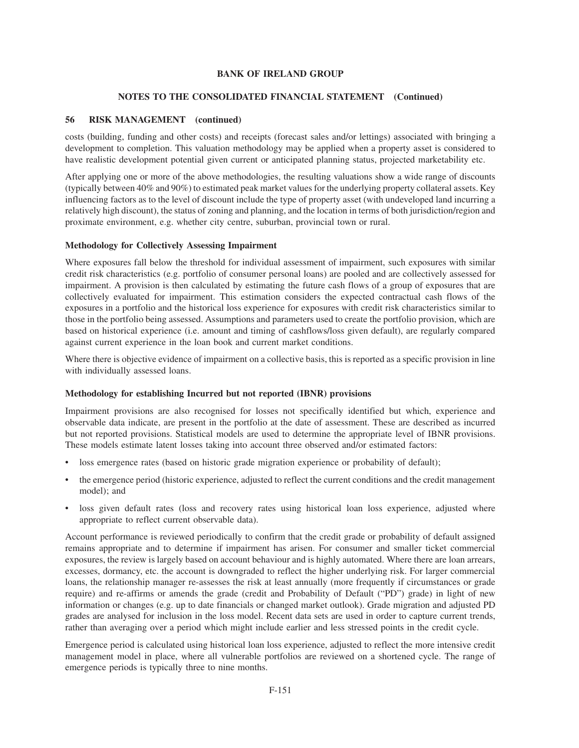costs (building, funding and other costs) and receipts (forecast sales and/or lettings) associated with bringing a development to completion. This valuation methodology may be applied when a property asset is considered to have realistic development potential given current or anticipated planning status, projected marketability etc.

After applying one or more of the above methodologies, the resulting valuations show a wide range of discounts (typically between 40% and 90%) to estimated peak market values for the underlying property collateral assets. Key influencing factors as to the level of discount include the type of property asset (with undeveloped land incurring a relatively high discount), the status of zoning and planning, and the location in terms of both jurisdiction/region and proximate environment, e.g. whether city centre, suburban, provincial town or rural.

**Methodology for Collectively Assessing Impairment**

Where exposures fall below the threshold for individual assessment of impairment, such exposures with similar credit risk characteristics (e.g. portfolio of consumer personal loans) are pooled and are collectively assessed for impairment. A provision is then calculated by estimating the future cash flows of a group of exposures that are collectively evaluated for impairment. This estimation considers the expected contractual cash flows of the exposures in a portfolio and the historical loss experience for exposures with credit risk characteristics similar to those in the portfolio being assessed. Assumptions and parameters used to create the portfolio provision, which are based on historical experience (i.e. amount and timing of cashflows/loss given default), are regularly compared against current experience in the loan book and current market conditions.

Where there is objective evidence of impairment on a collective basis, this is reported as a specific provision in line with individually assessed loans.

**Methodology for establishing Incurred but not reported (IBNR) provisions**

Impairment provisions are also recognised for losses not specifically identified but which, experience and observable data indicate, are present in the portfolio at the date of assessment. These are described as incurred but not reported provisions. Statistical models are used to determine the appropriate level of IBNR provisions. These models estimate latent losses taking into account three observed and/or estimated factors:

- loss emergence rates (based on historic grade migration experience or probability of default);
- the emergence period (historic experience, adjusted to reflect the current conditions and the credit management model); and
- loss given default rates (loss and recovery rates using historical loan loss experience, adjusted where appropriate to reflect current observable data).

Account performance is reviewed periodically to confirm that the credit grade or probability of default assigned remains appropriate and to determine if impairment has arisen. For consumer and smaller ticket commercial exposures, the review is largely based on account behaviour and is highly automated. Where there are loan arrears, excesses, dormancy, etc. the account is downgraded to reflect the higher underlying risk. For larger commercial loans, the relationship manager re-assesses the risk at least annually (more frequently if circumstances or grade require) and re-affirms or amends the grade (credit and Probability of Default ("PD") grade) in light of new information or changes (e.g. up to date financials or changed market outlook). Grade migration and adjusted PD grades are analysed for inclusion in the loss model. Recent data sets are used in order to capture current trends, rather than averaging over a period which might include earlier and less stressed points in the credit cycle.

Emergence period is calculated using historical loan loss experience, adjusted to reflect the more intensive credit management model in place, where all vulnerable portfolios are reviewed on a shortened cycle. The range of emergence periods is typically three to nine months.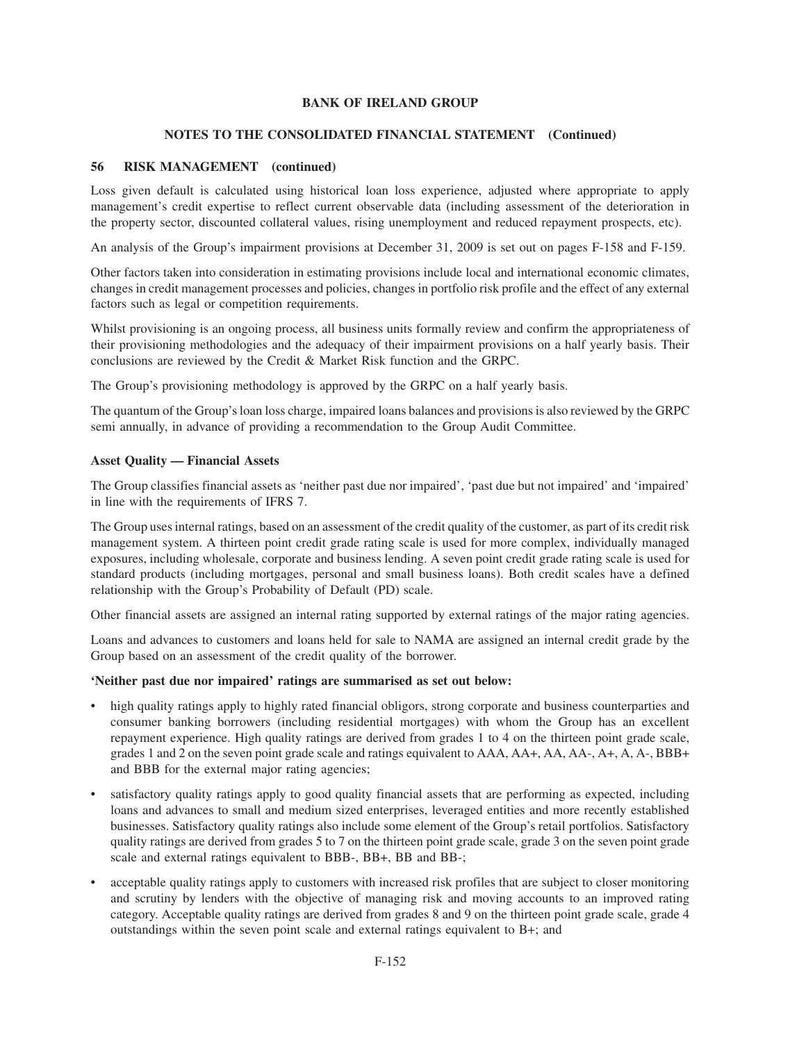**56 RISK MANAGEMENT (continued)**

Loss given default is calculated using historical loan loss experience, adjusted where appropriate to apply management's credit expertise to reflect current observable data (including assessment of the deterioration in the property sector, discounted collateral values, rising unemployment and reduced repayment prospects, etc).

An analysis of the Group's impairment provisions at December 31, 2009 is set out on pages F-158 and F-159.

Other factors taken into consideration in estimating provisions include local and international economic climates, changes in credit management processes and policies, changes in portfolio risk profile and the effect of any external factors such as legal or competition requirements.

Whilst provisioning is an ongoing process, all business units formally review and confirm the appropriateness of their provisioning methodologies and the adequacy of their impairment provisions on a half yearly basis. Their conclusions are reviewed by the Credit & Market Risk function and the GRPC.

The Group's provisioning methodology is approved by the GRPC on a half yearly basis.

The quantum of the Group's loan loss charge, impaired loans balances and provisions is also reviewed by the GRPC semi annually, in advance of providing a recommendation to the Group Audit Committee.

**Asset Quality — Financial Assets**

The Group classifies financial assets as 'neither past due nor impaired', 'past due but not impaired' and 'impaired' in line with the requirements of IFRS 7.

The Group uses internal ratings, based on an assessment of the credit quality of the customer, as part of its credit risk management system. A thirteen point credit grade rating scale is used for more complex, individually managed exposures, including wholesale, corporate and business lending. A seven point credit grade rating scale is used for standard products (including mortgages, personal and small business loans). Both credit scales have a defined relationship with the Group's Probability of Default (PD) scale.

Other financial assets are assigned an internal rating supported by external ratings of the major rating agencies.

Loans and advances to customers and loans held for sale to NAMA are assigned an internal credit grade by the Group based on an assessment of the credit quality of the borrower.

**'Neither past due nor impaired' ratings are summarised as set out below:**

- high quality ratings apply to highly rated financial obligors, strong corporate and business counterparties and consumer banking borrowers (including residential mortgages) with whom the Group has an excellent repayment experience. High quality ratings are derived from grades 1 to 4 on the thirteen point grade scale, grades 1 and 2 on the seven point grade scale and ratings equivalent to AAA, AA+, AA, AA-, A+, A, A-, BBB+ and BBB for the external major rating agencies;
- satisfactory quality ratings apply to good quality financial assets that are performing as expected, including loans and advances to small and medium sized enterprises, leveraged entities and more recently established businesses. Satisfactory quality ratings also include some element of the Group's retail portfolios. Satisfactory quality ratings are derived from grades 5 to 7 on the thirteen point grade scale, grade 3 on the seven point grade scale and external ratings equivalent to BBB-, BB+, BB and BB-;
- acceptable quality ratings apply to customers with increased risk profiles that are subject to closer monitoring and scrutiny by lenders with the objective of managing risk and moving accounts to an improved rating category. Acceptable quality ratings are derived from grades 8 and 9 on the thirteen point grade scale, grade 4 outstandings within the seven point scale and external ratings equivalent to B+; and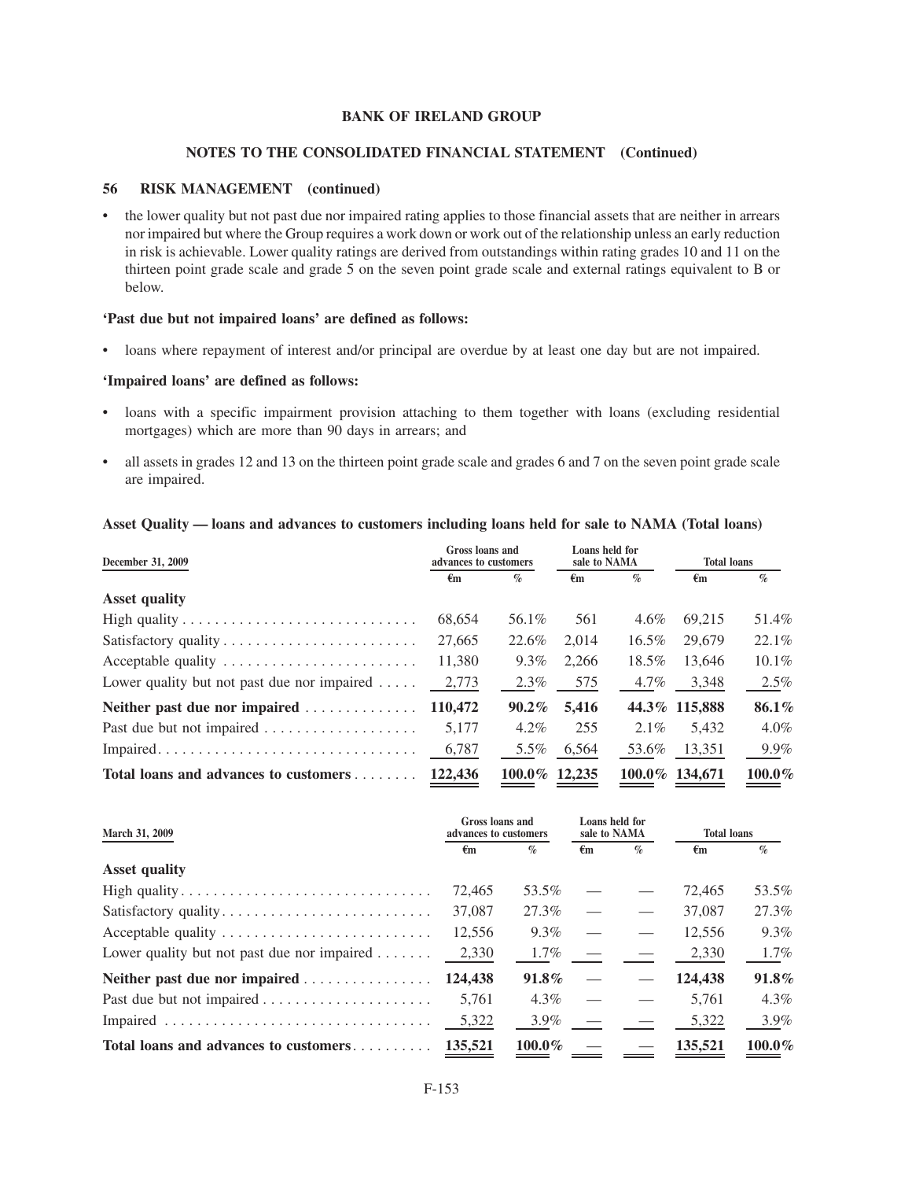**BANK OF IRELAND GROUP**

**NOTES TO THE CONSOLIDATED FINANCIAL STATEMENT (Continued)**

### 56 RISK MANAGEMENT (continued)

- the lower quality but not past due nor impaired rating applies to those financial assets that are neither in arrears nor impaired but where the Group requires a work down or work out of the relationship unless an early reduction in risk is achievable. Lower quality ratings are derived from outstandings within rating grades 10 and 11 on the thirteen point grade scale and grade 5 on the seven point grade scale and external ratings equivalent to B or below.

**'Past due but not impaired loans' are defined as follows:**

- loans where repayment of interest and/or principal are overdue by at least one day but are not impaired.

**'Impaired loans' are defined as follows:**

- loans with a specific impairment provision attaching to them together with loans (excluding residential mortgages) which are more than 90 days in arrears; and
- all assets in grades 12 and 13 on the thirteen point grade scale and grades 6 and 7 on the seven point grade scale are impaired.

**Asset Quality — loans and advances to customers including loans held for sale to NAMA (Total loans)**

| December 31, 2009 | Gross loans and advances to customers | | Loans held for sale to NAMA | | Total loans | |
|---|---|---|---|---|---|---|
| | €m | % | €m | % | €m | % |
| **Asset quality** | | | | | | |
| High quality | 68,654 | 56.1% | 561 | 4.6% | 69,215 | 51.4% |
| Satisfactory quality | 27,665 | 22.6% | 2,014 | 16.5% | 29,679 | 22.1% |
| Acceptable quality | 11,380 | 9.3% | 2,266 | 18.5% | 13,646 | 10.1% |
| Lower quality but not past due nor impaired | 2,773 | 2.3% | 575 | 4.7% | 3,348 | 2.5% |
| **Neither past due nor impaired** | **110,472** | **90.2%** | **5,416** | **44.3%** | **115,888** | **86.1%** |
| Past due but not impaired | 5,177 | 4.2% | 255 | 2.1% | 5,432 | 4.0% |
| Impaired | 6,787 | 5.5% | 6,564 | 53.6% | 13,351 | 9.9% |
| **Total loans and advances to customers** | **122,436** | **100.0%** | **12,235** | **100.0%** | **134,671** | **100.0%** |

| March 31, 2009 | Gross loans and advances to customers | | Loans held for sale to NAMA | | Total loans | |
|---|---|---|---|---|---|---|
| | €m | % | €m | % | €m | % |
| **Asset quality** | | | | | | |
| High quality | 72,465 | 53.5% | — | — | 72,465 | 53.5% |
| Satisfactory quality | 37,087 | 27.3% | — | — | 37,087 | 27.3% |
| Acceptable quality | 12,556 | 9.3% | — | — | 12,556 | 9.3% |
| Lower quality but not past due nor impaired | 2,330 | 1.7% | — | — | 2,330 | 1.7% |
| **Neither past due nor impaired** | **124,438** | **91.8%** | — | — | **124,438** | **91.8%** |
| Past due but not impaired | 5,761 | 4.3% | — | — | 5,761 | 4.3% |
| Impaired | 5,322 | 3.9% | — | — | 5,322 | 3.9% |
| **Total loans and advances to customers** | **135,521** | **100.0%** | — | — | **135,521** | **100.0%** |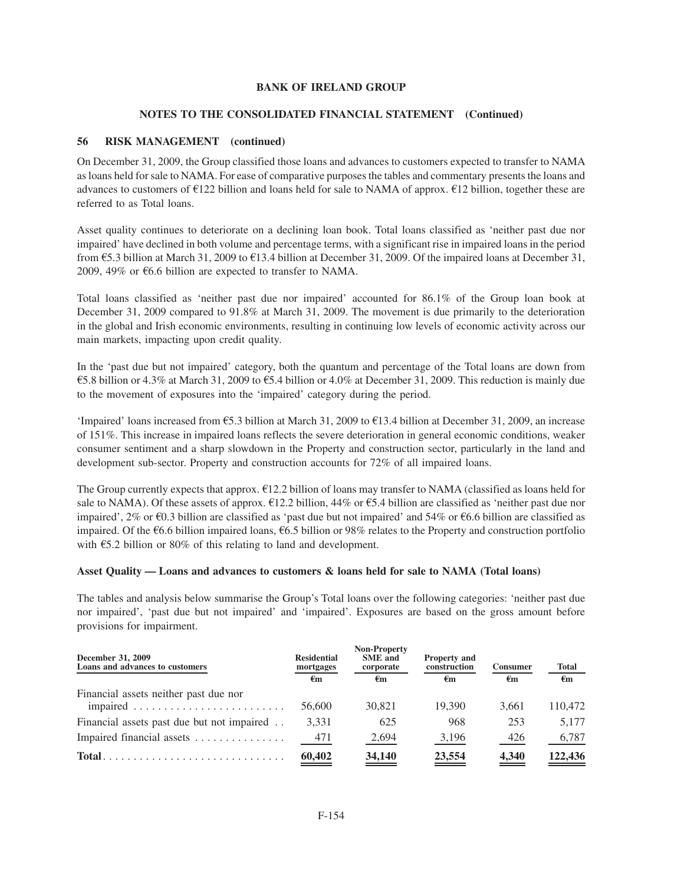**BANK OF IRELAND GROUP**

**NOTES TO THE CONSOLIDATED FINANCIAL STATEMENT (Continued)**

**56 RISK MANAGEMENT (continued)**

On December 31, 2009, the Group classified those loans and advances to customers expected to transfer to NAMA as loans held for sale to NAMA. For ease of comparative purposes the tables and commentary presents the loans and advances to customers of €122 billion and loans held for sale to NAMA of approx. €12 billion, together these are referred to as Total loans.

Asset quality continues to deteriorate on a declining loan book. Total loans classified as 'neither past due nor impaired' have declined in both volume and percentage terms, with a significant rise in impaired loans in the period from €5.3 billion at March 31, 2009 to €13.4 billion at December 31, 2009. Of the impaired loans at December 31, 2009, 49% or €6.6 billion are expected to transfer to NAMA.

Total loans classified as 'neither past due nor impaired' accounted for 86.1% of the Group loan book at December 31, 2009 compared to 91.8% at March 31, 2009. The movement is due primarily to the deterioration in the global and Irish economic environments, resulting in continuing low levels of economic activity across our main markets, impacting upon credit quality.

In the 'past due but not impaired' category, both the quantum and percentage of the Total loans are down from €5.8 billion or 4.3% at March 31, 2009 to €5.4 billion or 4.0% at December 31, 2009. This reduction is mainly due to the movement of exposures into the 'impaired' category during the period.

'Impaired' loans increased from €5.3 billion at March 31, 2009 to €13.4 billion at December 31, 2009, an increase of 151%. This increase in impaired loans reflects the severe deterioration in general economic conditions, weaker consumer sentiment and a sharp slowdown in the Property and construction sector, particularly in the land and development sub-sector. Property and construction accounts for 72% of all impaired loans.

The Group currently expects that approx. €12.2 billion of loans may transfer to NAMA (classified as loans held for sale to NAMA). Of these assets of approx. €12.2 billion, 44% or €5.4 billion are classified as 'neither past due nor impaired', 2% or €0.3 billion are classified as 'past due but not impaired' and 54% or €6.6 billion are classified as impaired. Of the €6.6 billion impaired loans, €6.5 billion or 98% relates to the Property and construction portfolio with €5.2 billion or 80% of this relating to land and development.

**Asset Quality — Loans and advances to customers & loans held for sale to NAMA (Total loans)**

The tables and analysis below summarise the Group's Total loans over the following categories: 'neither past due nor impaired', 'past due but not impaired' and 'impaired'. Exposures are based on the gross amount before provisions for impairment.

| December 31, 2009<br>Loans and advances to customers | Residential mortgages | Non-Property SME and corporate | Property and construction | Consumer | Total |
|---|---|---|---|---|---|
| | €m | €m | €m | €m | €m |
| Financial assets neither past due nor impaired | 56,600 | 30,821 | 19,390 | 3,661 | 110,472 |
| Financial assets past due but not impaired | 3,331 | 625 | 968 | 253 | 5,177 |
| Impaired financial assets | 471 | 2,694 | 3,196 | 426 | 6,787 |
| **Total** | **60,402** | **34,140** | **23,554** | **4,340** | **122,436** |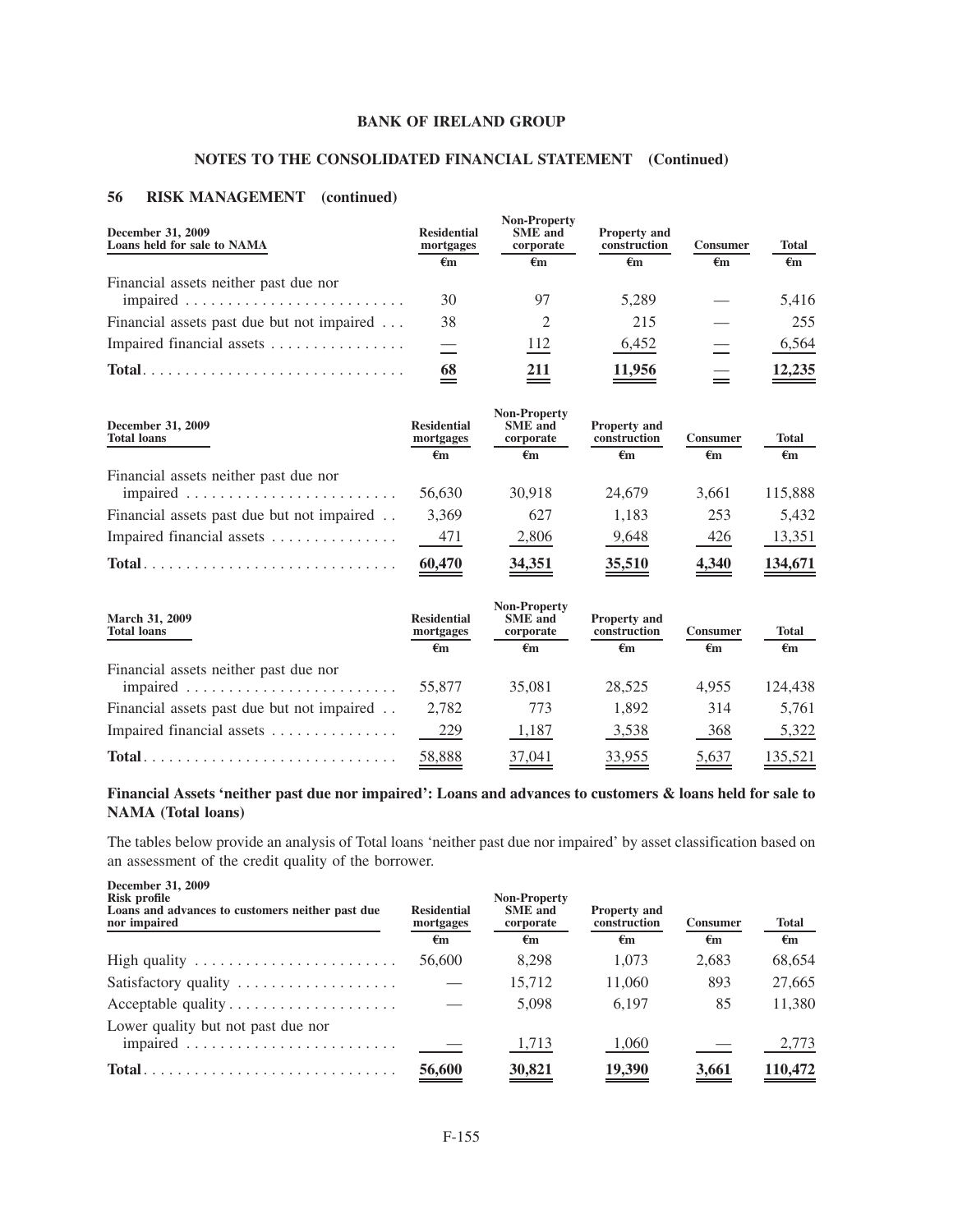### BANK OF IRELAND GROUP

### NOTES TO THE CONSOLIDATED FINANCIAL STATEMENT (Continued)

### 56 RISK MANAGEMENT (continued)

| December 31, 2009<br>Loans held for sale to NAMA | Residential mortgages | Non-Property SME and corporate | Property and construction | Consumer | Total |
|---|---|---|---|---|---|
| | €m | €m | €m | €m | €m |
| Financial assets neither past due nor impaired | 30 | 97 | 5,289 | — | 5,416 |
| Financial assets past due but not impaired | 38 | 2 | 215 | — | 255 |
| Impaired financial assets | — | 112 | 6,452 | — | 6,564 |
| **Total** | 68 | 211 | 11,956 | — | 12,235 |

| December 31, 2009<br>Total loans | Residential mortgages | Non-Property SME and corporate | Property and construction | Consumer | Total |
|---|---|---|---|---|---|
| | €m | €m | €m | €m | €m |
| Financial assets neither past due nor impaired | 56,630 | 30,918 | 24,679 | 3,661 | 115,888 |
| Financial assets past due but not impaired | 3,369 | 627 | 1,183 | 253 | 5,432 |
| Impaired financial assets | 471 | 2,806 | 9,648 | 426 | 13,351 |
| **Total** | 60,470 | 34,351 | 35,510 | 4,340 | 134,671 |

| March 31, 2009<br>Total loans | Residential mortgages | Non-Property SME and corporate | Property and construction | Consumer | Total |
|---|---|---|---|---|---|
| | €m | €m | €m | €m | €m |
| Financial assets neither past due nor impaired | 55,877 | 35,081 | 28,525 | 4,955 | 124,438 |
| Financial assets past due but not impaired | 2,782 | 773 | 1,892 | 314 | 5,761 |
| Impaired financial assets | 229 | 1,187 | 3,538 | 368 | 5,322 |
| **Total** | 58,888 | 37,041 | 33,955 | 5,637 | 135,521 |

**Financial Assets 'neither past due nor impaired': Loans and advances to customers & loans held for sale to NAMA (Total loans)**

The tables below provide an analysis of Total loans 'neither past due nor impaired' by asset classification based on an assessment of the credit quality of the borrower.

| December 31, 2009<br>Risk profile<br>Loans and advances to customers neither past due nor impaired | Residential mortgages | Non-Property SME and corporate | Property and construction | Consumer | Total |
|---|---|---|---|---|---|
| | €m | €m | €m | €m | €m |
| High quality | 56,600 | 8,298 | 1,073 | 2,683 | 68,654 |
| Satisfactory quality | — | 15,712 | 11,060 | 893 | 27,665 |
| Acceptable quality | — | 5,098 | 6,197 | 85 | 11,380 |
| Lower quality but not past due nor impaired | — | 1,713 | 1,060 | — | 2,773 |
| **Total** | 56,600 | 30,821 | 19,390 | 3,661 | 110,472 |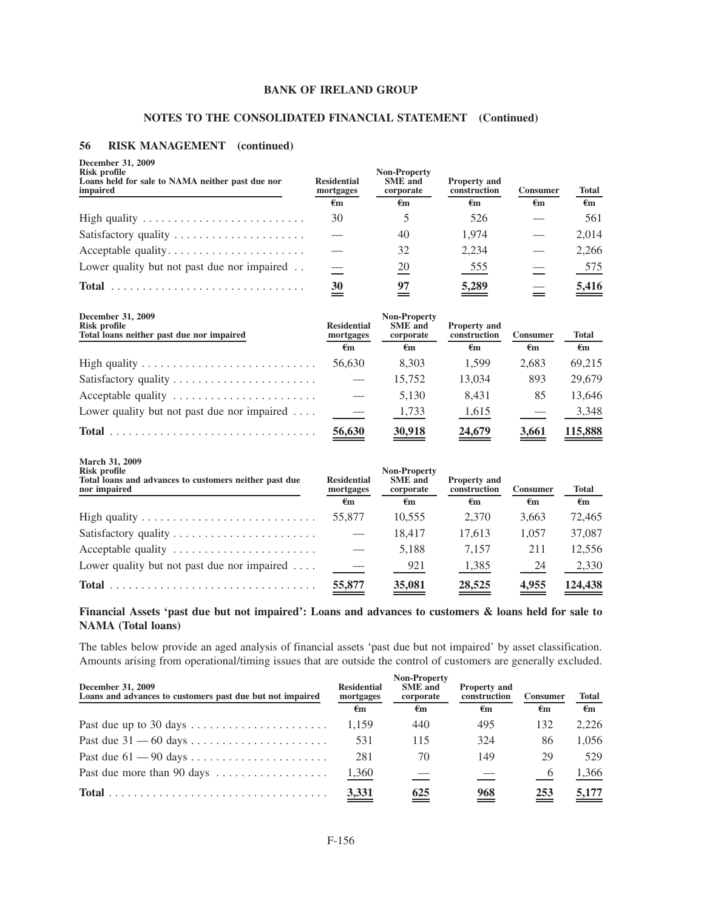## 56 RISK MANAGEMENT (continued)

| December 31, 2009<br>Risk profile<br>Loans held for sale to NAMA neither past due nor impaired | Residential mortgages | Non-Property SME and corporate | Property and construction | Consumer | Total |
|---|---|---|---|---|---|
| | €m | €m | €m | €m | €m |
| High quality | 30 | 5 | 526 | — | 561 |
| Satisfactory quality | — | 40 | 1,974 | — | 2,014 |
| Acceptable quality | — | 32 | 2,234 | — | 2,266 |
| Lower quality but not past due nor impaired | — | 20 | 555 | — | 575 |
| **Total** | **30** | **97** | **5,289** | **—** | **5,416** |

| December 31, 2009<br>Risk profile<br>Total loans neither past due nor impaired | Residential mortgages | Non-Property SME and corporate | Property and construction | Consumer | Total |
|---|---|---|---|---|---|
| | €m | €m | €m | €m | €m |
| High quality | 56,630 | 8,303 | 1,599 | 2,683 | 69,215 |
| Satisfactory quality | — | 15,752 | 13,034 | 893 | 29,679 |
| Acceptable quality | — | 5,130 | 8,431 | 85 | 13,646 |
| Lower quality but not past due nor impaired | — | 1,733 | 1,615 | — | 3,348 |
| **Total** | **56,630** | **30,918** | **24,679** | **3,661** | **115,888** |

| March 31, 2009<br>Risk profile<br>Total loans and advances to customers neither past due nor impaired | Residential mortgages | Non-Property SME and corporate | Property and construction | Consumer | Total |
|---|---|---|---|---|---|
| | €m | €m | €m | €m | €m |
| High quality | 55,877 | 10,555 | 2,370 | 3,663 | 72,465 |
| Satisfactory quality | — | 18,417 | 17,613 | 1,057 | 37,087 |
| Acceptable quality | — | 5,188 | 7,157 | 211 | 12,556 |
| Lower quality but not past due nor impaired | — | 921 | 1,385 | 24 | 2,330 |
| **Total** | **55,877** | **35,081** | **28,525** | **4,955** | **124,438** |

**Financial Assets 'past due but not impaired': Loans and advances to customers & loans held for sale to NAMA (Total loans)**

The tables below provide an aged analysis of financial assets 'past due but not impaired' by asset classification. Amounts arising from operational/timing issues that are outside the control of customers are generally excluded.

| December 31, 2009<br>Loans and advances to customers past due but not impaired | Residential mortgages | Non-Property SME and corporate | Property and construction | Consumer | Total |
|---|---|---|---|---|---|
| | €m | €m | €m | €m | €m |
| Past due up to 30 days | 1,159 | 440 | 495 | 132 | 2,226 |
| Past due 31 — 60 days | 531 | 115 | 324 | 86 | 1,056 |
| Past due 61 — 90 days | 281 | 70 | 149 | 29 | 529 |
| Past due more than 90 days | 1,360 | — | — | 6 | 1,366 |
| **Total** | **3,331** | **625** | **968** | **253** | **5,177** |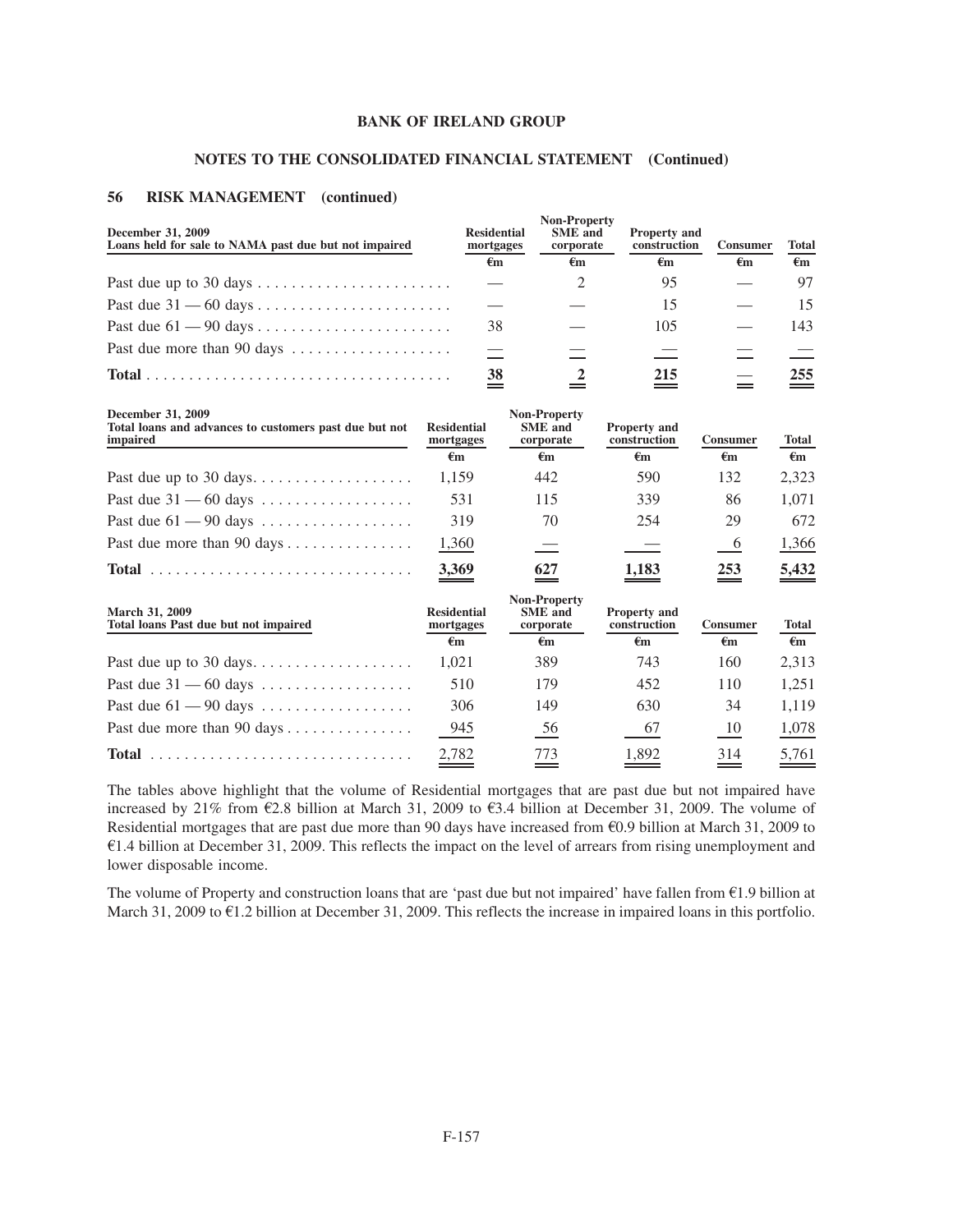**BANK OF IRELAND GROUP**

**NOTES TO THE CONSOLIDATED FINANCIAL STATEMENT (Continued)**

## 56 RISK MANAGEMENT (continued)

| December 31, 2009<br>Loans held for sale to NAMA past due but not impaired | Residential mortgages | Non-Property SME and corporate | Property and construction | Consumer | Total |
|---|---|---|---|---|---|
| | €m | €m | €m | €m | €m |
| Past due up to 30 days | — | 2 | 95 | — | 97 |
| Past due 31 — 60 days | — | — | 15 | — | 15 |
| Past due 61 — 90 days | 38 | — | 105 | — | 143 |
| Past due more than 90 days | — | — | — | — | — |
| **Total** | **38** | **2** | **215** | **—** | **255** |

| December 31, 2009<br>Total loans and advances to customers past due but not impaired | Residential mortgages | Non-Property SME and corporate | Property and construction | Consumer | Total |
|---|---|---|---|---|---|
| | €m | €m | €m | €m | €m |
| Past due up to 30 days | 1,159 | 442 | 590 | 132 | 2,323 |
| Past due 31 — 60 days | 531 | 115 | 339 | 86 | 1,071 |
| Past due 61 — 90 days | 319 | 70 | 254 | 29 | 672 |
| Past due more than 90 days | 1,360 | — | — | 6 | 1,366 |
| **Total** | **3,369** | **627** | **1,183** | **253** | **5,432** |

| March 31, 2009<br>Total loans Past due but not impaired | Residential mortgages | Non-Property SME and corporate | Property and construction | Consumer | Total |
|---|---|---|---|---|---|
| | €m | €m | €m | €m | €m |
| Past due up to 30 days | 1,021 | 389 | 743 | 160 | 2,313 |
| Past due 31 — 60 days | 510 | 179 | 452 | 110 | 1,251 |
| Past due 61 — 90 days | 306 | 149 | 630 | 34 | 1,119 |
| Past due more than 90 days | 945 | 56 | 67 | 10 | 1,078 |
| **Total** | 2,782 | 773 | 1,892 | 314 | 5,761 |

The tables above highlight that the volume of Residential mortgages that are past due but not impaired have increased by 21% from €2.8 billion at March 31, 2009 to €3.4 billion at December 31, 2009. The volume of Residential mortgages that are past due more than 90 days have increased from €0.9 billion at March 31, 2009 to €1.4 billion at December 31, 2009. This reflects the impact on the level of arrears from rising unemployment and lower disposable income.

The volume of Property and construction loans that are 'past due but not impaired' have fallen from €1.9 billion at March 31, 2009 to €1.2 billion at December 31, 2009. This reflects the increase in impaired loans in this portfolio.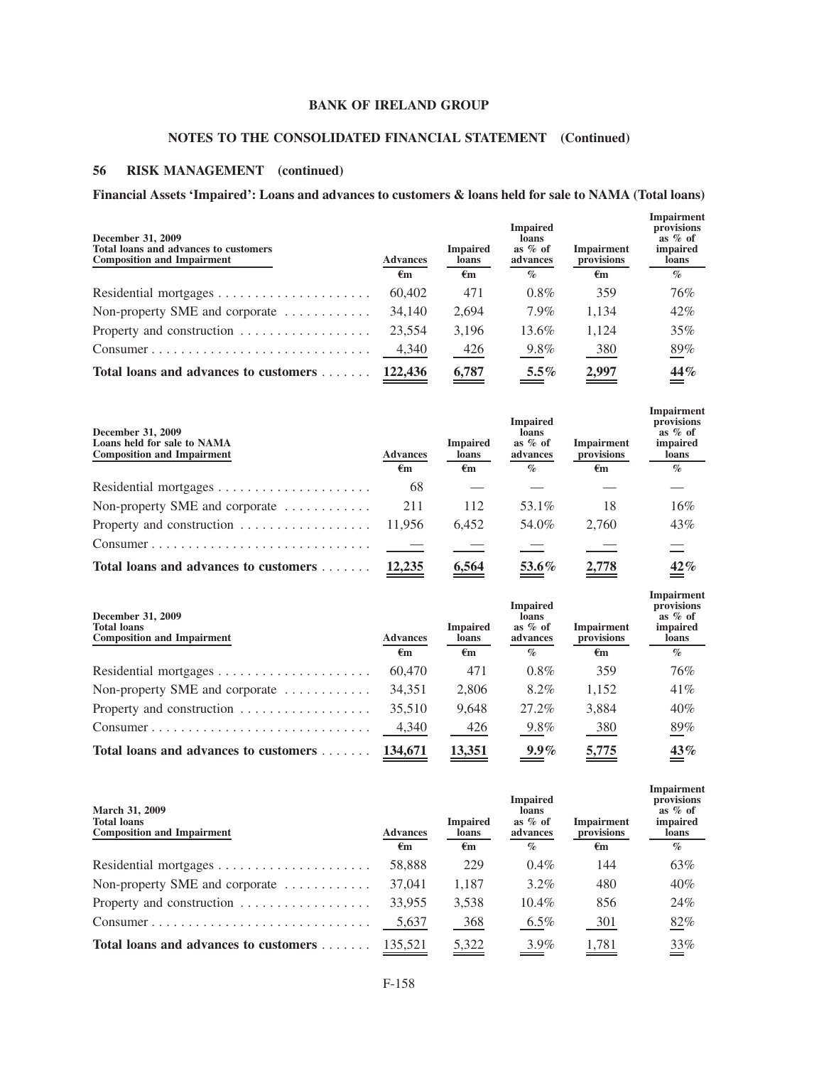## 56 RISK MANAGEMENT (continued)

### Financial Assets 'Impaired': Loans and advances to customers & loans held for sale to NAMA (Total loans)

| December 31, 2009<br>Total loans and advances to customers<br>Composition and Impairment | Advances | Impaired loans | Impaired loans as % of advances | Impairment provisions | Impairment provisions as % of impaired loans |
|---|---|---|---|---|---|
| | €m | €m | % | €m | % |
| Residential mortgages | 60,402 | 471 | 0.8% | 359 | 76% |
| Non-property SME and corporate | 34,140 | 2,694 | 7.9% | 1,134 | 42% |
| Property and construction | 23,554 | 3,196 | 13.6% | 1,124 | 35% |
| Consumer | 4,340 | 426 | 9.8% | 380 | 89% |
| **Total loans and advances to customers** | **122,436** | **6,787** | **5.5%** | **2,997** | **44%** |

| December 31, 2009<br>Loans held for sale to NAMA<br>Composition and Impairment | Advances | Impaired loans | Impaired loans as % of advances | Impairment provisions | Impairment provisions as % of impaired loans |
|---|---|---|---|---|---|
| | €m | €m | % | €m | % |
| Residential mortgages | 68 | — | — | — | — |
| Non-property SME and corporate | 211 | 112 | 53.1% | 18 | 16% |
| Property and construction | 11,956 | 6,452 | 54.0% | 2,760 | 43% |
| Consumer | — | — | — | — | — |
| **Total loans and advances to customers** | **12,235** | **6,564** | **53.6%** | **2,778** | **42%** |

| December 31, 2009<br>Total loans<br>Composition and Impairment | Advances | Impaired loans | Impaired loans as % of advances | Impairment provisions | Impairment provisions as % of impaired loans |
|---|---|---|---|---|---|
| | €m | €m | % | €m | % |
| Residential mortgages | 60,470 | 471 | 0.8% | 359 | 76% |
| Non-property SME and corporate | 34,351 | 2,806 | 8.2% | 1,152 | 41% |
| Property and construction | 35,510 | 9,648 | 27.2% | 3,884 | 40% |
| Consumer | 4,340 | 426 | 9.8% | 380 | 89% |
| **Total loans and advances to customers** | **134,671** | **13,351** | **9.9%** | **5,775** | **43%** |

| March 31, 2009<br>Total loans<br>Composition and Impairment | Advances | Impaired loans | Impaired loans as % of advances | Impairment provisions | Impairment provisions as % of impaired loans |
|---|---|---|---|---|---|
| | €m | €m | % | €m | % |
| Residential mortgages | 58,888 | 229 | 0.4% | 144 | 63% |
| Non-property SME and corporate | 37,041 | 1,187 | 3.2% | 480 | 40% |
| Property and construction | 33,955 | 3,538 | 10.4% | 856 | 24% |
| Consumer | 5,637 | 368 | 6.5% | 301 | 82% |
| **Total loans and advances to customers** | 135,521 | 5,322 | 3.9% | 1,781 | 33% |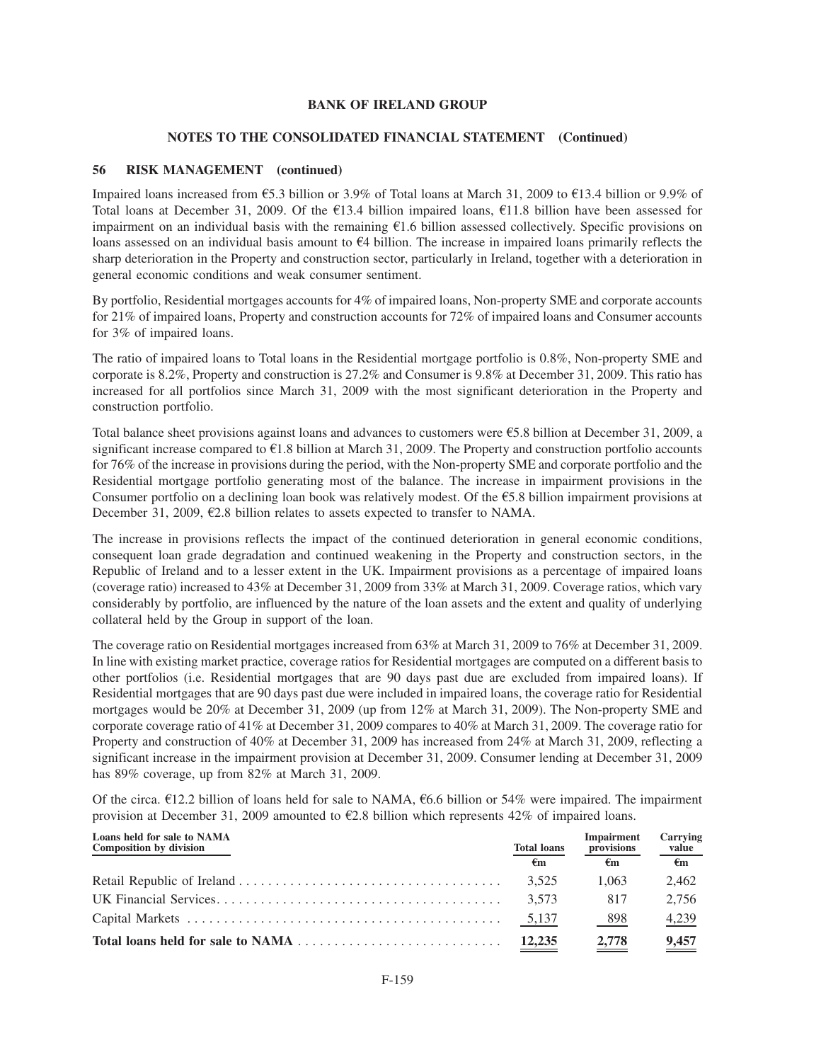## 56 RISK MANAGEMENT (continued)

Impaired loans increased from €5.3 billion or 3.9% of Total loans at March 31, 2009 to €13.4 billion or 9.9% of Total loans at December 31, 2009. Of the €13.4 billion impaired loans, €11.8 billion have been assessed for impairment on an individual basis with the remaining €1.6 billion assessed collectively. Specific provisions on loans assessed on an individual basis amount to €4 billion. The increase in impaired loans primarily reflects the sharp deterioration in the Property and construction sector, particularly in Ireland, together with a deterioration in general economic conditions and weak consumer sentiment.

By portfolio, Residential mortgages accounts for 4% of impaired loans, Non-property SME and corporate accounts for 21% of impaired loans, Property and construction accounts for 72% of impaired loans and Consumer accounts for 3% of impaired loans.

The ratio of impaired loans to Total loans in the Residential mortgage portfolio is 0.8%, Non-property SME and corporate is 8.2%, Property and construction is 27.2% and Consumer is 9.8% at December 31, 2009. This ratio has increased for all portfolios since March 31, 2009 with the most significant deterioration in the Property and construction portfolio.

Total balance sheet provisions against loans and advances to customers were €5.8 billion at December 31, 2009, a significant increase compared to €1.8 billion at March 31, 2009. The Property and construction portfolio accounts for 76% of the increase in provisions during the period, with the Non-property SME and corporate portfolio and the Residential mortgage portfolio generating most of the balance. The increase in impairment provisions in the Consumer portfolio on a declining loan book was relatively modest. Of the €5.8 billion impairment provisions at December 31, 2009, €2.8 billion relates to assets expected to transfer to NAMA.

The increase in provisions reflects the impact of the continued deterioration in general economic conditions, consequent loan grade degradation and continued weakening in the Property and construction sectors, in the Republic of Ireland and to a lesser extent in the UK. Impairment provisions as a percentage of impaired loans (coverage ratio) increased to 43% at December 31, 2009 from 33% at March 31, 2009. Coverage ratios, which vary considerably by portfolio, are influenced by the nature of the loan assets and the extent and quality of underlying collateral held by the Group in support of the loan.

The coverage ratio on Residential mortgages increased from 63% at March 31, 2009 to 76% at December 31, 2009. In line with existing market practice, coverage ratios for Residential mortgages are computed on a different basis to other portfolios (i.e. Residential mortgages that are 90 days past due are excluded from impaired loans). If Residential mortgages that are 90 days past due were included in impaired loans, the coverage ratio for Residential mortgages would be 20% at December 31, 2009 (up from 12% at March 31, 2009). The Non-property SME and corporate coverage ratio of 41% at December 31, 2009 compares to 40% at March 31, 2009. The coverage ratio for Property and construction of 40% at December 31, 2009 has increased from 24% at March 31, 2009, reflecting a significant increase in the impairment provision at December 31, 2009. Consumer lending at December 31, 2009 has 89% coverage, up from 82% at March 31, 2009.

Of the circa. €12.2 billion of loans held for sale to NAMA, €6.6 billion or 54% were impaired. The impairment provision at December 31, 2009 amounted to €2.8 billion which represents 42% of impaired loans.

| Loans held for sale to NAMA Composition by division | Total loans | Impairment provisions | Carrying value |
|---|---|---|---|
| | €m | €m | €m |
| Retail Republic of Ireland | 3,525 | 1,063 | 2,462 |
| UK Financial Services | 3,573 | 817 | 2,756 |
| Capital Markets | 5,137 | 898 | 4,239 |
| **Total loans held for sale to NAMA** | **12,235** | **2,778** | **9,457** |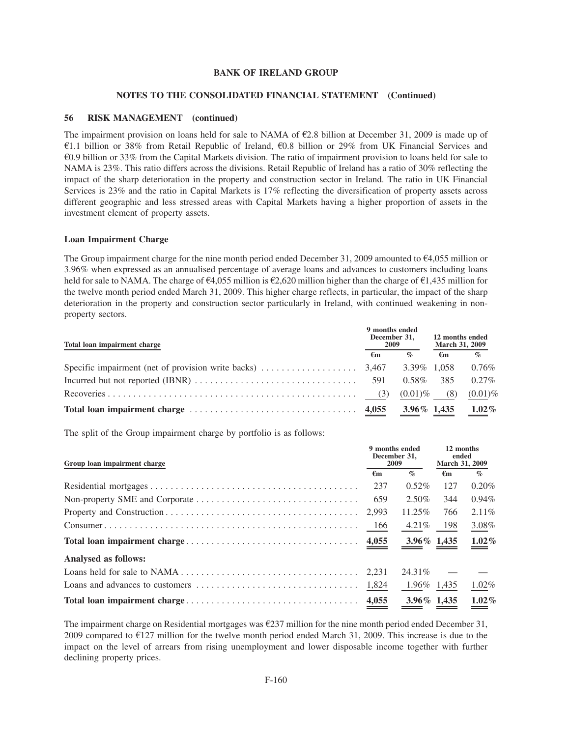**NOTES TO THE CONSOLIDATED FINANCIAL STATEMENT (Continued)**

## 56 RISK MANAGEMENT (continued)

The impairment provision on loans held for sale to NAMA of €2.8 billion at December 31, 2009 is made up of €1.1 billion or 38% from Retail Republic of Ireland, €0.8 billion or 29% from UK Financial Services and €0.9 billion or 33% from the Capital Markets division. The ratio of impairment provision to loans held for sale to NAMA is 23%. This ratio differs across the divisions. Retail Republic of Ireland has a ratio of 30% reflecting the impact of the sharp deterioration in the property and construction sector in Ireland. The ratio in UK Financial Services is 23% and the ratio in Capital Markets is 17% reflecting the diversification of property assets across different geographic and less stressed areas with Capital Markets having a higher proportion of assets in the investment element of property assets.

### Loan Impairment Charge

The Group impairment charge for the nine month period ended December 31, 2009 amounted to €4,055 million or 3.96% when expressed as an annualised percentage of average loans and advances to customers including loans held for sale to NAMA. The charge of €4,055 million is €2,620 million higher than the charge of €1,435 million for the twelve month period ended March 31, 2009. This higher charge reflects, in particular, the impact of the sharp deterioration in the property and construction sector particularly in Ireland, with continued weakening in non-property sectors.

| Total loan impairment charge | 9 months ended December 31, 2009 | | 12 months ended March 31, 2009 | |
|---|---|---|---|---|
| | €m | % | €m | % |
| Specific impairment (net of provision write backs) | 3,467 | 3.39% | 1,058 | 0.76% |
| Incurred but not reported (IBNR) | 591 | 0.58% | 385 | 0.27% |
| Recoveries | (3) | (0.01)% | (8) | (0.01)% |
| **Total loan impairment charge** | **4,055** | **3.96%** | **1,435** | **1.02%** |

The split of the Group impairment charge by portfolio is as follows:

| Group loan impairment charge | 9 months ended December 31, 2009 | | 12 months ended March 31, 2009 | |
|---|---|---|---|---|
| | €m | % | €m | % |
| Residential mortgages | 237 | 0.52% | 127 | 0.20% |
| Non-property SME and Corporate | 659 | 2.50% | 344 | 0.94% |
| Property and Construction | 2,993 | 11.25% | 766 | 2.11% |
| Consumer | 166 | 4.21% | 198 | 3.08% |
| **Total loan impairment charge** | **4,055** | **3.96%** | **1,435** | **1.02%** |
| **Analysed as follows:** | | | | |
| Loans held for sale to NAMA | 2,231 | 24.31% | — | — |
| Loans and advances to customers | 1,824 | 1.96% | 1,435 | 1.02% |
| **Total loan impairment charge** | **4,055** | **3.96%** | **1,435** | **1.02%** |

The impairment charge on Residential mortgages was €237 million for the nine month period ended December 31, 2009 compared to €127 million for the twelve month period ended March 31, 2009. This increase is due to the impact on the level of arrears from rising unemployment and lower disposable income together with further declining property prices.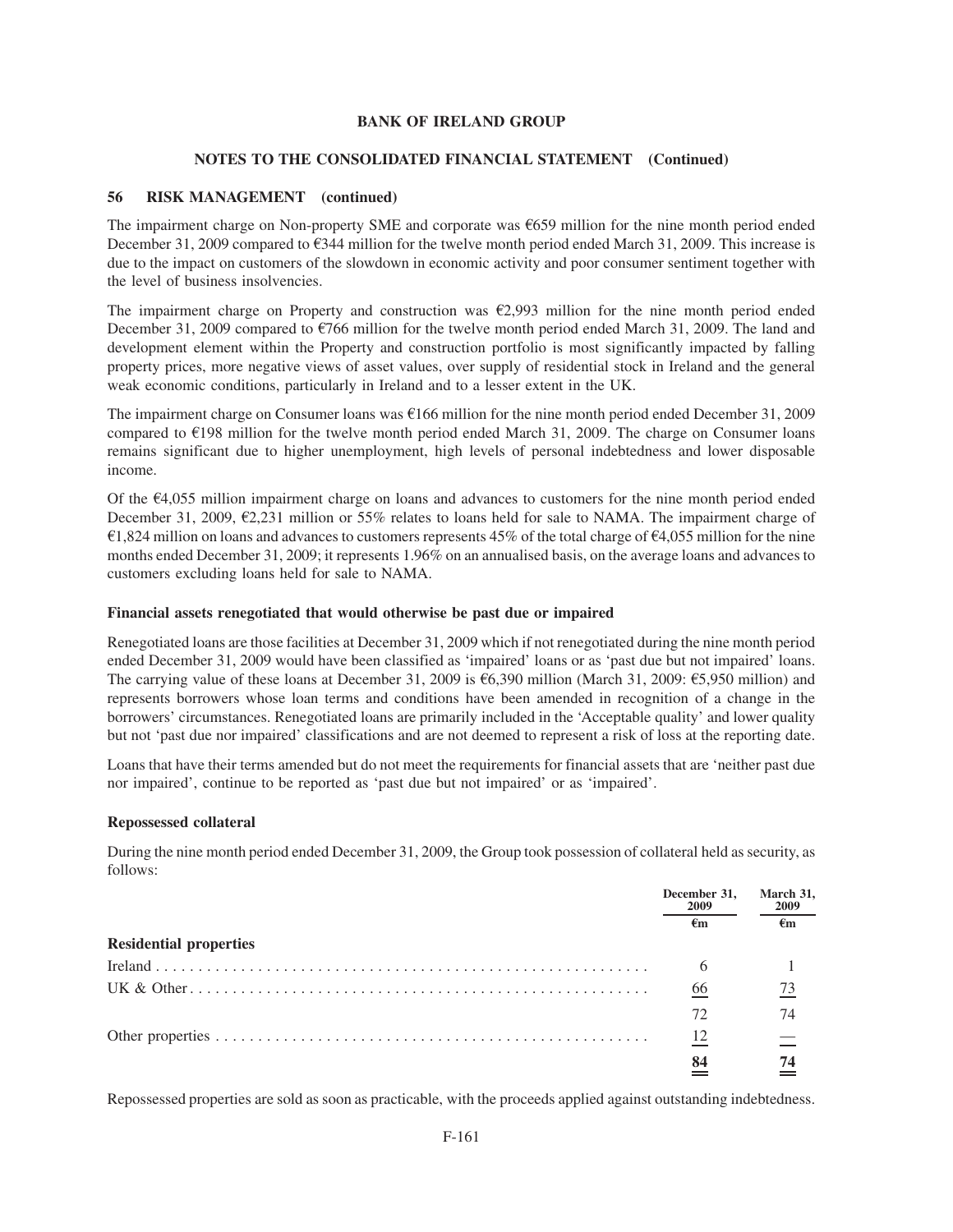**56 RISK MANAGEMENT (continued)**

The impairment charge on Non-property SME and corporate was €659 million for the nine month period ended December 31, 2009 compared to €344 million for the twelve month period ended March 31, 2009. This increase is due to the impact on customers of the slowdown in economic activity and poor consumer sentiment together with the level of business insolvencies.

The impairment charge on Property and construction was €2,993 million for the nine month period ended December 31, 2009 compared to €766 million for the twelve month period ended March 31, 2009. The land and development element within the Property and construction portfolio is most significantly impacted by falling property prices, more negative views of asset values, over supply of residential stock in Ireland and the general weak economic conditions, particularly in Ireland and to a lesser extent in the UK.

The impairment charge on Consumer loans was €166 million for the nine month period ended December 31, 2009 compared to €198 million for the twelve month period ended March 31, 2009. The charge on Consumer loans remains significant due to higher unemployment, high levels of personal indebtedness and lower disposable income.

Of the €4,055 million impairment charge on loans and advances to customers for the nine month period ended December 31, 2009, €2,231 million or 55% relates to loans held for sale to NAMA. The impairment charge of €1,824 million on loans and advances to customers represents 45% of the total charge of €4,055 million for the nine months ended December 31, 2009; it represents 1.96% on an annualised basis, on the average loans and advances to customers excluding loans held for sale to NAMA.

### Financial assets renegotiated that would otherwise be past due or impaired

Renegotiated loans are those facilities at December 31, 2009 which if not renegotiated during the nine month period ended December 31, 2009 would have been classified as 'impaired' loans or as 'past due but not impaired' loans. The carrying value of these loans at December 31, 2009 is €6,390 million (March 31, 2009: €5,950 million) and represents borrowers whose loan terms and conditions have been amended in recognition of a change in the borrowers' circumstances. Renegotiated loans are primarily included in the 'Acceptable quality' and lower quality but not 'past due nor impaired' classifications and are not deemed to represent a risk of loss at the reporting date.

Loans that have their terms amended but do not meet the requirements for financial assets that are 'neither past due nor impaired', continue to be reported as 'past due but not impaired' or as 'impaired'.

### Repossessed collateral

During the nine month period ended December 31, 2009, the Group took possession of collateral held as security, as follows:

| | December 31, 2009 | March 31, 2009 |
|---|---|---|
| | €m | €m |
| **Residential properties** | | |
| Ireland | 6 | 1 |
| UK & Other | 66 | 73 |
| | 72 | 74 |
| Other properties | 12 | — |
| | 84 | 74 |

Repossessed properties are sold as soon as practicable, with the proceeds applied against outstanding indebtedness.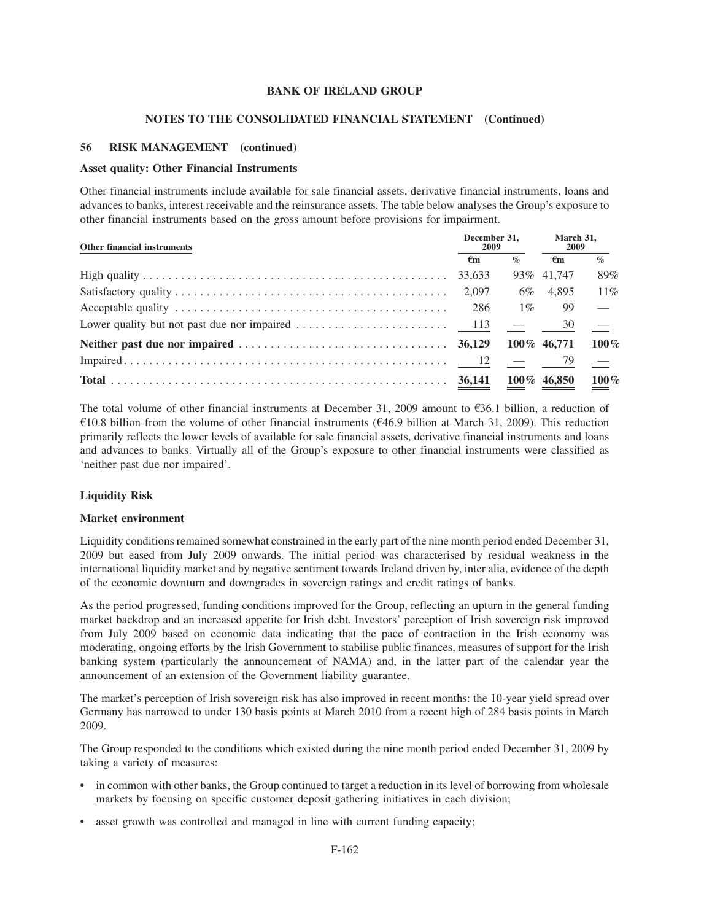**NOTES TO THE CONSOLIDATED FINANCIAL STATEMENT (Continued)**

## 56 RISK MANAGEMENT (continued)

### Asset quality: Other Financial Instruments

Other financial instruments include available for sale financial assets, derivative financial instruments, loans and advances to banks, interest receivable and the reinsurance assets. The table below analyses the Group's exposure to other financial instruments based on the gross amount before provisions for impairment.

| Other financial instruments | December 31, 2009 | | March 31, 2009 | |
|---|---|---|---|---|
| | €m | % | €m | % |
| High quality | 33,633 | 93% | 41,747 | 89% |
| Satisfactory quality | 2,097 | 6% | 4,895 | 11% |
| Acceptable quality | 286 | 1% | 99 | — |
| Lower quality but not past due nor impaired | 113 | — | 30 | — |
| **Neither past due nor impaired** | **36,129** | **100%** | **46,771** | **100%** |
| Impaired | 12 | — | 79 | — |
| **Total** | **36,141** | **100%** | **46,850** | **100%** |

The total volume of other financial instruments at December 31, 2009 amount to €36.1 billion, a reduction of €10.8 billion from the volume of other financial instruments (€46.9 billion at March 31, 2009). This reduction primarily reflects the lower levels of available for sale financial assets, derivative financial instruments and loans and advances to banks. Virtually all of the Group's exposure to other financial instruments were classified as 'neither past due nor impaired'.

### Liquidity Risk

### Market environment

Liquidity conditions remained somewhat constrained in the early part of the nine month period ended December 31, 2009 but eased from July 2009 onwards. The initial period was characterised by residual weakness in the international liquidity market and by negative sentiment towards Ireland driven by, inter alia, evidence of the depth of the economic downturn and downgrades in sovereign ratings and credit ratings of banks.

As the period progressed, funding conditions improved for the Group, reflecting an upturn in the general funding market backdrop and an increased appetite for Irish debt. Investors' perception of Irish sovereign risk improved from July 2009 based on economic data indicating that the pace of contraction in the Irish economy was moderating, ongoing efforts by the Irish Government to stabilise public finances, measures of support for the Irish banking system (particularly the announcement of NAMA) and, in the latter part of the calendar year the announcement of an extension of the Government liability guarantee.

The market's perception of Irish sovereign risk has also improved in recent months: the 10-year yield spread over Germany has narrowed to under 130 basis points at March 2010 from a recent high of 284 basis points in March 2009.

The Group responded to the conditions which existed during the nine month period ended December 31, 2009 by taking a variety of measures:

- in common with other banks, the Group continued to target a reduction in its level of borrowing from wholesale markets by focusing on specific customer deposit gathering initiatives in each division;
- asset growth was controlled and managed in line with current funding capacity;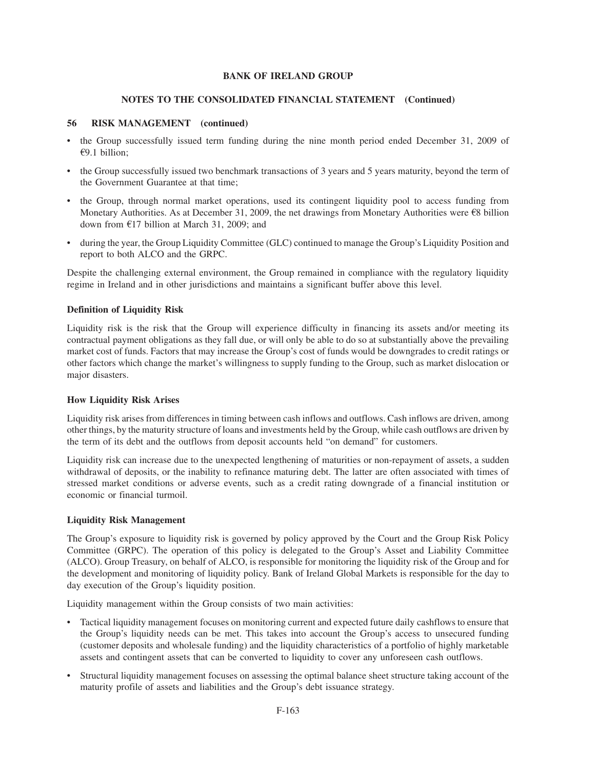**56 RISK MANAGEMENT (continued)**

- the Group successfully issued term funding during the nine month period ended December 31, 2009 of €9.1 billion;
- the Group successfully issued two benchmark transactions of 3 years and 5 years maturity, beyond the term of the Government Guarantee at that time;
- the Group, through normal market operations, used its contingent liquidity pool to access funding from Monetary Authorities. As at December 31, 2009, the net drawings from Monetary Authorities were €8 billion down from €17 billion at March 31, 2009; and
- during the year, the Group Liquidity Committee (GLC) continued to manage the Group's Liquidity Position and report to both ALCO and the GRPC.

Despite the challenging external environment, the Group remained in compliance with the regulatory liquidity regime in Ireland and in other jurisdictions and maintains a significant buffer above this level.

### Definition of Liquidity Risk

Liquidity risk is the risk that the Group will experience difficulty in financing its assets and/or meeting its contractual payment obligations as they fall due, or will only be able to do so at substantially above the prevailing market cost of funds. Factors that may increase the Group's cost of funds would be downgrades to credit ratings or other factors which change the market's willingness to supply funding to the Group, such as market dislocation or major disasters.

### How Liquidity Risk Arises

Liquidity risk arises from differences in timing between cash inflows and outflows. Cash inflows are driven, among other things, by the maturity structure of loans and investments held by the Group, while cash outflows are driven by the term of its debt and the outflows from deposit accounts held "on demand" for customers.

Liquidity risk can increase due to the unexpected lengthening of maturities or non-repayment of assets, a sudden withdrawal of deposits, or the inability to refinance maturing debt. The latter are often associated with times of stressed market conditions or adverse events, such as a credit rating downgrade of a financial institution or economic or financial turmoil.

### Liquidity Risk Management

The Group's exposure to liquidity risk is governed by policy approved by the Court and the Group Risk Policy Committee (GRPC). The operation of this policy is delegated to the Group's Asset and Liability Committee (ALCO). Group Treasury, on behalf of ALCO, is responsible for monitoring the liquidity risk of the Group and for the development and monitoring of liquidity policy. Bank of Ireland Global Markets is responsible for the day to day execution of the Group's liquidity position.

Liquidity management within the Group consists of two main activities:

- Tactical liquidity management focuses on monitoring current and expected future daily cashflows to ensure that the Group's liquidity needs can be met. This takes into account the Group's access to unsecured funding (customer deposits and wholesale funding) and the liquidity characteristics of a portfolio of highly marketable assets and contingent assets that can be converted to liquidity to cover any unforeseen cash outflows.
- Structural liquidity management focuses on assessing the optimal balance sheet structure taking account of the maturity profile of assets and liabilities and the Group's debt issuance strategy.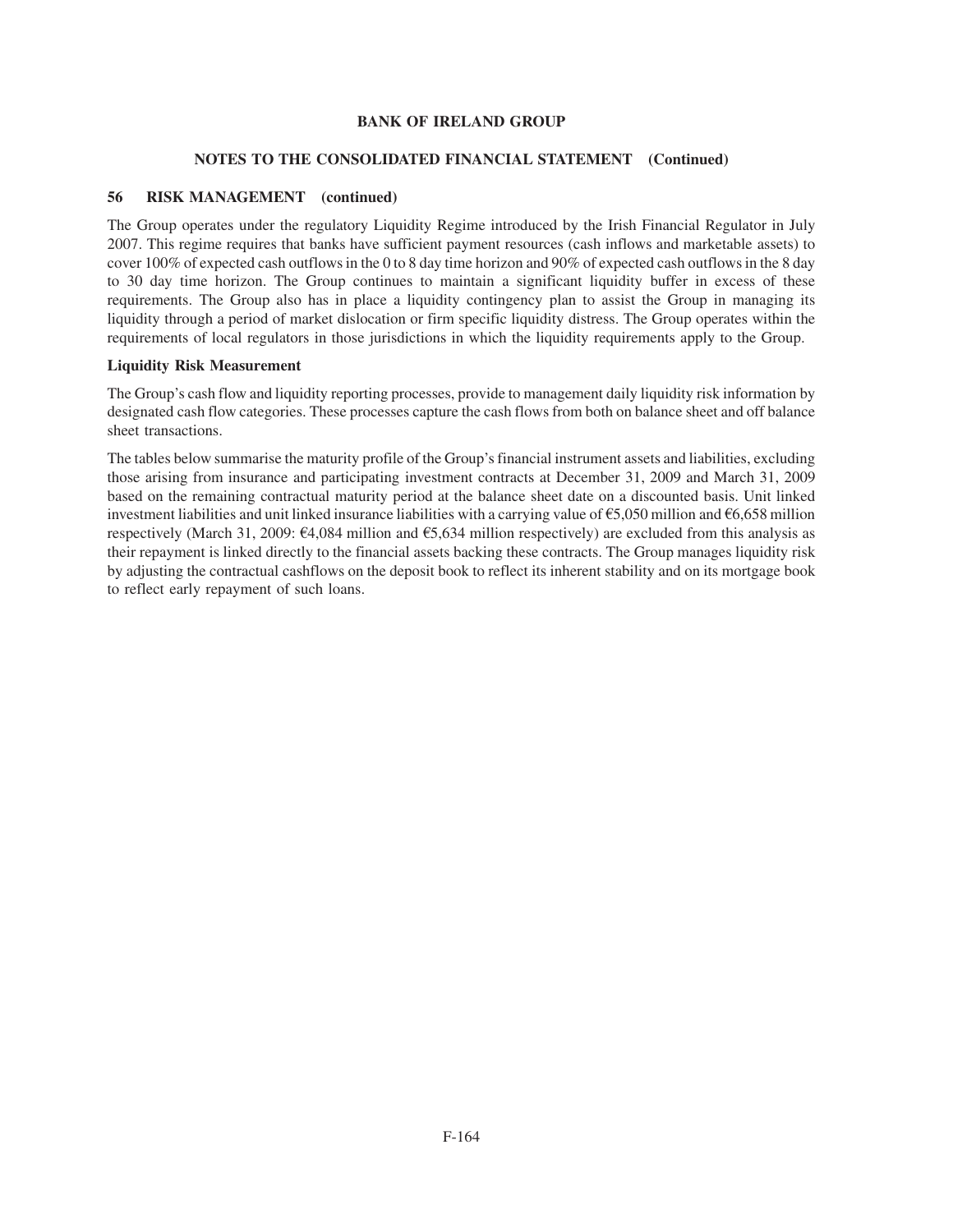## 56 RISK MANAGEMENT (continued)

The Group operates under the regulatory Liquidity Regime introduced by the Irish Financial Regulator in July 2007. This regime requires that banks have sufficient payment resources (cash inflows and marketable assets) to cover 100% of expected cash outflows in the 0 to 8 day time horizon and 90% of expected cash outflows in the 8 day to 30 day time horizon. The Group continues to maintain a significant liquidity buffer in excess of these requirements. The Group also has in place a liquidity contingency plan to assist the Group in managing its liquidity through a period of market dislocation or firm specific liquidity distress. The Group operates within the requirements of local regulators in those jurisdictions in which the liquidity requirements apply to the Group.

### Liquidity Risk Measurement

The Group's cash flow and liquidity reporting processes, provide to management daily liquidity risk information by designated cash flow categories. These processes capture the cash flows from both on balance sheet and off balance sheet transactions.

The tables below summarise the maturity profile of the Group's financial instrument assets and liabilities, excluding those arising from insurance and participating investment contracts at December 31, 2009 and March 31, 2009 based on the remaining contractual maturity period at the balance sheet date on a discounted basis. Unit linked investment liabilities and unit linked insurance liabilities with a carrying value of €5,050 million and €6,658 million respectively (March 31, 2009: €4,084 million and €5,634 million respectively) are excluded from this analysis as their repayment is linked directly to the financial assets backing these contracts. The Group manages liquidity risk by adjusting the contractual cashflows on the deposit book to reflect its inherent stability and on its mortgage book to reflect early repayment of such loans.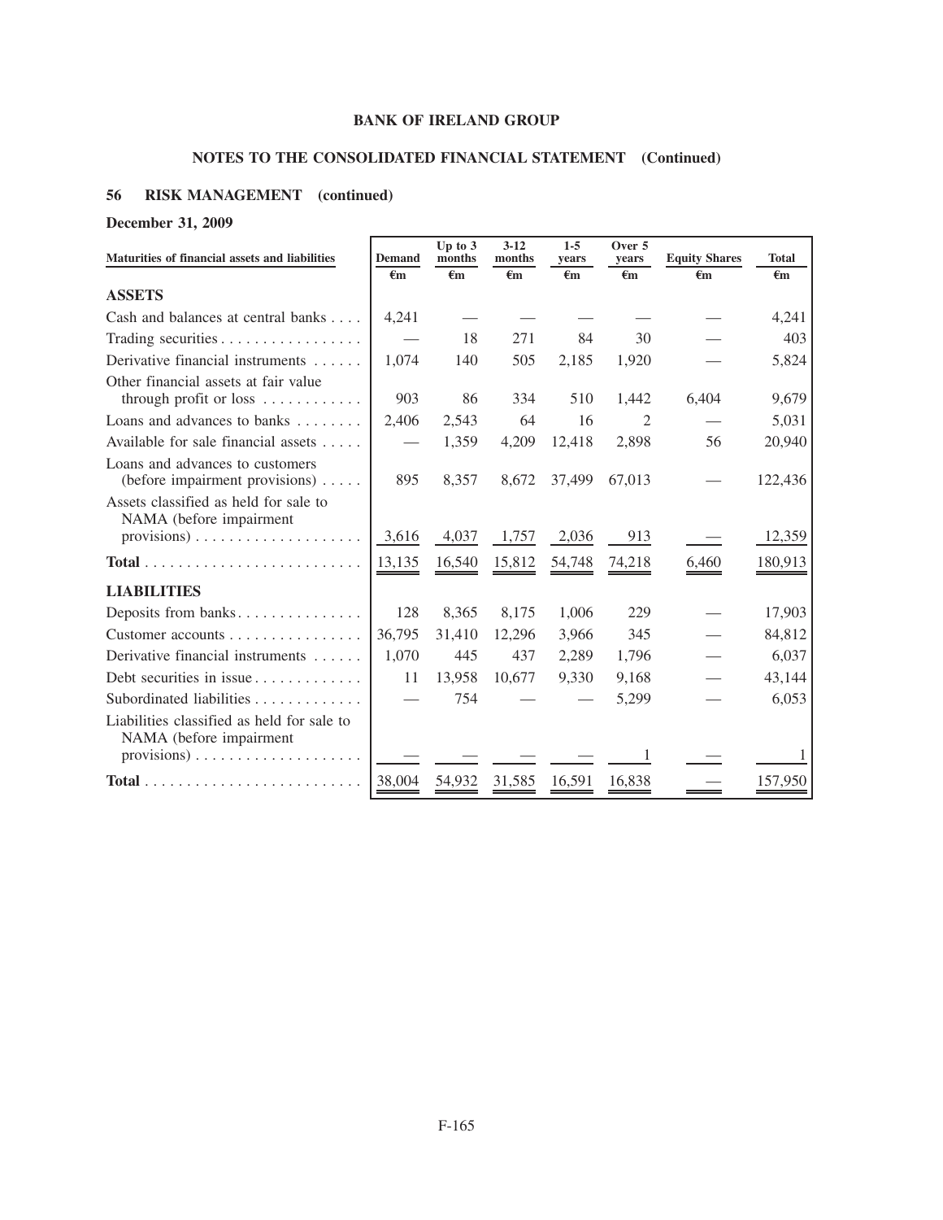**BANK OF IRELAND GROUP**

**NOTES TO THE CONSOLIDATED FINANCIAL STATEMENT (Continued)**

## 56 RISK MANAGEMENT (continued)

**December 31, 2009**

| Maturities of financial assets and liabilities | Demand | Up to 3 months | 3-12 months | 1-5 years | Over 5 years | Equity Shares | Total |
|---|---|---|---|---|---|---|---|
| | €m | €m | €m | €m | €m | €m | €m |
| **ASSETS** | | | | | | | |
| Cash and balances at central banks | 4,241 | — | — | — | — | — | 4,241 |
| Trading securities | — | 18 | 271 | 84 | 30 | — | 403 |
| Derivative financial instruments | 1,074 | 140 | 505 | 2,185 | 1,920 | — | 5,824 |
| Other financial assets at fair value through profit or loss | 903 | 86 | 334 | 510 | 1,442 | 6,404 | 9,679 |
| Loans and advances to banks | 2,406 | 2,543 | 64 | 16 | 2 | — | 5,031 |
| Available for sale financial assets | — | 1,359 | 4,209 | 12,418 | 2,898 | 56 | 20,940 |
| Loans and advances to customers (before impairment provisions) | 895 | 8,357 | 8,672 | 37,499 | 67,013 | — | 122,436 |
| Assets classified as held for sale to NAMA (before impairment provisions) | 3,616 | 4,037 | 1,757 | 2,036 | 913 | — | 12,359 |
| **Total** | 13,135 | 16,540 | 15,812 | 54,748 | 74,218 | 6,460 | 180,913 |
| **LIABILITIES** | | | | | | | |
| Deposits from banks | 128 | 8,365 | 8,175 | 1,006 | 229 | — | 17,903 |
| Customer accounts | 36,795 | 31,410 | 12,296 | 3,966 | 345 | — | 84,812 |
| Derivative financial instruments | 1,070 | 445 | 437 | 2,289 | 1,796 | — | 6,037 |
| Debt securities in issue | 11 | 13,958 | 10,677 | 9,330 | 9,168 | — | 43,144 |
| Subordinated liabilities | — | 754 | — | — | 5,299 | — | 6,053 |
| Liabilities classified as held for sale to NAMA (before impairment provisions) | — | — | — | — | 1 | — | 1 |
| **Total** | 38,004 | 54,932 | 31,585 | 16,591 | 16,838 | — | 157,950 |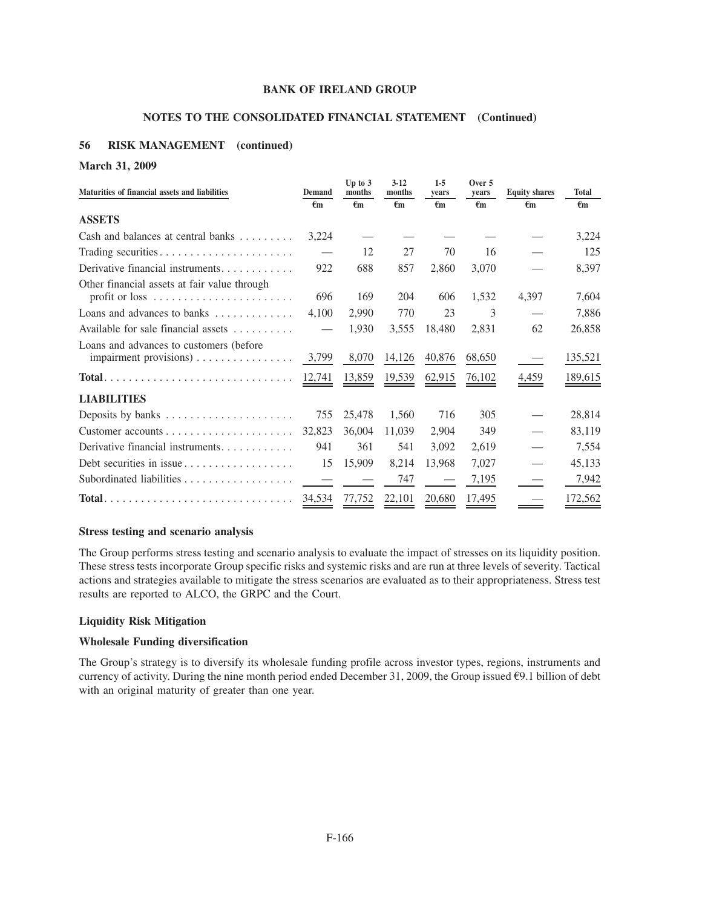**BANK OF IRELAND GROUP**

**NOTES TO THE CONSOLIDATED FINANCIAL STATEMENT (Continued)**

## 56 RISK MANAGEMENT (continued)

**March 31, 2009**

| Maturities of financial assets and liabilities | Demand | Up to 3 months | 3-12 months | 1-5 years | Over 5 years | Equity shares | Total |
|---|---|---|---|---|---|---|---|
| | €m | €m | €m | €m | €m | €m | €m |
| **ASSETS** | | | | | | | |
| Cash and balances at central banks | 3,224 | — | — | — | — | — | 3,224 |
| Trading securities | — | 12 | 27 | 70 | 16 | — | 125 |
| Derivative financial instruments | 922 | 688 | 857 | 2,860 | 3,070 | — | 8,397 |
| Other financial assets at fair value through profit or loss | 696 | 169 | 204 | 606 | 1,532 | 4,397 | 7,604 |
| Loans and advances to banks | 4,100 | 2,990 | 770 | 23 | 3 | — | 7,886 |
| Available for sale financial assets | — | 1,930 | 3,555 | 18,480 | 2,831 | 62 | 26,858 |
| Loans and advances to customers (before impairment provisions) | 3,799 | 8,070 | 14,126 | 40,876 | 68,650 | — | 135,521 |
| **Total** | 12,741 | 13,859 | 19,539 | 62,915 | 76,102 | 4,459 | 189,615 |
| **LIABILITIES** | | | | | | | |
| Deposits by banks | 755 | 25,478 | 1,560 | 716 | 305 | — | 28,814 |
| Customer accounts | 32,823 | 36,004 | 11,039 | 2,904 | 349 | — | 83,119 |
| Derivative financial instruments | 941 | 361 | 541 | 3,092 | 2,619 | — | 7,554 |
| Debt securities in issue | 15 | 15,909 | 8,214 | 13,968 | 7,027 | — | 45,133 |
| Subordinated liabilities | — | — | 747 | — | 7,195 | — | 7,942 |
| **Total** | 34,534 | 77,752 | 22,101 | 20,680 | 17,495 | — | 172,562 |

**Stress testing and scenario analysis**

The Group performs stress testing and scenario analysis to evaluate the impact of stresses on its liquidity position. These stress tests incorporate Group specific risks and systemic risks and are run at three levels of severity. Tactical actions and strategies available to mitigate the stress scenarios are evaluated as to their appropriateness. Stress test results are reported to ALCO, the GRPC and the Court.

**Liquidity Risk Mitigation**

**Wholesale Funding diversification**

The Group's strategy is to diversify its wholesale funding profile across investor types, regions, instruments and currency of activity. During the nine month period ended December 31, 2009, the Group issued €9.1 billion of debt with an original maturity of greater than one year.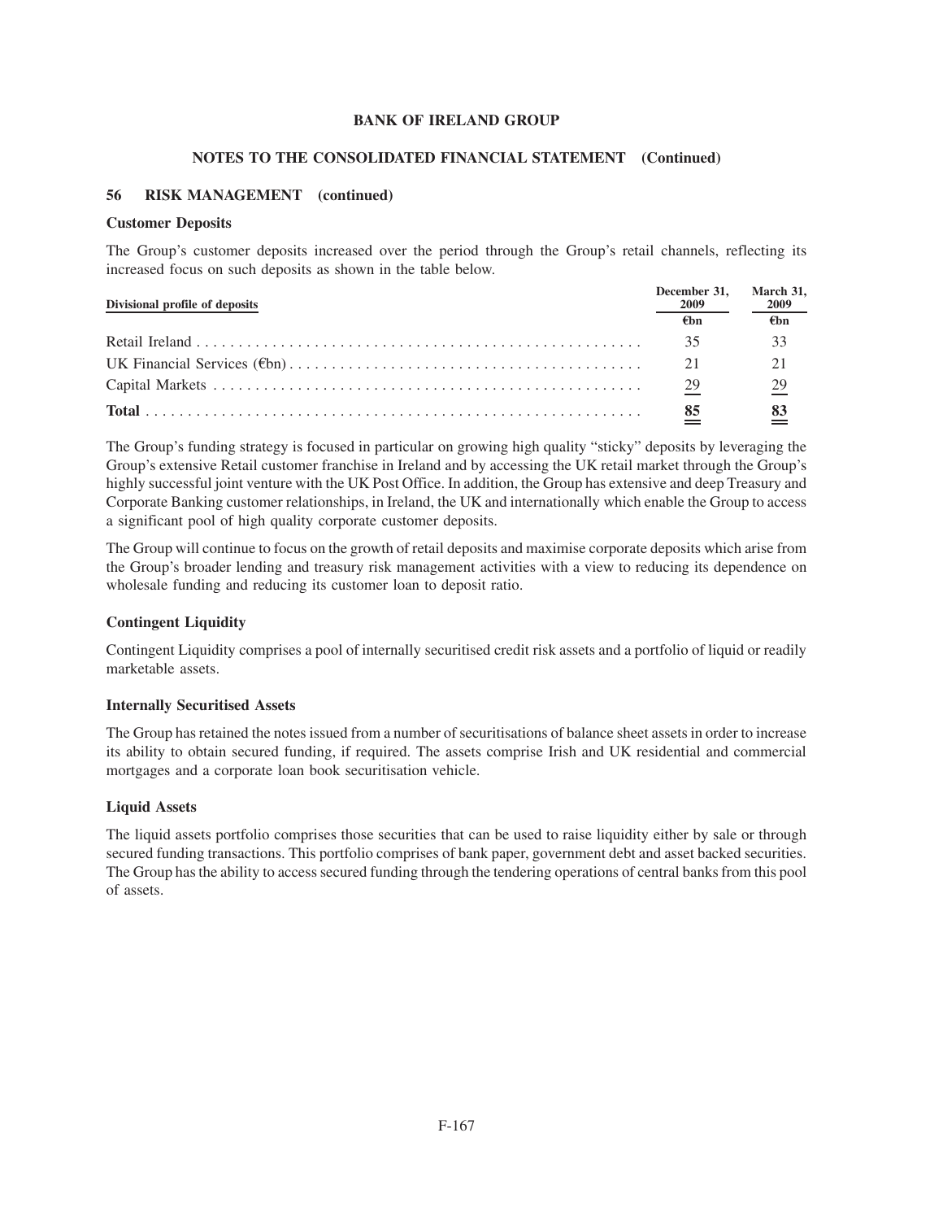**BANK OF IRELAND GROUP**

**NOTES TO THE CONSOLIDATED FINANCIAL STATEMENT (Continued)**

## 56 RISK MANAGEMENT (continued)

### Customer Deposits

The Group's customer deposits increased over the period through the Group's retail channels, reflecting its increased focus on such deposits as shown in the table below.

| Divisional profile of deposits | December 31, 2009 | March 31, 2009 |
|---|---|---|
| | €bn | €bn |
| Retail Ireland | 35 | 33 |
| UK Financial Services (€bn) | 21 | 21 |
| Capital Markets | 29 | 29 |
| **Total** | 85 | 83 |

The Group's funding strategy is focused in particular on growing high quality "sticky" deposits by leveraging the Group's extensive Retail customer franchise in Ireland and by accessing the UK retail market through the Group's highly successful joint venture with the UK Post Office. In addition, the Group has extensive and deep Treasury and Corporate Banking customer relationships, in Ireland, the UK and internationally which enable the Group to access a significant pool of high quality corporate customer deposits.

The Group will continue to focus on the growth of retail deposits and maximise corporate deposits which arise from the Group's broader lending and treasury risk management activities with a view to reducing its dependence on wholesale funding and reducing its customer loan to deposit ratio.

### Contingent Liquidity

Contingent Liquidity comprises a pool of internally securitised credit risk assets and a portfolio of liquid or readily marketable assets.

### Internally Securitised Assets

The Group has retained the notes issued from a number of securitisations of balance sheet assets in order to increase its ability to obtain secured funding, if required. The assets comprise Irish and UK residential and commercial mortgages and a corporate loan book securitisation vehicle.

### Liquid Assets

The liquid assets portfolio comprises those securities that can be used to raise liquidity either by sale or through secured funding transactions. This portfolio comprises of bank paper, government debt and asset backed securities. The Group has the ability to access secured funding through the tendering operations of central banks from this pool of assets.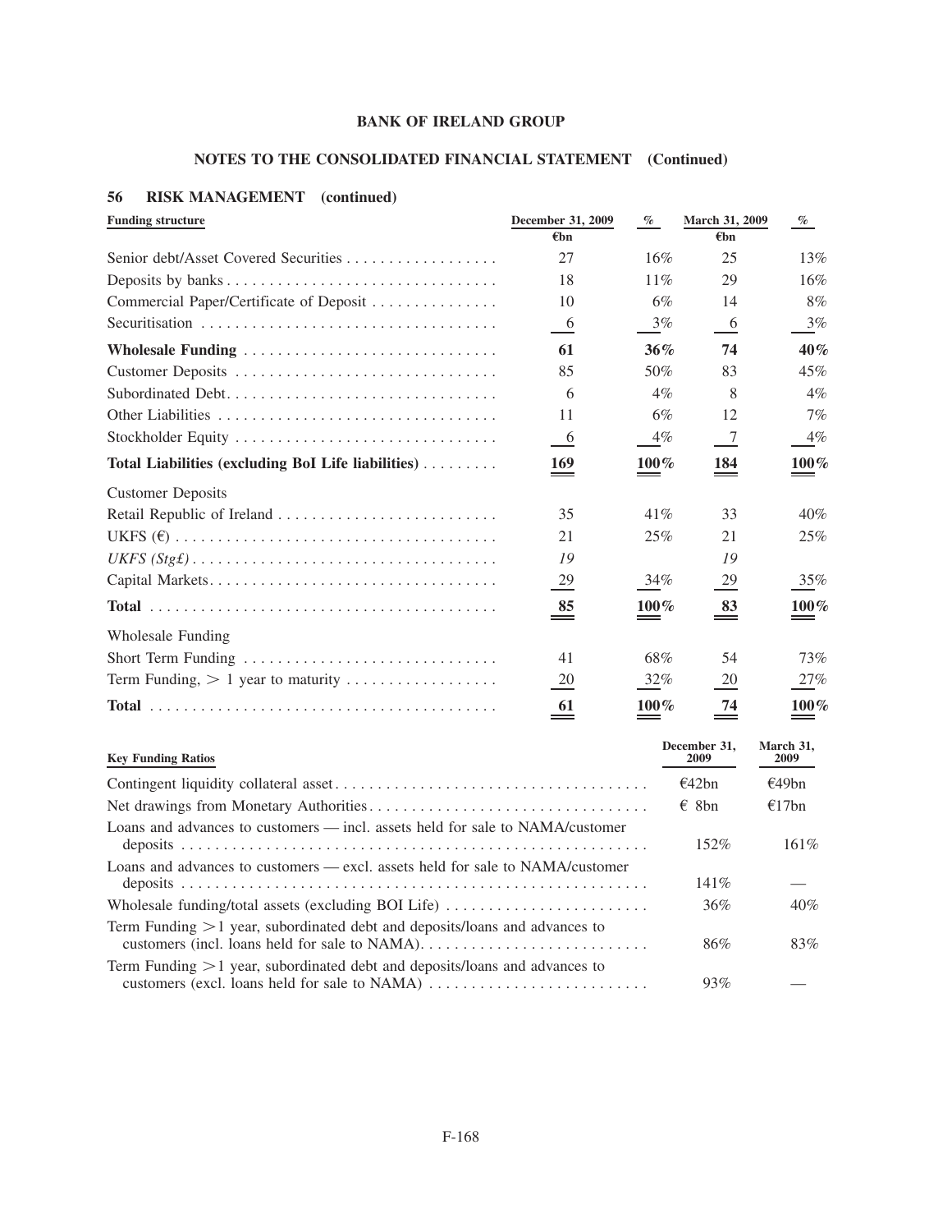**BANK OF IRELAND GROUP**

**NOTES TO THE CONSOLIDATED FINANCIAL STATEMENT (Continued)**

## 56 RISK MANAGEMENT (continued)

| Funding structure | December 31, 2009 €bn | % | March 31, 2009 €bn | % |
|---|---|---|---|---|
| Senior debt/Asset Covered Securities | 27 | 16% | 25 | 13% |
| Deposits by banks | 18 | 11% | 29 | 16% |
| Commercial Paper/Certificate of Deposit | 10 | 6% | 14 | 8% |
| Securitisation | 6 | 3% | 6 | 3% |
| **Wholesale Funding** | **61** | **36%** | **74** | **40%** |
| Customer Deposits | 85 | 50% | 83 | 45% |
| Subordinated Debt | 6 | 4% | 8 | 4% |
| Other Liabilities | 11 | 6% | 12 | 7% |
| Stockholder Equity | 6 | 4% | 7 | 4% |
| **Total Liabilities (excluding BoI Life liabilities)** | **169** | **100%** | **184** | **100%** |
| Customer Deposits | | | | |
| Retail Republic of Ireland | 35 | 41% | 33 | 40% |
| UKFS (€) | 21 | 25% | 21 | 25% |
| *UKFS (Stg£)* | *19* | | *19* | |
| Capital Markets | 29 | 34% | 29 | 35% |
| **Total** | **85** | **100%** | **83** | **100%** |
| Wholesale Funding | | | | |
| Short Term Funding | 41 | 68% | 54 | 73% |
| Term Funding, > 1 year to maturity | 20 | 32% | 20 | 27% |
| **Total** | **61** | **100%** | **74** | **100%** |

| Key Funding Ratios | December 31, 2009 | March 31, 2009 |
|---|---|---|
| Contingent liquidity collateral asset | €42bn | €49bn |
| Net drawings from Monetary Authorities | € 8bn | €17bn |
| Loans and advances to customers — incl. assets held for sale to NAMA/customer deposits | 152% | 161% |
| Loans and advances to customers — excl. assets held for sale to NAMA/customer deposits | 141% | — |
| Wholesale funding/total assets (excluding BOI Life) | 36% | 40% |
| Term Funding >1 year, subordinated debt and deposits/loans and advances to customers (incl. loans held for sale to NAMA) | 86% | 83% |
| Term Funding >1 year, subordinated debt and deposits/loans and advances to customers (excl. loans held for sale to NAMA) | 93% | — |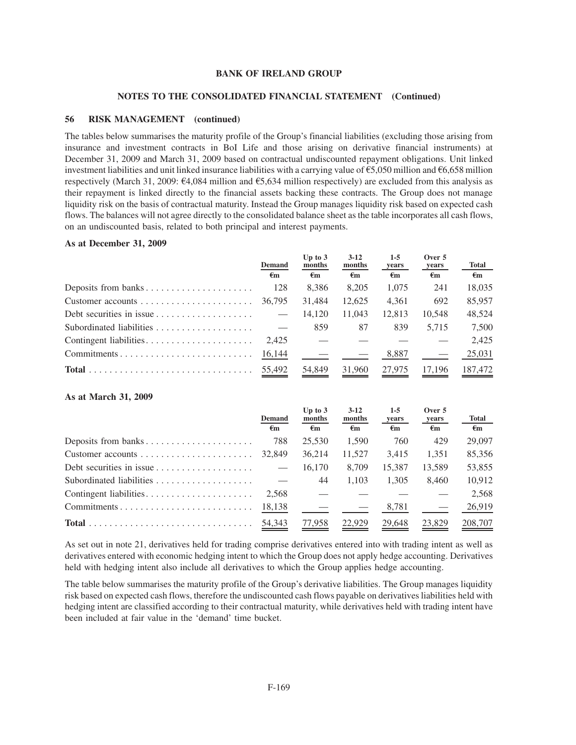**BANK OF IRELAND GROUP**

**NOTES TO THE CONSOLIDATED FINANCIAL STATEMENT (Continued)**

## 56 RISK MANAGEMENT (continued)

The tables below summarises the maturity profile of the Group's financial liabilities (excluding those arising from insurance and investment contracts in BoI Life and those arising on derivative financial instruments) at December 31, 2009 and March 31, 2009 based on contractual undiscounted repayment obligations. Unit linked investment liabilities and unit linked insurance liabilities with a carrying value of €5,050 million and €6,658 million respectively (March 31, 2009: €4,084 million and €5,634 million respectively) are excluded from this analysis as their repayment is linked directly to the financial assets backing these contracts. The Group does not manage liquidity risk on the basis of contractual maturity. Instead the Group manages liquidity risk based on expected cash flows. The balances will not agree directly to the consolidated balance sheet as the table incorporates all cash flows, on an undiscounted basis, related to both principal and interest payments.

**As at December 31, 2009**

| | Demand | Up to 3 months | 3-12 months | 1-5 years | Over 5 years | Total |
|---|---|---|---|---|---|---|
| | €m | €m | €m | €m | €m | €m |
| Deposits from banks | 128 | 8,386 | 8,205 | 1,075 | 241 | 18,035 |
| Customer accounts | 36,795 | 31,484 | 12,625 | 4,361 | 692 | 85,957 |
| Debt securities in issue | — | 14,120 | 11,043 | 12,813 | 10,548 | 48,524 |
| Subordinated liabilities | — | 859 | 87 | 839 | 5,715 | 7,500 |
| Contingent liabilities | 2,425 | — | — | — | — | 2,425 |
| Commitments | 16,144 | — | — | 8,887 | — | 25,031 |
| **Total** | 55,492 | 54,849 | 31,960 | 27,975 | 17,196 | 187,472 |

**As at March 31, 2009**

| | Demand | Up to 3 months | 3-12 months | 1-5 years | Over 5 years | Total |
|---|---|---|---|---|---|---|
| | €m | €m | €m | €m | €m | €m |
| Deposits from banks | 788 | 25,530 | 1,590 | 760 | 429 | 29,097 |
| Customer accounts | 32,849 | 36,214 | 11,527 | 3,415 | 1,351 | 85,356 |
| Debt securities in issue | — | 16,170 | 8,709 | 15,387 | 13,589 | 53,855 |
| Subordinated liabilities | — | 44 | 1,103 | 1,305 | 8,460 | 10,912 |
| Contingent liabilities | 2,568 | — | — | — | — | 2,568 |
| Commitments | 18,138 | — | — | 8,781 | — | 26,919 |
| **Total** | 54,343 | 77,958 | 22,929 | 29,648 | 23,829 | 208,707 |

As set out in note 21, derivatives held for trading comprise derivatives entered into with trading intent as well as derivatives entered with economic hedging intent to which the Group does not apply hedge accounting. Derivatives held with hedging intent also include all derivatives to which the Group applies hedge accounting.

The table below summarises the maturity profile of the Group's derivative liabilities. The Group manages liquidity risk based on expected cash flows, therefore the undiscounted cash flows payable on derivatives liabilities held with hedging intent are classified according to their contractual maturity, while derivatives held with trading intent have been included at fair value in the 'demand' time bucket.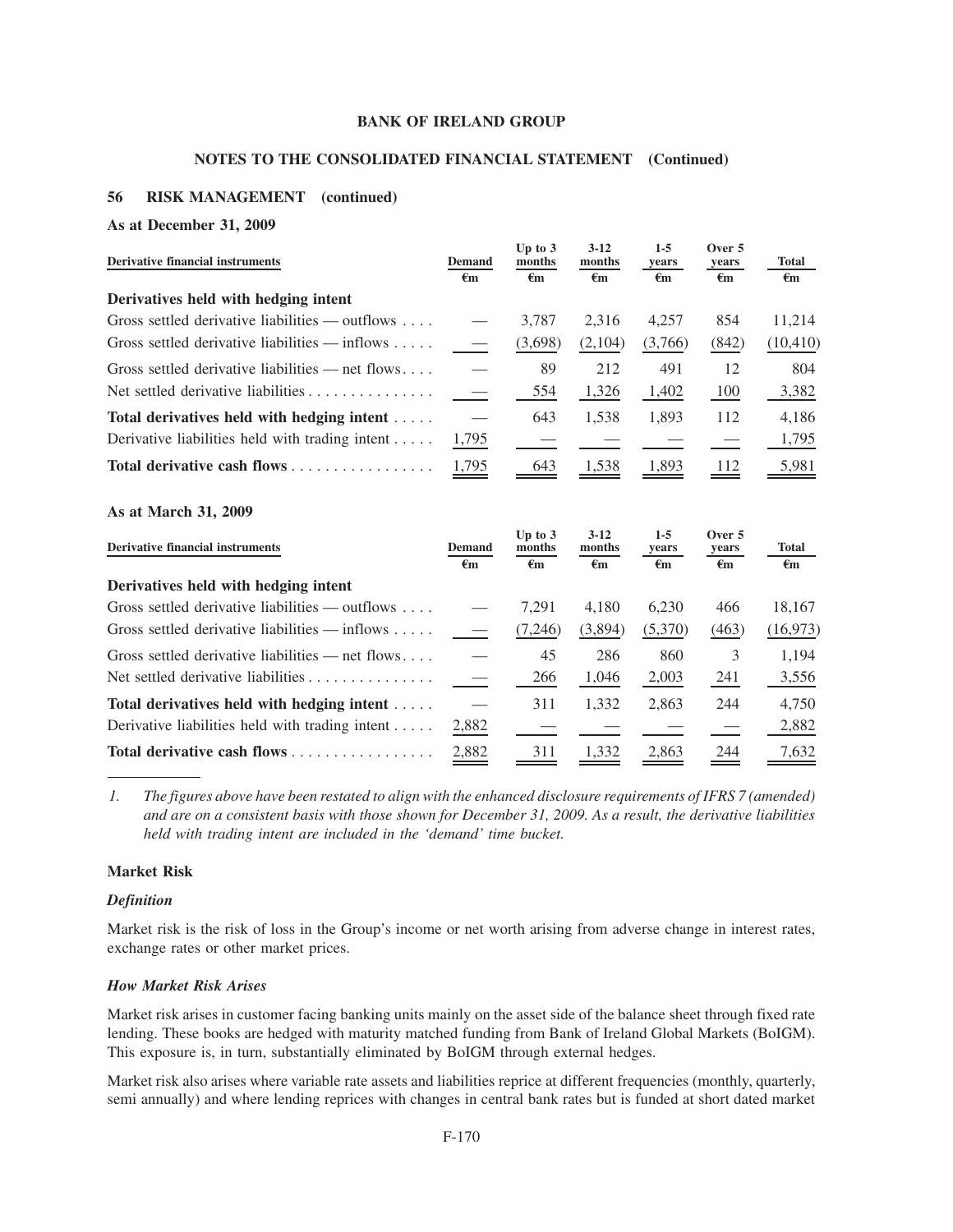**BANK OF IRELAND GROUP**

**NOTES TO THE CONSOLIDATED FINANCIAL STATEMENT (Continued)**

## 56 RISK MANAGEMENT (continued)

**As at December 31, 2009**

| Derivative financial instruments | Demand | Up to 3 months | 3-12 months | 1-5 years | Over 5 years | Total |
|---|---|---|---|---|---|---|
| | €m | €m | €m | €m | €m | €m |
| **Derivatives held with hedging intent** | | | | | | |
| Gross settled derivative liabilities — outflows | — | 3,787 | 2,316 | 4,257 | 854 | 11,214 |
| Gross settled derivative liabilities — inflows | — | (3,698) | (2,104) | (3,766) | (842) | (10,410) |
| Gross settled derivative liabilities — net flows | — | 89 | 212 | 491 | 12 | 804 |
| Net settled derivative liabilities | — | 554 | 1,326 | 1,402 | 100 | 3,382 |
| **Total derivatives held with hedging intent** | — | 643 | 1,538 | 1,893 | 112 | 4,186 |
| Derivative liabilities held with trading intent | 1,795 | — | — | — | — | 1,795 |
| **Total derivative cash flows** | 1,795 | 643 | 1,538 | 1,893 | 112 | 5,981 |

**As at March 31, 2009**

| Derivative financial instruments | Demand | Up to 3 months | 3-12 months | 1-5 years | Over 5 years | Total |
|---|---|---|---|---|---|---|
| | €m | €m | €m | €m | €m | €m |
| **Derivatives held with hedging intent** | | | | | | |
| Gross settled derivative liabilities — outflows | — | 7,291 | 4,180 | 6,230 | 466 | 18,167 |
| Gross settled derivative liabilities — inflows | — | (7,246) | (3,894) | (5,370) | (463) | (16,973) |
| Gross settled derivative liabilities — net flows | — | 45 | 286 | 860 | 3 | 1,194 |
| Net settled derivative liabilities | — | 266 | 1,046 | 2,003 | 241 | 3,556 |
| **Total derivatives held with hedging intent** | — | 311 | 1,332 | 2,863 | 244 | 4,750 |
| Derivative liabilities held with trading intent | 2,882 | — | — | — | — | 2,882 |
| **Total derivative cash flows** | 2,882 | 311 | 1,332 | 2,863 | 244 | 7,632 |

*1. The figures above have been restated to align with the enhanced disclosure requirements of IFRS 7 (amended) and are on a consistent basis with those shown for December 31, 2009. As a result, the derivative liabilities held with trading intent are included in the 'demand' time bucket.*

### Market Risk

***Definition***

Market risk is the risk of loss in the Group's income or net worth arising from adverse change in interest rates, exchange rates or other market prices.

***How Market Risk Arises***

Market risk arises in customer facing banking units mainly on the asset side of the balance sheet through fixed rate lending. These books are hedged with maturity matched funding from Bank of Ireland Global Markets (BoIGM). This exposure is, in turn, substantially eliminated by BoIGM through external hedges.

Market risk also arises where variable rate assets and liabilities reprice at different frequencies (monthly, quarterly, semi annually) and where lending reprices with changes in central bank rates but is funded at short dated market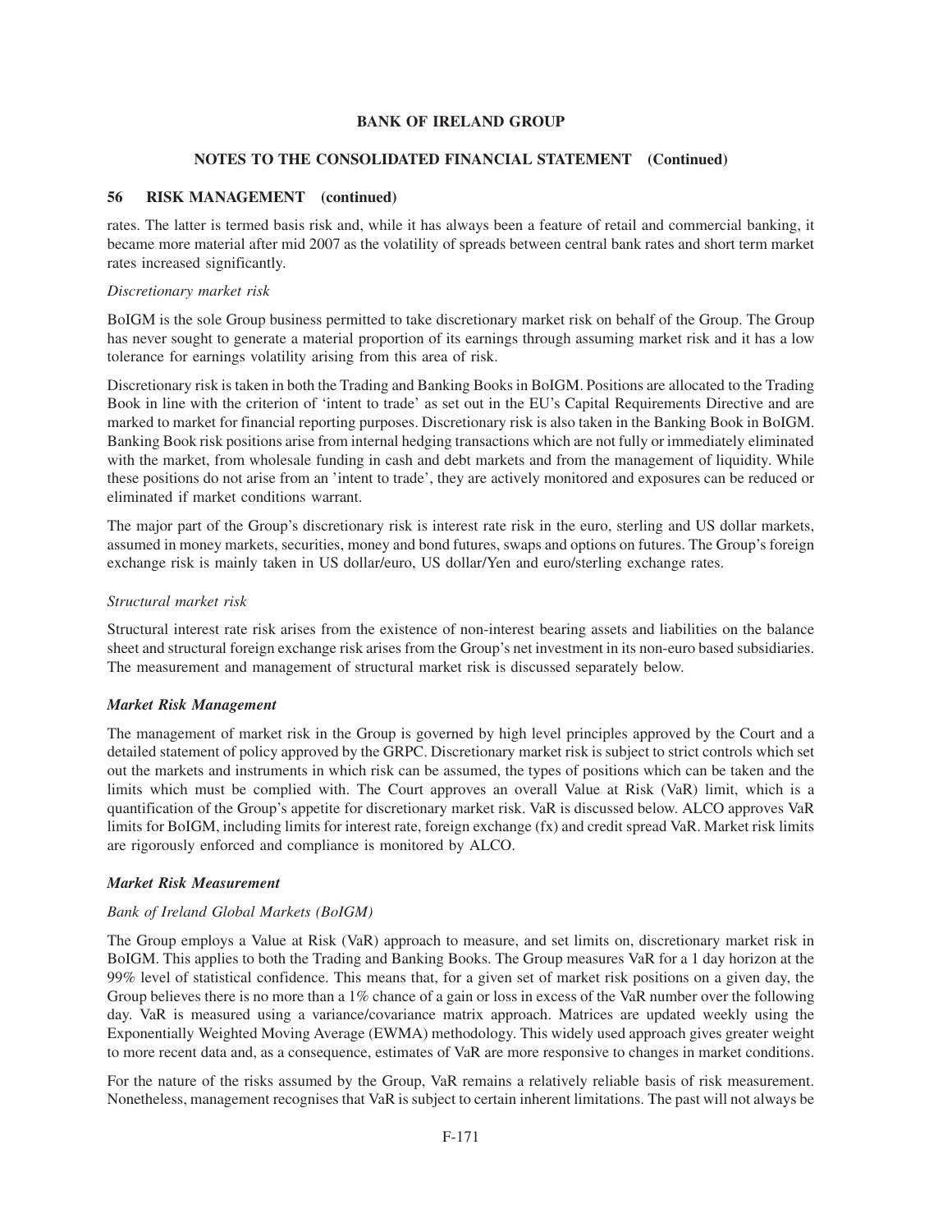rates. The latter is termed basis risk and, while it has always been a feature of retail and commercial banking, it became more material after mid 2007 as the volatility of spreads between central bank rates and short term market rates increased significantly.

*Discretionary market risk*

BoIGM is the sole Group business permitted to take discretionary market risk on behalf of the Group. The Group has never sought to generate a material proportion of its earnings through assuming market risk and it has a low tolerance for earnings volatility arising from this area of risk.

Discretionary risk is taken in both the Trading and Banking Books in BoIGM. Positions are allocated to the Trading Book in line with the criterion of 'intent to trade' as set out in the EU's Capital Requirements Directive and are marked to market for financial reporting purposes. Discretionary risk is also taken in the Banking Book in BoIGM. Banking Book risk positions arise from internal hedging transactions which are not fully or immediately eliminated with the market, from wholesale funding in cash and debt markets and from the management of liquidity. While these positions do not arise from an 'intent to trade', they are actively monitored and exposures can be reduced or eliminated if market conditions warrant.

The major part of the Group's discretionary risk is interest rate risk in the euro, sterling and US dollar markets, assumed in money markets, securities, money and bond futures, swaps and options on futures. The Group's foreign exchange risk is mainly taken in US dollar/euro, US dollar/Yen and euro/sterling exchange rates.

*Structural market risk*

Structural interest rate risk arises from the existence of non-interest bearing assets and liabilities on the balance sheet and structural foreign exchange risk arises from the Group's net investment in its non-euro based subsidiaries. The measurement and management of structural market risk is discussed separately below.

***Market Risk Management***

The management of market risk in the Group is governed by high level principles approved by the Court and a detailed statement of policy approved by the GRPC. Discretionary market risk is subject to strict controls which set out the markets and instruments in which risk can be assumed, the types of positions which can be taken and the limits which must be complied with. The Court approves an overall Value at Risk (VaR) limit, which is a quantification of the Group's appetite for discretionary market risk. VaR is discussed below. ALCO approves VaR limits for BoIGM, including limits for interest rate, foreign exchange (fx) and credit spread VaR. Market risk limits are rigorously enforced and compliance is monitored by ALCO.

***Market Risk Measurement***

*Bank of Ireland Global Markets (BoIGM)*

The Group employs a Value at Risk (VaR) approach to measure, and set limits on, discretionary market risk in BoIGM. This applies to both the Trading and Banking Books. The Group measures VaR for a 1 day horizon at the 99% level of statistical confidence. This means that, for a given set of market risk positions on a given day, the Group believes there is no more than a 1% chance of a gain or loss in excess of the VaR number over the following day. VaR is measured using a variance/covariance matrix approach. Matrices are updated weekly using the Exponentially Weighted Moving Average (EWMA) methodology. This widely used approach gives greater weight to more recent data and, as a consequence, estimates of VaR are more responsive to changes in market conditions.

For the nature of the risks assumed by the Group, VaR remains a relatively reliable basis of risk measurement. Nonetheless, management recognises that VaR is subject to certain inherent limitations. The past will not always be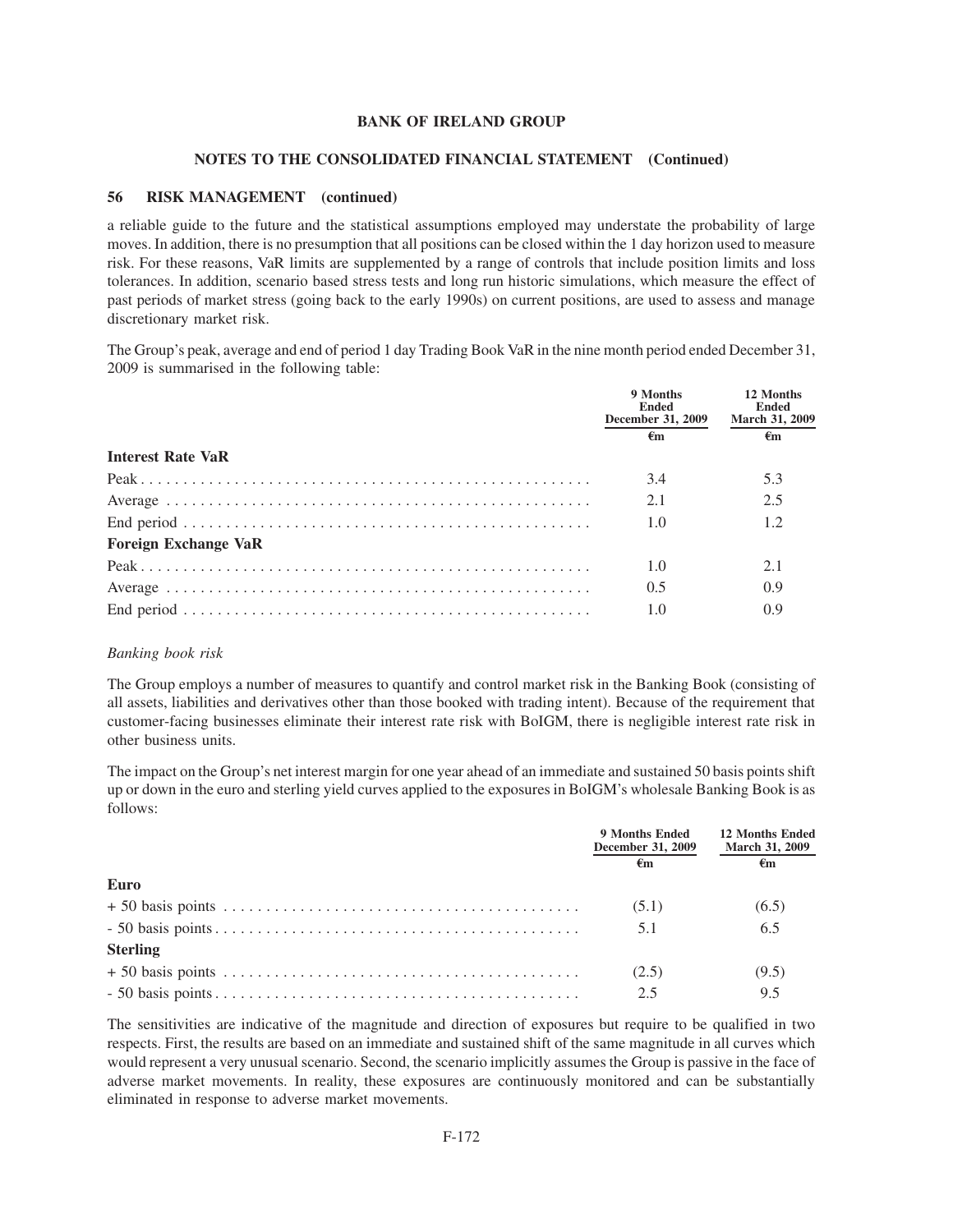a reliable guide to the future and the statistical assumptions employed may understate the probability of large moves. In addition, there is no presumption that all positions can be closed within the 1 day horizon used to measure risk. For these reasons, VaR limits are supplemented by a range of controls that include position limits and loss tolerances. In addition, scenario based stress tests and long run historic simulations, which measure the effect of past periods of market stress (going back to the early 1990s) on current positions, are used to assess and manage discretionary market risk.

The Group's peak, average and end of period 1 day Trading Book VaR in the nine month period ended December 31, 2009 is summarised in the following table:

| | 9 Months Ended December 31, 2009 | 12 Months Ended March 31, 2009 |
|---|---|---|
| | €m | €m |
| **Interest Rate VaR** | | |
| Peak | 3.4 | 5.3 |
| Average | 2.1 | 2.5 |
| End period | 1.0 | 1.2 |
| **Foreign Exchange VaR** | | |
| Peak | 1.0 | 2.1 |
| Average | 0.5 | 0.9 |
| End period | 1.0 | 0.9 |

*Banking book risk*

The Group employs a number of measures to quantify and control market risk in the Banking Book (consisting of all assets, liabilities and derivatives other than those booked with trading intent). Because of the requirement that customer-facing businesses eliminate their interest rate risk with BoIGM, there is negligible interest rate risk in other business units.

The impact on the Group's net interest margin for one year ahead of an immediate and sustained 50 basis points shift up or down in the euro and sterling yield curves applied to the exposures in BoIGM's wholesale Banking Book is as follows:

| | 9 Months Ended December 31, 2009 | 12 Months Ended March 31, 2009 |
|---|---|---|
| | €m | €m |
| **Euro** | | |
| + 50 basis points | (5.1) | (6.5) |
| - 50 basis points | 5.1 | 6.5 |
| **Sterling** | | |
| + 50 basis points | (2.5) | (9.5) |
| - 50 basis points | 2.5 | 9.5 |

The sensitivities are indicative of the magnitude and direction of exposures but require to be qualified in two respects. First, the results are based on an immediate and sustained shift of the same magnitude in all curves which would represent a very unusual scenario. Second, the scenario implicitly assumes the Group is passive in the face of adverse market movements. In reality, these exposures are continuously monitored and can be substantially eliminated in response to adverse market movements.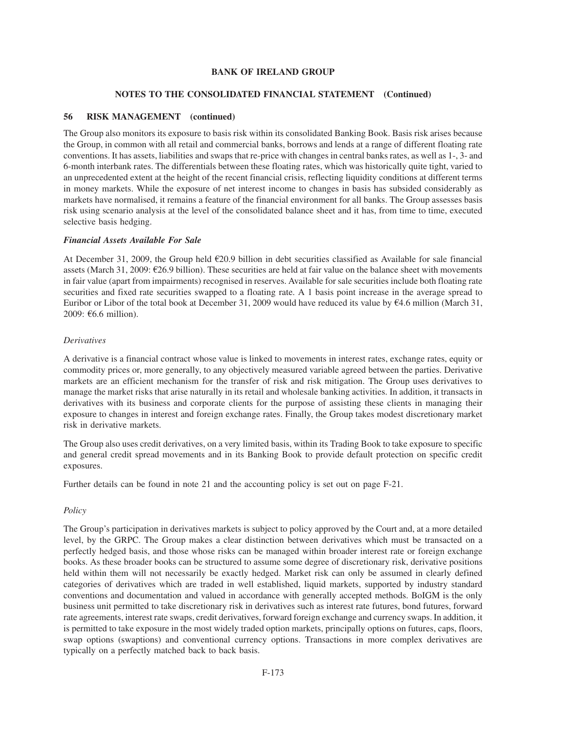## 56 RISK MANAGEMENT (continued)

The Group also monitors its exposure to basis risk within its consolidated Banking Book. Basis risk arises because the Group, in common with all retail and commercial banks, borrows and lends at a range of different floating rate conventions. It has assets, liabilities and swaps that re-price with changes in central banks rates, as well as 1-, 3- and 6-month interbank rates. The differentials between these floating rates, which was historically quite tight, varied to an unprecedented extent at the height of the recent financial crisis, reflecting liquidity conditions at different terms in money markets. While the exposure of net interest income to changes in basis has subsided considerably as markets have normalised, it remains a feature of the financial environment for all banks. The Group assesses basis risk using scenario analysis at the level of the consolidated balance sheet and it has, from time to time, executed selective basis hedging.

### *Financial Assets Available For Sale*

At December 31, 2009, the Group held €20.9 billion in debt securities classified as Available for sale financial assets (March 31, 2009: €26.9 billion). These securities are held at fair value on the balance sheet with movements in fair value (apart from impairments) recognised in reserves. Available for sale securities include both floating rate securities and fixed rate securities swapped to a floating rate. A 1 basis point increase in the average spread to Euribor or Libor of the total book at December 31, 2009 would have reduced its value by €4.6 million (March 31, 2009: €6.6 million).

### *Derivatives*

A derivative is a financial contract whose value is linked to movements in interest rates, exchange rates, equity or commodity prices or, more generally, to any objectively measured variable agreed between the parties. Derivative markets are an efficient mechanism for the transfer of risk and risk mitigation. The Group uses derivatives to manage the market risks that arise naturally in its retail and wholesale banking activities. In addition, it transacts in derivatives with its business and corporate clients for the purpose of assisting these clients in managing their exposure to changes in interest and foreign exchange rates. Finally, the Group takes modest discretionary market risk in derivative markets.

The Group also uses credit derivatives, on a very limited basis, within its Trading Book to take exposure to specific and general credit spread movements and in its Banking Book to provide default protection on specific credit exposures.

Further details can be found in note 21 and the accounting policy is set out on page F-21.

### *Policy*

The Group's participation in derivatives markets is subject to policy approved by the Court and, at a more detailed level, by the GRPC. The Group makes a clear distinction between derivatives which must be transacted on a perfectly hedged basis, and those whose risks can be managed within broader interest rate or foreign exchange books. As these broader books can be structured to assume some degree of discretionary risk, derivative positions held within them will not necessarily be exactly hedged. Market risk can only be assumed in clearly defined categories of derivatives which are traded in well established, liquid markets, supported by industry standard conventions and documentation and valued in accordance with generally accepted methods. BoIGM is the only business unit permitted to take discretionary risk in derivatives such as interest rate futures, bond futures, forward rate agreements, interest rate swaps, credit derivatives, forward foreign exchange and currency swaps. In addition, it is permitted to take exposure in the most widely traded option markets, principally options on futures, caps, floors, swap options (swaptions) and conventional currency options. Transactions in more complex derivatives are typically on a perfectly matched back to back basis.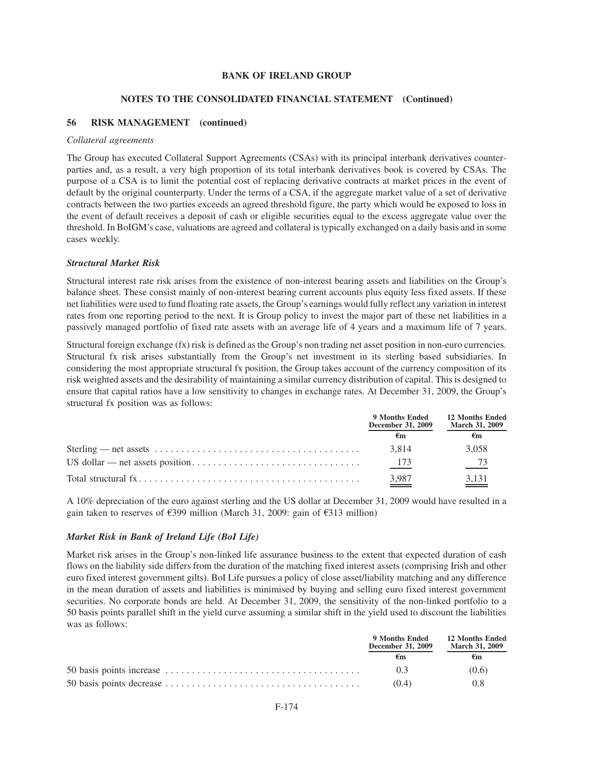## 56 RISK MANAGEMENT (continued)

*Collateral agreements*

The Group has executed Collateral Support Agreements (CSAs) with its principal interbank derivatives counterparties and, as a result, a very high proportion of its total interbank derivatives book is covered by CSAs. The purpose of a CSA is to limit the potential cost of replacing derivative contracts at market prices in the event of default by the original counterparty. Under the terms of a CSA, if the aggregate market value of a set of derivative contracts between the two parties exceeds an agreed threshold figure, the party which would be exposed to loss in the event of default receives a deposit of cash or eligible securities equal to the excess aggregate value over the threshold. In BoIGM's case, valuations are agreed and collateral is typically exchanged on a daily basis and in some cases weekly.

### *Structural Market Risk*

Structural interest rate risk arises from the existence of non-interest bearing assets and liabilities on the Group's balance sheet. These consist mainly of non-interest bearing current accounts plus equity less fixed assets. If these net liabilities were used to fund floating rate assets, the Group's earnings would fully reflect any variation in interest rates from one reporting period to the next. It is Group policy to invest the major part of these net liabilities in a passively managed portfolio of fixed rate assets with an average life of 4 years and a maximum life of 7 years.

Structural foreign exchange (fx) risk is defined as the Group's non trading net asset position in non-euro currencies. Structural fx risk arises substantially from the Group's net investment in its sterling based subsidiaries. In considering the most appropriate structural fx position, the Group takes account of the currency composition of its risk weighted assets and the desirability of maintaining a similar currency distribution of capital. This is designed to ensure that capital ratios have a low sensitivity to changes in exchange rates. At December 31, 2009, the Group's structural fx position was as follows:

| | 9 Months Ended December 31, 2009 | 12 Months Ended March 31, 2009 |
|---|---|---|
| | €m | €m |
| Sterling — net assets | 3,814 | 3,058 |
| US dollar — net assets position | 173 | 73 |
| Total structural fx | 3,987 | 3,131 |

A 10% depreciation of the euro against sterling and the US dollar at December 31, 2009 would have resulted in a gain taken to reserves of €399 million (March 31, 2009: gain of €313 million)

### *Market Risk in Bank of Ireland Life (BoI Life)*

Market risk arises in the Group's non-linked life assurance business to the extent that expected duration of cash flows on the liability side differs from the duration of the matching fixed interest assets (comprising Irish and other euro fixed interest government gilts). BoI Life pursues a policy of close asset/liability matching and any difference in the mean duration of assets and liabilities is minimised by buying and selling euro fixed interest government securities. No corporate bonds are held. At December 31, 2009, the sensitivity of the non-linked portfolio to a 50 basis points parallel shift in the yield curve assuming a similar shift in the yield used to discount the liabilities was as follows:

| | 9 Months Ended December 31, 2009 | 12 Months Ended March 31, 2009 |
|---|---|---|
| | €m | €m |
| 50 basis points increase | 0.3 | (0.6) |
| 50 basis points decrease | (0.4) | 0.8 |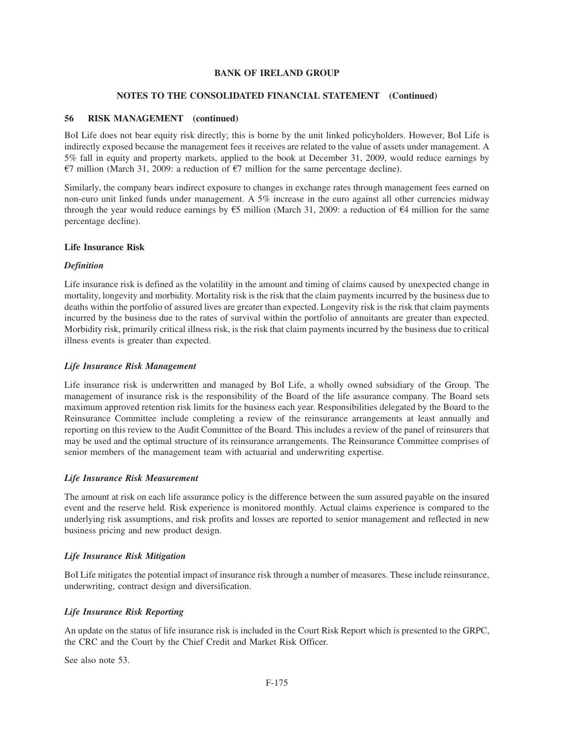## 56 RISK MANAGEMENT (continued)

BoI Life does not bear equity risk directly; this is borne by the unit linked policyholders. However, BoI Life is indirectly exposed because the management fees it receives are related to the value of assets under management. A 5% fall in equity and property markets, applied to the book at December 31, 2009, would reduce earnings by €7 million (March 31, 2009: a reduction of €7 million for the same percentage decline).

Similarly, the company bears indirect exposure to changes in exchange rates through management fees earned on non-euro unit linked funds under management. A 5% increase in the euro against all other currencies midway through the year would reduce earnings by €5 million (March 31, 2009: a reduction of €4 million for the same percentage decline).

### Life Insurance Risk

#### *Definition*

Life insurance risk is defined as the volatility in the amount and timing of claims caused by unexpected change in mortality, longevity and morbidity. Mortality risk is the risk that the claim payments incurred by the business due to deaths within the portfolio of assured lives are greater than expected. Longevity risk is the risk that claim payments incurred by the business due to the rates of survival within the portfolio of annuitants are greater than expected. Morbidity risk, primarily critical illness risk, is the risk that claim payments incurred by the business due to critical illness events is greater than expected.

#### *Life Insurance Risk Management*

Life insurance risk is underwritten and managed by BoI Life, a wholly owned subsidiary of the Group. The management of insurance risk is the responsibility of the Board of the life assurance company. The Board sets maximum approved retention risk limits for the business each year. Responsibilities delegated by the Board to the Reinsurance Committee include completing a review of the reinsurance arrangements at least annually and reporting on this review to the Audit Committee of the Board. This includes a review of the panel of reinsurers that may be used and the optimal structure of its reinsurance arrangements. The Reinsurance Committee comprises of senior members of the management team with actuarial and underwriting expertise.

#### *Life Insurance Risk Measurement*

The amount at risk on each life assurance policy is the difference between the sum assured payable on the insured event and the reserve held. Risk experience is monitored monthly. Actual claims experience is compared to the underlying risk assumptions, and risk profits and losses are reported to senior management and reflected in new business pricing and new product design.

#### *Life Insurance Risk Mitigation*

BoI Life mitigates the potential impact of insurance risk through a number of measures. These include reinsurance, underwriting, contract design and diversification.

#### *Life Insurance Risk Reporting*

An update on the status of life insurance risk is included in the Court Risk Report which is presented to the GRPC, the CRC and the Court by the Chief Credit and Market Risk Officer.

See also note 53.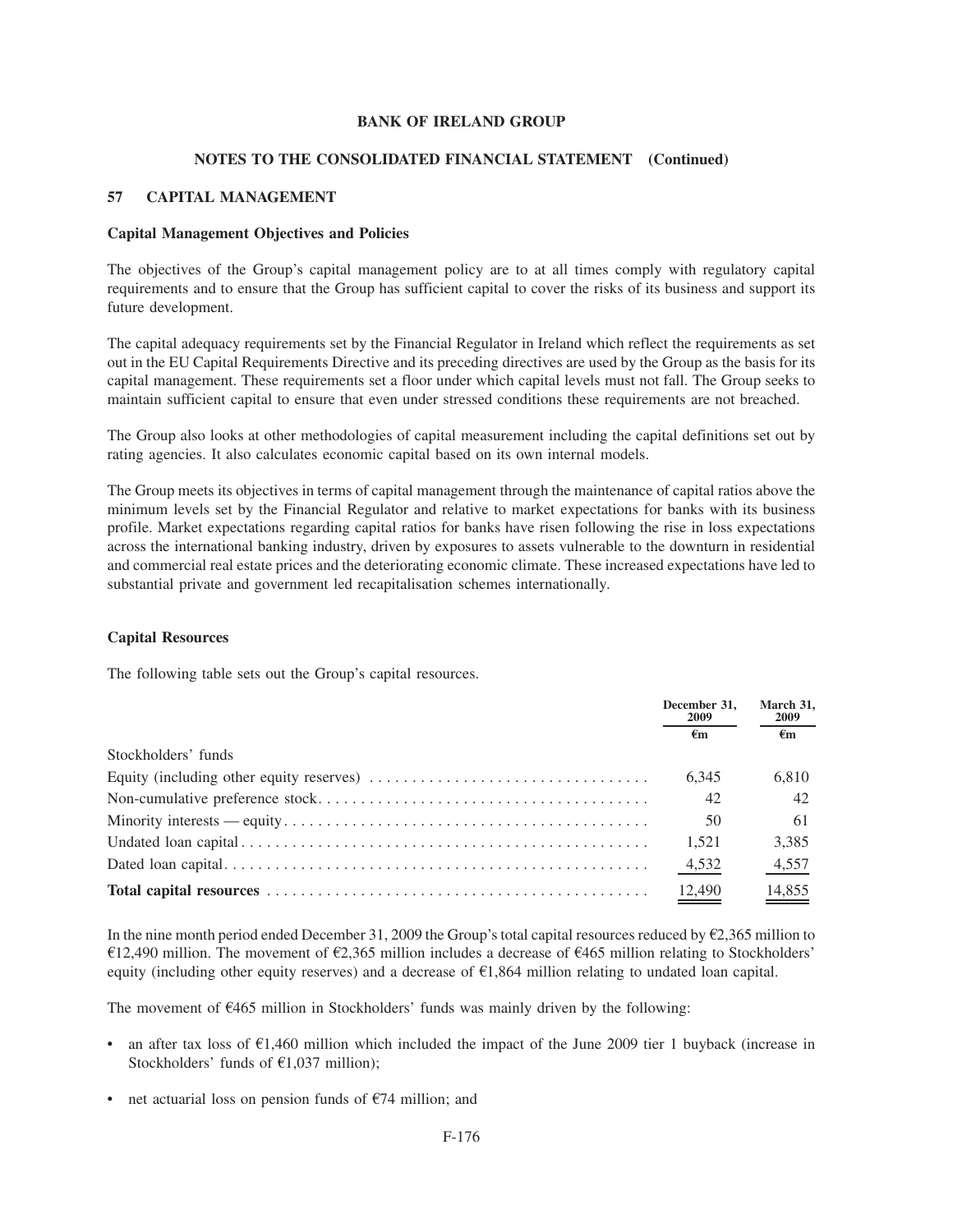**BANK OF IRELAND GROUP**

**NOTES TO THE CONSOLIDATED FINANCIAL STATEMENT (Continued)**

## 57 CAPITAL MANAGEMENT

### Capital Management Objectives and Policies

The objectives of the Group's capital management policy are to at all times comply with regulatory capital requirements and to ensure that the Group has sufficient capital to cover the risks of its business and support its future development.

The capital adequacy requirements set by the Financial Regulator in Ireland which reflect the requirements as set out in the EU Capital Requirements Directive and its preceding directives are used by the Group as the basis for its capital management. These requirements set a floor under which capital levels must not fall. The Group seeks to maintain sufficient capital to ensure that even under stressed conditions these requirements are not breached.

The Group also looks at other methodologies of capital measurement including the capital definitions set out by rating agencies. It also calculates economic capital based on its own internal models.

The Group meets its objectives in terms of capital management through the maintenance of capital ratios above the minimum levels set by the Financial Regulator and relative to market expectations for banks with its business profile. Market expectations regarding capital ratios for banks have risen following the rise in loss expectations across the international banking industry, driven by exposures to assets vulnerable to the downturn in residential and commercial real estate prices and the deteriorating economic climate. These increased expectations have led to substantial private and government led recapitalisation schemes internationally.

### Capital Resources

The following table sets out the Group's capital resources.

| | December 31, 2009 | March 31, 2009 |
|---|---|---|
| | €m | €m |
| Stockholders' funds | | |
| Equity (including other equity reserves) | 6,345 | 6,810 |
| Non-cumulative preference stock | 42 | 42 |
| Minority interests — equity | 50 | 61 |
| Undated loan capital | 1,521 | 3,385 |
| Dated loan capital | 4,532 | 4,557 |
| **Total capital resources** | 12,490 | 14,855 |

In the nine month period ended December 31, 2009 the Group's total capital resources reduced by €2,365 million to €12,490 million. The movement of €2,365 million includes a decrease of €465 million relating to Stockholders' equity (including other equity reserves) and a decrease of €1,864 million relating to undated loan capital.

The movement of €465 million in Stockholders' funds was mainly driven by the following:

- an after tax loss of €1,460 million which included the impact of the June 2009 tier 1 buyback (increase in Stockholders' funds of €1,037 million);
- net actuarial loss on pension funds of €74 million; and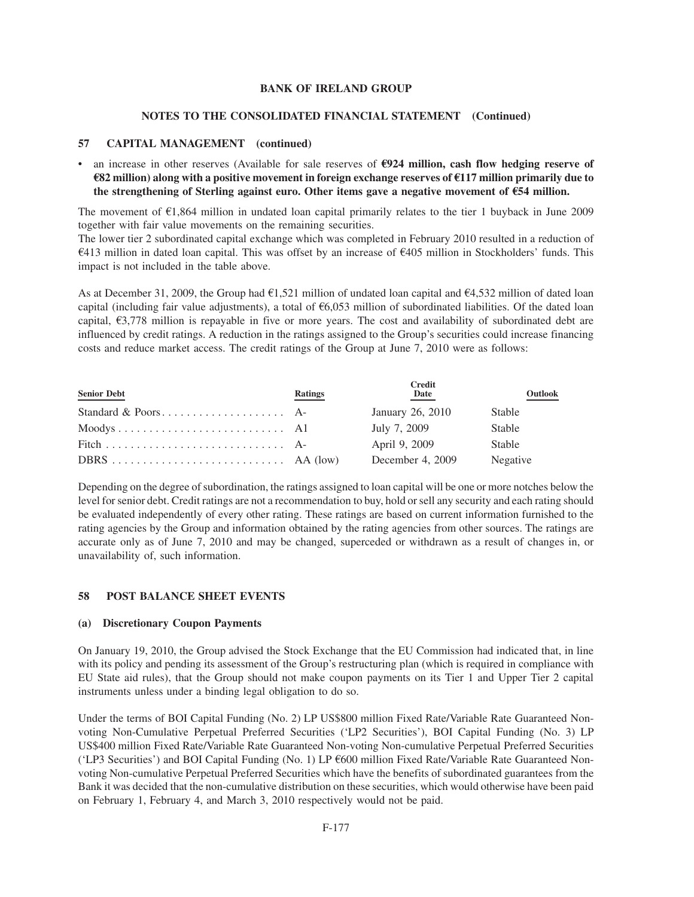## 57 CAPITAL MANAGEMENT (continued)

- an increase in other reserves (Available for sale reserves of **€924 million, cash flow hedging reserve of €82 million) along with a positive movement in foreign exchange reserves of €117 million primarily due to the strengthening of Sterling against euro. Other items gave a negative movement of €54 million.**

The movement of €1,864 million in undated loan capital primarily relates to the tier 1 buyback in June 2009 together with fair value movements on the remaining securities.

The lower tier 2 subordinated capital exchange which was completed in February 2010 resulted in a reduction of €413 million in dated loan capital. This was offset by an increase of €405 million in Stockholders' funds. This impact is not included in the table above.

As at December 31, 2009, the Group had €1,521 million of undated loan capital and €4,532 million of dated loan capital (including fair value adjustments), a total of €6,053 million of subordinated liabilities. Of the dated loan capital, €3,778 million is repayable in five or more years. The cost and availability of subordinated debt are influenced by credit ratings. A reduction in the ratings assigned to the Group's securities could increase financing costs and reduce market access. The credit ratings of the Group at June 7, 2010 were as follows:

| Senior Debt | Ratings | Credit Date | Outlook |
|---|---|---|---|
| Standard & Poors | A- | January 26, 2010 | Stable |
| Moodys | A1 | July 7, 2009 | Stable |
| Fitch | A- | April 9, 2009 | Stable |
| DBRS | AA (low) | December 4, 2009 | Negative |

Depending on the degree of subordination, the ratings assigned to loan capital will be one or more notches below the level for senior debt. Credit ratings are not a recommendation to buy, hold or sell any security and each rating should be evaluated independently of every other rating. These ratings are based on current information furnished to the rating agencies by the Group and information obtained by the rating agencies from other sources. The ratings are accurate only as of June 7, 2010 and may be changed, superceded or withdrawn as a result of changes in, or unavailability of, such information.

## 58 POST BALANCE SHEET EVENTS

### (a) Discretionary Coupon Payments

On January 19, 2010, the Group advised the Stock Exchange that the EU Commission had indicated that, in line with its policy and pending its assessment of the Group's restructuring plan (which is required in compliance with EU State aid rules), that the Group should not make coupon payments on its Tier 1 and Upper Tier 2 capital instruments unless under a binding legal obligation to do so.

Under the terms of BOI Capital Funding (No. 2) LP US$800 million Fixed Rate/Variable Rate Guaranteed Non-voting Non-Cumulative Perpetual Preferred Securities ('LP2 Securities'), BOI Capital Funding (No. 3) LP US$400 million Fixed Rate/Variable Rate Guaranteed Non-voting Non-cumulative Perpetual Preferred Securities ('LP3 Securities') and BOI Capital Funding (No. 1) LP €600 million Fixed Rate/Variable Rate Guaranteed Non-voting Non-cumulative Perpetual Preferred Securities which have the benefits of subordinated guarantees from the Bank it was decided that the non-cumulative distribution on these securities, which would otherwise have been paid on February 1, February 4, and March 3, 2010 respectively would not be paid.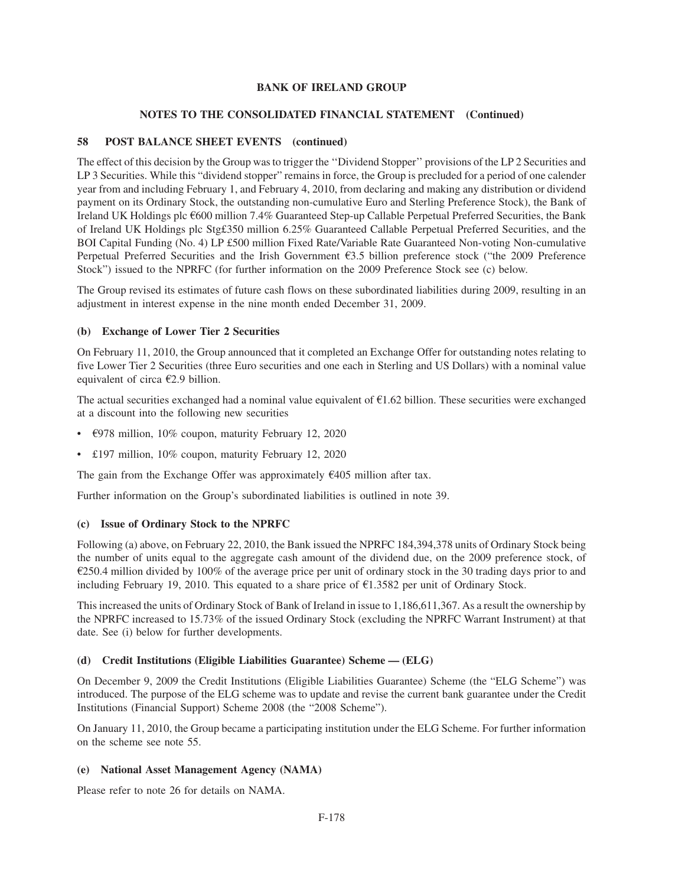# BANK OF IRELAND GROUP

## NOTES TO THE CONSOLIDATED FINANCIAL STATEMENT (Continued)

### 58 POST BALANCE SHEET EVENTS (continued)

The effect of this decision by the Group was to trigger the ''Dividend Stopper'' provisions of the LP 2 Securities and LP 3 Securities. While this "dividend stopper" remains in force, the Group is precluded for a period of one calender year from and including February 1, and February 4, 2010, from declaring and making any distribution or dividend payment on its Ordinary Stock, the outstanding non-cumulative Euro and Sterling Preference Stock), the Bank of Ireland UK Holdings plc €600 million 7.4% Guaranteed Step-up Callable Perpetual Preferred Securities, the Bank of Ireland UK Holdings plc Stg£350 million 6.25% Guaranteed Callable Perpetual Preferred Securities, and the BOI Capital Funding (No. 4) LP £500 million Fixed Rate/Variable Rate Guaranteed Non-voting Non-cumulative Perpetual Preferred Securities and the Irish Government €3.5 billion preference stock ("the 2009 Preference Stock") issued to the NPRFC (for further information on the 2009 Preference Stock see (c) below.

The Group revised its estimates of future cash flows on these subordinated liabilities during 2009, resulting in an adjustment in interest expense in the nine month ended December 31, 2009.

#### (b) Exchange of Lower Tier 2 Securities

On February 11, 2010, the Group announced that it completed an Exchange Offer for outstanding notes relating to five Lower Tier 2 Securities (three Euro securities and one each in Sterling and US Dollars) with a nominal value equivalent of circa €2.9 billion.

The actual securities exchanged had a nominal value equivalent of €1.62 billion. These securities were exchanged at a discount into the following new securities

- €978 million, 10% coupon, maturity February 12, 2020
- £197 million, 10% coupon, maturity February 12, 2020

The gain from the Exchange Offer was approximately €405 million after tax.

Further information on the Group's subordinated liabilities is outlined in note 39.

#### (c) Issue of Ordinary Stock to the NPRFC

Following (a) above, on February 22, 2010, the Bank issued the NPRFC 184,394,378 units of Ordinary Stock being the number of units equal to the aggregate cash amount of the dividend due, on the 2009 preference stock, of €250.4 million divided by 100% of the average price per unit of ordinary stock in the 30 trading days prior to and including February 19, 2010. This equated to a share price of €1.3582 per unit of Ordinary Stock.

This increased the units of Ordinary Stock of Bank of Ireland in issue to 1,186,611,367. As a result the ownership by the NPRFC increased to 15.73% of the issued Ordinary Stock (excluding the NPRFC Warrant Instrument) at that date. See (i) below for further developments.

#### (d) Credit Institutions (Eligible Liabilities Guarantee) Scheme — (ELG)

On December 9, 2009 the Credit Institutions (Eligible Liabilities Guarantee) Scheme (the "ELG Scheme") was introduced. The purpose of the ELG scheme was to update and revise the current bank guarantee under the Credit Institutions (Financial Support) Scheme 2008 (the "2008 Scheme").

On January 11, 2010, the Group became a participating institution under the ELG Scheme. For further information on the scheme see note 55.

#### (e) National Asset Management Agency (NAMA)

Please refer to note 26 for details on NAMA.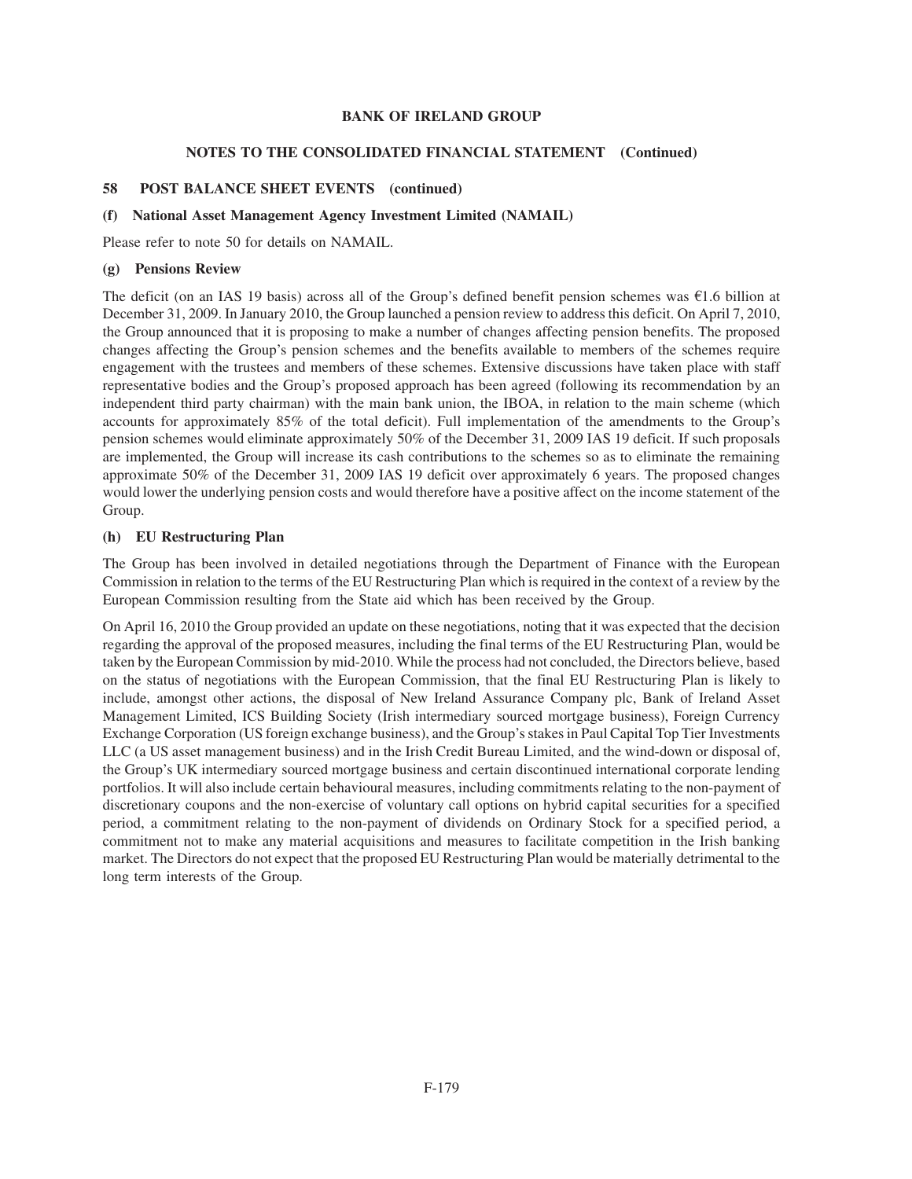## 58 POST BALANCE SHEET EVENTS (continued)

### (f) National Asset Management Agency Investment Limited (NAMAIL)

Please refer to note 50 for details on NAMAIL.

### (g) Pensions Review

The deficit (on an IAS 19 basis) across all of the Group's defined benefit pension schemes was €1.6 billion at December 31, 2009. In January 2010, the Group launched a pension review to address this deficit. On April 7, 2010, the Group announced that it is proposing to make a number of changes affecting pension benefits. The proposed changes affecting the Group's pension schemes and the benefits available to members of the schemes require engagement with the trustees and members of these schemes. Extensive discussions have taken place with staff representative bodies and the Group's proposed approach has been agreed (following its recommendation by an independent third party chairman) with the main bank union, the IBOA, in relation to the main scheme (which accounts for approximately 85% of the total deficit). Full implementation of the amendments to the Group's pension schemes would eliminate approximately 50% of the December 31, 2009 IAS 19 deficit. If such proposals are implemented, the Group will increase its cash contributions to the schemes so as to eliminate the remaining approximate 50% of the December 31, 2009 IAS 19 deficit over approximately 6 years. The proposed changes would lower the underlying pension costs and would therefore have a positive affect on the income statement of the Group.

### (h) EU Restructuring Plan

The Group has been involved in detailed negotiations through the Department of Finance with the European Commission in relation to the terms of the EU Restructuring Plan which is required in the context of a review by the European Commission resulting from the State aid which has been received by the Group.

On April 16, 2010 the Group provided an update on these negotiations, noting that it was expected that the decision regarding the approval of the proposed measures, including the final terms of the EU Restructuring Plan, would be taken by the European Commission by mid-2010. While the process had not concluded, the Directors believe, based on the status of negotiations with the European Commission, that the final EU Restructuring Plan is likely to include, amongst other actions, the disposal of New Ireland Assurance Company plc, Bank of Ireland Asset Management Limited, ICS Building Society (Irish intermediary sourced mortgage business), Foreign Currency Exchange Corporation (US foreign exchange business), and the Group's stakes in Paul Capital Top Tier Investments LLC (a US asset management business) and in the Irish Credit Bureau Limited, and the wind-down or disposal of, the Group's UK intermediary sourced mortgage business and certain discontinued international corporate lending portfolios. It will also include certain behavioural measures, including commitments relating to the non-payment of discretionary coupons and the non-exercise of voluntary call options on hybrid capital securities for a specified period, a commitment relating to the non-payment of dividends on Ordinary Stock for a specified period, a commitment not to make any material acquisitions and measures to facilitate competition in the Irish banking market. The Directors do not expect that the proposed EU Restructuring Plan would be materially detrimental to the long term interests of the Group.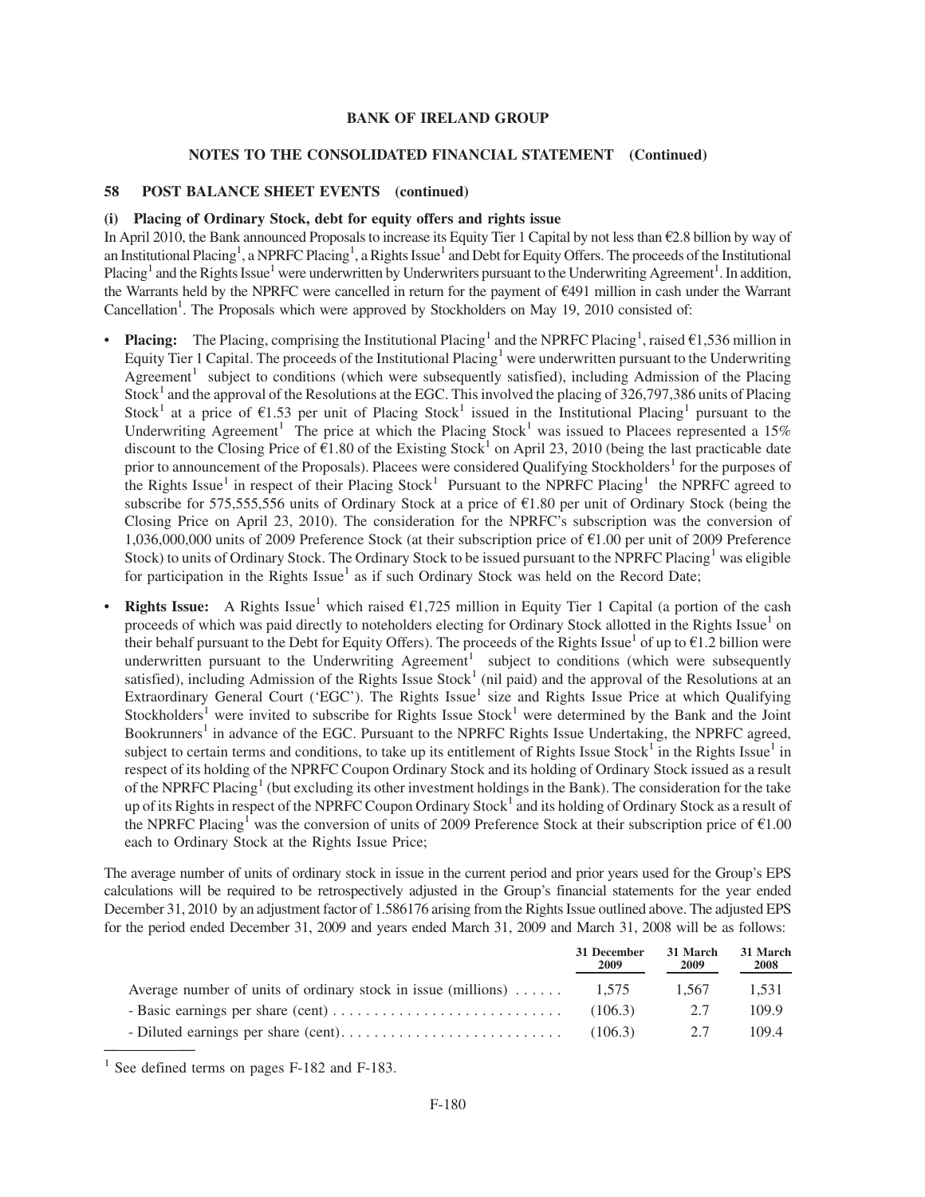**BANK OF IRELAND GROUP**

**NOTES TO THE CONSOLIDATED FINANCIAL STATEMENT (Continued)**

## 58 POST BALANCE SHEET EVENTS (continued)

### (i) Placing of Ordinary Stock, debt for equity offers and rights issue

In April 2010, the Bank announced Proposals to increase its Equity Tier 1 Capital by not less than €2.8 billion by way of an Institutional Placing[1], a NPRFC Placing[1], a Rights Issue[1] and Debt for Equity Offers. The proceeds of the Institutional Placing[1] and the Rights Issue[1] were underwritten by Underwriters pursuant to the Underwriting Agreement[1]. In addition, the Warrants held by the NPRFC were cancelled in return for the payment of €491 million in cash under the Warrant Cancellation[1]. The Proposals which were approved by Stockholders on May 19, 2010 consisted of:

- **Placing:** The Placing, comprising the Institutional Placing[1] and the NPRFC Placing[1], raised €1,536 million in Equity Tier 1 Capital. The proceeds of the Institutional Placing[1] were underwritten pursuant to the Underwriting Agreement[1] subject to conditions (which were subsequently satisfied), including Admission of the Placing Stock[1] and the approval of the Resolutions at the EGC. This involved the placing of 326,797,386 units of Placing Stock[1] at a price of €1.53 per unit of Placing Stock[1] issued in the Institutional Placing[1] pursuant to the Underwriting Agreement[1] The price at which the Placing Stock[1] was issued to Placees represented a 15% discount to the Closing Price of €1.80 of the Existing Stock[1] on April 23, 2010 (being the last practicable date prior to announcement of the Proposals). Placees were considered Qualifying Stockholders[1] for the purposes of the Rights Issue[1] in respect of their Placing Stock[1] Pursuant to the NPRFC Placing[1] the NPRFC agreed to subscribe for 575,555,556 units of Ordinary Stock at a price of €1.80 per unit of Ordinary Stock (being the Closing Price on April 23, 2010). The consideration for the NPRFC's subscription was the conversion of 1,036,000,000 units of 2009 Preference Stock (at their subscription price of €1.00 per unit of 2009 Preference Stock) to units of Ordinary Stock. The Ordinary Stock to be issued pursuant to the NPRFC Placing[1] was eligible for participation in the Rights Issue[1] as if such Ordinary Stock was held on the Record Date;

- **Rights Issue:** A Rights Issue[1] which raised €1,725 million in Equity Tier 1 Capital (a portion of the cash proceeds of which was paid directly to noteholders electing for Ordinary Stock allotted in the Rights Issue[1] on their behalf pursuant to the Debt for Equity Offers). The proceeds of the Rights Issue[1] of up to €1.2 billion were underwritten pursuant to the Underwriting Agreement[1] subject to conditions (which were subsequently satisfied), including Admission of the Rights Issue Stock[1] (nil paid) and the approval of the Resolutions at an Extraordinary General Court ('EGC'). The Rights Issue[1] size and Rights Issue Price at which Qualifying Stockholders[1] were invited to subscribe for Rights Issue Stock[1] were determined by the Bank and the Joint Bookrunners[1] in advance of the EGC. Pursuant to the NPRFC Rights Issue Undertaking, the NPRFC agreed, subject to certain terms and conditions, to take up its entitlement of Rights Issue Stock[1] in the Rights Issue[1] in respect of its holding of the NPRFC Coupon Ordinary Stock and its holding of Ordinary Stock issued as a result of the NPRFC Placing[1] (but excluding its other investment holdings in the Bank). The consideration for the take up of its Rights in respect of the NPRFC Coupon Ordinary Stock[1] and its holding of Ordinary Stock as a result of the NPRFC Placing[1] was the conversion of units of 2009 Preference Stock at their subscription price of €1.00 each to Ordinary Stock at the Rights Issue Price;

The average number of units of ordinary stock in issue in the current period and prior years used for the Group's EPS calculations will be required to be retrospectively adjusted in the Group's financial statements for the year ended December 31, 2010 by an adjustment factor of 1.586176 arising from the Rights Issue outlined above. The adjusted EPS for the period ended December 31, 2009 and years ended March 31, 2009 and March 31, 2008 will be as follows:

| | 31 December 2009 | 31 March 2009 | 31 March 2008 |
|---|---|---|---|
| Average number of units of ordinary stock in issue (millions) | 1,575 | 1,567 | 1,531 |
| - Basic earnings per share (cent) | (106.3) | 2.7 | 109.9 |
| - Diluted earnings per share (cent) | (106.3) | 2.7 | 109.4 |

[1] See defined terms on pages F-182 and F-183.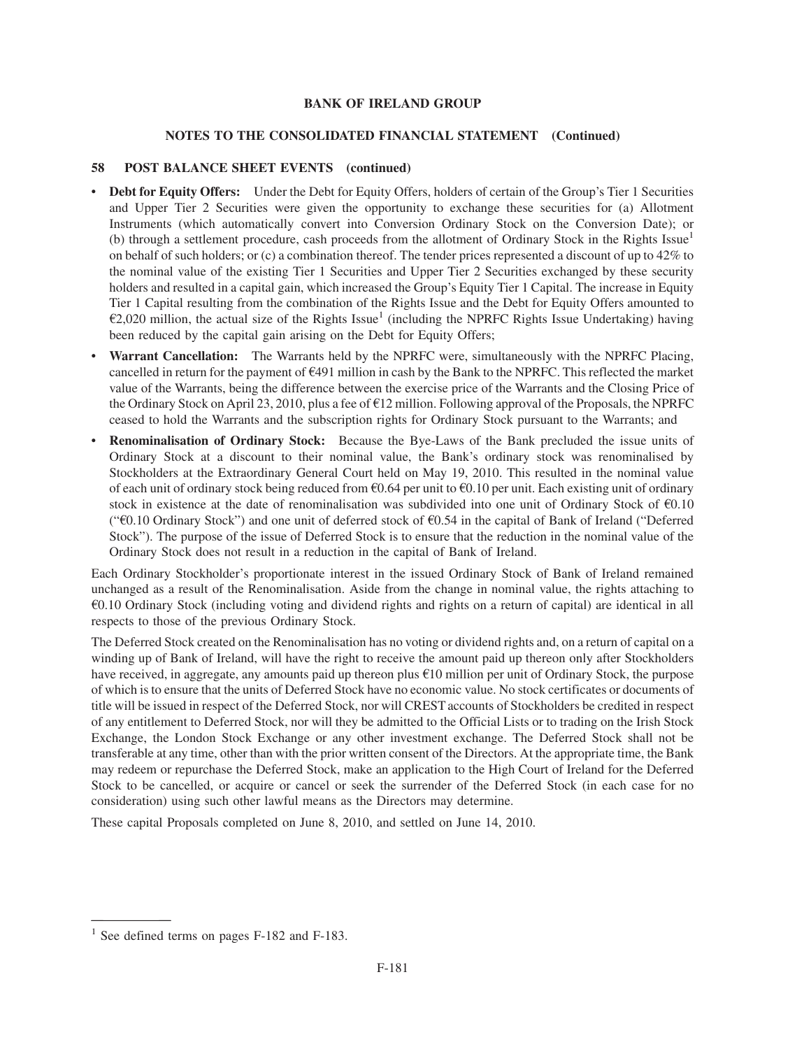## 58 POST BALANCE SHEET EVENTS (continued)

- **Debt for Equity Offers:** Under the Debt for Equity Offers, holders of certain of the Group's Tier 1 Securities and Upper Tier 2 Securities were given the opportunity to exchange these securities for (a) Allotment Instruments (which automatically convert into Conversion Ordinary Stock on the Conversion Date); or (b) through a settlement procedure, cash proceeds from the allotment of Ordinary Stock in the Rights Issue[1] on behalf of such holders; or (c) a combination thereof. The tender prices represented a discount of up to 42% to the nominal value of the existing Tier 1 Securities and Upper Tier 2 Securities exchanged by these security holders and resulted in a capital gain, which increased the Group's Equity Tier 1 Capital. The increase in Equity Tier 1 Capital resulting from the combination of the Rights Issue and the Debt for Equity Offers amounted to €2,020 million, the actual size of the Rights Issue[1] (including the NPRFC Rights Issue Undertaking) having been reduced by the capital gain arising on the Debt for Equity Offers;
- **Warrant Cancellation:** The Warrants held by the NPRFC were, simultaneously with the NPRFC Placing, cancelled in return for the payment of €491 million in cash by the Bank to the NPRFC. This reflected the market value of the Warrants, being the difference between the exercise price of the Warrants and the Closing Price of the Ordinary Stock on April 23, 2010, plus a fee of €12 million. Following approval of the Proposals, the NPRFC ceased to hold the Warrants and the subscription rights for Ordinary Stock pursuant to the Warrants; and
- **Renominalisation of Ordinary Stock:** Because the Bye-Laws of the Bank precluded the issue units of Ordinary Stock at a discount to their nominal value, the Bank's ordinary stock was renominalised by Stockholders at the Extraordinary General Court held on May 19, 2010. This resulted in the nominal value of each unit of ordinary stock being reduced from €0.64 per unit to €0.10 per unit. Each existing unit of ordinary stock in existence at the date of renominalisation was subdivided into one unit of Ordinary Stock of €0.10 ("€0.10 Ordinary Stock") and one unit of deferred stock of €0.54 in the capital of Bank of Ireland ("Deferred Stock"). The purpose of the issue of Deferred Stock is to ensure that the reduction in the nominal value of the Ordinary Stock does not result in a reduction in the capital of Bank of Ireland.

Each Ordinary Stockholder's proportionate interest in the issued Ordinary Stock of Bank of Ireland remained unchanged as a result of the Renominalisation. Aside from the change in nominal value, the rights attaching to €0.10 Ordinary Stock (including voting and dividend rights and rights on a return of capital) are identical in all respects to those of the previous Ordinary Stock.

The Deferred Stock created on the Renominalisation has no voting or dividend rights and, on a return of capital on a winding up of Bank of Ireland, will have the right to receive the amount paid up thereon only after Stockholders have received, in aggregate, any amounts paid up thereon plus €10 million per unit of Ordinary Stock, the purpose of which is to ensure that the units of Deferred Stock have no economic value. No stock certificates or documents of title will be issued in respect of the Deferred Stock, nor will CREST accounts of Stockholders be credited in respect of any entitlement to Deferred Stock, nor will they be admitted to the Official Lists or to trading on the Irish Stock Exchange, the London Stock Exchange or any other investment exchange. The Deferred Stock shall not be transferable at any time, other than with the prior written consent of the Directors. At the appropriate time, the Bank may redeem or repurchase the Deferred Stock, make an application to the High Court of Ireland for the Deferred Stock to be cancelled, or acquire or cancel or seek the surrender of the Deferred Stock (in each case for no consideration) using such other lawful means as the Directors may determine.

These capital Proposals completed on June 8, 2010, and settled on June 14, 2010.

[1] See defined terms on pages F-182 and F-183.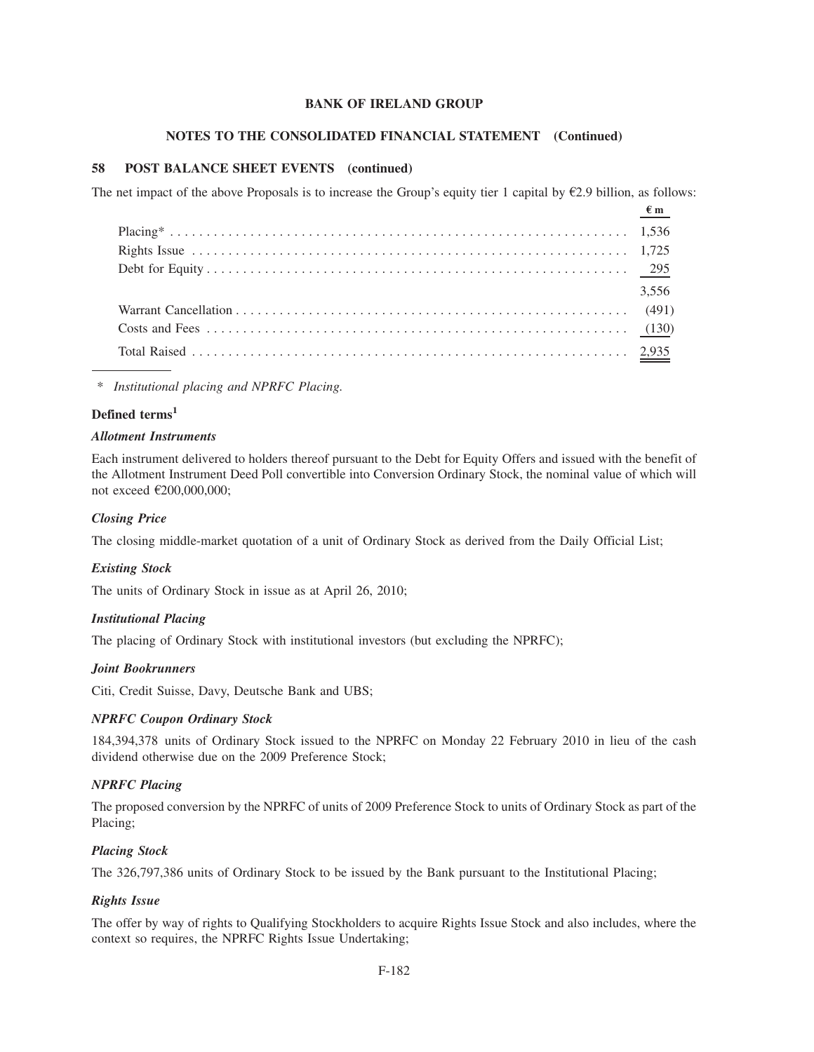**BANK OF IRELAND GROUP**

**NOTES TO THE CONSOLIDATED FINANCIAL STATEMENT (Continued)**

## 58 POST BALANCE SHEET EVENTS (continued)

The net impact of the above Proposals is to increase the Group's equity tier 1 capital by €2.9 billion, as follows:

| | € m |
|---|---|
| Placing* | 1,536 |
| Rights Issue | 1,725 |
| Debt for Equity | 295 |
| | 3,556 |
| Warrant Cancellation | (491) |
| Costs and Fees | (130) |
| Total Raised | 2,935 |

\* *Institutional placing and NPRFC Placing.*

### Defined terms[1]

***Allotment Instruments***

Each instrument delivered to holders thereof pursuant to the Debt for Equity Offers and issued with the benefit of the Allotment Instrument Deed Poll convertible into Conversion Ordinary Stock, the nominal value of which will not exceed €200,000,000;

***Closing Price***

The closing middle-market quotation of a unit of Ordinary Stock as derived from the Daily Official List;

***Existing Stock***

The units of Ordinary Stock in issue as at April 26, 2010;

***Institutional Placing***

The placing of Ordinary Stock with institutional investors (but excluding the NPRFC);

***Joint Bookrunners***

Citi, Credit Suisse, Davy, Deutsche Bank and UBS;

***NPRFC Coupon Ordinary Stock***

184,394,378 units of Ordinary Stock issued to the NPRFC on Monday 22 February 2010 in lieu of the cash dividend otherwise due on the 2009 Preference Stock;

***NPRFC Placing***

The proposed conversion by the NPRFC of units of 2009 Preference Stock to units of Ordinary Stock as part of the Placing;

***Placing Stock***

The 326,797,386 units of Ordinary Stock to be issued by the Bank pursuant to the Institutional Placing;

***Rights Issue***

The offer by way of rights to Qualifying Stockholders to acquire Rights Issue Stock and also includes, where the context so requires, the NPRFC Rights Issue Undertaking;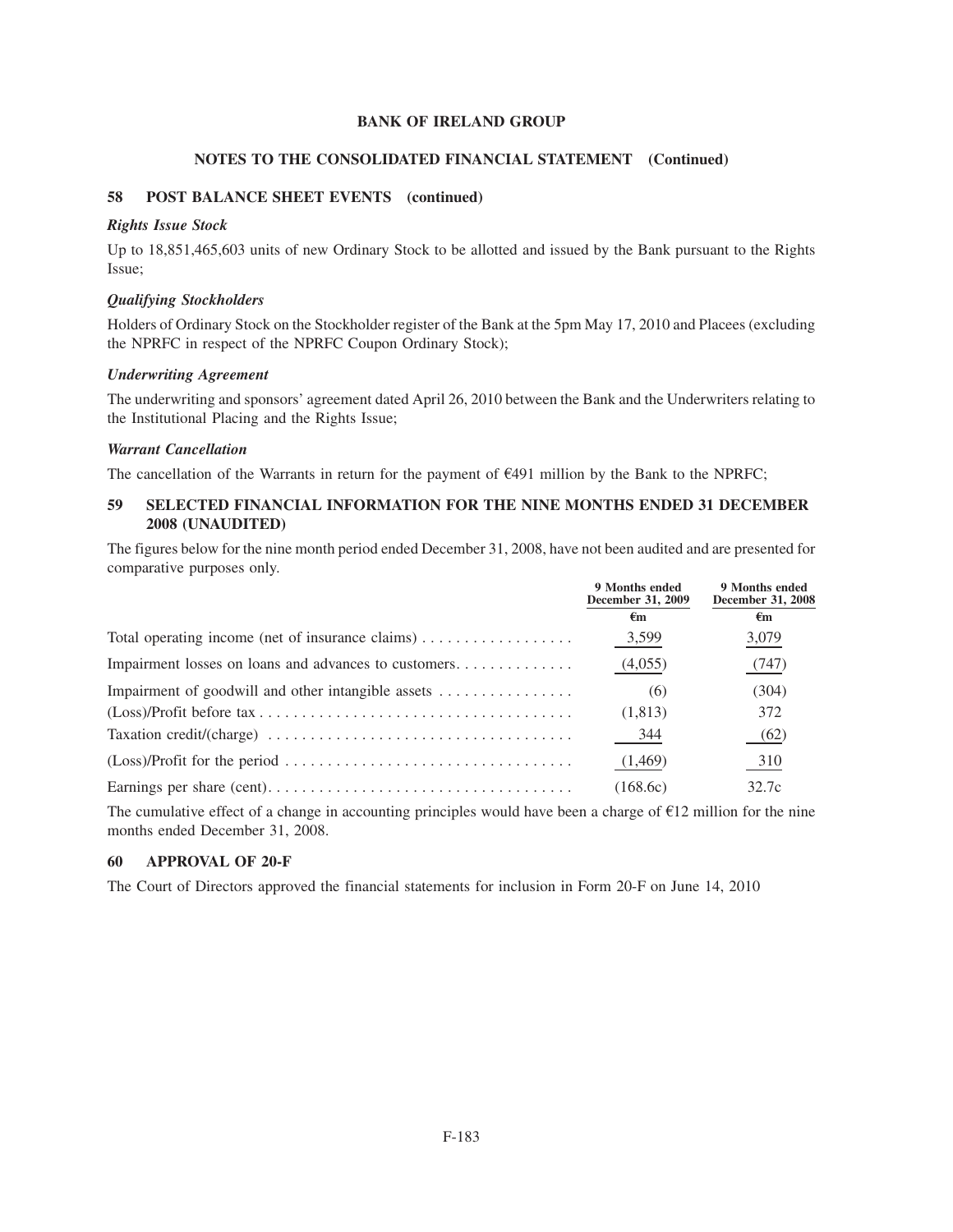# BANK OF IRELAND GROUP

## NOTES TO THE CONSOLIDATED FINANCIAL STATEMENT (Continued)

### 58 POST BALANCE SHEET EVENTS (continued)

***Rights Issue Stock***

Up to 18,851,465,603 units of new Ordinary Stock to be allotted and issued by the Bank pursuant to the Rights Issue;

***Qualifying Stockholders***

Holders of Ordinary Stock on the Stockholder register of the Bank at the 5pm May 17, 2010 and Placees (excluding the NPRFC in respect of the NPRFC Coupon Ordinary Stock);

***Underwriting Agreement***

The underwriting and sponsors' agreement dated April 26, 2010 between the Bank and the Underwriters relating to the Institutional Placing and the Rights Issue;

***Warrant Cancellation***

The cancellation of the Warrants in return for the payment of €491 million by the Bank to the NPRFC;

### 59 SELECTED FINANCIAL INFORMATION FOR THE NINE MONTHS ENDED 31 DECEMBER 2008 (UNAUDITED)

The figures below for the nine month period ended December 31, 2008, have not been audited and are presented for comparative purposes only.

| | 9 Months ended December 31, 2009 | 9 Months ended December 31, 2008 |
|---|---|---|
| | €m | €m |
| Total operating income (net of insurance claims) | 3,599 | 3,079 |
| Impairment losses on loans and advances to customers | (4,055) | (747) |
| Impairment of goodwill and other intangible assets | (6) | (304) |
| (Loss)/Profit before tax | (1,813) | 372 |
| Taxation credit/(charge) | 344 | (62) |
| (Loss)/Profit for the period | (1,469) | 310 |
| Earnings per share (cent) | (168.6c) | 32.7c |

The cumulative effect of a change in accounting principles would have been a charge of €12 million for the nine months ended December 31, 2008.

### 60 APPROVAL OF 20-F

The Court of Directors approved the financial statements for inclusion in Form 20-F on June 14, 2010